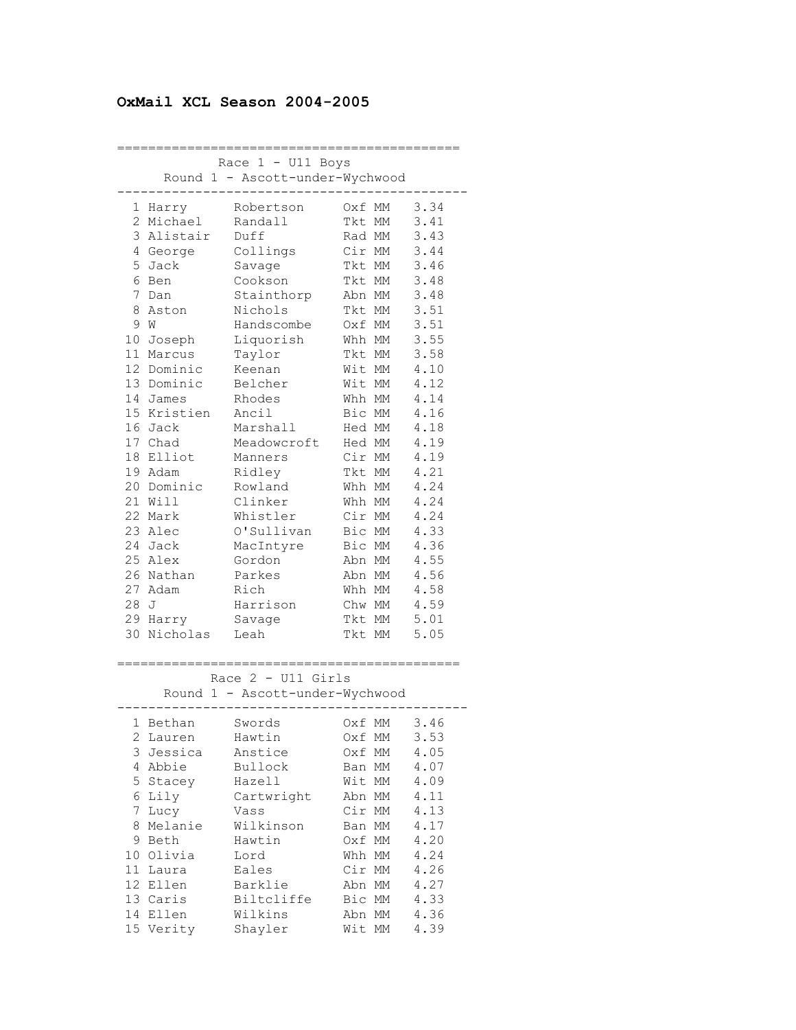# OxMail XCL Season 2004-2005

## Race 1 - U11 Boys

Round 1 - Ascott-under-Wychwood

| Pos | First | Last | Club | Cat | Time |
|---|---|---|---|---|---|
| 1 | Harry | Robertson | Oxf | MM | 3.34 |
| 2 | Michael | Randall | Tkt | MM | 3.41 |
| 3 | Alistair | Duff | Rad | MM | 3.43 |
| 4 | George | Collings | Cir | MM | 3.44 |
| 5 | Jack | Savage | Tkt | MM | 3.46 |
| 6 | Ben | Cookson | Tkt | MM | 3.48 |
| 7 | Dan | Stainthorp | Abn | MM | 3.48 |
| 8 | Aston | Nichols | Tkt | MM | 3.51 |
| 9 | W | Handscombe | Oxf | MM | 3.51 |
| 10 | Joseph | Liquorish | Whh | MM | 3.55 |
| 11 | Marcus | Taylor | Tkt | MM | 3.58 |
| 12 | Dominic | Keenan | Wit | MM | 4.10 |
| 13 | Dominic | Belcher | Wit | MM | 4.12 |
| 14 | James | Rhodes | Whh | MM | 4.14 |
| 15 | Kristien | Ancil | Bic | MM | 4.16 |
| 16 | Jack | Marshall | Hed | MM | 4.18 |
| 17 | Chad | Meadowcroft | Hed | MM | 4.19 |
| 18 | Elliot | Manners | Cir | MM | 4.19 |
| 19 | Adam | Ridley | Tkt | MM | 4.21 |
| 20 | Dominic | Rowland | Whh | MM | 4.24 |
| 21 | Will | Clinker | Whh | MM | 4.24 |
| 22 | Mark | Whistler | Cir | MM | 4.24 |
| 23 | Alec | O'Sullivan | Bic | MM | 4.33 |
| 24 | Jack | MacIntyre | Bic | MM | 4.36 |
| 25 | Alex | Gordon | Abn | MM | 4.55 |
| 26 | Nathan | Parkes | Abn | MM | 4.56 |
| 27 | Adam | Rich | Whh | MM | 4.58 |
| 28 | J | Harrison | Chw | MM | 4.59 |
| 29 | Harry | Savage | Tkt | MM | 5.01 |
| 30 | Nicholas | Leah | Tkt | MM | 5.05 |

## Race 2 - U11 Girls

Round 1 - Ascott-under-Wychwood

| Pos | First | Last | Club | Cat | Time |
|---|---|---|---|---|---|
| 1 | Bethan | Swords | Oxf | MM | 3.46 |
| 2 | Lauren | Hawtin | Oxf | MM | 3.53 |
| 3 | Jessica | Anstice | Oxf | MM | 4.05 |
| 4 | Abbie | Bullock | Ban | MM | 4.07 |
| 5 | Stacey | Hazell | Wit | MM | 4.09 |
| 6 | Lily | Cartwright | Abn | MM | 4.11 |
| 7 | Lucy | Vass | Cir | MM | 4.13 |
| 8 | Melanie | Wilkinson | Ban | MM | 4.17 |
| 9 | Beth | Hawtin | Oxf | MM | 4.20 |
| 10 | Olivia | Lord | Whh | MM | 4.24 |
| 11 | Laura | Eales | Cir | MM | 4.26 |
| 12 | Ellen | Barklie | Abn | MM | 4.27 |
| 13 | Caris | Biltcliffe | Bic | MM | 4.33 |
| 14 | Ellen | Wilkins | Abn | MM | 4.36 |
| 15 | Verity | Shayler | Wit | MM | 4.39 |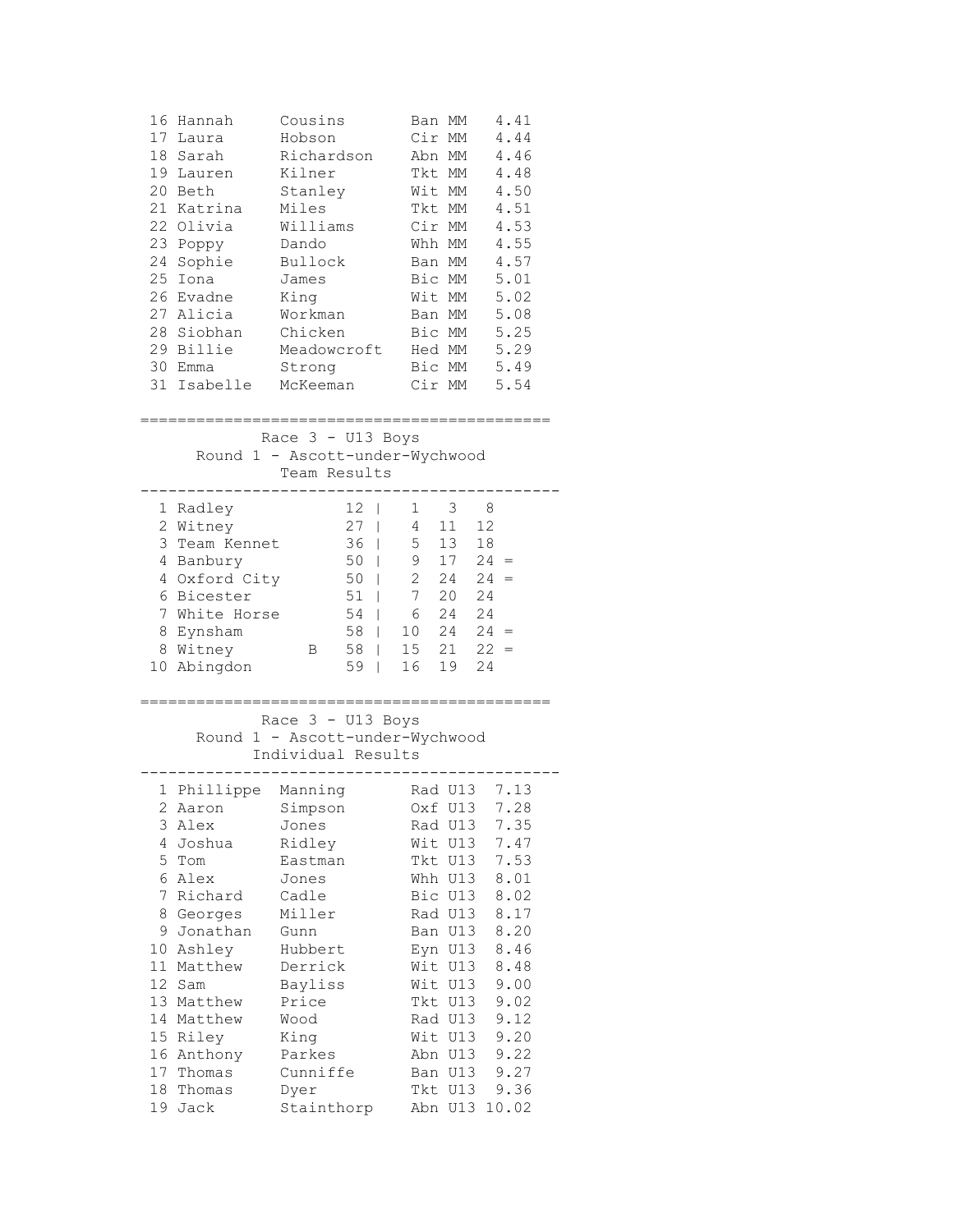| | | | | |
|---|---|---|---|---|
| 16 | Hannah | Cousins | Ban MM | 4.41 |
| 17 | Laura | Hobson | Cir MM | 4.44 |
| 18 | Sarah | Richardson | Abn MM | 4.46 |
| 19 | Lauren | Kilner | Tkt MM | 4.48 |
| 20 | Beth | Stanley | Wit MM | 4.50 |
| 21 | Katrina | Miles | Tkt MM | 4.51 |
| 22 | Olivia | Williams | Cir MM | 4.53 |
| 23 | Poppy | Dando | Whh MM | 4.55 |
| 24 | Sophie | Bullock | Ban MM | 4.57 |
| 25 | Iona | James | Bic MM | 5.01 |
| 26 | Evadne | King | Wit MM | 5.02 |
| 27 | Alicia | Workman | Ban MM | 5.08 |
| 28 | Siobhan | Chicken | Bic MM | 5.25 |
| 29 | Billie | Meadowcroft | Hed MM | 5.29 |
| 30 | Emma | Strong | Bic MM | 5.49 |
| 31 | Isabelle | McKeeman | Cir MM | 5.54 |

## Race 3 - U13 Boys
### Round 1 - Ascott-under-Wychwood
### Team Results

| Pos | Team | | Points | | | | |
|---|---|---|---|---|---|---|---|
| 1 | Radley | | 12 | 1 | 3 | 8 | |
| 2 | Witney | | 27 | 4 | 11 | 12 | |
| 3 | Team Kennet | | 36 | 5 | 13 | 18 | |
| 4 | Banbury | | 50 | 9 | 17 | 24 | = |
| 4 | Oxford City | | 50 | 2 | 24 | 24 | = |
| 6 | Bicester | | 51 | 7 | 20 | 24 | |
| 7 | White Horse | | 54 | 6 | 24 | 24 | |
| 8 | Eynsham | | 58 | 10 | 24 | 24 | = |
| 8 | Witney | B | 58 | 15 | 21 | 22 | = |
| 10 | Abingdon | | 59 | 16 | 19 | 24 | |

## Race 3 - U13 Boys
### Round 1 - Ascott-under-Wychwood
### Individual Results

| | | | | |
|---|---|---|---|---|
| 1 | Phillippe | Manning | Rad U13 | 7.13 |
| 2 | Aaron | Simpson | Oxf U13 | 7.28 |
| 3 | Alex | Jones | Rad U13 | 7.35 |
| 4 | Joshua | Ridley | Wit U13 | 7.47 |
| 5 | Tom | Eastman | Tkt U13 | 7.53 |
| 6 | Alex | Jones | Whh U13 | 8.01 |
| 7 | Richard | Cadle | Bic U13 | 8.02 |
| 8 | Georges | Miller | Rad U13 | 8.17 |
| 9 | Jonathan | Gunn | Ban U13 | 8.20 |
| 10 | Ashley | Hubbert | Eyn U13 | 8.46 |
| 11 | Matthew | Derrick | Wit U13 | 8.48 |
| 12 | Sam | Bayliss | Wit U13 | 9.00 |
| 13 | Matthew | Price | Tkt U13 | 9.02 |
| 14 | Matthew | Wood | Rad U13 | 9.12 |
| 15 | Riley | King | Wit U13 | 9.20 |
| 16 | Anthony | Parkes | Abn U13 | 9.22 |
| 17 | Thomas | Cunniffe | Ban U13 | 9.27 |
| 18 | Thomas | Dyer | Tkt U13 | 9.36 |
| 19 | Jack | Stainthorp | Abn U13 | 10.02 |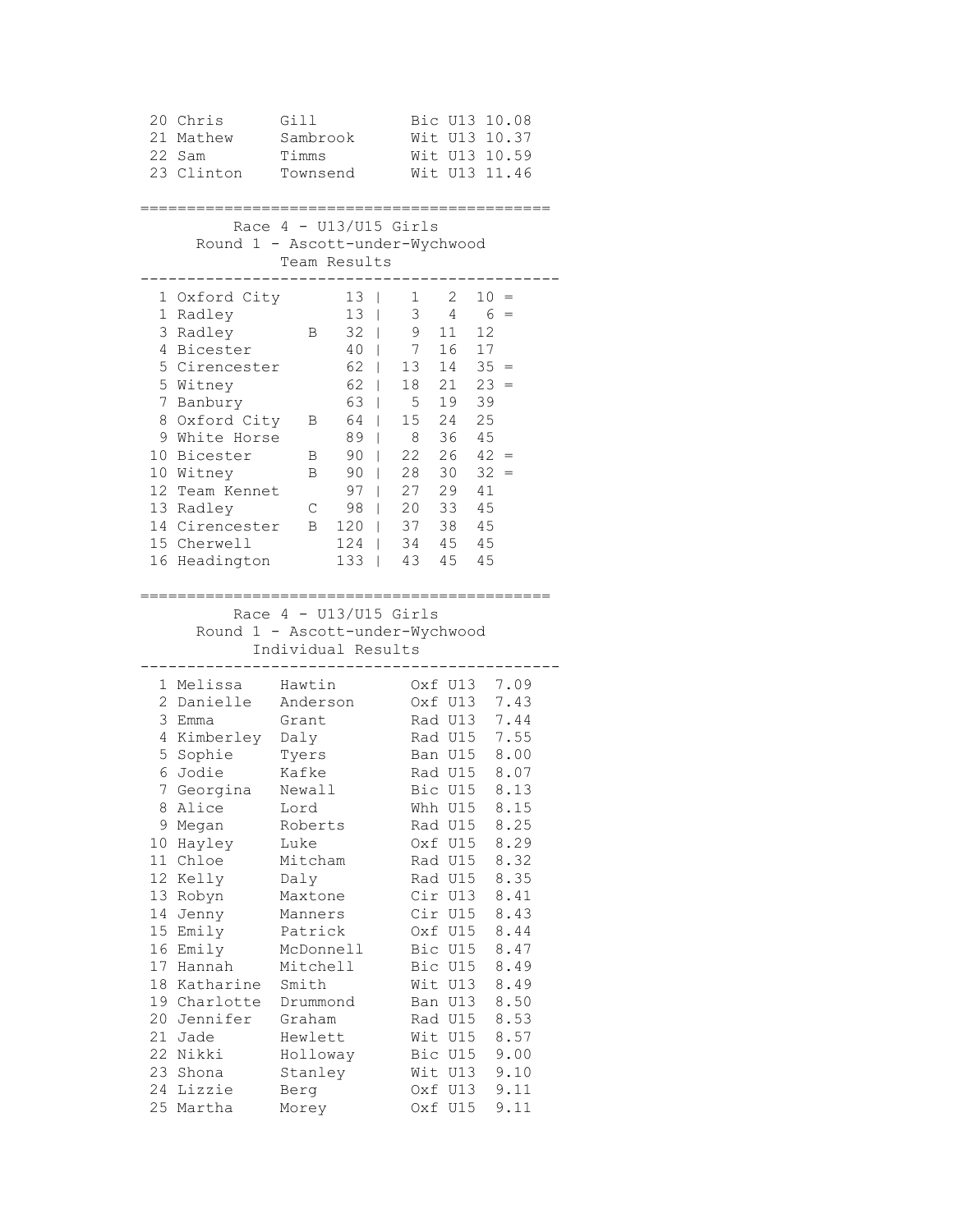| Pos | First Name | Surname | Club | Cat | Time |
|---|---|---|---|---|---|
| 20 | Chris | Gill | Bic | U13 | 10.08 |
| 21 | Mathew | Sambrook | Wit | U13 | 10.37 |
| 22 | Sam | Timms | Wit | U13 | 10.59 |
| 23 | Clinton | Townsend | Wit | U13 | 11.46 |

## Race 4 - U13/U15 Girls

### Round 1 - Ascott-under-Wychwood

#### Team Results

| Pos | Team | | Points | 1st | 2nd | 3rd | |
|---|---|---|---|---|---|---|---|
| 1 | Oxford City | | 13 | 1 | 2 | 10 | = |
| 1 | Radley | | 13 | 3 | 4 | 6 | = |
| 3 | Radley | B | 32 | 9 | 11 | 12 | |
| 4 | Bicester | | 40 | 7 | 16 | 17 | |
| 5 | Cirencester | | 62 | 13 | 14 | 35 | = |
| 5 | Witney | | 62 | 18 | 21 | 23 | = |
| 7 | Banbury | | 63 | 5 | 19 | 39 | |
| 8 | Oxford City | B | 64 | 15 | 24 | 25 | |
| 9 | White Horse | | 89 | 8 | 36 | 45 | |
| 10 | Bicester | B | 90 | 22 | 26 | 42 | = |
| 10 | Witney | B | 90 | 28 | 30 | 32 | = |
| 12 | Team Kennet | | 97 | 27 | 29 | 41 | |
| 13 | Radley | C | 98 | 20 | 33 | 45 | |
| 14 | Cirencester | B | 120 | 37 | 38 | 45 | |
| 15 | Cherwell | | 124 | 34 | 45 | 45 | |
| 16 | Headington | | 133 | 43 | 45 | 45 | |

## Race 4 - U13/U15 Girls

### Round 1 - Ascott-under-Wychwood

#### Individual Results

| Pos | First Name | Surname | Club | Cat | Time |
|---|---|---|---|---|---|
| 1 | Melissa | Hawtin | Oxf | U13 | 7.09 |
| 2 | Danielle | Anderson | Oxf | U13 | 7.43 |
| 3 | Emma | Grant | Rad | U13 | 7.44 |
| 4 | Kimberley | Daly | Rad | U15 | 7.55 |
| 5 | Sophie | Tyers | Ban | U15 | 8.00 |
| 6 | Jodie | Kafke | Rad | U15 | 8.07 |
| 7 | Georgina | Newall | Bic | U15 | 8.13 |
| 8 | Alice | Lord | Whh | U15 | 8.15 |
| 9 | Megan | Roberts | Rad | U15 | 8.25 |
| 10 | Hayley | Luke | Oxf | U15 | 8.29 |
| 11 | Chloe | Mitcham | Rad | U15 | 8.32 |
| 12 | Kelly | Daly | Rad | U15 | 8.35 |
| 13 | Robyn | Maxtone | Cir | U13 | 8.41 |
| 14 | Jenny | Manners | Cir | U15 | 8.43 |
| 15 | Emily | Patrick | Oxf | U15 | 8.44 |
| 16 | Emily | McDonnell | Bic | U15 | 8.47 |
| 17 | Hannah | Mitchell | Bic | U15 | 8.49 |
| 18 | Katharine | Smith | Wit | U13 | 8.49 |
| 19 | Charlotte | Drummond | Ban | U13 | 8.50 |
| 20 | Jennifer | Graham | Rad | U15 | 8.53 |
| 21 | Jade | Hewlett | Wit | U15 | 8.57 |
| 22 | Nikki | Holloway | Bic | U15 | 9.00 |
| 23 | Shona | Stanley | Wit | U13 | 9.10 |
| 24 | Lizzie | Berg | Oxf | U13 | 9.11 |
| 25 | Martha | Morey | Oxf | U15 | 9.11 |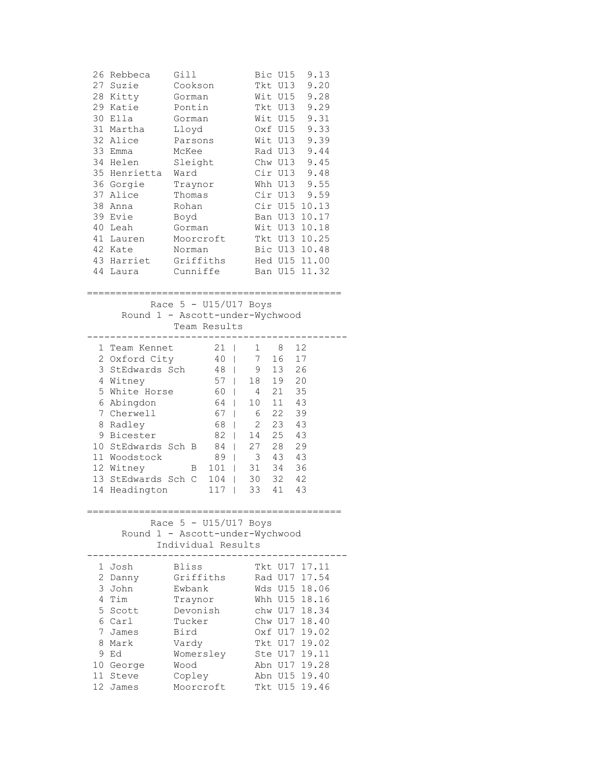| Pos | First Name | Surname | Club | Cat | Time |
|---|---|---|---|---|---|
| 26 | Rebbeca | Gill | Bic | U15 | 9.13 |
| 27 | Suzie | Cookson | Tkt | U13 | 9.20 |
| 28 | Kitty | Gorman | Wit | U15 | 9.28 |
| 29 | Katie | Pontin | Tkt | U13 | 9.29 |
| 30 | Ella | Gorman | Wit | U15 | 9.31 |
| 31 | Martha | Lloyd | Oxf | U15 | 9.33 |
| 32 | Alice | Parsons | Wit | U13 | 9.39 |
| 33 | Emma | McKee | Rad | U13 | 9.44 |
| 34 | Helen | Sleight | Chw | U13 | 9.45 |
| 35 | Henrietta | Ward | Cir | U13 | 9.48 |
| 36 | Gorgie | Traynor | Whh | U13 | 9.55 |
| 37 | Alice | Thomas | Cir | U13 | 9.59 |
| 38 | Anna | Rohan | Cir | U15 | 10.13 |
| 39 | Evie | Boyd | Ban | U13 | 10.17 |
| 40 | Leah | Gorman | Wit | U13 | 10.18 |
| 41 | Lauren | Moorcroft | Tkt | U13 | 10.25 |
| 42 | Kate | Norman | Bic | U13 | 10.48 |
| 43 | Harriet | Griffiths | Hed | U15 | 11.00 |
| 44 | Laura | Cunniffe | Ban | U15 | 11.32 |

## Race 5 - U15/U17 Boys
### Round 1 - Ascott-under-Wychwood
### Team Results

| Pos | Team | Points | 1st | 2nd | 3rd |
|---|---|---|---|---|---|
| 1 | Team Kennet | 21 | 1 | 8 | 12 |
| 2 | Oxford City | 40 | 7 | 16 | 17 |
| 3 | StEdwards Sch | 48 | 9 | 13 | 26 |
| 4 | Witney | 57 | 18 | 19 | 20 |
| 5 | White Horse | 60 | 4 | 21 | 35 |
| 6 | Abingdon | 64 | 10 | 11 | 43 |
| 7 | Cherwell | 67 | 6 | 22 | 39 |
| 8 | Radley | 68 | 2 | 23 | 43 |
| 9 | Bicester | 82 | 14 | 25 | 43 |
| 10 | StEdwards Sch B | 84 | 27 | 28 | 29 |
| 11 | Woodstock | 89 | 3 | 43 | 43 |
| 12 | Witney B | 101 | 31 | 34 | 36 |
| 13 | StEdwards Sch C | 104 | 30 | 32 | 42 |
| 14 | Headington | 117 | 33 | 41 | 43 |

## Race 5 - U15/U17 Boys
### Round 1 - Ascott-under-Wychwood
### Individual Results

| Pos | First Name | Surname | Club | Cat | Time |
|---|---|---|---|---|---|
| 1 | Josh | Bliss | Tkt | U17 | 17.11 |
| 2 | Danny | Griffiths | Rad | U17 | 17.54 |
| 3 | John | Ewbank | Wds | U15 | 18.06 |
| 4 | Tim | Traynor | Whh | U15 | 18.16 |
| 5 | Scott | Devonish | chw | U17 | 18.34 |
| 6 | Carl | Tucker | Chw | U17 | 18.40 |
| 7 | James | Bird | Oxf | U17 | 19.02 |
| 8 | Mark | Vardy | Tkt | U17 | 19.02 |
| 9 | Ed | Womersley | Ste | U17 | 19.11 |
| 10 | George | Wood | Abn | U17 | 19.28 |
| 11 | Steve | Copley | Abn | U15 | 19.40 |
| 12 | James | Moorcroft | Tkt | U15 | 19.46 |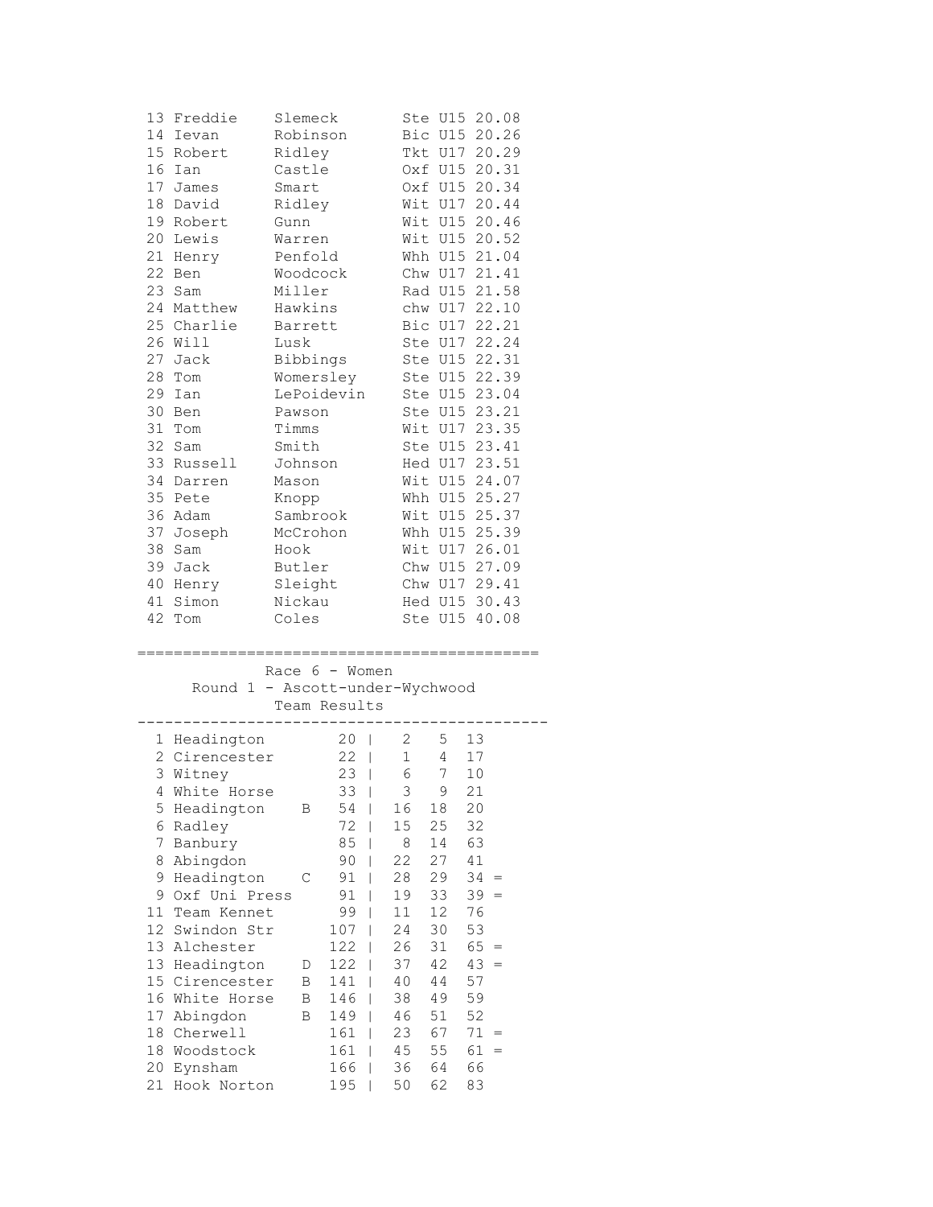| Pos | First | Last | Club | Cat | Time |
|---|---|---|---|---|---|
| 13 | Freddie | Slemeck | Ste | U15 | 20.08 |
| 14 | Ievan | Robinson | Bic | U15 | 20.26 |
| 15 | Robert | Ridley | Tkt | U17 | 20.29 |
| 16 | Ian | Castle | Oxf | U15 | 20.31 |
| 17 | James | Smart | Oxf | U15 | 20.34 |
| 18 | David | Ridley | Wit | U17 | 20.44 |
| 19 | Robert | Gunn | Wit | U15 | 20.46 |
| 20 | Lewis | Warren | Wit | U15 | 20.52 |
| 21 | Henry | Penfold | Whh | U15 | 21.04 |
| 22 | Ben | Woodcock | Chw | U17 | 21.41 |
| 23 | Sam | Miller | Rad | U15 | 21.58 |
| 24 | Matthew | Hawkins | chw | U17 | 22.10 |
| 25 | Charlie | Barrett | Bic | U17 | 22.21 |
| 26 | Will | Lusk | Ste | U17 | 22.24 |
| 27 | Jack | Bibbings | Ste | U15 | 22.31 |
| 28 | Tom | Womersley | Ste | U15 | 22.39 |
| 29 | Ian | LePoidevin | Ste | U15 | 23.04 |
| 30 | Ben | Pawson | Ste | U15 | 23.21 |
| 31 | Tom | Timms | Wit | U17 | 23.35 |
| 32 | Sam | Smith | Ste | U15 | 23.41 |
| 33 | Russell | Johnson | Hed | U17 | 23.51 |
| 34 | Darren | Mason | Wit | U15 | 24.07 |
| 35 | Pete | Knopp | Whh | U15 | 25.27 |
| 36 | Adam | Sambrook | Wit | U15 | 25.37 |
| 37 | Joseph | McCrohon | Whh | U15 | 25.39 |
| 38 | Sam | Hook | Wit | U17 | 26.01 |
| 39 | Jack | Butler | Chw | U15 | 27.09 |
| 40 | Henry | Sleight | Chw | U17 | 29.41 |
| 41 | Simon | Nickau | Hed | U15 | 30.43 |
| 42 | Tom | Coles | Ste | U15 | 40.08 |

## Race 6 - Women

### Round 1 - Ascott-under-Wychwood

### Team Results

| Pos | Team | | Points | | | | |
|---|---|---|---|---|---|---|---|
| 1 | Headington | | 20 | 2 | 5 | 13 | |
| 2 | Cirencester | | 22 | 1 | 4 | 17 | |
| 3 | Witney | | 23 | 6 | 7 | 10 | |
| 4 | White Horse | | 33 | 3 | 9 | 21 | |
| 5 | Headington | B | 54 | 16 | 18 | 20 | |
| 6 | Radley | | 72 | 15 | 25 | 32 | |
| 7 | Banbury | | 85 | 8 | 14 | 63 | |
| 8 | Abingdon | | 90 | 22 | 27 | 41 | |
| 9 | Headington | C | 91 | 28 | 29 | 34 | = |
| 9 | Oxf Uni Press | | 91 | 19 | 33 | 39 | = |
| 11 | Team Kennet | | 99 | 11 | 12 | 76 | |
| 12 | Swindon Str | | 107 | 24 | 30 | 53 | |
| 13 | Alchester | | 122 | 26 | 31 | 65 | = |
| 13 | Headington | D | 122 | 37 | 42 | 43 | = |
| 15 | Cirencester | B | 141 | 40 | 44 | 57 | |
| 16 | White Horse | B | 146 | 38 | 49 | 59 | |
| 17 | Abingdon | B | 149 | 46 | 51 | 52 | |
| 18 | Cherwell | | 161 | 23 | 67 | 71 | = |
| 18 | Woodstock | | 161 | 45 | 55 | 61 | = |
| 20 | Eynsham | | 166 | 36 | 64 | 66 | |
| 21 | Hook Norton | | 195 | 50 | 62 | 83 | |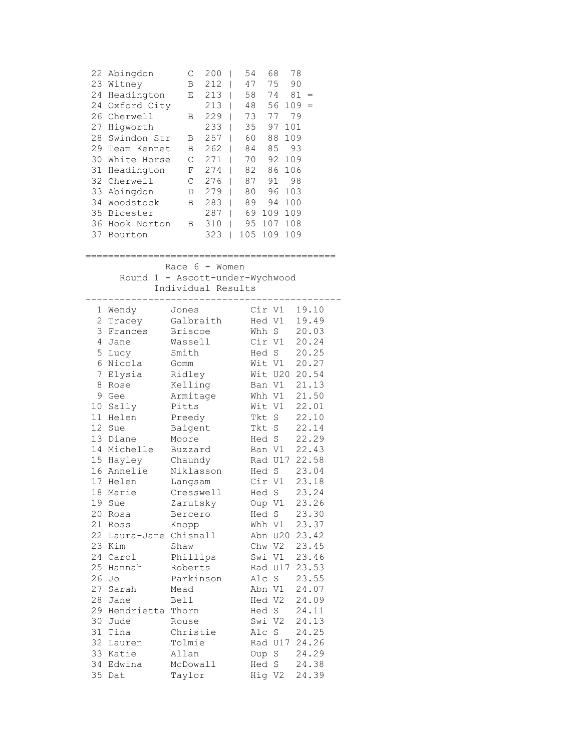| Pos | Team | | Total | | | |
|---|---|---|---|---|---|---|
| 22 | Abingdon | C | 200 | 54 | 68 | 78 |
| 23 | Witney | B | 212 | 47 | 75 | 90 |
| 24 | Headington | E | 213 | 58 | 74 | 81 = |
| 24 | Oxford City | | 213 | 48 | 56 | 109 = |
| 26 | Cherwell | B | 229 | 73 | 77 | 79 |
| 27 | Higworth | | 233 | 35 | 97 | 101 |
| 28 | Swindon Str | B | 257 | 60 | 88 | 109 |
| 29 | Team Kennet | B | 262 | 84 | 85 | 93 |
| 30 | White Horse | C | 271 | 70 | 92 | 109 |
| 31 | Headington | F | 274 | 82 | 86 | 106 |
| 32 | Cherwell | C | 276 | 87 | 91 | 98 |
| 33 | Abingdon | D | 279 | 80 | 96 | 103 |
| 34 | Woodstock | B | 283 | 89 | 94 | 100 |
| 35 | Bicester | | 287 | 69 | 109 | 109 |
| 36 | Hook Norton | B | 310 | 95 | 107 | 108 |
| 37 | Bourton | | 323 | 105 | 109 | 109 |

## Race 6 - Women

### Round 1 - Ascott-under-Wychwood

### Individual Results

| Pos | First Name | Surname | Club | Cat | Time |
|---|---|---|---|---|---|
| 1 | Wendy | Jones | Cir | V1 | 19.10 |
| 2 | Tracey | Galbraith | Hed | V1 | 19.49 |
| 3 | Frances | Briscoe | Whh | S | 20.03 |
| 4 | Jane | Wassell | Cir | V1 | 20.24 |
| 5 | Lucy | Smith | Hed | S | 20.25 |
| 6 | Nicola | Gomm | Wit | V1 | 20.27 |
| 7 | Elysia | Ridley | Wit | U20 | 20.54 |
| 8 | Rose | Kelling | Ban | V1 | 21.13 |
| 9 | Gee | Armitage | Whh | V1 | 21.50 |
| 10 | Sally | Pitts | Wit | V1 | 22.01 |
| 11 | Helen | Preedy | Tkt | S | 22.10 |
| 12 | Sue | Baigent | Tkt | S | 22.14 |
| 13 | Diane | Moore | Hed | S | 22.29 |
| 14 | Michelle | Buzzard | Ban | V1 | 22.43 |
| 15 | Hayley | Chaundy | Rad | U17 | 22.58 |
| 16 | Annelie | Niklasson | Hed | S | 23.04 |
| 17 | Helen | Langsam | Cir | V1 | 23.18 |
| 18 | Marie | Cresswell | Hed | S | 23.24 |
| 19 | Sue | Zarutsky | Oup | V1 | 23.26 |
| 20 | Rosa | Bercero | Hed | S | 23.30 |
| 21 | Ross | Knopp | Whh | V1 | 23.37 |
| 22 | Laura-Jane | Chisnall | Abn | U20 | 23.42 |
| 23 | Kim | Shaw | Chw | V2 | 23.45 |
| 24 | Carol | Phillips | Swi | V1 | 23.46 |
| 25 | Hannah | Roberts | Rad | U17 | 23.53 |
| 26 | Jo | Parkinson | Alc | S | 23.55 |
| 27 | Sarah | Mead | Abn | V1 | 24.07 |
| 28 | Jane | Bell | Hed | V2 | 24.09 |
| 29 | Hendrietta | Thorn | Hed | S | 24.11 |
| 30 | Jude | Rouse | Swi | V2 | 24.13 |
| 31 | Tina | Christie | Alc | S | 24.25 |
| 32 | Lauren | Tolmie | Rad | U17 | 24.26 |
| 33 | Katie | Allan | Oup | S | 24.29 |
| 34 | Edwina | McDowall | Hed | S | 24.38 |
| 35 | Dat | Taylor | Hig | V2 | 24.39 |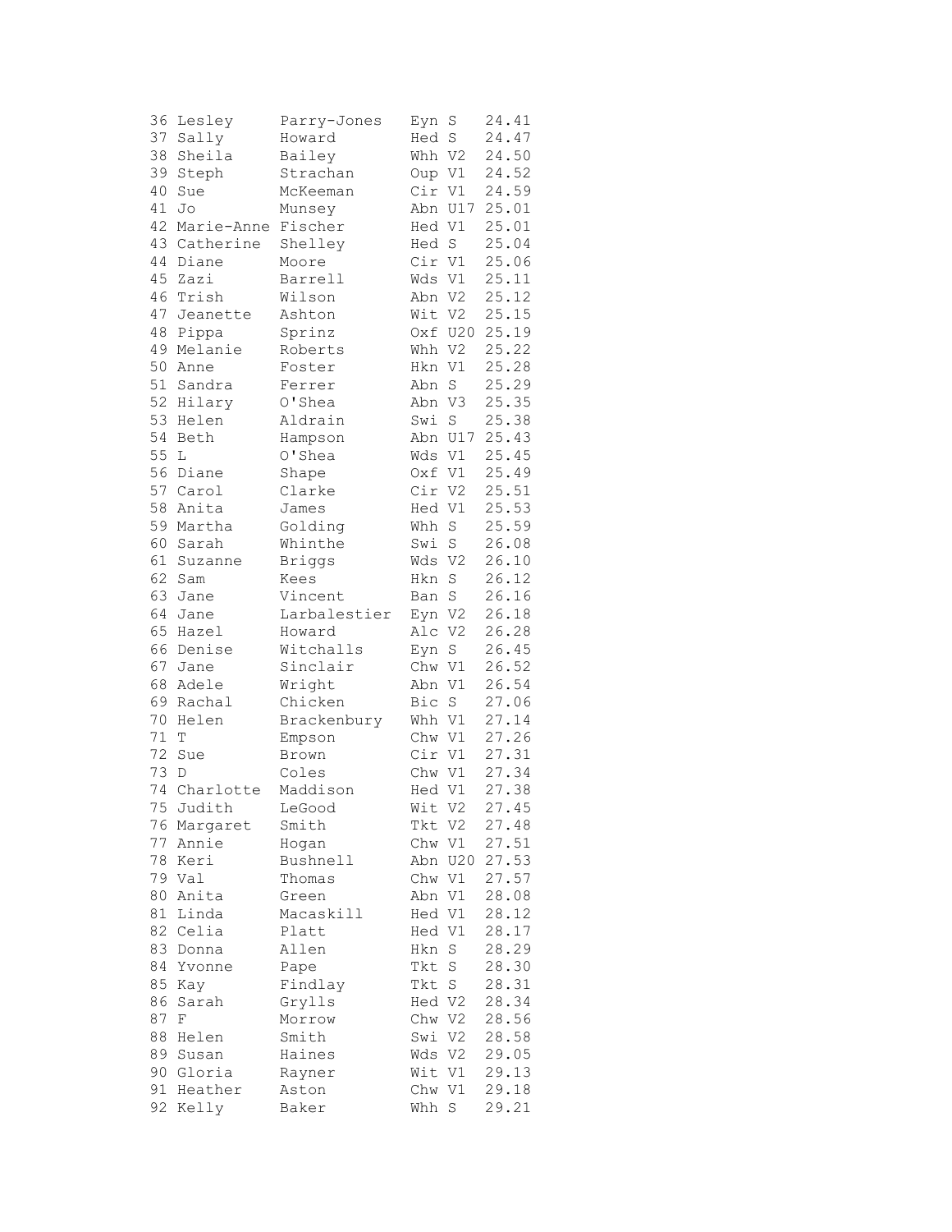```
36 Lesley      Parry-Jones   Eyn S    24.41
37 Sally       Howard        Hed S    24.47
38 Sheila      Bailey        Whh V2   24.50
39 Steph       Strachan      Oup V1   24.52
40 Sue         McKeeman      Cir V1   24.59
41 Jo          Munsey        Abn U17 25.01
42 Marie-Anne  Fischer       Hed V1   25.01
43 Catherine   Shelley       Hed S    25.04
44 Diane       Moore         Cir V1   25.06
45 Zazi        Barrell       Wds V1   25.11
46 Trish       Wilson        Abn V2   25.12
47 Jeanette    Ashton        Wit V2   25.15
48 Pippa       Sprinz        Oxf U20 25.19
49 Melanie     Roberts       Whh V2   25.22
50 Anne        Foster        Hkn V1   25.28
51 Sandra      Ferrer        Abn S    25.29
52 Hilary      O'Shea        Abn V3   25.35
53 Helen       Aldrain       Swi S    25.38
54 Beth        Hampson       Abn U17 25.43
55 L           O'Shea        Wds V1   25.45
56 Diane       Shape         Oxf V1   25.49
57 Carol       Clarke        Cir V2   25.51
58 Anita       James         Hed V1   25.53
59 Martha      Golding       Whh S    25.59
60 Sarah       Whinthe       Swi S    26.08
61 Suzanne     Briggs        Wds V2   26.10
62 Sam         Kees          Hkn S    26.12
63 Jane        Vincent       Ban S    26.16
64 Jane        Larbalestier  Eyn V2   26.18
65 Hazel       Howard        Alc V2   26.28
66 Denise      Witchalls     Eyn S    26.45
67 Jane        Sinclair      Chw V1   26.52
68 Adele       Wright        Abn V1   26.54
69 Rachal      Chicken       Bic S    27.06
70 Helen       Brackenbury   Whh V1   27.14
71 T           Empson        Chw V1   27.26
72 Sue         Brown         Cir V1   27.31
73 D           Coles         Chw V1   27.34
74 Charlotte   Maddison      Hed V1   27.38
75 Judith      LeGood        Wit V2   27.45
76 Margaret    Smith         Tkt V2   27.48
77 Annie       Hogan         Chw V1   27.51
78 Keri        Bushnell      Abn U20 27.53
79 Val         Thomas        Chw V1   27.57
80 Anita       Green         Abn V1   28.08
81 Linda       Macaskill     Hed V1   28.12
82 Celia       Platt         Hed V1   28.17
83 Donna       Allen         Hkn S    28.29
84 Yvonne      Pape          Tkt S    28.30
85 Kay         Findlay       Tkt S    28.31
86 Sarah       Grylls        Hed V2   28.34
87 F           Morrow        Chw V2   28.56
88 Helen       Smith         Swi V2   28.58
89 Susan       Haines        Wds V2   29.05
90 Gloria      Rayner        Wit V1   29.13
91 Heather     Aston         Chw V1   29.18
92 Kelly       Baker         Whh S    29.21
```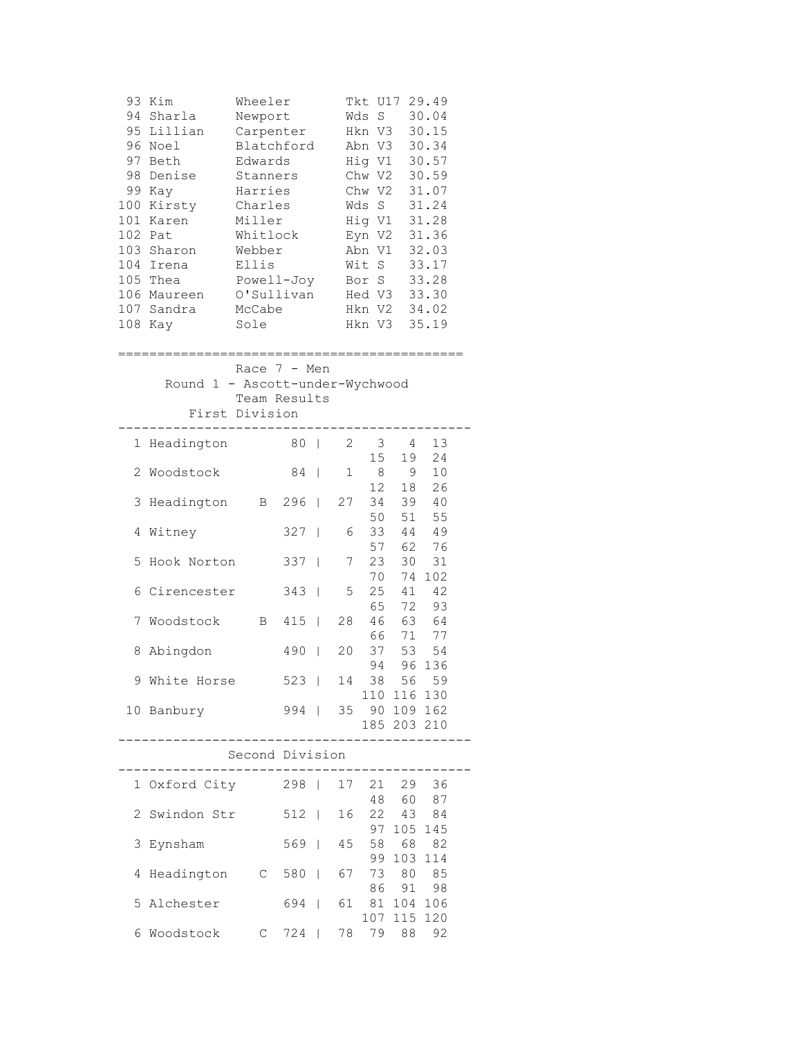| Pos | First Name | Surname | Club | Cat | Time |
|---|---|---|---|---|---|
| 93 | Kim | Wheeler | Tkt | U17 | 29.49 |
| 94 | Sharla | Newport | Wds | S | 30.04 |
| 95 | Lillian | Carpenter | Hkn | V3 | 30.15 |
| 96 | Noel | Blatchford | Abn | V3 | 30.34 |
| 97 | Beth | Edwards | Hig | V1 | 30.57 |
| 98 | Denise | Stanners | Chw | V2 | 30.59 |
| 99 | Kay | Harries | Chw | V2 | 31.07 |
| 100 | Kirsty | Charles | Wds | S | 31.24 |
| 101 | Karen | Miller | Hig | V1 | 31.28 |
| 102 | Pat | Whitlock | Eyn | V2 | 31.36 |
| 103 | Sharon | Webber | Abn | V1 | 32.03 |
| 104 | Irena | Ellis | Wit | S | 33.17 |
| 105 | Thea | Powell-Joy | Bor | S | 33.28 |
| 106 | Maureen | O'Sullivan | Hed | V3 | 33.30 |
| 107 | Sandra | McCabe | Hkn | V2 | 34.02 |
| 108 | Kay | Sole | Hkn | V3 | 35.19 |

## Race 7 - Men

### Round 1 - Ascott-under-Wychwood

### Team Results

#### First Division

| Pos | Team | | Points | Positions |
|---|---|---|---|---|
| 1 | Headington | | 80 | 2 3 4 13 15 19 24 |
| 2 | Woodstock | | 84 | 1 8 9 10 12 18 26 |
| 3 | Headington | B | 296 | 27 34 39 40 50 51 55 |
| 4 | Witney | | 327 | 6 33 44 49 57 62 76 |
| 5 | Hook Norton | | 337 | 7 23 30 31 70 74 102 |
| 6 | Cirencester | | 343 | 5 25 41 42 65 72 93 |
| 7 | Woodstock | B | 415 | 28 46 63 64 66 71 77 |
| 8 | Abingdon | | 490 | 20 37 53 54 94 96 136 |
| 9 | White Horse | | 523 | 14 38 56 59 110 116 130 |
| 10 | Banbury | | 994 | 35 90 109 162 185 203 210 |

#### Second Division

| Pos | Team | | Points | Positions |
|---|---|---|---|---|
| 1 | Oxford City | | 298 | 17 21 29 36 48 60 87 |
| 2 | Swindon Str | | 512 | 16 22 43 84 97 105 145 |
| 3 | Eynsham | | 569 | 45 58 68 82 99 103 114 |
| 4 | Headington | C | 580 | 67 73 80 85 86 91 98 |
| 5 | Alchester | | 694 | 61 81 104 106 107 115 120 |
| 6 | Woodstock | C | 724 | 78 79 88 92 |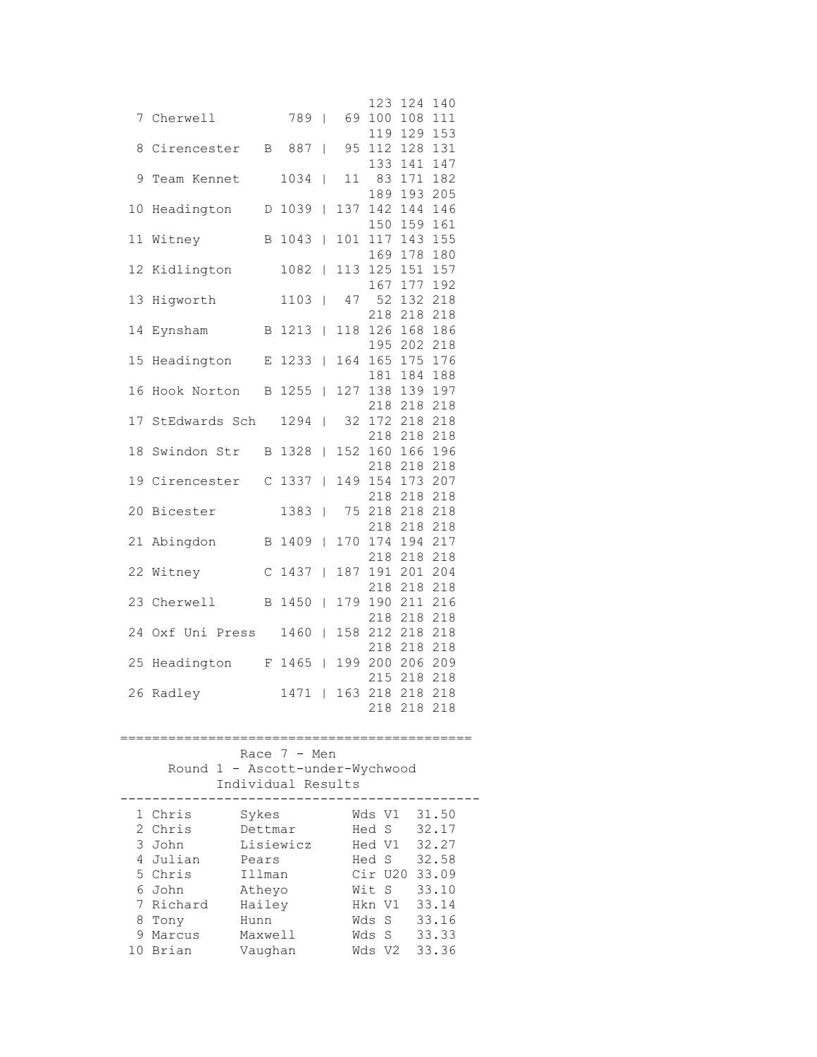```
                         123 124 140
  7 Cherwell         789 |  69 100 108 111
                         119 129 153
  8 Cirencester   B  887 |  95 112 128 131
                         133 141 147
  9 Team Kennet     1034 |  11  83 171 182
                         189 193 205
 10 Headington    D 1039 | 137 142 144 146
                         150 159 161
 11 Witney        B 1043 | 101 117 143 155
                         169 178 180
 12 Kidlington      1082 | 113 125 151 157
                         167 177 192
 13 Higworth        1103 |  47  52 132 218
                         218 218 218
 14 Eynsham       B 1213 | 118 126 168 186
                         195 202 218
 15 Headington    E 1233 | 164 165 175 176
                         181 184 188
 16 Hook Norton   B 1255 | 127 138 139 197
                         218 218 218
 17 StEdwards Sch   1294 |  32 172 218 218
                         218 218 218
 18 Swindon Str   B 1328 | 152 160 166 196
                         218 218 218
 19 Cirencester   C 1337 | 149 154 173 207
                         218 218 218
 20 Bicester        1383 |  75 218 218 218
                         218 218 218
 21 Abingdon      B 1409 | 170 174 194 217
                         218 218 218
 22 Witney        C 1437 | 187 191 201 204
                         218 218 218
 23 Cherwell      B 1450 | 179 190 211 216
                         218 218 218
 24 Oxf Uni Press   1460 | 158 212 218 218
                         218 218 218
 25 Headington    F 1465 | 199 200 206 209
                         215 218 218
 26 Radley          1471 | 163 218 218 218
                         218 218 218


=============================================
             Race 7 - Men
      Round 1 - Ascott-under-Wychwood
           Individual Results
----------------------------------------------
  1 Chris      Sykes          Wds V1  31.50
  2 Chris      Dettmar        Hed S   32.17
  3 John       Lisiewicz      Hed V1  32.27
  4 Julian     Pears          Hed S   32.58
  5 Chris      Illman         Cir U20 33.09
  6 John       Atheyo         Wit S   33.10
  7 Richard    Hailey         Hkn V1  33.14
  8 Tony       Hunn           Wds S   33.16
  9 Marcus     Maxwell        Wds S   33.33
 10 Brian      Vaughan        Wds V2  33.36
```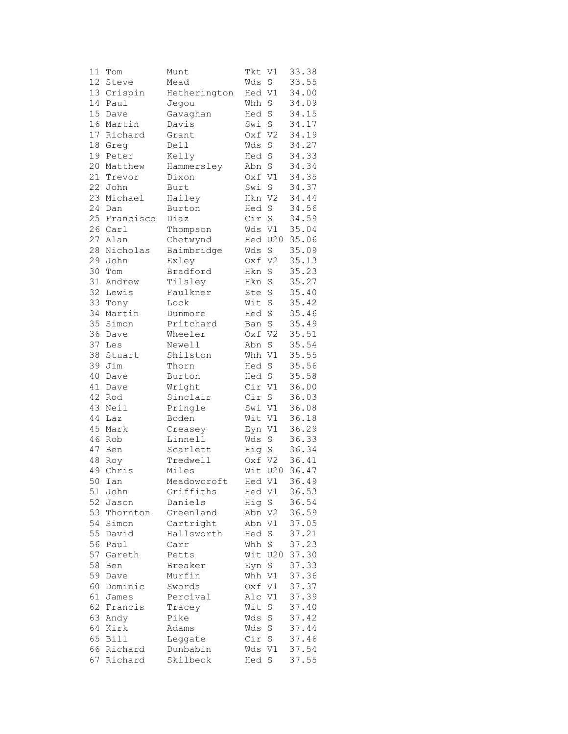| | | | | | |
|---|---|---|---|---|---|
| 11 | Tom | Munt | Tkt | V1 | 33.38 |
| 12 | Steve | Mead | Wds | S | 33.55 |
| 13 | Crispin | Hetherington | Hed | V1 | 34.00 |
| 14 | Paul | Jegou | Whh | S | 34.09 |
| 15 | Dave | Gavaghan | Hed | S | 34.15 |
| 16 | Martin | Davis | Swi | S | 34.17 |
| 17 | Richard | Grant | Oxf | V2 | 34.19 |
| 18 | Greg | Dell | Wds | S | 34.27 |
| 19 | Peter | Kelly | Hed | S | 34.33 |
| 20 | Matthew | Hammersley | Abn | S | 34.34 |
| 21 | Trevor | Dixon | Oxf | V1 | 34.35 |
| 22 | John | Burt | Swi | S | 34.37 |
| 23 | Michael | Hailey | Hkn | V2 | 34.44 |
| 24 | Dan | Burton | Hed | S | 34.56 |
| 25 | Francisco | Diaz | Cir | S | 34.59 |
| 26 | Carl | Thompson | Wds | V1 | 35.04 |
| 27 | Alan | Chetwynd | Hed | U20 | 35.06 |
| 28 | Nicholas | Baimbridge | Wds | S | 35.09 |
| 29 | John | Exley | Oxf | V2 | 35.13 |
| 30 | Tom | Bradford | Hkn | S | 35.23 |
| 31 | Andrew | Tilsley | Hkn | S | 35.27 |
| 32 | Lewis | Faulkner | Ste | S | 35.40 |
| 33 | Tony | Lock | Wit | S | 35.42 |
| 34 | Martin | Dunmore | Hed | S | 35.46 |
| 35 | Simon | Pritchard | Ban | S | 35.49 |
| 36 | Dave | Wheeler | Oxf | V2 | 35.51 |
| 37 | Les | Newell | Abn | S | 35.54 |
| 38 | Stuart | Shilston | Whh | V1 | 35.55 |
| 39 | Jim | Thorn | Hed | S | 35.56 |
| 40 | Dave | Burton | Hed | S | 35.58 |
| 41 | Dave | Wright | Cir | V1 | 36.00 |
| 42 | Rod | Sinclair | Cir | S | 36.03 |
| 43 | Neil | Pringle | Swi | V1 | 36.08 |
| 44 | Laz | Boden | Wit | V1 | 36.18 |
| 45 | Mark | Creasey | Eyn | V1 | 36.29 |
| 46 | Rob | Linnell | Wds | S | 36.33 |
| 47 | Ben | Scarlett | Hig | S | 36.34 |
| 48 | Roy | Tredwell | Oxf | V2 | 36.41 |
| 49 | Chris | Miles | Wit | U20 | 36.47 |
| 50 | Ian | Meadowcroft | Hed | V1 | 36.49 |
| 51 | John | Griffiths | Hed | V1 | 36.53 |
| 52 | Jason | Daniels | Hig | S | 36.54 |
| 53 | Thornton | Greenland | Abn | V2 | 36.59 |
| 54 | Simon | Cartright | Abn | V1 | 37.05 |
| 55 | David | Hallsworth | Hed | S | 37.21 |
| 56 | Paul | Carr | Whh | S | 37.23 |
| 57 | Gareth | Petts | Wit | U20 | 37.30 |
| 58 | Ben | Breaker | Eyn | S | 37.33 |
| 59 | Dave | Murfin | Whh | V1 | 37.36 |
| 60 | Dominic | Swords | Oxf | V1 | 37.37 |
| 61 | James | Percival | Alc | V1 | 37.39 |
| 62 | Francis | Tracey | Wit | S | 37.40 |
| 63 | Andy | Pike | Wds | S | 37.42 |
| 64 | Kirk | Adams | Wds | S | 37.44 |
| 65 | Bill | Leggate | Cir | S | 37.46 |
| 66 | Richard | Dunbabin | Wds | V1 | 37.54 |
| 67 | Richard | Skilbeck | Hed | S | 37.55 |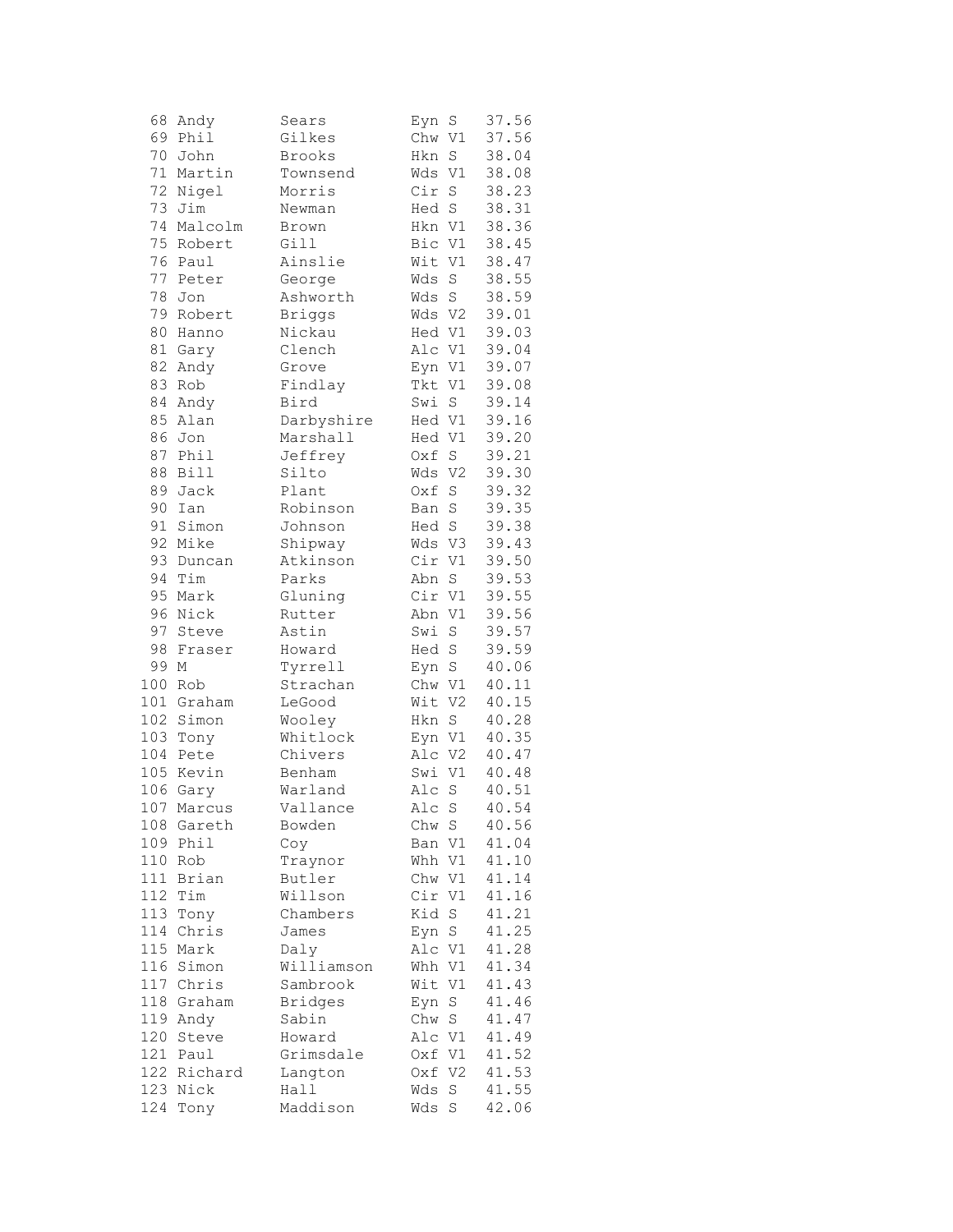```
 68 Andy       Sears        Eyn S    37.56
 69 Phil       Gilkes       Chw V1   37.56
 70 John       Brooks       Hkn S    38.04
 71 Martin     Townsend     Wds V1   38.08
 72 Nigel      Morris       Cir S    38.23
 73 Jim        Newman       Hed S    38.31
 74 Malcolm    Brown        Hkn V1   38.36
 75 Robert     Gill         Bic V1   38.45
 76 Paul       Ainslie      Wit V1   38.47
 77 Peter      George       Wds S    38.55
 78 Jon        Ashworth     Wds S    38.59
 79 Robert     Briggs       Wds V2   39.01
 80 Hanno      Nickau       Hed V1   39.03
 81 Gary       Clench       Alc V1   39.04
 82 Andy       Grove        Eyn V1   39.07
 83 Rob        Findlay      Tkt V1   39.08
 84 Andy       Bird         Swi S    39.14
 85 Alan       Darbyshire   Hed V1   39.16
 86 Jon        Marshall     Hed V1   39.20
 87 Phil       Jeffrey      Oxf S    39.21
 88 Bill       Silto        Wds V2   39.30
 89 Jack       Plant        Oxf S    39.32
 90 Ian        Robinson     Ban S    39.35
 91 Simon      Johnson      Hed S    39.38
 92 Mike       Shipway      Wds V3   39.43
 93 Duncan     Atkinson     Cir V1   39.50
 94 Tim        Parks        Abn S    39.53
 95 Mark       Gluning      Cir V1   39.55
 96 Nick       Rutter       Abn V1   39.56
 97 Steve      Astin        Swi S    39.57
 98 Fraser     Howard       Hed S    39.59
 99 M          Tyrrell      Eyn S    40.06
100 Rob        Strachan     Chw V1   40.11
101 Graham     LeGood       Wit V2   40.15
102 Simon      Wooley       Hkn S    40.28
103 Tony       Whitlock     Eyn V1   40.35
104 Pete       Chivers      Alc V2   40.47
105 Kevin      Benham       Swi V1   40.48
106 Gary       Warland      Alc S    40.51
107 Marcus     Vallance     Alc S    40.54
108 Gareth     Bowden       Chw S    40.56
109 Phil       Coy          Ban V1   41.04
110 Rob        Traynor      Whh V1   41.10
111 Brian      Butler       Chw V1   41.14
112 Tim        Willson      Cir V1   41.16
113 Tony       Chambers     Kid S    41.21
114 Chris      James        Eyn S    41.25
115 Mark       Daly         Alc V1   41.28
116 Simon      Williamson   Whh V1   41.34
117 Chris      Sambrook     Wit V1   41.43
118 Graham     Bridges      Eyn S    41.46
119 Andy       Sabin        Chw S    41.47
120 Steve      Howard       Alc V1   41.49
121 Paul       Grimsdale    Oxf V1   41.52
122 Richard    Langton      Oxf V2   41.53
123 Nick       Hall         Wds S    41.55
124 Tony       Maddison     Wds S    42.06
```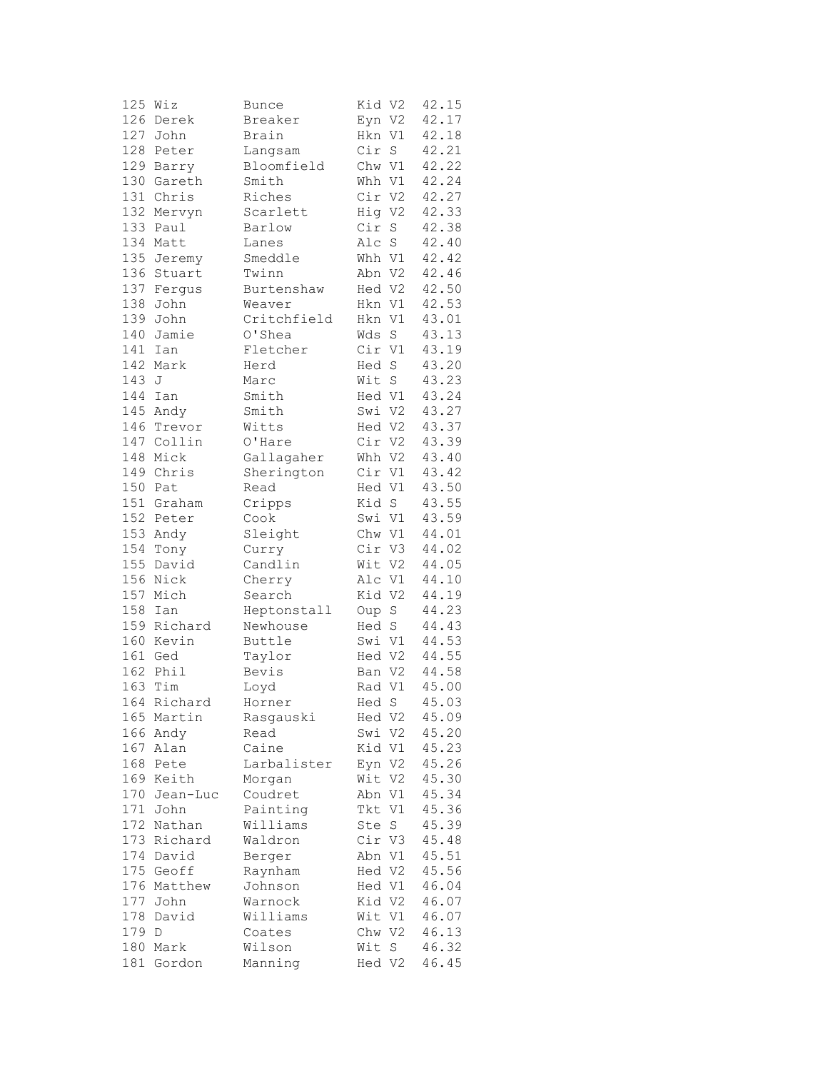```
125 Wiz         Bunce        Kid V2   42.15
126 Derek       Breaker      Eyn V2   42.17
127 John        Brain        Hkn V1   42.18
128 Peter       Langsam      Cir S    42.21
129 Barry       Bloomfield   Chw V1   42.22
130 Gareth      Smith        Whh V1   42.24
131 Chris       Riches       Cir V2   42.27
132 Mervyn      Scarlett     Hig V2   42.33
133 Paul        Barlow       Cir S    42.38
134 Matt        Lanes        Alc S    42.40
135 Jeremy      Smeddle      Whh V1   42.42
136 Stuart      Twinn        Abn V2   42.46
137 Fergus      Burtenshaw   Hed V2   42.50
138 John        Weaver       Hkn V1   42.53
139 John        Critchfield  Hkn V1   43.01
140 Jamie       O'Shea       Wds S    43.13
141 Ian         Fletcher     Cir V1   43.19
142 Mark        Herd         Hed S    43.20
143 J           Marc         Wit S    43.23
144 Ian         Smith        Hed V1   43.24
145 Andy        Smith        Swi V2   43.27
146 Trevor      Witts        Hed V2   43.37
147 Collin      O'Hare       Cir V2   43.39
148 Mick        Gallagaher   Whh V2   43.40
149 Chris       Sherington   Cir V1   43.42
150 Pat         Read         Hed V1   43.50
151 Graham      Cripps       Kid S    43.55
152 Peter       Cook         Swi V1   43.59
153 Andy        Sleight      Chw V1   44.01
154 Tony        Curry        Cir V3   44.02
155 David       Candlin      Wit V2   44.05
156 Nick        Cherry       Alc V1   44.10
157 Mich        Search       Kid V2   44.19
158 Ian         Heptonstall  Oup S    44.23
159 Richard     Newhouse     Hed S    44.43
160 Kevin       Buttle       Swi V1   44.53
161 Ged         Taylor       Hed V2   44.55
162 Phil        Bevis        Ban V2   44.58
163 Tim         Loyd         Rad V1   45.00
164 Richard     Horner       Hed S    45.03
165 Martin      Rasgauski    Hed V2   45.09
166 Andy        Read         Swi V2   45.20
167 Alan        Caine        Kid V1   45.23
168 Pete        Larbalister  Eyn V2   45.26
169 Keith       Morgan       Wit V2   45.30
170 Jean-Luc    Coudret      Abn V1   45.34
171 John        Painting     Tkt V1   45.36
172 Nathan      Williams     Ste S    45.39
173 Richard     Waldron      Cir V3   45.48
174 David       Berger       Abn V1   45.51
175 Geoff       Raynham      Hed V2   45.56
176 Matthew     Johnson      Hed V1   46.04
177 John        Warnock      Kid V2   46.07
178 David       Williams     Wit V1   46.07
179 D           Coates       Chw V2   46.13
180 Mark        Wilson       Wit S    46.32
181 Gordon      Manning      Hed V2   46.45
```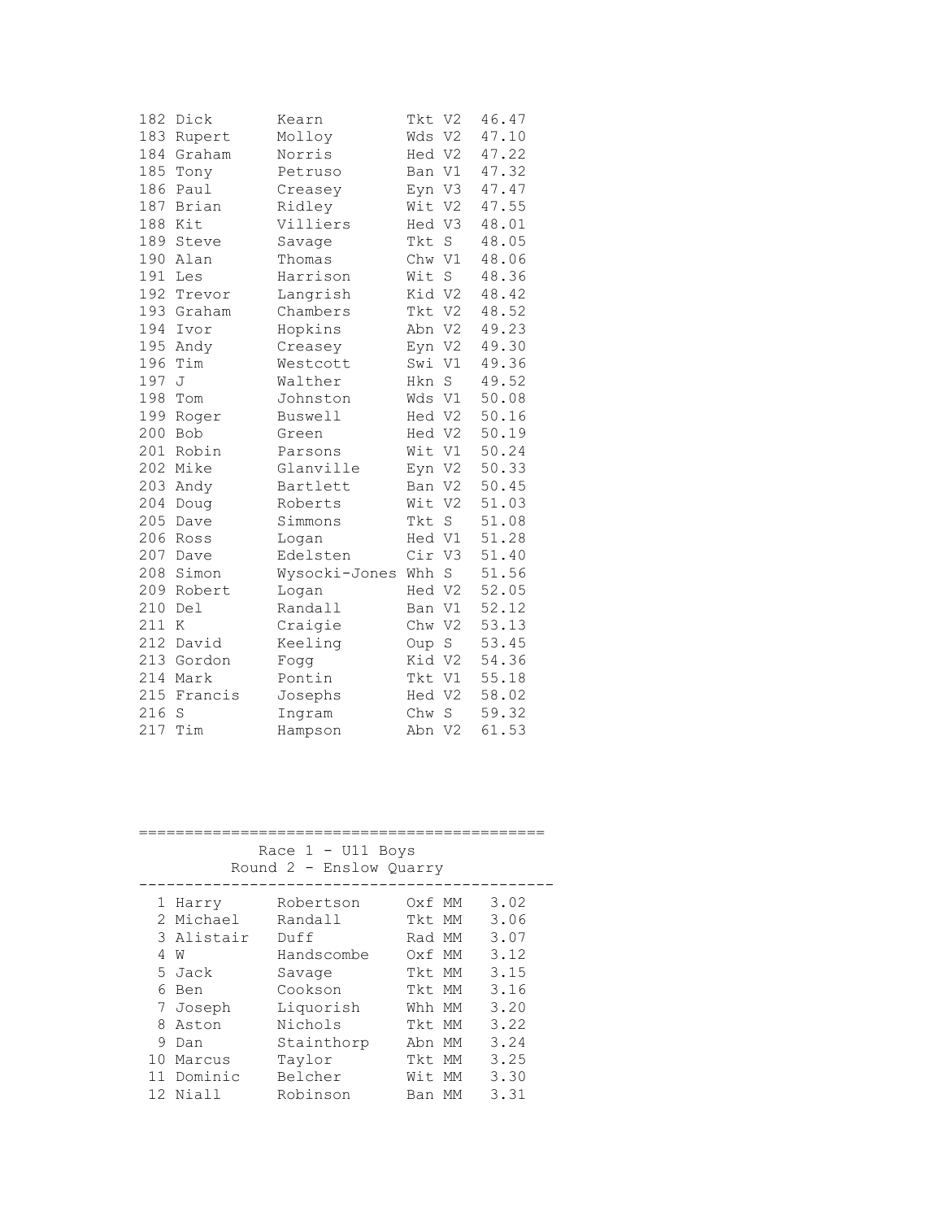| | | | | | |
|---|---|---|---|---|---|
| 182 | Dick | Kearn | Tkt | V2 | 46.47 |
| 183 | Rupert | Molloy | Wds | V2 | 47.10 |
| 184 | Graham | Norris | Hed | V2 | 47.22 |
| 185 | Tony | Petruso | Ban | V1 | 47.32 |
| 186 | Paul | Creasey | Eyn | V3 | 47.47 |
| 187 | Brian | Ridley | Wit | V2 | 47.55 |
| 188 | Kit | Villiers | Hed | V3 | 48.01 |
| 189 | Steve | Savage | Tkt | S | 48.05 |
| 190 | Alan | Thomas | Chw | V1 | 48.06 |
| 191 | Les | Harrison | Wit | S | 48.36 |
| 192 | Trevor | Langrish | Kid | V2 | 48.42 |
| 193 | Graham | Chambers | Tkt | V2 | 48.52 |
| 194 | Ivor | Hopkins | Abn | V2 | 49.23 |
| 195 | Andy | Creasey | Eyn | V2 | 49.30 |
| 196 | Tim | Westcott | Swi | V1 | 49.36 |
| 197 | J | Walther | Hkn | S | 49.52 |
| 198 | Tom | Johnston | Wds | V1 | 50.08 |
| 199 | Roger | Buswell | Hed | V2 | 50.16 |
| 200 | Bob | Green | Hed | V2 | 50.19 |
| 201 | Robin | Parsons | Wit | V1 | 50.24 |
| 202 | Mike | Glanville | Eyn | V2 | 50.33 |
| 203 | Andy | Bartlett | Ban | V2 | 50.45 |
| 204 | Doug | Roberts | Wit | V2 | 51.03 |
| 205 | Dave | Simmons | Tkt | S | 51.08 |
| 206 | Ross | Logan | Hed | V1 | 51.28 |
| 207 | Dave | Edelsten | Cir | V3 | 51.40 |
| 208 | Simon | Wysocki-Jones | Whh | S | 51.56 |
| 209 | Robert | Logan | Hed | V2 | 52.05 |
| 210 | Del | Randall | Ban | V1 | 52.12 |
| 211 | K | Craigie | Chw | V2 | 53.13 |
| 212 | David | Keeling | Oup | S | 53.45 |
| 213 | Gordon | Fogg | Kid | V2 | 54.36 |
| 214 | Mark | Pontin | Tkt | V1 | 55.18 |
| 215 | Francis | Josephs | Hed | V2 | 58.02 |
| 216 | S | Ingram | Chw | S | 59.32 |
| 217 | Tim | Hampson | Abn | V2 | 61.53 |

## Race 1 - U11 Boys
### Round 2 - Enslow Quarry

| | | | | | |
|---|---|---|---|---|---|
| 1 | Harry | Robertson | Oxf | MM | 3.02 |
| 2 | Michael | Randall | Tkt | MM | 3.06 |
| 3 | Alistair | Duff | Rad | MM | 3.07 |
| 4 | W | Handscombe | Oxf | MM | 3.12 |
| 5 | Jack | Savage | Tkt | MM | 3.15 |
| 6 | Ben | Cookson | Tkt | MM | 3.16 |
| 7 | Joseph | Liquorish | Whh | MM | 3.20 |
| 8 | Aston | Nichols | Tkt | MM | 3.22 |
| 9 | Dan | Stainthorp | Abn | MM | 3.24 |
| 10 | Marcus | Taylor | Tkt | MM | 3.25 |
| 11 | Dominic | Belcher | Wit | MM | 3.30 |
| 12 | Niall | Robinson | Ban | MM | 3.31 |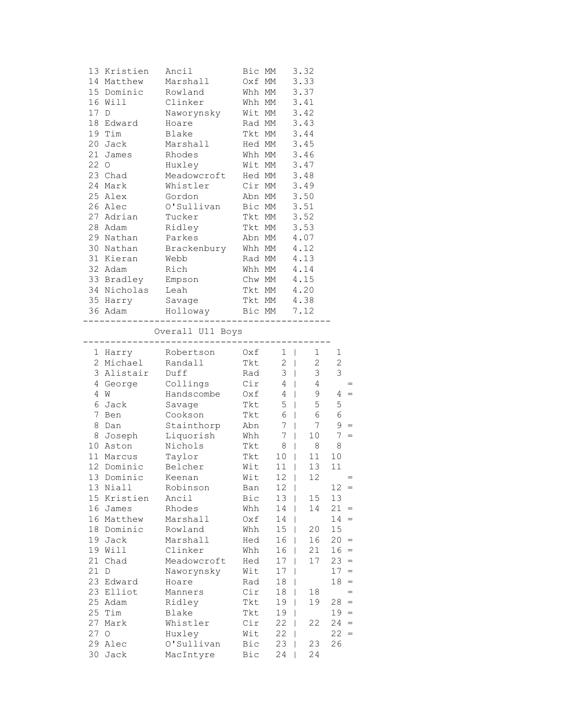| Pos | First Name | Surname | Club | Cat | Time |
|---|---|---|---|---|---|
| 13 | Kristien | Ancil | Bic | MM | 3.32 |
| 14 | Matthew | Marshall | Oxf | MM | 3.33 |
| 15 | Dominic | Rowland | Whh | MM | 3.37 |
| 16 | Will | Clinker | Whh | MM | 3.41 |
| 17 | D | Naworynsky | Wit | MM | 3.42 |
| 18 | Edward | Hoare | Rad | MM | 3.43 |
| 19 | Tim | Blake | Tkt | MM | 3.44 |
| 20 | Jack | Marshall | Hed | MM | 3.45 |
| 21 | James | Rhodes | Whh | MM | 3.46 |
| 22 | O | Huxley | Wit | MM | 3.47 |
| 23 | Chad | Meadowcroft | Hed | MM | 3.48 |
| 24 | Mark | Whistler | Cir | MM | 3.49 |
| 25 | Alex | Gordon | Abn | MM | 3.50 |
| 26 | Alec | O'Sullivan | Bic | MM | 3.51 |
| 27 | Adrian | Tucker | Tkt | MM | 3.52 |
| 28 | Adam | Ridley | Tkt | MM | 3.53 |
| 29 | Nathan | Parkes | Abn | MM | 4.07 |
| 30 | Nathan | Brackenbury | Whh | MM | 4.12 |
| 31 | Kieran | Webb | Rad | MM | 4.13 |
| 32 | Adam | Rich | Whh | MM | 4.14 |
| 33 | Bradley | Empson | Chw | MM | 4.15 |
| 34 | Nicholas | Leah | Tkt | MM | 4.20 |
| 35 | Harry | Savage | Tkt | MM | 4.38 |
| 36 | Adam | Holloway | Bic | MM | 7.12 |

## Overall U11 Boys

| Pos | First Name | Surname | Club | Total | Race 1 | Race 2 | |
|---|---|---|---|---|---|---|---|
| 1 | Harry | Robertson | Oxf | 1 | 1 | 1 | |
| 2 | Michael | Randall | Tkt | 2 | 2 | 2 | |
| 3 | Alistair | Duff | Rad | 3 | 3 | 3 | |
| 4 | George | Collings | Cir | 4 | 4 | | = |
| 4 | W | Handscombe | Oxf | 4 | 9 | 4 | = |
| 6 | Jack | Savage | Tkt | 5 | 5 | 5 | |
| 7 | Ben | Cookson | Tkt | 6 | 6 | 6 | |
| 8 | Dan | Stainthorp | Abn | 7 | 7 | 9 | = |
| 8 | Joseph | Liquorish | Whh | 7 | 10 | 7 | = |
| 10 | Aston | Nichols | Tkt | 8 | 8 | 8 | |
| 11 | Marcus | Taylor | Tkt | 10 | 11 | 10 | |
| 12 | Dominic | Belcher | Wit | 11 | 13 | 11 | |
| 13 | Dominic | Keenan | Wit | 12 | 12 | | = |
| 13 | Niall | Robinson | Ban | 12 | | 12 | = |
| 15 | Kristien | Ancil | Bic | 13 | 15 | 13 | |
| 16 | James | Rhodes | Whh | 14 | 14 | 21 | = |
| 16 | Matthew | Marshall | Oxf | 14 | | 14 | = |
| 18 | Dominic | Rowland | Whh | 15 | 20 | 15 | |
| 19 | Jack | Marshall | Hed | 16 | 16 | 20 | = |
| 19 | Will | Clinker | Whh | 16 | 21 | 16 | = |
| 21 | Chad | Meadowcroft | Hed | 17 | 17 | 23 | = |
| 21 | D | Naworynsky | Wit | 17 | | 17 | = |
| 23 | Edward | Hoare | Rad | 18 | | 18 | = |
| 23 | Elliot | Manners | Cir | 18 | 18 | | = |
| 25 | Adam | Ridley | Tkt | 19 | 19 | 28 | = |
| 25 | Tim | Blake | Tkt | 19 | | 19 | = |
| 27 | Mark | Whistler | Cir | 22 | 22 | 24 | = |
| 27 | O | Huxley | Wit | 22 | | 22 | = |
| 29 | Alec | O'Sullivan | Bic | 23 | 23 | 26 | |
| 30 | Jack | MacIntyre | Bic | 24 | 24 | | |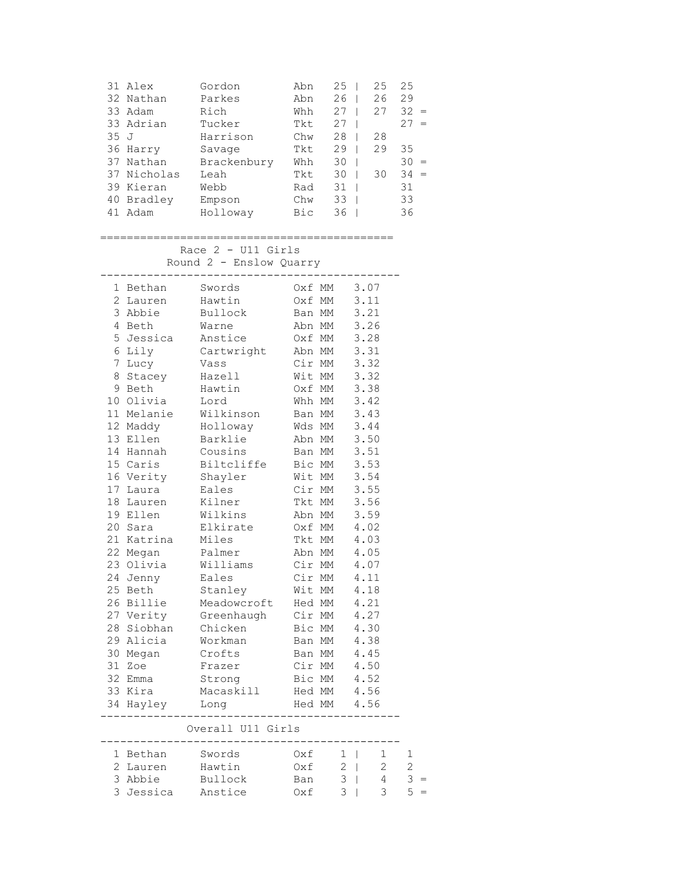| Pos | First | Last | Club | Score | | R2 | Total | |
|---|---|---|---|---|---|---|---|---|
| 31 | Alex | Gordon | Abn | 25 | \| | 25 | 25 | |
| 32 | Nathan | Parkes | Abn | 26 | \| | 26 | 29 | |
| 33 | Adam | Rich | Whh | 27 | \| | 27 | 32 | = |
| 33 | Adrian | Tucker | Tkt | 27 | \| | | 27 | = |
| 35 | J | Harrison | Chw | 28 | \| | 28 | | |
| 36 | Harry | Savage | Tkt | 29 | \| | 29 | 35 | |
| 37 | Nathan | Brackenbury | Whh | 30 | \| | | 30 | = |
| 37 | Nicholas | Leah | Tkt | 30 | \| | 30 | 34 | = |
| 39 | Kieran | Webb | Rad | 31 | \| | | 31 | |
| 40 | Bradley | Empson | Chw | 33 | \| | | 33 | |
| 41 | Adam | Holloway | Bic | 36 | \| | | 36 | |

## Race 2 - U11 Girls

### Round 2 - Enslow Quarry

| Pos | First | Last | Club | Time |
|---|---|---|---|---|
| 1 | Bethan | Swords | Oxf MM | 3.07 |
| 2 | Lauren | Hawtin | Oxf MM | 3.11 |
| 3 | Abbie | Bullock | Ban MM | 3.21 |
| 4 | Beth | Warne | Abn MM | 3.26 |
| 5 | Jessica | Anstice | Oxf MM | 3.28 |
| 6 | Lily | Cartwright | Abn MM | 3.31 |
| 7 | Lucy | Vass | Cir MM | 3.32 |
| 8 | Stacey | Hazell | Wit MM | 3.32 |
| 9 | Beth | Hawtin | Oxf MM | 3.38 |
| 10 | Olivia | Lord | Whh MM | 3.42 |
| 11 | Melanie | Wilkinson | Ban MM | 3.43 |
| 12 | Maddy | Holloway | Wds MM | 3.44 |
| 13 | Ellen | Barklie | Abn MM | 3.50 |
| 14 | Hannah | Cousins | Ban MM | 3.51 |
| 15 | Caris | Biltcliffe | Bic MM | 3.53 |
| 16 | Verity | Shayler | Wit MM | 3.54 |
| 17 | Laura | Eales | Cir MM | 3.55 |
| 18 | Lauren | Kilner | Tkt MM | 3.56 |
| 19 | Ellen | Wilkins | Abn MM | 3.59 |
| 20 | Sara | Elkirate | Oxf MM | 4.02 |
| 21 | Katrina | Miles | Tkt MM | 4.03 |
| 22 | Megan | Palmer | Abn MM | 4.05 |
| 23 | Olivia | Williams | Cir MM | 4.07 |
| 24 | Jenny | Eales | Cir MM | 4.11 |
| 25 | Beth | Stanley | Wit MM | 4.18 |
| 26 | Billie | Meadowcroft | Hed MM | 4.21 |
| 27 | Verity | Greenhaugh | Cir MM | 4.27 |
| 28 | Siobhan | Chicken | Bic MM | 4.30 |
| 29 | Alicia | Workman | Ban MM | 4.38 |
| 30 | Megan | Crofts | Ban MM | 4.45 |
| 31 | Zoe | Frazer | Cir MM | 4.50 |
| 32 | Emma | Strong | Bic MM | 4.52 |
| 33 | Kira | Macaskill | Hed MM | 4.56 |
| 34 | Hayley | Long | Hed MM | 4.56 |

### Overall U11 Girls

| Pos | First | Last | Club | Score | | R2 | Total | |
|---|---|---|---|---|---|---|---|---|
| 1 | Bethan | Swords | Oxf | 1 | \| | 1 | 1 | |
| 2 | Lauren | Hawtin | Oxf | 2 | \| | 2 | 2 | |
| 3 | Abbie | Bullock | Ban | 3 | \| | 4 | 3 | = |
| 3 | Jessica | Anstice | Oxf | 3 | \| | 3 | 5 | = |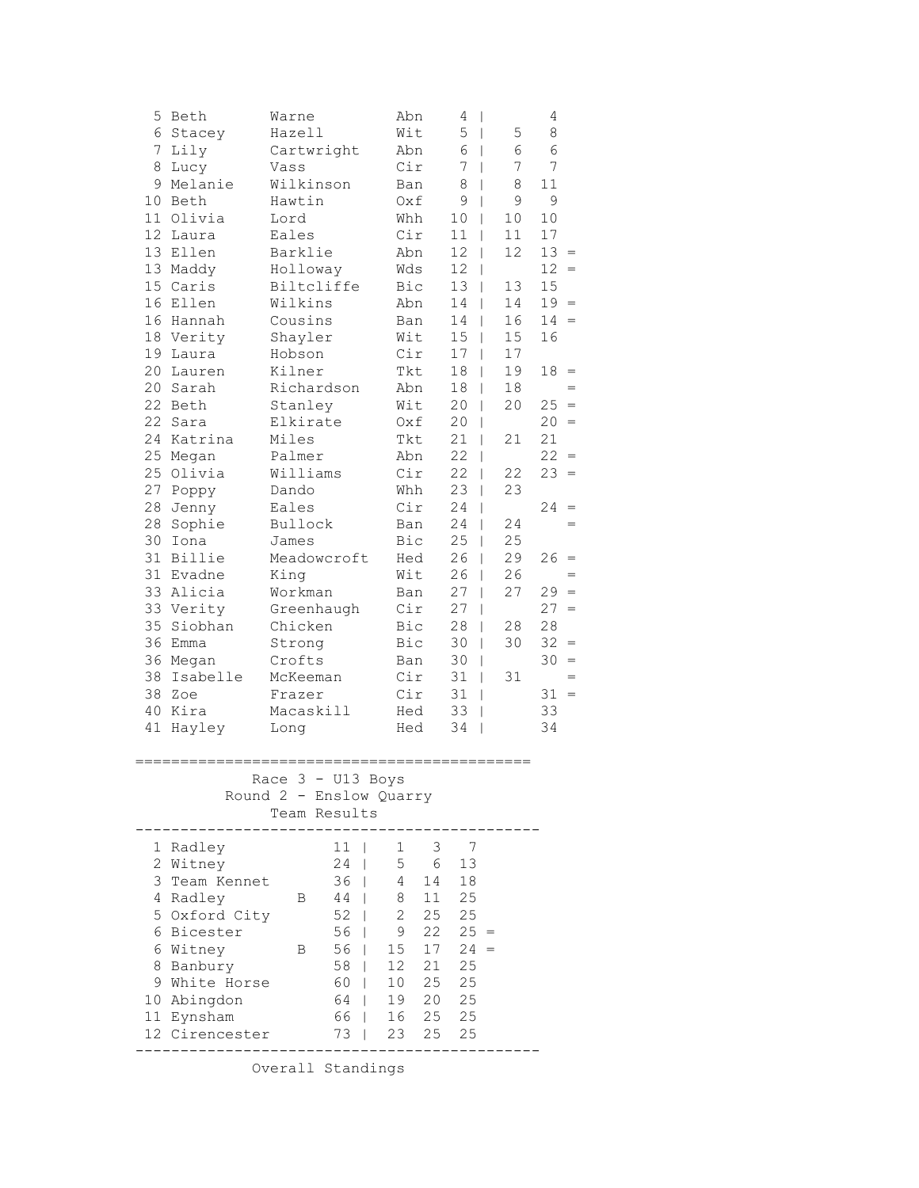| Pos | First | Last | Club | Score | | R1 | R2 | |
|---|---|---|---|---|---|---|---|---|
| 5 | Beth | Warne | Abn | 4 | \| | | 4 | |
| 6 | Stacey | Hazell | Wit | 5 | \| | 5 | 8 | |
| 7 | Lily | Cartwright | Abn | 6 | \| | 6 | 6 | |
| 8 | Lucy | Vass | Cir | 7 | \| | 7 | 7 | |
| 9 | Melanie | Wilkinson | Ban | 8 | \| | 8 | 11 | |
| 10 | Beth | Hawtin | Oxf | 9 | \| | 9 | 9 | |
| 11 | Olivia | Lord | Whh | 10 | \| | 10 | 10 | |
| 12 | Laura | Eales | Cir | 11 | \| | 11 | 17 | |
| 13 | Ellen | Barklie | Abn | 12 | \| | 12 | 13 | = |
| 13 | Maddy | Holloway | Wds | 12 | \| | | 12 | = |
| 15 | Caris | Biltcliffe | Bic | 13 | \| | 13 | 15 | |
| 16 | Ellen | Wilkins | Abn | 14 | \| | 14 | 19 | = |
| 16 | Hannah | Cousins | Ban | 14 | \| | 16 | 14 | = |
| 18 | Verity | Shayler | Wit | 15 | \| | 15 | 16 | |
| 19 | Laura | Hobson | Cir | 17 | \| | 17 | | |
| 20 | Lauren | Kilner | Tkt | 18 | \| | 19 | 18 | = |
| 20 | Sarah | Richardson | Abn | 18 | \| | 18 | | = |
| 22 | Beth | Stanley | Wit | 20 | \| | 20 | 25 | = |
| 22 | Sara | Elkirate | Oxf | 20 | \| | | 20 | = |
| 24 | Katrina | Miles | Tkt | 21 | \| | 21 | 21 | |
| 25 | Megan | Palmer | Abn | 22 | \| | | 22 | = |
| 25 | Olivia | Williams | Cir | 22 | \| | 22 | 23 | = |
| 27 | Poppy | Dando | Whh | 23 | \| | 23 | | |
| 28 | Jenny | Eales | Cir | 24 | \| | | 24 | = |
| 28 | Sophie | Bullock | Ban | 24 | \| | 24 | | = |
| 30 | Iona | James | Bic | 25 | \| | 25 | | |
| 31 | Billie | Meadowcroft | Hed | 26 | \| | 29 | 26 | = |
| 31 | Evadne | King | Wit | 26 | \| | 26 | | = |
| 33 | Alicia | Workman | Ban | 27 | \| | 27 | 29 | = |
| 33 | Verity | Greenhaugh | Cir | 27 | \| | | 27 | = |
| 35 | Siobhan | Chicken | Bic | 28 | \| | 28 | 28 | |
| 36 | Emma | Strong | Bic | 30 | \| | 30 | 32 | = |
| 36 | Megan | Crofts | Ban | 30 | \| | | 30 | = |
| 38 | Isabelle | McKeeman | Cir | 31 | \| | 31 | | = |
| 38 | Zoe | Frazer | Cir | 31 | \| | | 31 | = |
| 40 | Kira | Macaskill | Hed | 33 | \| | | 33 | |
| 41 | Hayley | Long | Hed | 34 | \| | | 34 | |

==============================================

**Race 3 - U13 Boys**
**Round 2 - Enslow Quarry**
**Team Results**

| Pos | Team | | Score | | 1st | 2nd | 3rd | |
|---|---|---|---|---|---|---|---|---|
| 1 | Radley | | 11 | \| | 1 | 3 | 7 | |
| 2 | Witney | | 24 | \| | 5 | 6 | 13 | |
| 3 | Team Kennet | | 36 | \| | 4 | 14 | 18 | |
| 4 | Radley | B | 44 | \| | 8 | 11 | 25 | |
| 5 | Oxford City | | 52 | \| | 2 | 25 | 25 | |
| 6 | Bicester | | 56 | \| | 9 | 22 | 25 | = |
| 6 | Witney | B | 56 | \| | 15 | 17 | 24 | = |
| 8 | Banbury | | 58 | \| | 12 | 21 | 25 | |
| 9 | White Horse | | 60 | \| | 10 | 25 | 25 | |
| 10 | Abingdon | | 64 | \| | 19 | 20 | 25 | |
| 11 | Eynsham | | 66 | \| | 16 | 25 | 25 | |
| 12 | Cirencester | | 73 | \| | 23 | 25 | 25 | |

---

Overall Standings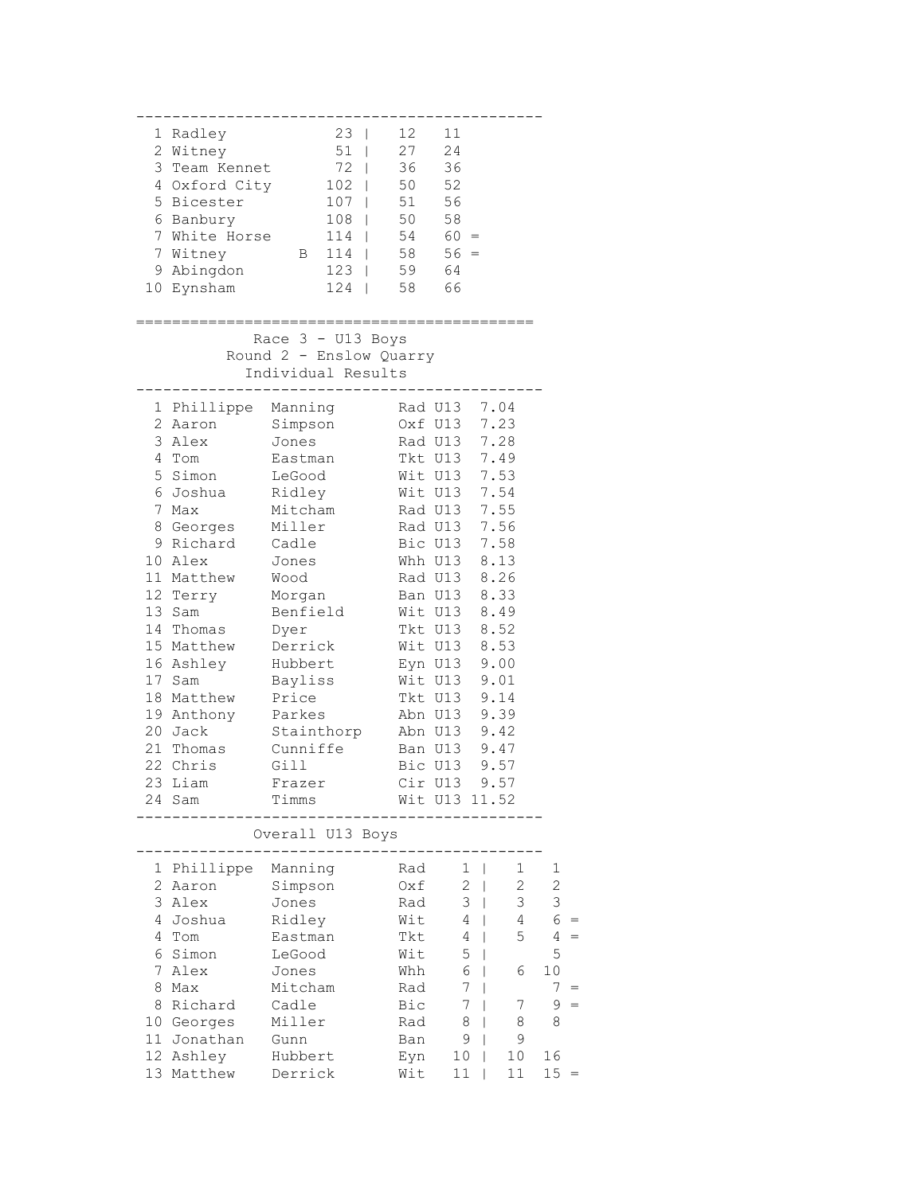| Pos | Team | | Total | | R1 | R2 | |
|---|---|---|---|---|---|---|---|
| 1 | Radley | | 23 | \| | 12 | 11 | |
| 2 | Witney | | 51 | \| | 27 | 24 | |
| 3 | Team Kennet | | 72 | \| | 36 | 36 | |
| 4 | Oxford City | | 102 | \| | 50 | 52 | |
| 5 | Bicester | | 107 | \| | 51 | 56 | |
| 6 | Banbury | | 108 | \| | 50 | 58 | |
| 7 | White Horse | | 114 | \| | 54 | 60 | = |
| 7 | Witney | B | 114 | \| | 58 | 56 | = |
| 9 | Abingdon | | 123 | \| | 59 | 64 | |
| 10 | Eynsham | | 124 | \| | 58 | 66 | |

## Race 3 - U13 Boys
### Round 2 - Enslow Quarry
### Individual Results

| Pos | First Name | Surname | Club | Cat | Time |
|---|---|---|---|---|---|
| 1 | Phillippe | Manning | Rad | U13 | 7.04 |
| 2 | Aaron | Simpson | Oxf | U13 | 7.23 |
| 3 | Alex | Jones | Rad | U13 | 7.28 |
| 4 | Tom | Eastman | Tkt | U13 | 7.49 |
| 5 | Simon | LeGood | Wit | U13 | 7.53 |
| 6 | Joshua | Ridley | Wit | U13 | 7.54 |
| 7 | Max | Mitcham | Rad | U13 | 7.55 |
| 8 | Georges | Miller | Rad | U13 | 7.56 |
| 9 | Richard | Cadle | Bic | U13 | 7.58 |
| 10 | Alex | Jones | Whh | U13 | 8.13 |
| 11 | Matthew | Wood | Rad | U13 | 8.26 |
| 12 | Terry | Morgan | Ban | U13 | 8.33 |
| 13 | Sam | Benfield | Wit | U13 | 8.49 |
| 14 | Thomas | Dyer | Tkt | U13 | 8.52 |
| 15 | Matthew | Derrick | Wit | U13 | 8.53 |
| 16 | Ashley | Hubbert | Eyn | U13 | 9.00 |
| 17 | Sam | Bayliss | Wit | U13 | 9.01 |
| 18 | Matthew | Price | Tkt | U13 | 9.14 |
| 19 | Anthony | Parkes | Abn | U13 | 9.39 |
| 20 | Jack | Stainthorp | Abn | U13 | 9.42 |
| 21 | Thomas | Cunniffe | Ban | U13 | 9.47 |
| 22 | Chris | Gill | Bic | U13 | 9.57 |
| 23 | Liam | Frazer | Cir | U13 | 9.57 |
| 24 | Sam | Timms | Wit | U13 | 11.52 |

### Overall U13 Boys

| Pos | First Name | Surname | Club | Total | | R1 | R2 | |
|---|---|---|---|---|---|---|---|---|
| 1 | Phillippe | Manning | Rad | 1 | \| | 1 | 1 | |
| 2 | Aaron | Simpson | Oxf | 2 | \| | 2 | 2 | |
| 3 | Alex | Jones | Rad | 3 | \| | 3 | 3 | |
| 4 | Joshua | Ridley | Wit | 4 | \| | 4 | 6 | = |
| 4 | Tom | Eastman | Tkt | 4 | \| | 5 | 4 | = |
| 6 | Simon | LeGood | Wit | 5 | \| | | 5 | |
| 7 | Alex | Jones | Whh | 6 | \| | 6 | 10 | |
| 8 | Max | Mitcham | Rad | 7 | \| | | 7 | = |
| 8 | Richard | Cadle | Bic | 7 | \| | 7 | 9 | = |
| 10 | Georges | Miller | Rad | 8 | \| | 8 | 8 | |
| 11 | Jonathan | Gunn | Ban | 9 | \| | 9 | | |
| 12 | Ashley | Hubbert | Eyn | 10 | \| | 10 | 16 | |
| 13 | Matthew | Derrick | Wit | 11 | \| | 11 | 15 | = |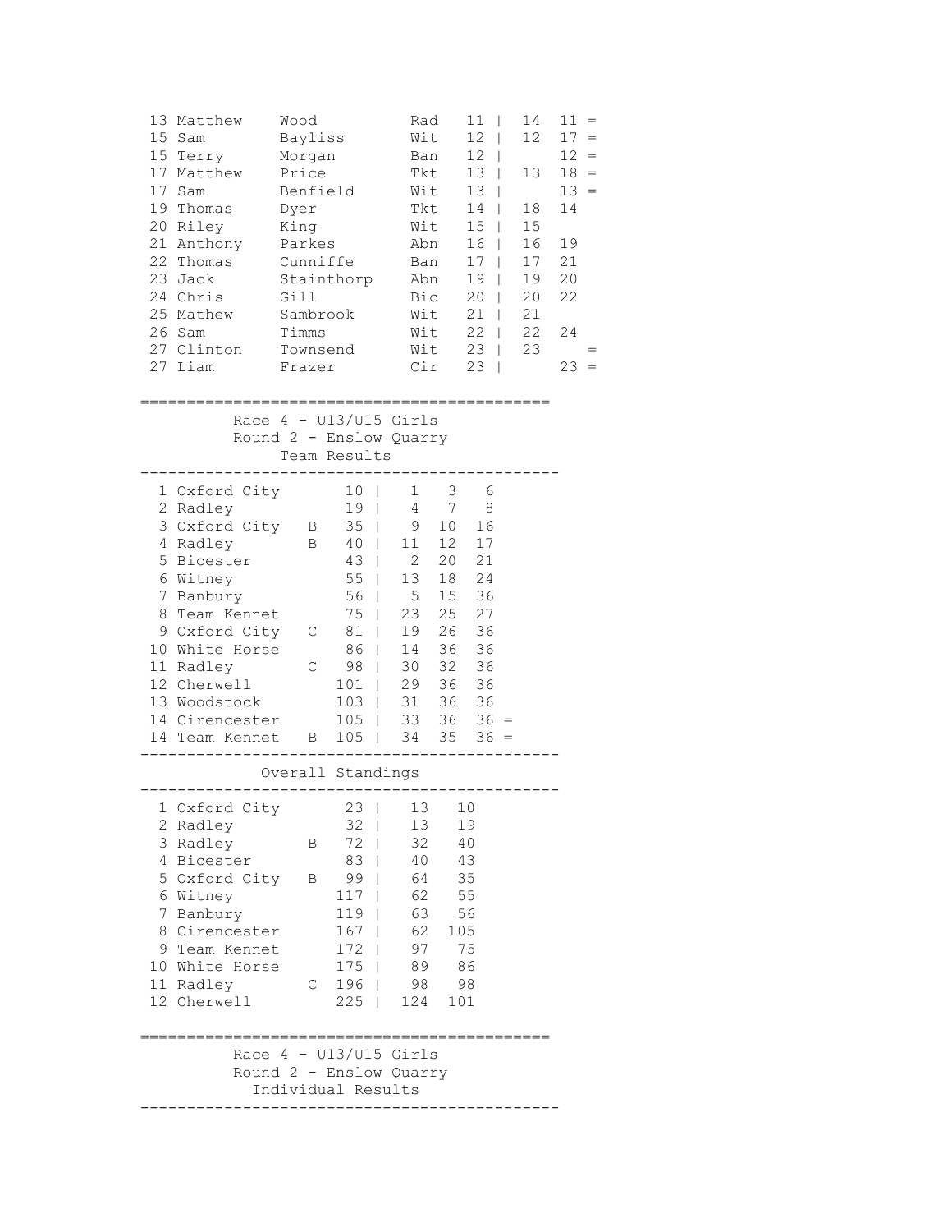| | | | | | | | | |
|---|---|---|---|---|---|---|---|---|
| 13 | Matthew | Wood | Rad | 11 | | 14 | 11 | = |
| 15 | Sam | Bayliss | Wit | 12 | | 12 | 17 | = |
| 15 | Terry | Morgan | Ban | 12 | | | 12 | = |
| 17 | Matthew | Price | Tkt | 13 | | 13 | 18 | = |
| 17 | Sam | Benfield | Wit | 13 | | | 13 | = |
| 19 | Thomas | Dyer | Tkt | 14 | | 18 | 14 | |
| 20 | Riley | King | Wit | 15 | | 15 | | |
| 21 | Anthony | Parkes | Abn | 16 | | 16 | 19 | |
| 22 | Thomas | Cunniffe | Ban | 17 | | 17 | 21 | |
| 23 | Jack | Stainthorp | Abn | 19 | | 19 | 20 | |
| 24 | Chris | Gill | Bic | 20 | | 20 | 22 | |
| 25 | Mathew | Sambrook | Wit | 21 | | 21 | | |
| 26 | Sam | Timms | Wit | 22 | | 22 | 24 | |
| 27 | Clinton | Townsend | Wit | 23 | | 23 | | = |
| 27 | Liam | Frazer | Cir | 23 | | | 23 | = |

## Race 4 - U13/U15 Girls

### Round 2 - Enslow Quarry

### Team Results

| | | | | | | | | |
|---|---|---|---|---|---|---|---|---|
| 1 | Oxford City | | 10 | | 1 | 3 | 6 | |
| 2 | Radley | | 19 | | 4 | 7 | 8 | |
| 3 | Oxford City | B | 35 | | 9 | 10 | 16 | |
| 4 | Radley | B | 40 | | 11 | 12 | 17 | |
| 5 | Bicester | | 43 | | 2 | 20 | 21 | |
| 6 | Witney | | 55 | | 13 | 18 | 24 | |
| 7 | Banbury | | 56 | | 5 | 15 | 36 | |
| 8 | Team Kennet | | 75 | | 23 | 25 | 27 | |
| 9 | Oxford City | C | 81 | | 19 | 26 | 36 | |
| 10 | White Horse | | 86 | | 14 | 36 | 36 | |
| 11 | Radley | C | 98 | | 30 | 32 | 36 | |
| 12 | Cherwell | | 101 | | 29 | 36 | 36 | |
| 13 | Woodstock | | 103 | | 31 | 36 | 36 | |
| 14 | Cirencester | | 105 | | 33 | 36 | 36 | = |
| 14 | Team Kennet | B | 105 | | 34 | 35 | 36 | = |

### Overall Standings

| | | | | | | |
|---|---|---|---|---|---|---|
| 1 | Oxford City | | 23 | | 13 | 10 |
| 2 | Radley | | 32 | | 13 | 19 |
| 3 | Radley | B | 72 | | 32 | 40 |
| 4 | Bicester | | 83 | | 40 | 43 |
| 5 | Oxford City | B | 99 | | 64 | 35 |
| 6 | Witney | | 117 | | 62 | 55 |
| 7 | Banbury | | 119 | | 63 | 56 |
| 8 | Cirencester | | 167 | | 62 | 105 |
| 9 | Team Kennet | | 172 | | 97 | 75 |
| 10 | White Horse | | 175 | | 89 | 86 |
| 11 | Radley | C | 196 | | 98 | 98 |
| 12 | Cherwell | | 225 | | 124 | 101 |

## Race 4 - U13/U15 Girls

### Round 2 - Enslow Quarry

### Individual Results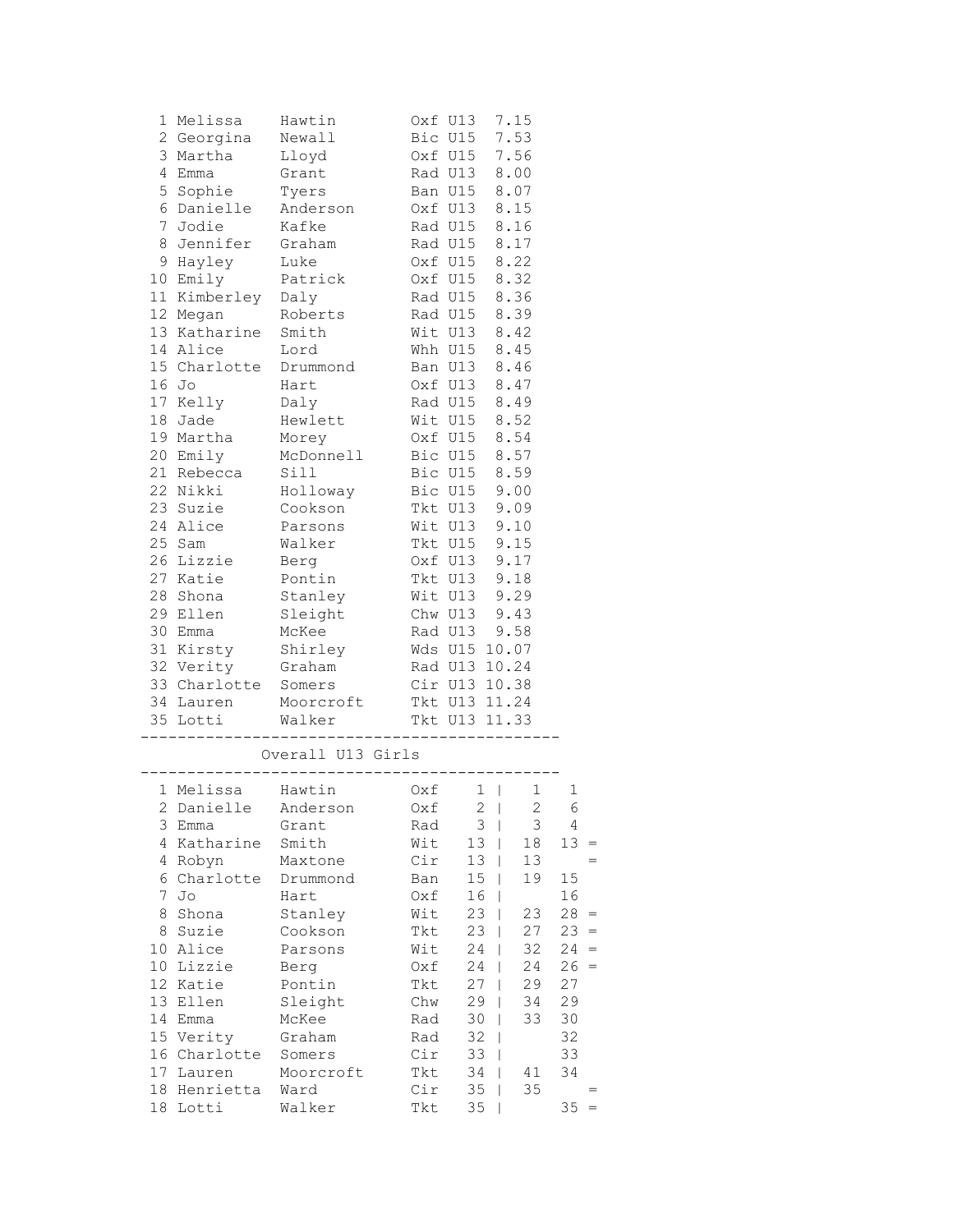| Pos | First Name | Surname | Club | Age | Time |
|---|---|---|---|---|---|
| 1 | Melissa | Hawtin | Oxf | U13 | 7.15 |
| 2 | Georgina | Newall | Bic | U15 | 7.53 |
| 3 | Martha | Lloyd | Oxf | U15 | 7.56 |
| 4 | Emma | Grant | Rad | U13 | 8.00 |
| 5 | Sophie | Tyers | Ban | U15 | 8.07 |
| 6 | Danielle | Anderson | Oxf | U13 | 8.15 |
| 7 | Jodie | Kafke | Rad | U15 | 8.16 |
| 8 | Jennifer | Graham | Rad | U15 | 8.17 |
| 9 | Hayley | Luke | Oxf | U15 | 8.22 |
| 10 | Emily | Patrick | Oxf | U15 | 8.32 |
| 11 | Kimberley | Daly | Rad | U15 | 8.36 |
| 12 | Megan | Roberts | Rad | U15 | 8.39 |
| 13 | Katharine | Smith | Wit | U13 | 8.42 |
| 14 | Alice | Lord | Whh | U15 | 8.45 |
| 15 | Charlotte | Drummond | Ban | U13 | 8.46 |
| 16 | Jo | Hart | Oxf | U13 | 8.47 |
| 17 | Kelly | Daly | Rad | U15 | 8.49 |
| 18 | Jade | Hewlett | Wit | U15 | 8.52 |
| 19 | Martha | Morey | Oxf | U15 | 8.54 |
| 20 | Emily | McDonnell | Bic | U15 | 8.57 |
| 21 | Rebecca | Sill | Bic | U15 | 8.59 |
| 22 | Nikki | Holloway | Bic | U15 | 9.00 |
| 23 | Suzie | Cookson | Tkt | U13 | 9.09 |
| 24 | Alice | Parsons | Wit | U13 | 9.10 |
| 25 | Sam | Walker | Tkt | U15 | 9.15 |
| 26 | Lizzie | Berg | Oxf | U13 | 9.17 |
| 27 | Katie | Pontin | Tkt | U13 | 9.18 |
| 28 | Shona | Stanley | Wit | U13 | 9.29 |
| 29 | Ellen | Sleight | Chw | U13 | 9.43 |
| 30 | Emma | McKee | Rad | U13 | 9.58 |
| 31 | Kirsty | Shirley | Wds | U15 | 10.07 |
| 32 | Verity | Graham | Rad | U13 | 10.24 |
| 33 | Charlotte | Somers | Cir | U13 | 10.38 |
| 34 | Lauren | Moorcroft | Tkt | U13 | 11.24 |
| 35 | Lotti | Walker | Tkt | U13 | 11.33 |

## Overall U13 Girls

| Pos | First Name | Surname | Club | Score | | | |
|---|---|---|---|---|---|---|---|
| 1 | Melissa | Hawtin | Oxf | 1 | 1 | 1 | |
| 2 | Danielle | Anderson | Oxf | 2 | 2 | 6 | |
| 3 | Emma | Grant | Rad | 3 | 3 | 4 | |
| 4 | Katharine | Smith | Wit | 13 | 18 | 13 | = |
| 4 | Robyn | Maxtone | Cir | 13 | 13 | | = |
| 6 | Charlotte | Drummond | Ban | 15 | 19 | 15 | |
| 7 | Jo | Hart | Oxf | 16 | | 16 | |
| 8 | Shona | Stanley | Wit | 23 | 23 | 28 | = |
| 8 | Suzie | Cookson | Tkt | 23 | 27 | 23 | = |
| 10 | Alice | Parsons | Wit | 24 | 32 | 24 | = |
| 10 | Lizzie | Berg | Oxf | 24 | 24 | 26 | = |
| 12 | Katie | Pontin | Tkt | 27 | 29 | 27 | |
| 13 | Ellen | Sleight | Chw | 29 | 34 | 29 | |
| 14 | Emma | McKee | Rad | 30 | 33 | 30 | |
| 15 | Verity | Graham | Rad | 32 | | 32 | |
| 16 | Charlotte | Somers | Cir | 33 | | 33 | |
| 17 | Lauren | Moorcroft | Tkt | 34 | 41 | 34 | |
| 18 | Henrietta | Ward | Cir | 35 | 35 | | = |
| 18 | Lotti | Walker | Tkt | 35 | | 35 | = |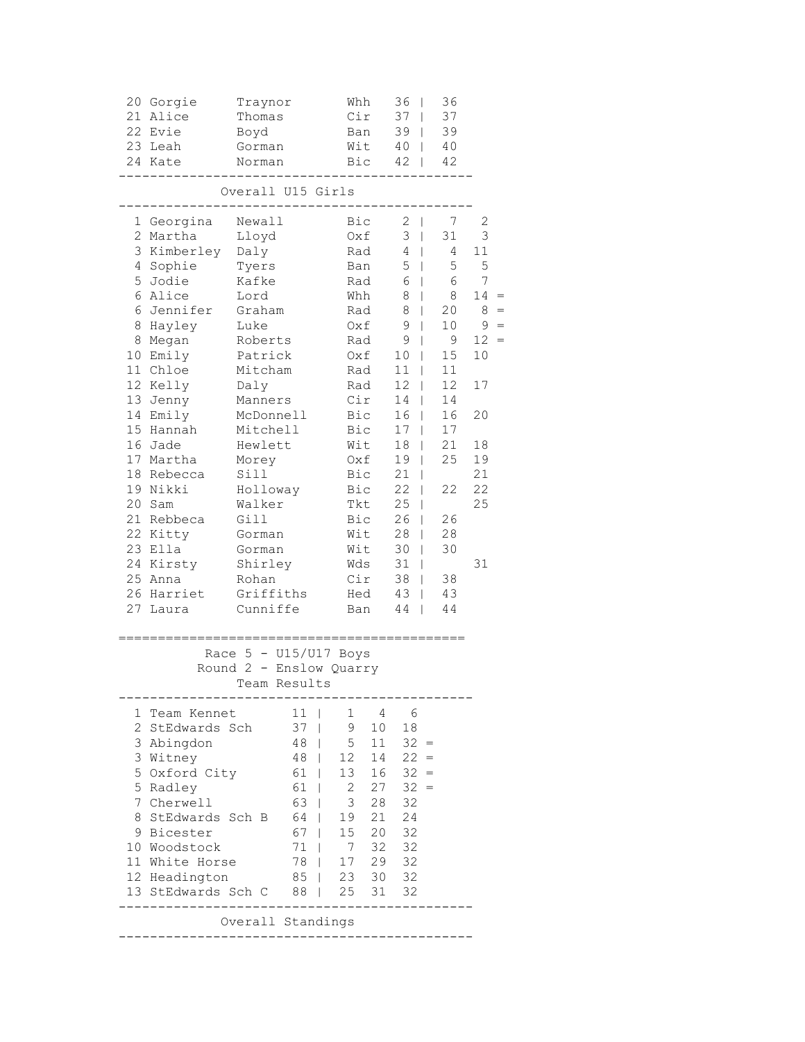| Pos | First | Last | Club | Pts | | | |
|---|---|---|---|---|---|---|---|
| 20 | Gorgie | Traynor | Whh | 36 | 36 | | |
| 21 | Alice | Thomas | Cir | 37 | 37 | | |
| 22 | Evie | Boyd | Ban | 39 | 39 | | |
| 23 | Leah | Gorman | Wit | 40 | 40 | | |
| 24 | Kate | Norman | Bic | 42 | 42 | | |

### Overall U15 Girls

| Pos | First | Last | Club | Pts | | | |
|---|---|---|---|---|---|---|---|
| 1 | Georgina | Newall | Bic | 2 | 7 | 2 | |
| 2 | Martha | Lloyd | Oxf | 3 | 31 | 3 | |
| 3 | Kimberley | Daly | Rad | 4 | 4 | 11 | |
| 4 | Sophie | Tyers | Ban | 5 | 5 | 5 | |
| 5 | Jodie | Kafke | Rad | 6 | 6 | 7 | |
| 6 | Alice | Lord | Whh | 8 | 8 | 14 | = |
| 6 | Jennifer | Graham | Rad | 8 | 20 | 8 | = |
| 8 | Hayley | Luke | Oxf | 9 | 10 | 9 | = |
| 8 | Megan | Roberts | Rad | 9 | 9 | 12 | = |
| 10 | Emily | Patrick | Oxf | 10 | 15 | 10 | |
| 11 | Chloe | Mitcham | Rad | 11 | 11 | | |
| 12 | Kelly | Daly | Rad | 12 | 12 | 17 | |
| 13 | Jenny | Manners | Cir | 14 | 14 | | |
| 14 | Emily | McDonnell | Bic | 16 | 16 | 20 | |
| 15 | Hannah | Mitchell | Bic | 17 | 17 | | |
| 16 | Jade | Hewlett | Wit | 18 | 21 | 18 | |
| 17 | Martha | Morey | Oxf | 19 | 25 | 19 | |
| 18 | Rebecca | Sill | Bic | 21 | | 21 | |
| 19 | Nikki | Holloway | Bic | 22 | 22 | 22 | |
| 20 | Sam | Walker | Tkt | 25 | | 25 | |
| 21 | Rebbeca | Gill | Bic | 26 | 26 | | |
| 22 | Kitty | Gorman | Wit | 28 | 28 | | |
| 23 | Ella | Gorman | Wit | 30 | 30 | | |
| 24 | Kirsty | Shirley | Wds | 31 | | 31 | |
| 25 | Anna | Rohan | Cir | 38 | 38 | | |
| 26 | Harriet | Griffiths | Hed | 43 | 43 | | |
| 27 | Laura | Cunniffe | Ban | 44 | 44 | | |

## Race 5 - U15/U17 Boys
### Round 2 - Enslow Quarry
### Team Results

| Pos | Team | Total | | | | |
|---|---|---|---|---|---|---|
| 1 | Team Kennet | 11 | 1 | 4 | 6 | |
| 2 | StEdwards Sch | 37 | 9 | 10 | 18 | |
| 3 | Abingdon | 48 | 5 | 11 | 32 | = |
| 3 | Witney | 48 | 12 | 14 | 22 | = |
| 5 | Oxford City | 61 | 13 | 16 | 32 | = |
| 5 | Radley | 61 | 2 | 27 | 32 | = |
| 7 | Cherwell | 63 | 3 | 28 | 32 | |
| 8 | StEdwards Sch B | 64 | 19 | 21 | 24 | |
| 9 | Bicester | 67 | 15 | 20 | 32 | |
| 10 | Woodstock | 71 | 7 | 32 | 32 | |
| 11 | White Horse | 78 | 17 | 29 | 32 | |
| 12 | Headington | 85 | 23 | 30 | 32 | |
| 13 | StEdwards Sch C | 88 | 25 | 31 | 32 | |

### Overall Standings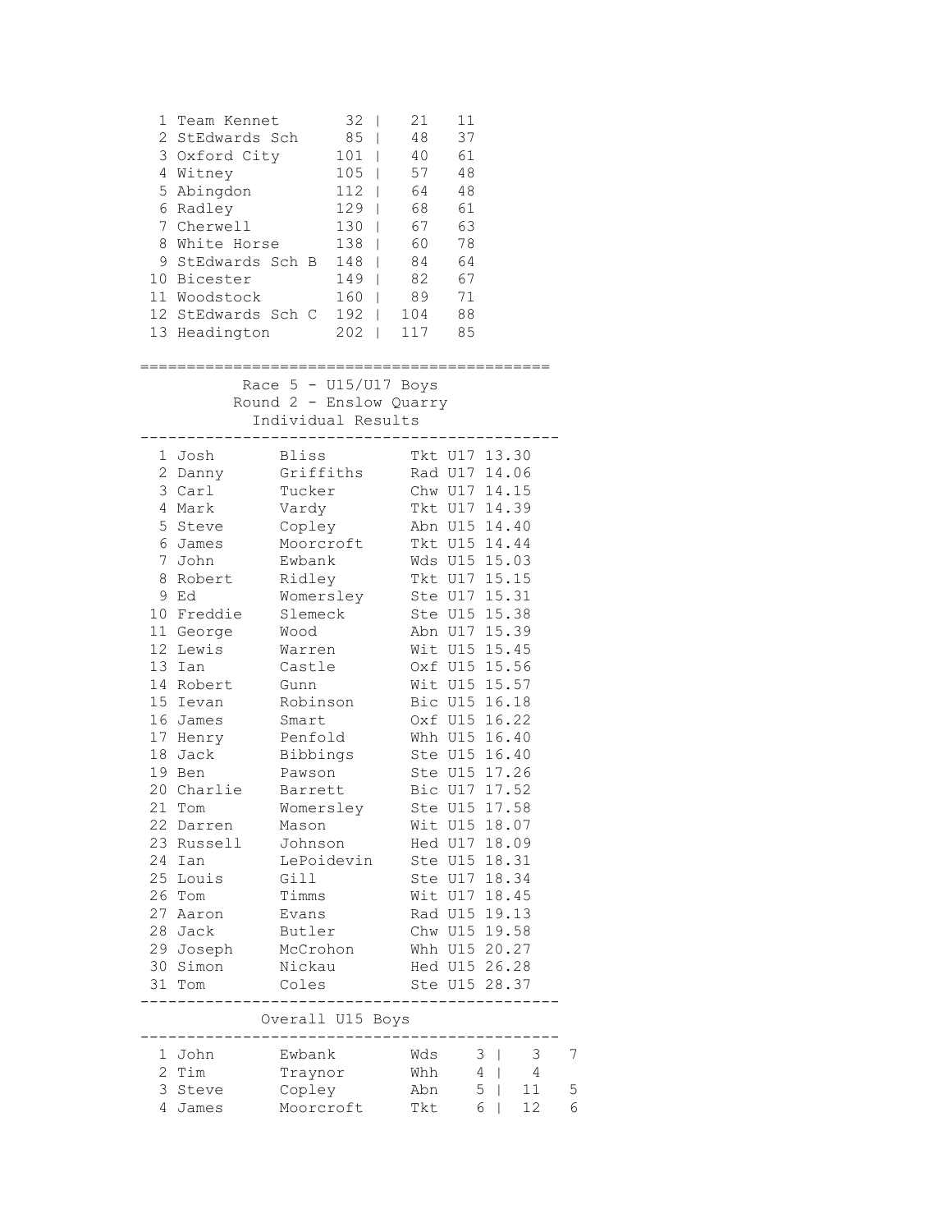| Pos | Team | Total | | | |
|---|---|---|---|---|---|
| 1 | Team Kennet | 32 | \| | 21 | 11 |
| 2 | StEdwards Sch | 85 | \| | 48 | 37 |
| 3 | Oxford City | 101 | \| | 40 | 61 |
| 4 | Witney | 105 | \| | 57 | 48 |
| 5 | Abingdon | 112 | \| | 64 | 48 |
| 6 | Radley | 129 | \| | 68 | 61 |
| 7 | Cherwell | 130 | \| | 67 | 63 |
| 8 | White Horse | 138 | \| | 60 | 78 |
| 9 | StEdwards Sch B | 148 | \| | 84 | 64 |
| 10 | Bicester | 149 | \| | 82 | 67 |
| 11 | Woodstock | 160 | \| | 89 | 71 |
| 12 | StEdwards Sch C | 192 | \| | 104 | 88 |
| 13 | Headington | 202 | \| | 117 | 85 |

============================================

## Race 5 - U15/U17 Boys

### Round 2 - Enslow Quarry

### Individual Results

| Pos | First Name | Surname | Club | Cat | Time |
|---|---|---|---|---|---|
| 1 | Josh | Bliss | Tkt | U17 | 13.30 |
| 2 | Danny | Griffiths | Rad | U17 | 14.06 |
| 3 | Carl | Tucker | Chw | U17 | 14.15 |
| 4 | Mark | Vardy | Tkt | U17 | 14.39 |
| 5 | Steve | Copley | Abn | U15 | 14.40 |
| 6 | James | Moorcroft | Tkt | U15 | 14.44 |
| 7 | John | Ewbank | Wds | U15 | 15.03 |
| 8 | Robert | Ridley | Tkt | U17 | 15.15 |
| 9 | Ed | Womersley | Ste | U17 | 15.31 |
| 10 | Freddie | Slemeck | Ste | U15 | 15.38 |
| 11 | George | Wood | Abn | U17 | 15.39 |
| 12 | Lewis | Warren | Wit | U15 | 15.45 |
| 13 | Ian | Castle | Oxf | U15 | 15.56 |
| 14 | Robert | Gunn | Wit | U15 | 15.57 |
| 15 | Ievan | Robinson | Bic | U15 | 16.18 |
| 16 | James | Smart | Oxf | U15 | 16.22 |
| 17 | Henry | Penfold | Whh | U15 | 16.40 |
| 18 | Jack | Bibbings | Ste | U15 | 16.40 |
| 19 | Ben | Pawson | Ste | U15 | 17.26 |
| 20 | Charlie | Barrett | Bic | U17 | 17.52 |
| 21 | Tom | Womersley | Ste | U15 | 17.58 |
| 22 | Darren | Mason | Wit | U15 | 18.07 |
| 23 | Russell | Johnson | Hed | U17 | 18.09 |
| 24 | Ian | LePoidevin | Ste | U15 | 18.31 |
| 25 | Louis | Gill | Ste | U17 | 18.34 |
| 26 | Tom | Timms | Wit | U17 | 18.45 |
| 27 | Aaron | Evans | Rad | U15 | 19.13 |
| 28 | Jack | Butler | Chw | U15 | 19.58 |
| 29 | Joseph | McCrohon | Whh | U15 | 20.27 |
| 30 | Simon | Nickau | Hed | U15 | 26.28 |
| 31 | Tom | Coles | Ste | U15 | 28.37 |

### Overall U15 Boys

| Pos | First Name | Surname | Club | Points | | | |
|---|---|---|---|---|---|---|---|
| 1 | John | Ewbank | Wds | 3 | \| | 3 | 7 |
| 2 | Tim | Traynor | Whh | 4 | \| | 4 | |
| 3 | Steve | Copley | Abn | 5 | \| | 11 | 5 |
| 4 | James | Moorcroft | Tkt | 6 | \| | 12 | 6 |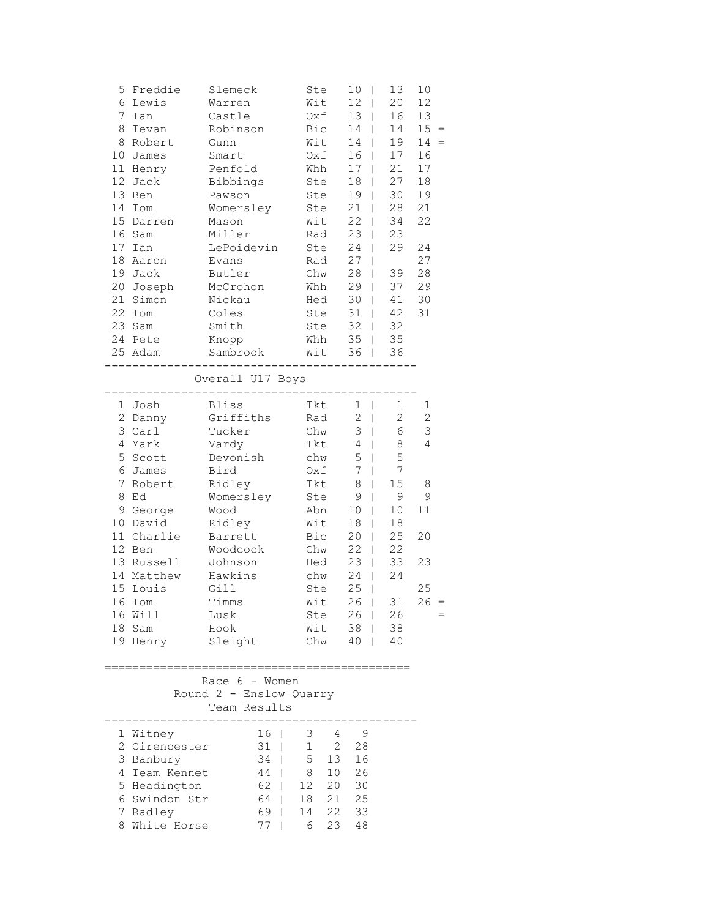| Pos | First | Last | Club | Total | | R1 | R2 | |
|---|---|---|---|---|---|---|---|---|
| 5 | Freddie | Slemeck | Ste | 10 | \| | 13 | 10 | |
| 6 | Lewis | Warren | Wit | 12 | \| | 20 | 12 | |
| 7 | Ian | Castle | Oxf | 13 | \| | 16 | 13 | |
| 8 | Ievan | Robinson | Bic | 14 | \| | 14 | 15 | = |
| 8 | Robert | Gunn | Wit | 14 | \| | 19 | 14 | = |
| 10 | James | Smart | Oxf | 16 | \| | 17 | 16 | |
| 11 | Henry | Penfold | Whh | 17 | \| | 21 | 17 | |
| 12 | Jack | Bibbings | Ste | 18 | \| | 27 | 18 | |
| 13 | Ben | Pawson | Ste | 19 | \| | 30 | 19 | |
| 14 | Tom | Womersley | Ste | 21 | \| | 28 | 21 | |
| 15 | Darren | Mason | Wit | 22 | \| | 34 | 22 | |
| 16 | Sam | Miller | Rad | 23 | \| | 23 | | |
| 17 | Ian | LePoidevin | Ste | 24 | \| | 29 | 24 | |
| 18 | Aaron | Evans | Rad | 27 | \| | | 27 | |
| 19 | Jack | Butler | Chw | 28 | \| | 39 | 28 | |
| 20 | Joseph | McCrohon | Whh | 29 | \| | 37 | 29 | |
| 21 | Simon | Nickau | Hed | 30 | \| | 41 | 30 | |
| 22 | Tom | Coles | Ste | 31 | \| | 42 | 31 | |
| 23 | Sam | Smith | Ste | 32 | \| | 32 | | |
| 24 | Pete | Knopp | Whh | 35 | \| | 35 | | |
| 25 | Adam | Sambrook | Wit | 36 | \| | 36 | | |

Overall U17 Boys

| Pos | First | Last | Club | Total | | R1 | R2 | |
|---|---|---|---|---|---|---|---|---|
| 1 | Josh | Bliss | Tkt | 1 | \| | 1 | 1 | |
| 2 | Danny | Griffiths | Rad | 2 | \| | 2 | 2 | |
| 3 | Carl | Tucker | Chw | 3 | \| | 6 | 3 | |
| 4 | Mark | Vardy | Tkt | 4 | \| | 8 | 4 | |
| 5 | Scott | Devonish | chw | 5 | \| | 5 | | |
| 6 | James | Bird | Oxf | 7 | \| | 7 | | |
| 7 | Robert | Ridley | Tkt | 8 | \| | 15 | 8 | |
| 8 | Ed | Womersley | Ste | 9 | \| | 9 | 9 | |
| 9 | George | Wood | Abn | 10 | \| | 10 | 11 | |
| 10 | David | Ridley | Wit | 18 | \| | 18 | | |
| 11 | Charlie | Barrett | Bic | 20 | \| | 25 | 20 | |
| 12 | Ben | Woodcock | Chw | 22 | \| | 22 | | |
| 13 | Russell | Johnson | Hed | 23 | \| | 33 | 23 | |
| 14 | Matthew | Hawkins | chw | 24 | \| | 24 | | |
| 15 | Louis | Gill | Ste | 25 | \| | | 25 | |
| 16 | Tom | Timms | Wit | 26 | \| | 31 | 26 | = |
| 16 | Will | Lusk | Ste | 26 | \| | 26 | | = |
| 18 | Sam | Hook | Wit | 38 | \| | 38 | | |
| 19 | Henry | Sleight | Chw | 40 | \| | 40 | | |

## Race 6 - Women
### Round 2 - Enslow Quarry
### Team Results

| Pos | Team | Total | | 1st | 2nd | 3rd |
|---|---|---|---|---|---|---|
| 1 | Witney | 16 | \| | 3 | 4 | 9 |
| 2 | Cirencester | 31 | \| | 1 | 2 | 28 |
| 3 | Banbury | 34 | \| | 5 | 13 | 16 |
| 4 | Team Kennet | 44 | \| | 8 | 10 | 26 |
| 5 | Headington | 62 | \| | 12 | 20 | 30 |
| 6 | Swindon Str | 64 | \| | 18 | 21 | 25 |
| 7 | Radley | 69 | \| | 14 | 22 | 33 |
| 8 | White Horse | 77 | \| | 6 | 23 | 48 |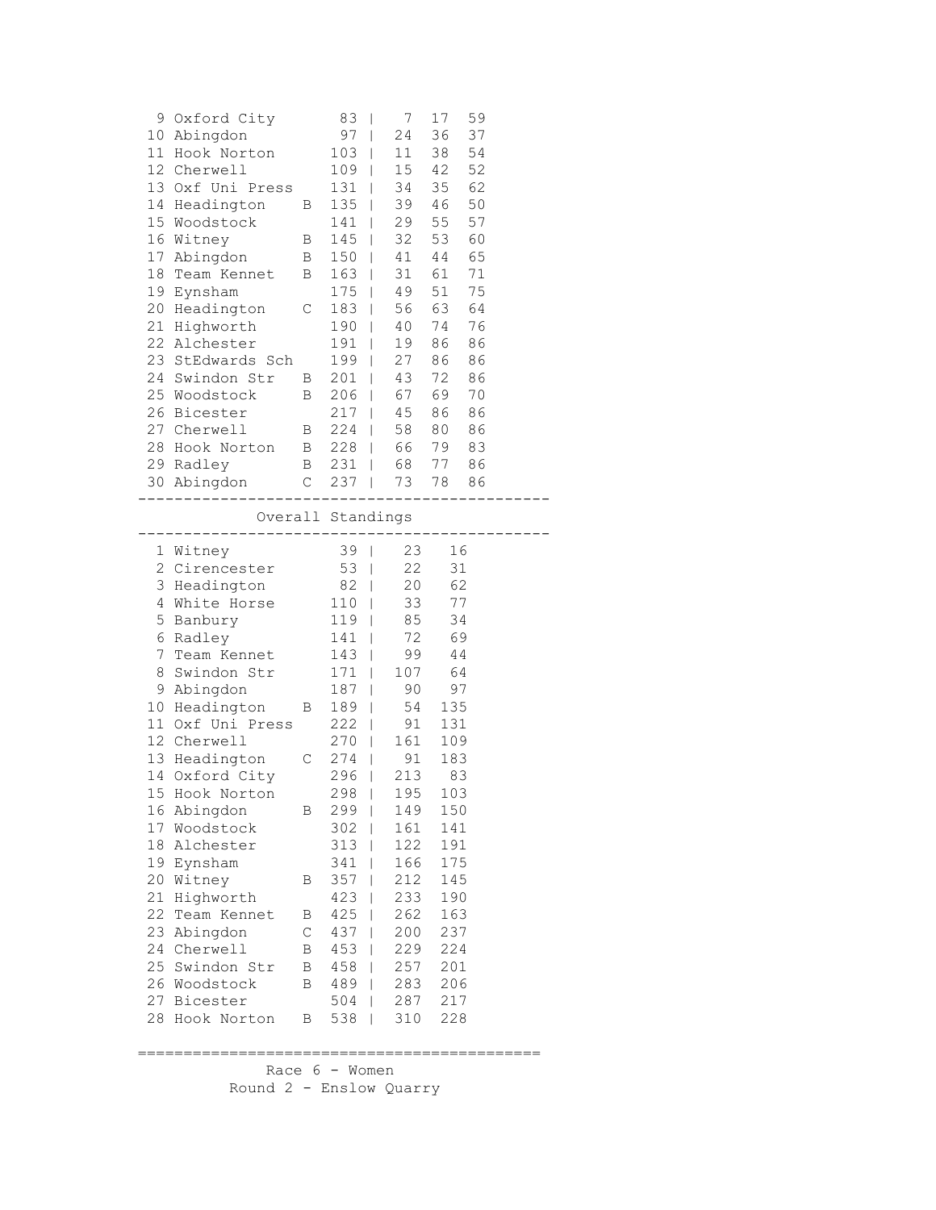| Pos | Team | | Total | | | | |
|---|---|---|---|---|---|---|---|
| 9 | Oxford City | | 83 | \| | 7 | 17 | 59 |
| 10 | Abingdon | | 97 | \| | 24 | 36 | 37 |
| 11 | Hook Norton | | 103 | \| | 11 | 38 | 54 |
| 12 | Cherwell | | 109 | \| | 15 | 42 | 52 |
| 13 | Oxf Uni Press | | 131 | \| | 34 | 35 | 62 |
| 14 | Headington | B | 135 | \| | 39 | 46 | 50 |
| 15 | Woodstock | | 141 | \| | 29 | 55 | 57 |
| 16 | Witney | B | 145 | \| | 32 | 53 | 60 |
| 17 | Abingdon | B | 150 | \| | 41 | 44 | 65 |
| 18 | Team Kennet | B | 163 | \| | 31 | 61 | 71 |
| 19 | Eynsham | | 175 | \| | 49 | 51 | 75 |
| 20 | Headington | C | 183 | \| | 56 | 63 | 64 |
| 21 | Highworth | | 190 | \| | 40 | 74 | 76 |
| 22 | Alchester | | 191 | \| | 19 | 86 | 86 |
| 23 | StEdwards Sch | | 199 | \| | 27 | 86 | 86 |
| 24 | Swindon Str | B | 201 | \| | 43 | 72 | 86 |
| 25 | Woodstock | B | 206 | \| | 67 | 69 | 70 |
| 26 | Bicester | | 217 | \| | 45 | 86 | 86 |
| 27 | Cherwell | B | 224 | \| | 58 | 80 | 86 |
| 28 | Hook Norton | B | 228 | \| | 66 | 79 | 83 |
| 29 | Radley | B | 231 | \| | 68 | 77 | 86 |
| 30 | Abingdon | C | 237 | \| | 73 | 78 | 86 |

## Overall Standings

| Pos | Team | | Total | | | |
|---|---|---|---|---|---|---|
| 1 | Witney | | 39 | \| | 23 | 16 |
| 2 | Cirencester | | 53 | \| | 22 | 31 |
| 3 | Headington | | 82 | \| | 20 | 62 |
| 4 | White Horse | | 110 | \| | 33 | 77 |
| 5 | Banbury | | 119 | \| | 85 | 34 |
| 6 | Radley | | 141 | \| | 72 | 69 |
| 7 | Team Kennet | | 143 | \| | 99 | 44 |
| 8 | Swindon Str | | 171 | \| | 107 | 64 |
| 9 | Abingdon | | 187 | \| | 90 | 97 |
| 10 | Headington | B | 189 | \| | 54 | 135 |
| 11 | Oxf Uni Press | | 222 | \| | 91 | 131 |
| 12 | Cherwell | | 270 | \| | 161 | 109 |
| 13 | Headington | C | 274 | \| | 91 | 183 |
| 14 | Oxford City | | 296 | \| | 213 | 83 |
| 15 | Hook Norton | | 298 | \| | 195 | 103 |
| 16 | Abingdon | B | 299 | \| | 149 | 150 |
| 17 | Woodstock | | 302 | \| | 161 | 141 |
| 18 | Alchester | | 313 | \| | 122 | 191 |
| 19 | Eynsham | | 341 | \| | 166 | 175 |
| 20 | Witney | B | 357 | \| | 212 | 145 |
| 21 | Highworth | | 423 | \| | 233 | 190 |
| 22 | Team Kennet | B | 425 | \| | 262 | 163 |
| 23 | Abingdon | C | 437 | \| | 200 | 237 |
| 24 | Cherwell | B | 453 | \| | 229 | 224 |
| 25 | Swindon Str | B | 458 | \| | 257 | 201 |
| 26 | Woodstock | B | 489 | \| | 283 | 206 |
| 27 | Bicester | | 504 | \| | 287 | 217 |
| 28 | Hook Norton | B | 538 | \| | 310 | 228 |

## Race 6 - Women

### Round 2 - Enslow Quarry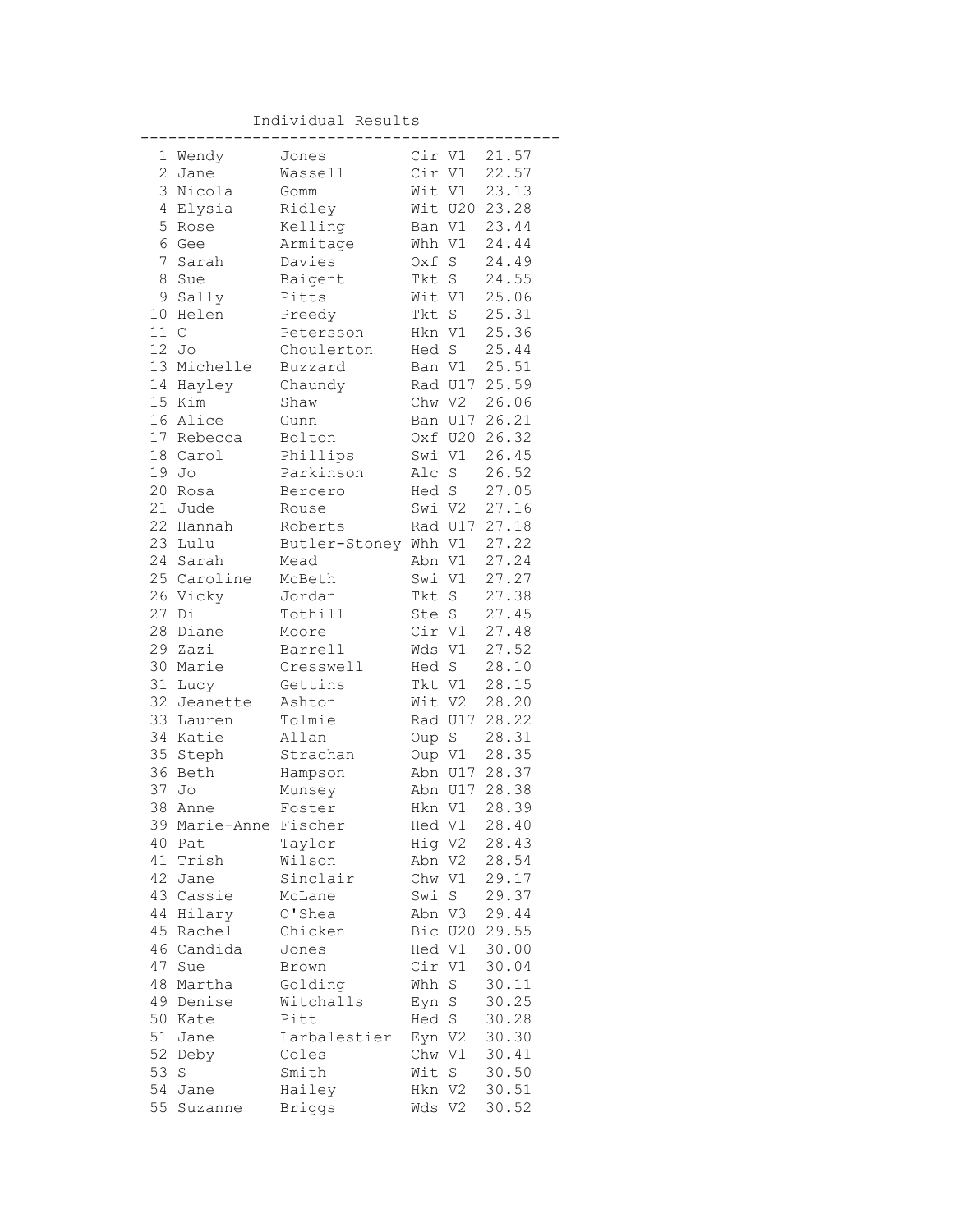Individual Results

| Pos | First Name | Surname | Club | Cat | Time |
|---|---|---|---|---|---|
| 1 | Wendy | Jones | Cir | V1 | 21.57 |
| 2 | Jane | Wassell | Cir | V1 | 22.57 |
| 3 | Nicola | Gomm | Wit | V1 | 23.13 |
| 4 | Elysia | Ridley | Wit | U20 | 23.28 |
| 5 | Rose | Kelling | Ban | V1 | 23.44 |
| 6 | Gee | Armitage | Whh | V1 | 24.44 |
| 7 | Sarah | Davies | Oxf | S | 24.49 |
| 8 | Sue | Baigent | Tkt | S | 24.55 |
| 9 | Sally | Pitts | Wit | V1 | 25.06 |
| 10 | Helen | Preedy | Tkt | S | 25.31 |
| 11 | C | Petersson | Hkn | V1 | 25.36 |
| 12 | Jo | Choulerton | Hed | S | 25.44 |
| 13 | Michelle | Buzzard | Ban | V1 | 25.51 |
| 14 | Hayley | Chaundy | Rad | U17 | 25.59 |
| 15 | Kim | Shaw | Chw | V2 | 26.06 |
| 16 | Alice | Gunn | Ban | U17 | 26.21 |
| 17 | Rebecca | Bolton | Oxf | U20 | 26.32 |
| 18 | Carol | Phillips | Swi | V1 | 26.45 |
| 19 | Jo | Parkinson | Alc | S | 26.52 |
| 20 | Rosa | Bercero | Hed | S | 27.05 |
| 21 | Jude | Rouse | Swi | V2 | 27.16 |
| 22 | Hannah | Roberts | Rad | U17 | 27.18 |
| 23 | Lulu | Butler-Stoney | Whh | V1 | 27.22 |
| 24 | Sarah | Mead | Abn | V1 | 27.24 |
| 25 | Caroline | McBeth | Swi | V1 | 27.27 |
| 26 | Vicky | Jordan | Tkt | S | 27.38 |
| 27 | Di | Tothill | Ste | S | 27.45 |
| 28 | Diane | Moore | Cir | V1 | 27.48 |
| 29 | Zazi | Barrell | Wds | V1 | 27.52 |
| 30 | Marie | Cresswell | Hed | S | 28.10 |
| 31 | Lucy | Gettins | Tkt | V1 | 28.15 |
| 32 | Jeanette | Ashton | Wit | V2 | 28.20 |
| 33 | Lauren | Tolmie | Rad | U17 | 28.22 |
| 34 | Katie | Allan | Oup | S | 28.31 |
| 35 | Steph | Strachan | Oup | V1 | 28.35 |
| 36 | Beth | Hampson | Abn | U17 | 28.37 |
| 37 | Jo | Munsey | Abn | U17 | 28.38 |
| 38 | Anne | Foster | Hkn | V1 | 28.39 |
| 39 | Marie-Anne | Fischer | Hed | V1 | 28.40 |
| 40 | Pat | Taylor | Hig | V2 | 28.43 |
| 41 | Trish | Wilson | Abn | V2 | 28.54 |
| 42 | Jane | Sinclair | Chw | V1 | 29.17 |
| 43 | Cassie | McLane | Swi | S | 29.37 |
| 44 | Hilary | O'Shea | Abn | V3 | 29.44 |
| 45 | Rachel | Chicken | Bic | U20 | 29.55 |
| 46 | Candida | Jones | Hed | V1 | 30.00 |
| 47 | Sue | Brown | Cir | V1 | 30.04 |
| 48 | Martha | Golding | Whh | S | 30.11 |
| 49 | Denise | Witchalls | Eyn | S | 30.25 |
| 50 | Kate | Pitt | Hed | S | 30.28 |
| 51 | Jane | Larbalestier | Eyn | V2 | 30.30 |
| 52 | Deby | Coles | Chw | V1 | 30.41 |
| 53 | S | Smith | Wit | S | 30.50 |
| 54 | Jane | Hailey | Hkn | V2 | 30.51 |
| 55 | Suzanne | Briggs | Wds | V2 | 30.52 |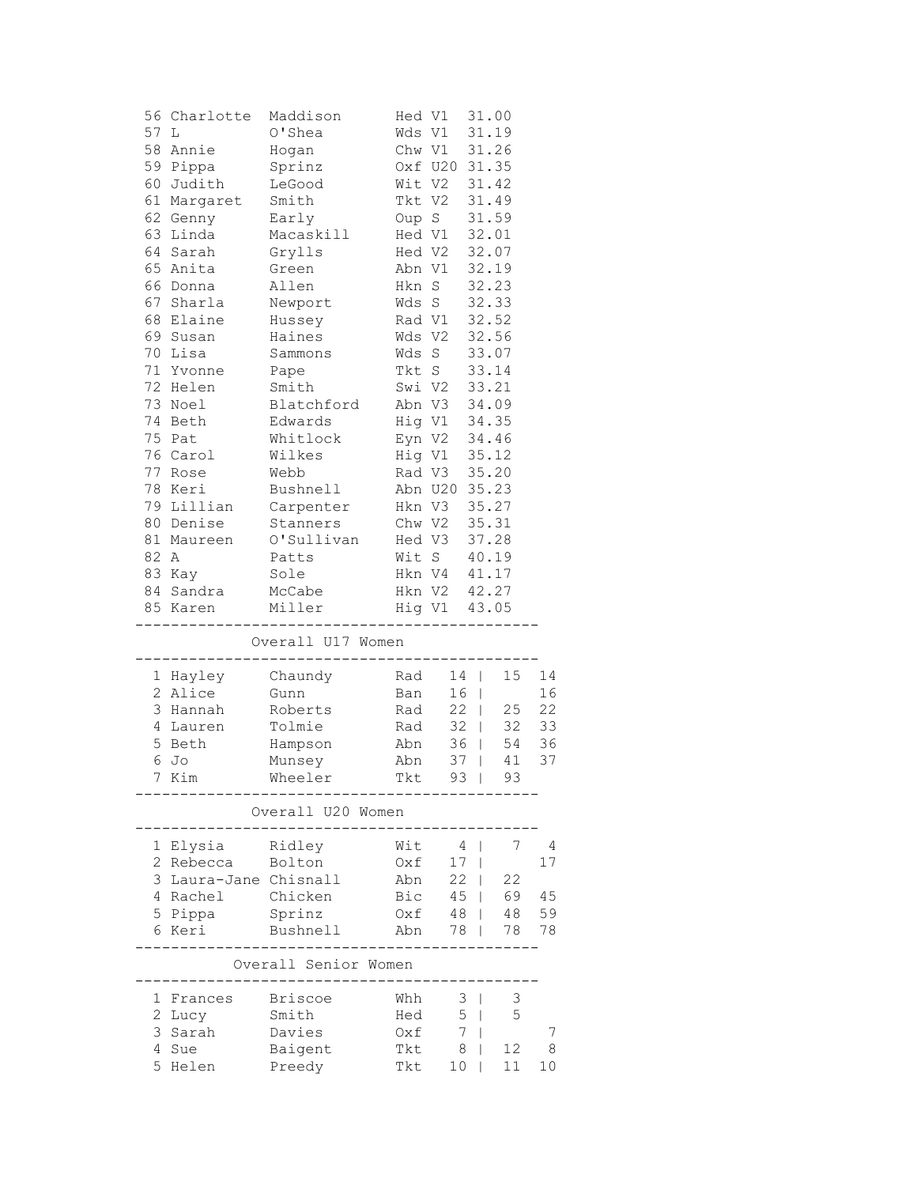| Pos | First | Last | Club | Cat | Time |
|---|---|---|---|---|---|
| 56 | Charlotte | Maddison | Hed | V1 | 31.00 |
| 57 | L | O'Shea | Wds | V1 | 31.19 |
| 58 | Annie | Hogan | Chw | V1 | 31.26 |
| 59 | Pippa | Sprinz | Oxf | U20 | 31.35 |
| 60 | Judith | LeGood | Wit | V2 | 31.42 |
| 61 | Margaret | Smith | Tkt | V2 | 31.49 |
| 62 | Genny | Early | Oup | S | 31.59 |
| 63 | Linda | Macaskill | Hed | V1 | 32.01 |
| 64 | Sarah | Grylls | Hed | V2 | 32.07 |
| 65 | Anita | Green | Abn | V1 | 32.19 |
| 66 | Donna | Allen | Hkn | S | 32.23 |
| 67 | Sharla | Newport | Wds | S | 32.33 |
| 68 | Elaine | Hussey | Rad | V1 | 32.52 |
| 69 | Susan | Haines | Wds | V2 | 32.56 |
| 70 | Lisa | Sammons | Wds | S | 33.07 |
| 71 | Yvonne | Pape | Tkt | S | 33.14 |
| 72 | Helen | Smith | Swi | V2 | 33.21 |
| 73 | Noel | Blatchford | Abn | V3 | 34.09 |
| 74 | Beth | Edwards | Hig | V1 | 34.35 |
| 75 | Pat | Whitlock | Eyn | V2 | 34.46 |
| 76 | Carol | Wilkes | Hig | V1 | 35.12 |
| 77 | Rose | Webb | Rad | V3 | 35.20 |
| 78 | Keri | Bushnell | Abn | U20 | 35.23 |
| 79 | Lillian | Carpenter | Hkn | V3 | 35.27 |
| 80 | Denise | Stanners | Chw | V2 | 35.31 |
| 81 | Maureen | O'Sullivan | Hed | V3 | 37.28 |
| 82 | A | Patts | Wit | S | 40.19 |
| 83 | Kay | Sole | Hkn | V4 | 41.17 |
| 84 | Sandra | McCabe | Hkn | V2 | 42.27 |
| 85 | Karen | Miller | Hig | V1 | 43.05 |

## Overall U17 Women

| Pos | First | Last | Club | Total | | | |
|---|---|---|---|---|---|---|---|
| 1 | Hayley | Chaundy | Rad | 14 | \| | 15 | 14 |
| 2 | Alice | Gunn | Ban | 16 | \| | | 16 |
| 3 | Hannah | Roberts | Rad | 22 | \| | 25 | 22 |
| 4 | Lauren | Tolmie | Rad | 32 | \| | 32 | 33 |
| 5 | Beth | Hampson | Abn | 36 | \| | 54 | 36 |
| 6 | Jo | Munsey | Abn | 37 | \| | 41 | 37 |
| 7 | Kim | Wheeler | Tkt | 93 | \| | 93 | |

## Overall U20 Women

| Pos | First | Last | Club | Total | | | |
|---|---|---|---|---|---|---|---|
| 1 | Elysia | Ridley | Wit | 4 | \| | 7 | 4 |
| 2 | Rebecca | Bolton | Oxf | 17 | \| | | 17 |
| 3 | Laura-Jane | Chisnall | Abn | 22 | \| | 22 | |
| 4 | Rachel | Chicken | Bic | 45 | \| | 69 | 45 |
| 5 | Pippa | Sprinz | Oxf | 48 | \| | 48 | 59 |
| 6 | Keri | Bushnell | Abn | 78 | \| | 78 | 78 |

## Overall Senior Women

| Pos | First | Last | Club | Total | | | |
|---|---|---|---|---|---|---|---|
| 1 | Frances | Briscoe | Whh | 3 | \| | 3 | |
| 2 | Lucy | Smith | Hed | 5 | \| | 5 | |
| 3 | Sarah | Davies | Oxf | 7 | \| | | 7 |
| 4 | Sue | Baigent | Tkt | 8 | \| | 12 | 8 |
| 5 | Helen | Preedy | Tkt | 10 | \| | 11 | 10 |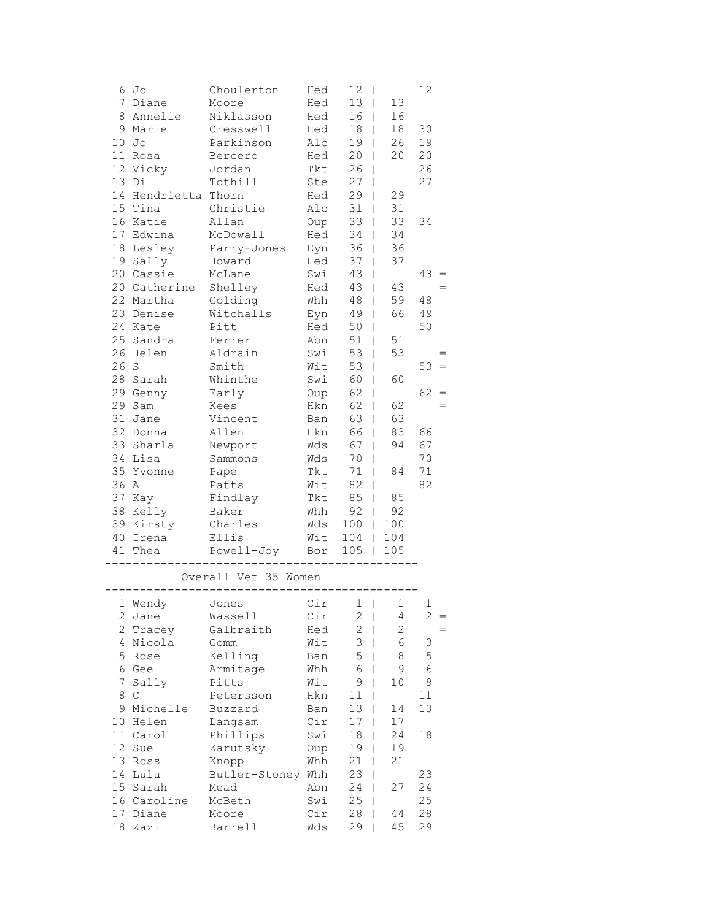| Pos | First | Surname | Club | Total | | Race 1 | Race 2 | |
|---|---|---|---|---|---|---|---|---|
| 6 | Jo | Choulerton | Hed | 12 | \| | | 12 | |
| 7 | Diane | Moore | Hed | 13 | \| | 13 | | |
| 8 | Annelie | Niklasson | Hed | 16 | \| | 16 | | |
| 9 | Marie | Cresswell | Hed | 18 | \| | 18 | 30 | |
| 10 | Jo | Parkinson | Alc | 19 | \| | 26 | 19 | |
| 11 | Rosa | Bercero | Hed | 20 | \| | 20 | 20 | |
| 12 | Vicky | Jordan | Tkt | 26 | \| | | 26 | |
| 13 | Di | Tothill | Ste | 27 | \| | | 27 | |
| 14 | Hendrietta | Thorn | Hed | 29 | \| | 29 | | |
| 15 | Tina | Christie | Alc | 31 | \| | 31 | | |
| 16 | Katie | Allan | Oup | 33 | \| | 33 | 34 | |
| 17 | Edwina | McDowall | Hed | 34 | \| | 34 | | |
| 18 | Lesley | Parry-Jones | Eyn | 36 | \| | 36 | | |
| 19 | Sally | Howard | Hed | 37 | \| | 37 | | |
| 20 | Cassie | McLane | Swi | 43 | \| | | 43 | = |
| 20 | Catherine | Shelley | Hed | 43 | \| | 43 | | = |
| 22 | Martha | Golding | Whh | 48 | \| | 59 | 48 | |
| 23 | Denise | Witchalls | Eyn | 49 | \| | 66 | 49 | |
| 24 | Kate | Pitt | Hed | 50 | \| | | 50 | |
| 25 | Sandra | Ferrer | Abn | 51 | \| | 51 | | |
| 26 | Helen | Aldrain | Swi | 53 | \| | 53 | | = |
| 26 | S | Smith | Wit | 53 | \| | | 53 | = |
| 28 | Sarah | Whinthe | Swi | 60 | \| | 60 | | |
| 29 | Genny | Early | Oup | 62 | \| | | 62 | = |
| 29 | Sam | Kees | Hkn | 62 | \| | 62 | | = |
| 31 | Jane | Vincent | Ban | 63 | \| | 63 | | |
| 32 | Donna | Allen | Hkn | 66 | \| | 83 | 66 | |
| 33 | Sharla | Newport | Wds | 67 | \| | 94 | 67 | |
| 34 | Lisa | Sammons | Wds | 70 | \| | | 70 | |
| 35 | Yvonne | Pape | Tkt | 71 | \| | 84 | 71 | |
| 36 | A | Patts | Wit | 82 | \| | | 82 | |
| 37 | Kay | Findlay | Tkt | 85 | \| | 85 | | |
| 38 | Kelly | Baker | Whh | 92 | \| | 92 | | |
| 39 | Kirsty | Charles | Wds | 100 | \| | 100 | | |
| 40 | Irena | Ellis | Wit | 104 | \| | 104 | | |
| 41 | Thea | Powell-Joy | Bor | 105 | \| | 105 | | |

## Overall Vet 35 Women

| Pos | First | Surname | Club | Total | | Race 1 | Race 2 | |
|---|---|---|---|---|---|---|---|---|
| 1 | Wendy | Jones | Cir | 1 | \| | 1 | 1 | |
| 2 | Jane | Wassell | Cir | 2 | \| | 4 | 2 | = |
| 2 | Tracey | Galbraith | Hed | 2 | \| | 2 | | = |
| 4 | Nicola | Gomm | Wit | 3 | \| | 6 | 3 | |
| 5 | Rose | Kelling | Ban | 5 | \| | 8 | 5 | |
| 6 | Gee | Armitage | Whh | 6 | \| | 9 | 6 | |
| 7 | Sally | Pitts | Wit | 9 | \| | 10 | 9 | |
| 8 | C | Petersson | Hkn | 11 | \| | | 11 | |
| 9 | Michelle | Buzzard | Ban | 13 | \| | 14 | 13 | |
| 10 | Helen | Langsam | Cir | 17 | \| | 17 | | |
| 11 | Carol | Phillips | Swi | 18 | \| | 24 | 18 | |
| 12 | Sue | Zarutsky | Oup | 19 | \| | 19 | | |
| 13 | Ross | Knopp | Whh | 21 | \| | 21 | | |
| 14 | Lulu | Butler-Stoney | Whh | 23 | \| | | 23 | |
| 15 | Sarah | Mead | Abn | 24 | \| | 27 | 24 | |
| 16 | Caroline | McBeth | Swi | 25 | \| | | 25 | |
| 17 | Diane | Moore | Cir | 28 | \| | 44 | 28 | |
| 18 | Zazi | Barrell | Wds | 29 | \| | 45 | 29 | |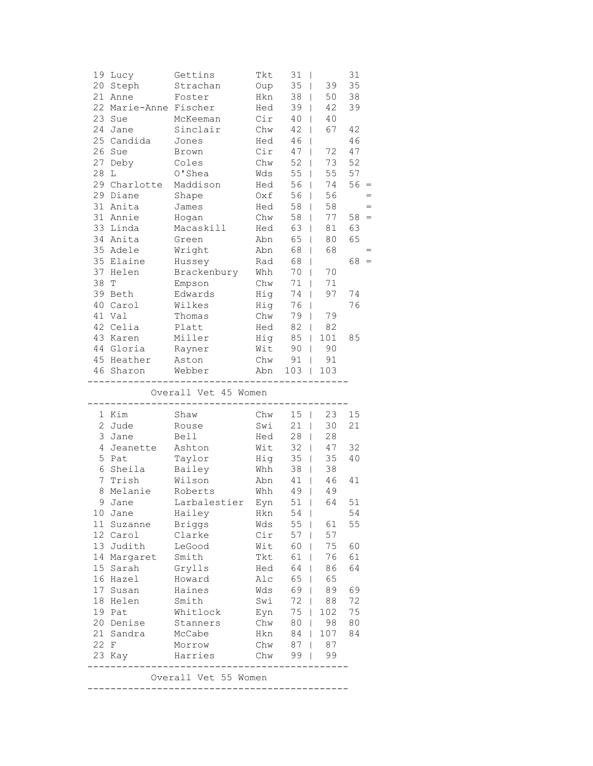| | | | | | | | |
|---|---|---|---|---|---|---|---|
| 19 | Lucy | Gettins | Tkt | 31 | | 31 | |
| 20 | Steph | Strachan | Oup | 35 | 39 | 35 | |
| 21 | Anne | Foster | Hkn | 38 | 50 | 38 | |
| 22 | Marie-Anne | Fischer | Hed | 39 | 42 | 39 | |
| 23 | Sue | McKeeman | Cir | 40 | 40 | | |
| 24 | Jane | Sinclair | Chw | 42 | 67 | 42 | |
| 25 | Candida | Jones | Hed | 46 | | 46 | |
| 26 | Sue | Brown | Cir | 47 | 72 | 47 | |
| 27 | Deby | Coles | Chw | 52 | 73 | 52 | |
| 28 | L | O'Shea | Wds | 55 | 55 | 57 | |
| 29 | Charlotte | Maddison | Hed | 56 | 74 | 56 | = |
| 29 | Diane | Shape | Oxf | 56 | 56 | | = |
| 31 | Anita | James | Hed | 58 | 58 | | = |
| 31 | Annie | Hogan | Chw | 58 | 77 | 58 | = |
| 33 | Linda | Macaskill | Hed | 63 | 81 | 63 | |
| 34 | Anita | Green | Abn | 65 | 80 | 65 | |
| 35 | Adele | Wright | Abn | 68 | 68 | | = |
| 35 | Elaine | Hussey | Rad | 68 | | 68 | = |
| 37 | Helen | Brackenbury | Whh | 70 | 70 | | |
| 38 | T | Empson | Chw | 71 | 71 | | |
| 39 | Beth | Edwards | Hig | 74 | 97 | 74 | |
| 40 | Carol | Wilkes | Hig | 76 | | 76 | |
| 41 | Val | Thomas | Chw | 79 | 79 | | |
| 42 | Celia | Platt | Hed | 82 | 82 | | |
| 43 | Karen | Miller | Hig | 85 | 101 | 85 | |
| 44 | Gloria | Rayner | Wit | 90 | 90 | | |
| 45 | Heather | Aston | Chw | 91 | 91 | | |
| 46 | Sharon | Webber | Abn | 103 | 103 | | |

## Overall Vet 45 Women

| | | | | | | |
|---|---|---|---|---|---|---|
| 1 | Kim | Shaw | Chw | 15 | 23 | 15 |
| 2 | Jude | Rouse | Swi | 21 | 30 | 21 |
| 3 | Jane | Bell | Hed | 28 | 28 | |
| 4 | Jeanette | Ashton | Wit | 32 | 47 | 32 |
| 5 | Pat | Taylor | Hig | 35 | 35 | 40 |
| 6 | Sheila | Bailey | Whh | 38 | 38 | |
| 7 | Trish | Wilson | Abn | 41 | 46 | 41 |
| 8 | Melanie | Roberts | Whh | 49 | 49 | |
| 9 | Jane | Larbalestier | Eyn | 51 | 64 | 51 |
| 10 | Jane | Hailey | Hkn | 54 | | 54 |
| 11 | Suzanne | Briggs | Wds | 55 | 61 | 55 |
| 12 | Carol | Clarke | Cir | 57 | 57 | |
| 13 | Judith | LeGood | Wit | 60 | 75 | 60 |
| 14 | Margaret | Smith | Tkt | 61 | 76 | 61 |
| 15 | Sarah | Grylls | Hed | 64 | 86 | 64 |
| 16 | Hazel | Howard | Alc | 65 | 65 | |
| 17 | Susan | Haines | Wds | 69 | 89 | 69 |
| 18 | Helen | Smith | Swi | 72 | 88 | 72 |
| 19 | Pat | Whitlock | Eyn | 75 | 102 | 75 |
| 20 | Denise | Stanners | Chw | 80 | 98 | 80 |
| 21 | Sandra | McCabe | Hkn | 84 | 107 | 84 |
| 22 | F | Morrow | Chw | 87 | 87 | |
| 23 | Kay | Harries | Chw | 99 | 99 | |

## Overall Vet 55 Women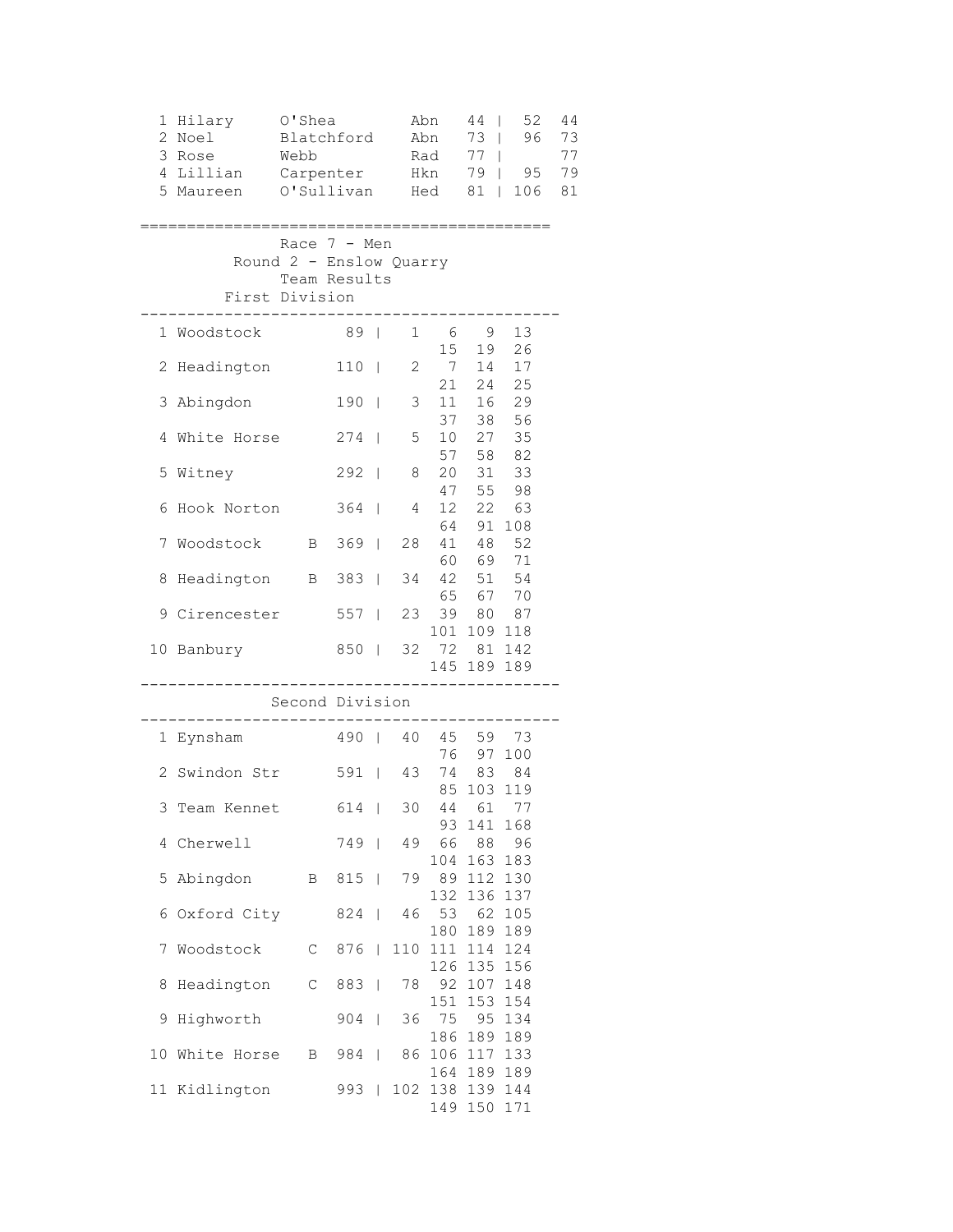| Pos | First Name | Surname | Club | Score | | Prev | Total |
|---|---|---|---|---|---|---|---|
| 1 | Hilary | O'Shea | Abn | 44 | | 52 | 44 |
| 2 | Noel | Blatchford | Abn | 73 | | 96 | 73 |
| 3 | Rose | Webb | Rad | 77 | | | 77 |
| 4 | Lillian | Carpenter | Hkn | 79 | | 95 | 79 |
| 5 | Maureen | O'Sullivan | Hed | 81 | | 106 | 81 |

## Race 7 - Men

### Round 2 - Enslow Quarry

### Team Results

#### First Division

| Pos | Team | | Total | Positions |
|---|---|---|---|---|
| 1 | Woodstock | | 89 | 1 6 9 13 15 19 26 |
| 2 | Headington | | 110 | 2 7 14 17 21 24 25 |
| 3 | Abingdon | | 190 | 3 11 16 29 37 38 56 |
| 4 | White Horse | | 274 | 5 10 27 35 57 58 82 |
| 5 | Witney | | 292 | 8 20 31 33 47 55 98 |
| 6 | Hook Norton | | 364 | 4 12 22 63 64 91 108 |
| 7 | Woodstock | B | 369 | 28 41 48 52 60 69 71 |
| 8 | Headington | B | 383 | 34 42 51 54 65 67 70 |
| 9 | Cirencester | | 557 | 23 39 80 87 101 109 118 |
| 10 | Banbury | | 850 | 32 72 81 142 145 189 189 |

#### Second Division

| Pos | Team | | Total | Positions |
|---|---|---|---|---|
| 1 | Eynsham | | 490 | 40 45 59 73 76 97 100 |
| 2 | Swindon Str | | 591 | 43 74 83 84 85 103 119 |
| 3 | Team Kennet | | 614 | 30 44 61 77 93 141 168 |
| 4 | Cherwell | | 749 | 49 66 88 96 104 163 183 |
| 5 | Abingdon | B | 815 | 79 89 112 130 132 136 137 |
| 6 | Oxford City | | 824 | 46 53 62 105 180 189 189 |
| 7 | Woodstock | C | 876 | 110 111 114 124 126 135 156 |
| 8 | Headington | C | 883 | 78 92 107 148 151 153 154 |
| 9 | Highworth | | 904 | 36 75 95 134 186 189 189 |
| 10 | White Horse | B | 984 | 86 106 117 133 164 189 189 |
| 11 | Kidlington | | 993 | 102 138 139 144 149 150 171 |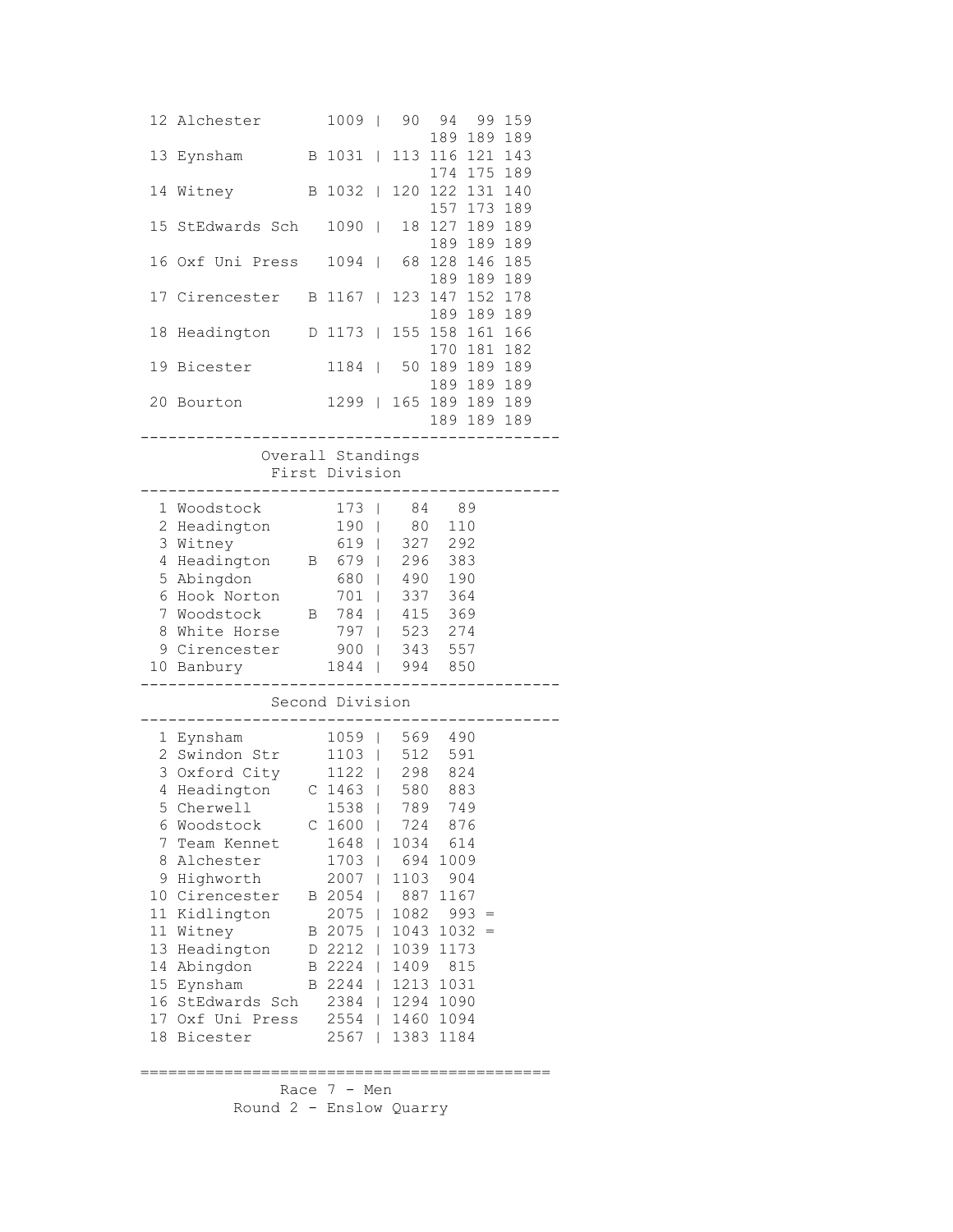```
 12 Alchester       1009 |  90  94  99 159
                                189 189 189
 13 Eynsham       B 1031 | 113 116 121 143
                                174 175 189
 14 Witney        B 1032 | 120 122 131 140
                                157 173 189
 15 StEdwards Sch   1090 |  18 127 189 189
                                189 189 189
 16 Oxf Uni Press   1094 |  68 128 146 185
                                189 189 189
 17 Cirencester   B 1167 | 123 147 152 178
                                189 189 189
 18 Headington    D 1173 | 155 158 161 166
                                170 181 182
 19 Bicester        1184 |  50 189 189 189
                                189 189 189
 20 Bourton         1299 | 165 189 189 189
                                189 189 189
--------------------------------------------
            Overall Standings
             First Division
--------------------------------------------
  1 Woodstock        173 |   84   89
  2 Headington       190 |   80  110
  3 Witney           619 |  327  292
  4 Headington    B  679 |  296  383
  5 Abingdon         680 |  490  190
  6 Hook Norton      701 |  337  364
  7 Woodstock     B  784 |  415  369
  8 White Horse      797 |  523  274
  9 Cirencester      900 |  343  557
 10 Banbury         1844 |  994  850
--------------------------------------------
             Second Division
--------------------------------------------
  1 Eynsham         1059 |  569  490
  2 Swindon Str     1103 |  512  591
  3 Oxford City     1122 |  298  824
  4 Headington    C 1463 |  580  883
  5 Cherwell        1538 |  789  749
  6 Woodstock     C 1600 |  724  876
  7 Team Kennet     1648 | 1034  614
  8 Alchester       1703 |  694 1009
  9 Highworth       2007 | 1103  904
 10 Cirencester   B 2054 |  887 1167
 11 Kidlington      2075 | 1082  993 =
 11 Witney        B 2075 | 1043 1032 =
 13 Headington    D 2212 | 1039 1173
 14 Abingdon      B 2224 | 1409  815
 15 Eynsham       B 2244 | 1213 1031
 16 StEdwards Sch   2384 | 1294 1090
 17 Oxf Uni Press   2554 | 1460 1094
 18 Bicester        2567 | 1383 1184

============================================
              Race 7 - Men
         Round 2 - Enslow Quarry
```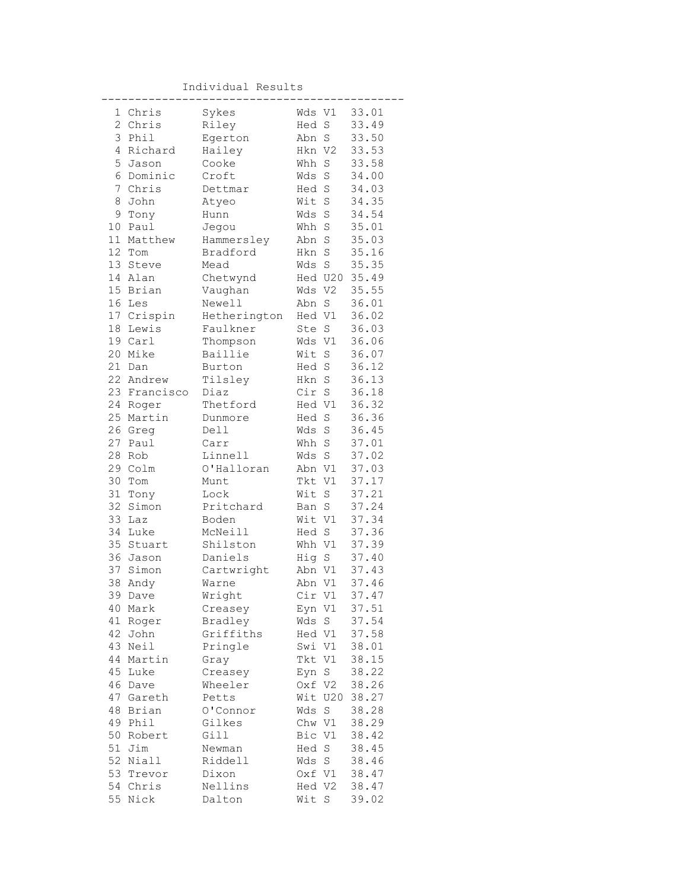Individual Results

| Pos | First Name | Surname | Club | Cat | Time |
|---|---|---|---|---|---|
| 1 | Chris | Sykes | Wds | V1 | 33.01 |
| 2 | Chris | Riley | Hed | S | 33.49 |
| 3 | Phil | Egerton | Abn | S | 33.50 |
| 4 | Richard | Hailey | Hkn | V2 | 33.53 |
| 5 | Jason | Cooke | Whh | S | 33.58 |
| 6 | Dominic | Croft | Wds | S | 34.00 |
| 7 | Chris | Dettmar | Hed | S | 34.03 |
| 8 | John | Atyeo | Wit | S | 34.35 |
| 9 | Tony | Hunn | Wds | S | 34.54 |
| 10 | Paul | Jegou | Whh | S | 35.01 |
| 11 | Matthew | Hammersley | Abn | S | 35.03 |
| 12 | Tom | Bradford | Hkn | S | 35.16 |
| 13 | Steve | Mead | Wds | S | 35.35 |
| 14 | Alan | Chetwynd | Hed | U20 | 35.49 |
| 15 | Brian | Vaughan | Wds | V2 | 35.55 |
| 16 | Les | Newell | Abn | S | 36.01 |
| 17 | Crispin | Hetherington | Hed | V1 | 36.02 |
| 18 | Lewis | Faulkner | Ste | S | 36.03 |
| 19 | Carl | Thompson | Wds | V1 | 36.06 |
| 20 | Mike | Baillie | Wit | S | 36.07 |
| 21 | Dan | Burton | Hed | S | 36.12 |
| 22 | Andrew | Tilsley | Hkn | S | 36.13 |
| 23 | Francisco | Diaz | Cir | S | 36.18 |
| 24 | Roger | Thetford | Hed | V1 | 36.32 |
| 25 | Martin | Dunmore | Hed | S | 36.36 |
| 26 | Greg | Dell | Wds | S | 36.45 |
| 27 | Paul | Carr | Whh | S | 37.01 |
| 28 | Rob | Linnell | Wds | S | 37.02 |
| 29 | Colm | O'Halloran | Abn | V1 | 37.03 |
| 30 | Tom | Munt | Tkt | V1 | 37.17 |
| 31 | Tony | Lock | Wit | S | 37.21 |
| 32 | Simon | Pritchard | Ban | S | 37.24 |
| 33 | Laz | Boden | Wit | V1 | 37.34 |
| 34 | Luke | McNeill | Hed | S | 37.36 |
| 35 | Stuart | Shilston | Whh | V1 | 37.39 |
| 36 | Jason | Daniels | Hig | S | 37.40 |
| 37 | Simon | Cartwright | Abn | V1 | 37.43 |
| 38 | Andy | Warne | Abn | V1 | 37.46 |
| 39 | Dave | Wright | Cir | V1 | 37.47 |
| 40 | Mark | Creasey | Eyn | V1 | 37.51 |
| 41 | Roger | Bradley | Wds | S | 37.54 |
| 42 | John | Griffiths | Hed | V1 | 37.58 |
| 43 | Neil | Pringle | Swi | V1 | 38.01 |
| 44 | Martin | Gray | Tkt | V1 | 38.15 |
| 45 | Luke | Creasey | Eyn | S | 38.22 |
| 46 | Dave | Wheeler | Oxf | V2 | 38.26 |
| 47 | Gareth | Petts | Wit | U20 | 38.27 |
| 48 | Brian | O'Connor | Wds | S | 38.28 |
| 49 | Phil | Gilkes | Chw | V1 | 38.29 |
| 50 | Robert | Gill | Bic | V1 | 38.42 |
| 51 | Jim | Newman | Hed | S | 38.45 |
| 52 | Niall | Riddell | Wds | S | 38.46 |
| 53 | Trevor | Dixon | Oxf | V1 | 38.47 |
| 54 | Chris | Nellins | Hed | V2 | 38.47 |
| 55 | Nick | Dalton | Wit | S | 39.02 |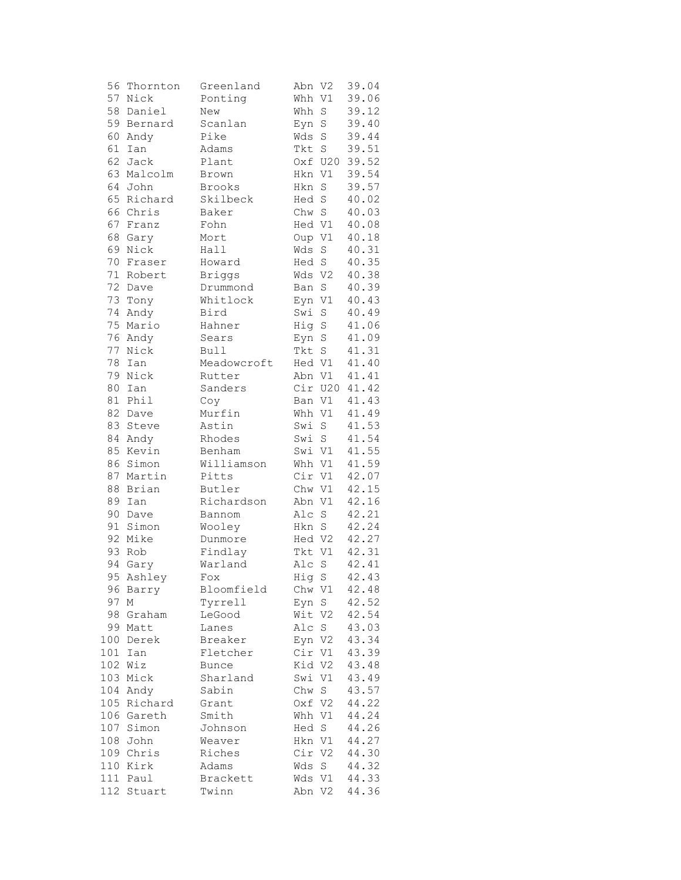| | | | | | |
|---|---|---|---|---|---|
| 56 | Thornton | Greenland | Abn | V2 | 39.04 |
| 57 | Nick | Ponting | Whh | V1 | 39.06 |
| 58 | Daniel | New | Whh | S | 39.12 |
| 59 | Bernard | Scanlan | Eyn | S | 39.40 |
| 60 | Andy | Pike | Wds | S | 39.44 |
| 61 | Ian | Adams | Tkt | S | 39.51 |
| 62 | Jack | Plant | Oxf | U20 | 39.52 |
| 63 | Malcolm | Brown | Hkn | V1 | 39.54 |
| 64 | John | Brooks | Hkn | S | 39.57 |
| 65 | Richard | Skilbeck | Hed | S | 40.02 |
| 66 | Chris | Baker | Chw | S | 40.03 |
| 67 | Franz | Fohn | Hed | V1 | 40.08 |
| 68 | Gary | Mort | Oup | V1 | 40.18 |
| 69 | Nick | Hall | Wds | S | 40.31 |
| 70 | Fraser | Howard | Hed | S | 40.35 |
| 71 | Robert | Briggs | Wds | V2 | 40.38 |
| 72 | Dave | Drummond | Ban | S | 40.39 |
| 73 | Tony | Whitlock | Eyn | V1 | 40.43 |
| 74 | Andy | Bird | Swi | S | 40.49 |
| 75 | Mario | Hahner | Hig | S | 41.06 |
| 76 | Andy | Sears | Eyn | S | 41.09 |
| 77 | Nick | Bull | Tkt | S | 41.31 |
| 78 | Ian | Meadowcroft | Hed | V1 | 41.40 |
| 79 | Nick | Rutter | Abn | V1 | 41.41 |
| 80 | Ian | Sanders | Cir | U20 | 41.42 |
| 81 | Phil | Coy | Ban | V1 | 41.43 |
| 82 | Dave | Murfin | Whh | V1 | 41.49 |
| 83 | Steve | Astin | Swi | S | 41.53 |
| 84 | Andy | Rhodes | Swi | S | 41.54 |
| 85 | Kevin | Benham | Swi | V1 | 41.55 |
| 86 | Simon | Williamson | Whh | V1 | 41.59 |
| 87 | Martin | Pitts | Cir | V1 | 42.07 |
| 88 | Brian | Butler | Chw | V1 | 42.15 |
| 89 | Ian | Richardson | Abn | V1 | 42.16 |
| 90 | Dave | Bannom | Alc | S | 42.21 |
| 91 | Simon | Wooley | Hkn | S | 42.24 |
| 92 | Mike | Dunmore | Hed | V2 | 42.27 |
| 93 | Rob | Findlay | Tkt | V1 | 42.31 |
| 94 | Gary | Warland | Alc | S | 42.41 |
| 95 | Ashley | Fox | Hig | S | 42.43 |
| 96 | Barry | Bloomfield | Chw | V1 | 42.48 |
| 97 | M | Tyrrell | Eyn | S | 42.52 |
| 98 | Graham | LeGood | Wit | V2 | 42.54 |
| 99 | Matt | Lanes | Alc | S | 43.03 |
| 100 | Derek | Breaker | Eyn | V2 | 43.34 |
| 101 | Ian | Fletcher | Cir | V1 | 43.39 |
| 102 | Wiz | Bunce | Kid | V2 | 43.48 |
| 103 | Mick | Sharland | Swi | V1 | 43.49 |
| 104 | Andy | Sabin | Chw | S | 43.57 |
| 105 | Richard | Grant | Oxf | V2 | 44.22 |
| 106 | Gareth | Smith | Whh | V1 | 44.24 |
| 107 | Simon | Johnson | Hed | S | 44.26 |
| 108 | John | Weaver | Hkn | V1 | 44.27 |
| 109 | Chris | Riches | Cir | V2 | 44.30 |
| 110 | Kirk | Adams | Wds | S | 44.32 |
| 111 | Paul | Brackett | Wds | V1 | 44.33 |
| 112 | Stuart | Twinn | Abn | V2 | 44.36 |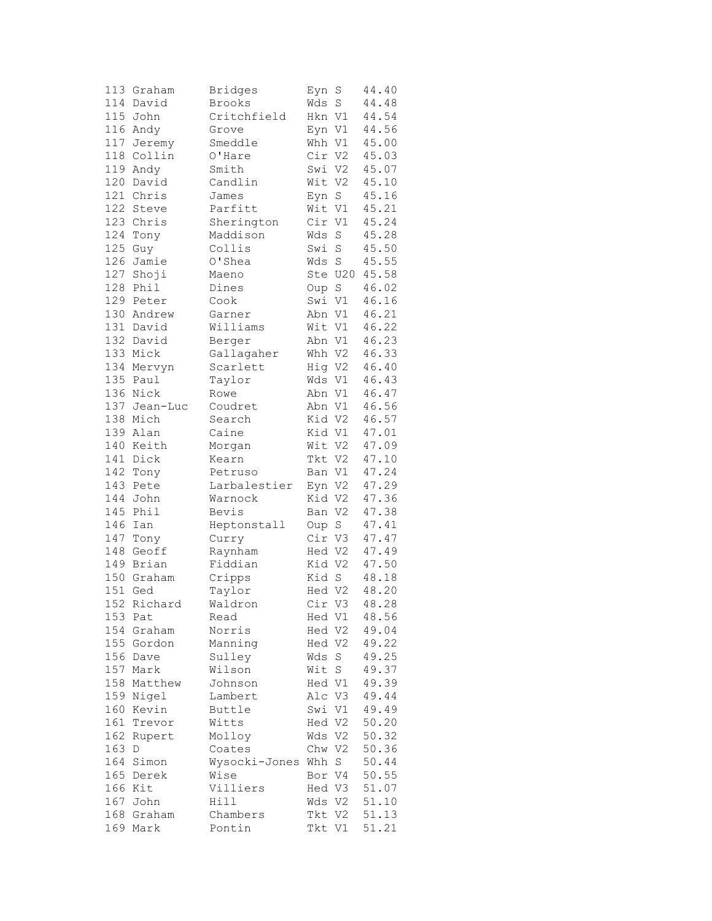```
113 Graham     Bridges        Eyn S    44.40
114 David      Brooks         Wds S    44.48
115 John       Critchfield    Hkn V1   44.54
116 Andy       Grove          Eyn V1   44.56
117 Jeremy     Smeddle        Whh V1   45.00
118 Collin     O'Hare         Cir V2   45.03
119 Andy       Smith          Swi V2   45.07
120 David      Candlin        Wit V2   45.10
121 Chris      James          Eyn S    45.16
122 Steve      Parfitt        Wit V1   45.21
123 Chris      Sherington     Cir V1   45.24
124 Tony       Maddison       Wds S    45.28
125 Guy        Collis         Swi S    45.50
126 Jamie      O'Shea         Wds S    45.55
127 Shoji      Maeno          Ste U20  45.58
128 Phil       Dines          Oup S    46.02
129 Peter      Cook           Swi V1   46.16
130 Andrew     Garner         Abn V1   46.21
131 David      Williams       Wit V1   46.22
132 David      Berger         Abn V1   46.23
133 Mick       Gallagaher     Whh V2   46.33
134 Mervyn     Scarlett       Hig V2   46.40
135 Paul       Taylor         Wds V1   46.43
136 Nick       Rowe           Abn V1   46.47
137 Jean-Luc   Coudret        Abn V1   46.56
138 Mich       Search         Kid V2   46.57
139 Alan       Caine          Kid V1   47.01
140 Keith      Morgan         Wit V2   47.09
141 Dick       Kearn          Tkt V2   47.10
142 Tony       Petruso        Ban V1   47.24
143 Pete       Larbalestier   Eyn V2   47.29
144 John       Warnock        Kid V2   47.36
145 Phil       Bevis          Ban V2   47.38
146 Ian        Heptonstall    Oup S    47.41
147 Tony       Curry          Cir V3   47.47
148 Geoff      Raynham        Hed V2   47.49
149 Brian      Fiddian        Kid V2   47.50
150 Graham     Cripps         Kid S    48.18
151 Ged        Taylor         Hed V2   48.20
152 Richard    Waldron        Cir V3   48.28
153 Pat        Read           Hed V1   48.56
154 Graham     Norris         Hed V2   49.04
155 Gordon     Manning        Hed V2   49.22
156 Dave       Sulley         Wds S    49.25
157 Mark       Wilson         Wit S    49.37
158 Matthew    Johnson        Hed V1   49.39
159 Nigel      Lambert        Alc V3   49.44
160 Kevin      Buttle         Swi V1   49.49
161 Trevor     Witts          Hed V2   50.20
162 Rupert     Molloy         Wds V2   50.32
163 D          Coates         Chw V2   50.36
164 Simon      Wysocki-Jones  Whh S    50.44
165 Derek      Wise           Bor V4   50.55
166 Kit        Villiers       Hed V3   51.07
167 John       Hill           Wds V2   51.10
168 Graham     Chambers       Tkt V2   51.13
169 Mark       Pontin         Tkt V1   51.21
```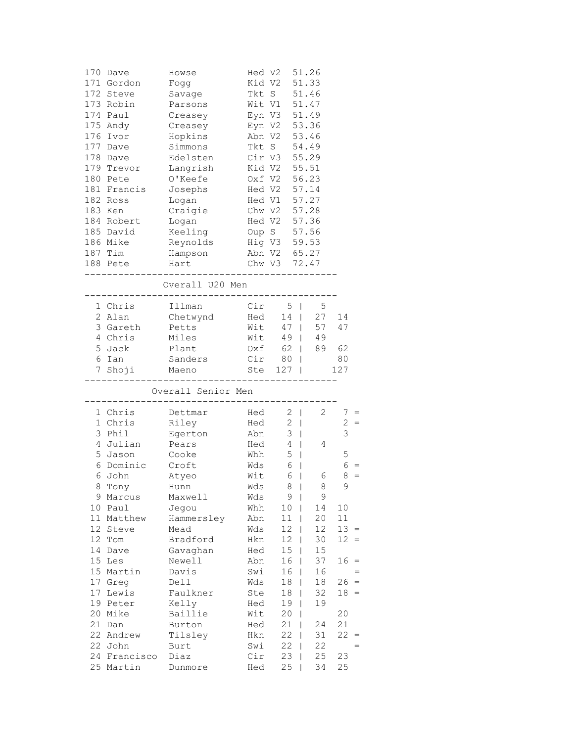| Pos | First Name | Surname | Club | Cat | Time |
|---|---|---|---|---|---|
| 170 | Dave | Howse | Hed | V2 | 51.26 |
| 171 | Gordon | Fogg | Kid | V2 | 51.33 |
| 172 | Steve | Savage | Tkt | S | 51.46 |
| 173 | Robin | Parsons | Wit | V1 | 51.47 |
| 174 | Paul | Creasey | Eyn | V3 | 51.49 |
| 175 | Andy | Creasey | Eyn | V2 | 53.36 |
| 176 | Ivor | Hopkins | Abn | V2 | 53.46 |
| 177 | Dave | Simmons | Tkt | S | 54.49 |
| 178 | Dave | Edelsten | Cir | V3 | 55.29 |
| 179 | Trevor | Langrish | Kid | V2 | 55.51 |
| 180 | Pete | O'Keefe | Oxf | V2 | 56.23 |
| 181 | Francis | Josephs | Hed | V2 | 57.14 |
| 182 | Ross | Logan | Hed | V1 | 57.27 |
| 183 | Ken | Craigie | Chw | V2 | 57.28 |
| 184 | Robert | Logan | Hed | V2 | 57.36 |
| 185 | David | Keeling | Oup | S | 57.56 |
| 186 | Mike | Reynolds | Hig | V3 | 59.53 |
| 187 | Tim | Hampson | Abn | V2 | 65.27 |
| 188 | Pete | Hart | Chw | V3 | 72.47 |

## Overall U20 Men

| Pos | First Name | Surname | Club | Score | | | |
|---|---|---|---|---|---|---|---|
| 1 | Chris | Illman | Cir | 5 | 5 | | |
| 2 | Alan | Chetwynd | Hed | 14 | 27 | 14 | |
| 3 | Gareth | Petts | Wit | 47 | 57 | 47 | |
| 4 | Chris | Miles | Wit | 49 | 49 | | |
| 5 | Jack | Plant | Oxf | 62 | 89 | 62 | |
| 6 | Ian | Sanders | Cir | 80 | | 80 | |
| 7 | Shoji | Maeno | Ste | 127 | | 127 | |

## Overall Senior Men

| Pos | First Name | Surname | Club | Score | | | |
|---|---|---|---|---|---|---|---|
| 1 | Chris | Dettmar | Hed | 2 | 2 | 7 | = |
| 1 | Chris | Riley | Hed | 2 | | 2 | = |
| 3 | Phil | Egerton | Abn | 3 | | 3 | |
| 4 | Julian | Pears | Hed | 4 | 4 | | |
| 5 | Jason | Cooke | Whh | 5 | | 5 | |
| 6 | Dominic | Croft | Wds | 6 | | 6 | = |
| 6 | John | Atyeo | Wit | 6 | 6 | 8 | = |
| 8 | Tony | Hunn | Wds | 8 | 8 | 9 | |
| 9 | Marcus | Maxwell | Wds | 9 | 9 | | |
| 10 | Paul | Jegou | Whh | 10 | 14 | 10 | |
| 11 | Matthew | Hammersley | Abn | 11 | 20 | 11 | |
| 12 | Steve | Mead | Wds | 12 | 12 | 13 | = |
| 12 | Tom | Bradford | Hkn | 12 | 30 | 12 | = |
| 14 | Dave | Gavaghan | Hed | 15 | 15 | | |
| 15 | Les | Newell | Abn | 16 | 37 | 16 | = |
| 15 | Martin | Davis | Swi | 16 | 16 | | = |
| 17 | Greg | Dell | Wds | 18 | 18 | 26 | = |
| 17 | Lewis | Faulkner | Ste | 18 | 32 | 18 | = |
| 19 | Peter | Kelly | Hed | 19 | 19 | | |
| 20 | Mike | Baillie | Wit | 20 | | 20 | |
| 21 | Dan | Burton | Hed | 21 | 24 | 21 | |
| 22 | Andrew | Tilsley | Hkn | 22 | 31 | 22 | = |
| 22 | John | Burt | Swi | 22 | 22 | | = |
| 24 | Francisco | Diaz | Cir | 23 | 25 | 23 | |
| 25 | Martin | Dunmore | Hed | 25 | 34 | 25 | |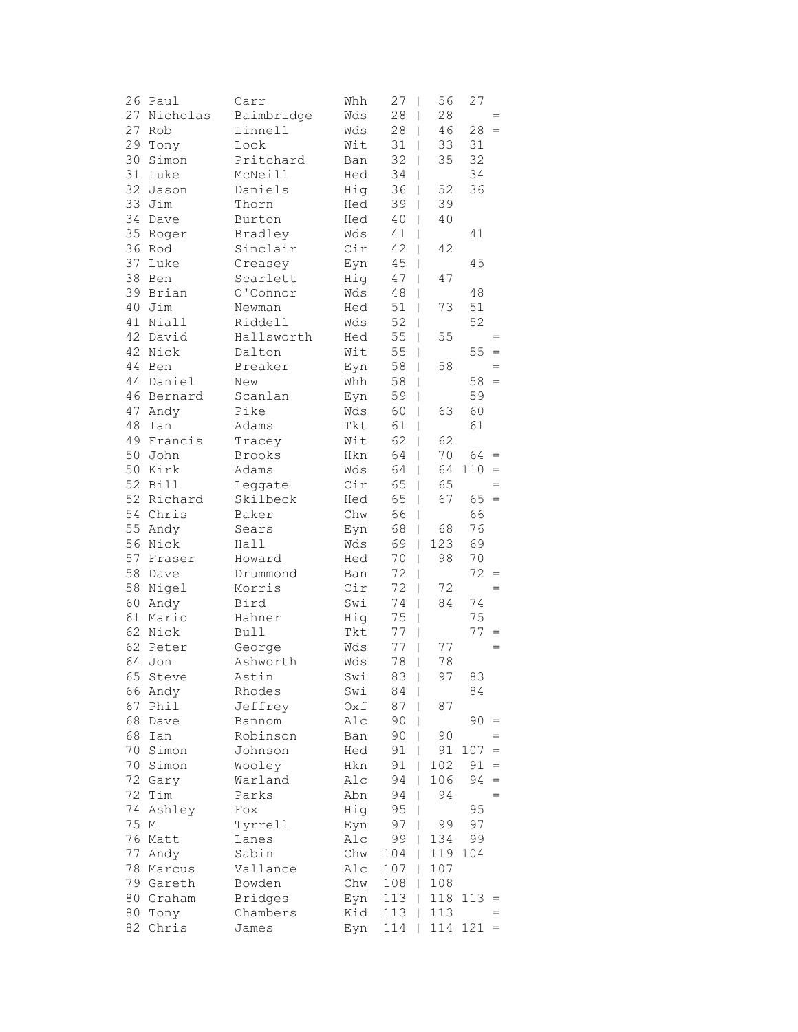| | | | | | | | | |
|---|---|---|---|---|---|---|---|---|
| 26 | Paul | Carr | Whh | 27 | \| | 56 | 27 | |
| 27 | Nicholas | Baimbridge | Wds | 28 | \| | 28 | | = |
| 27 | Rob | Linnell | Wds | 28 | \| | 46 | 28 | = |
| 29 | Tony | Lock | Wit | 31 | \| | 33 | 31 | |
| 30 | Simon | Pritchard | Ban | 32 | \| | 35 | 32 | |
| 31 | Luke | McNeill | Hed | 34 | \| | | 34 | |
| 32 | Jason | Daniels | Hig | 36 | \| | 52 | 36 | |
| 33 | Jim | Thorn | Hed | 39 | \| | 39 | | |
| 34 | Dave | Burton | Hed | 40 | \| | 40 | | |
| 35 | Roger | Bradley | Wds | 41 | \| | | 41 | |
| 36 | Rod | Sinclair | Cir | 42 | \| | 42 | | |
| 37 | Luke | Creasey | Eyn | 45 | \| | | 45 | |
| 38 | Ben | Scarlett | Hig | 47 | \| | 47 | | |
| 39 | Brian | O'Connor | Wds | 48 | \| | | 48 | |
| 40 | Jim | Newman | Hed | 51 | \| | 73 | 51 | |
| 41 | Niall | Riddell | Wds | 52 | \| | | 52 | |
| 42 | David | Hallsworth | Hed | 55 | \| | 55 | | = |
| 42 | Nick | Dalton | Wit | 55 | \| | | 55 | = |
| 44 | Ben | Breaker | Eyn | 58 | \| | 58 | | = |
| 44 | Daniel | New | Whh | 58 | \| | | 58 | = |
| 46 | Bernard | Scanlan | Eyn | 59 | \| | | 59 | |
| 47 | Andy | Pike | Wds | 60 | \| | 63 | 60 | |
| 48 | Ian | Adams | Tkt | 61 | \| | | 61 | |
| 49 | Francis | Tracey | Wit | 62 | \| | 62 | | |
| 50 | John | Brooks | Hkn | 64 | \| | 70 | 64 | = |
| 50 | Kirk | Adams | Wds | 64 | \| | 64 | 110 | = |
| 52 | Bill | Leggate | Cir | 65 | \| | 65 | | = |
| 52 | Richard | Skilbeck | Hed | 65 | \| | 67 | 65 | = |
| 54 | Chris | Baker | Chw | 66 | \| | | 66 | |
| 55 | Andy | Sears | Eyn | 68 | \| | 68 | 76 | |
| 56 | Nick | Hall | Wds | 69 | \| | 123 | 69 | |
| 57 | Fraser | Howard | Hed | 70 | \| | 98 | 70 | |
| 58 | Dave | Drummond | Ban | 72 | \| | | 72 | = |
| 58 | Nigel | Morris | Cir | 72 | \| | 72 | | = |
| 60 | Andy | Bird | Swi | 74 | \| | 84 | 74 | |
| 61 | Mario | Hahner | Hig | 75 | \| | | 75 | |
| 62 | Nick | Bull | Tkt | 77 | \| | | 77 | = |
| 62 | Peter | George | Wds | 77 | \| | 77 | | = |
| 64 | Jon | Ashworth | Wds | 78 | \| | 78 | | |
| 65 | Steve | Astin | Swi | 83 | \| | 97 | 83 | |
| 66 | Andy | Rhodes | Swi | 84 | \| | | 84 | |
| 67 | Phil | Jeffrey | Oxf | 87 | \| | 87 | | |
| 68 | Dave | Bannom | Alc | 90 | \| | | 90 | = |
| 68 | Ian | Robinson | Ban | 90 | \| | 90 | | = |
| 70 | Simon | Johnson | Hed | 91 | \| | 91 | 107 | = |
| 70 | Simon | Wooley | Hkn | 91 | \| | 102 | 91 | = |
| 72 | Gary | Warland | Alc | 94 | \| | 106 | 94 | = |
| 72 | Tim | Parks | Abn | 94 | \| | 94 | | = |
| 74 | Ashley | Fox | Hig | 95 | \| | | 95 | |
| 75 | M | Tyrrell | Eyn | 97 | \| | 99 | 97 | |
| 76 | Matt | Lanes | Alc | 99 | \| | 134 | 99 | |
| 77 | Andy | Sabin | Chw | 104 | \| | 119 | 104 | |
| 78 | Marcus | Vallance | Alc | 107 | \| | 107 | | |
| 79 | Gareth | Bowden | Chw | 108 | \| | 108 | | |
| 80 | Graham | Bridges | Eyn | 113 | \| | 118 | 113 | = |
| 80 | Tony | Chambers | Kid | 113 | \| | 113 | | = |
| 82 | Chris | James | Eyn | 114 | \| | 114 | 121 | = |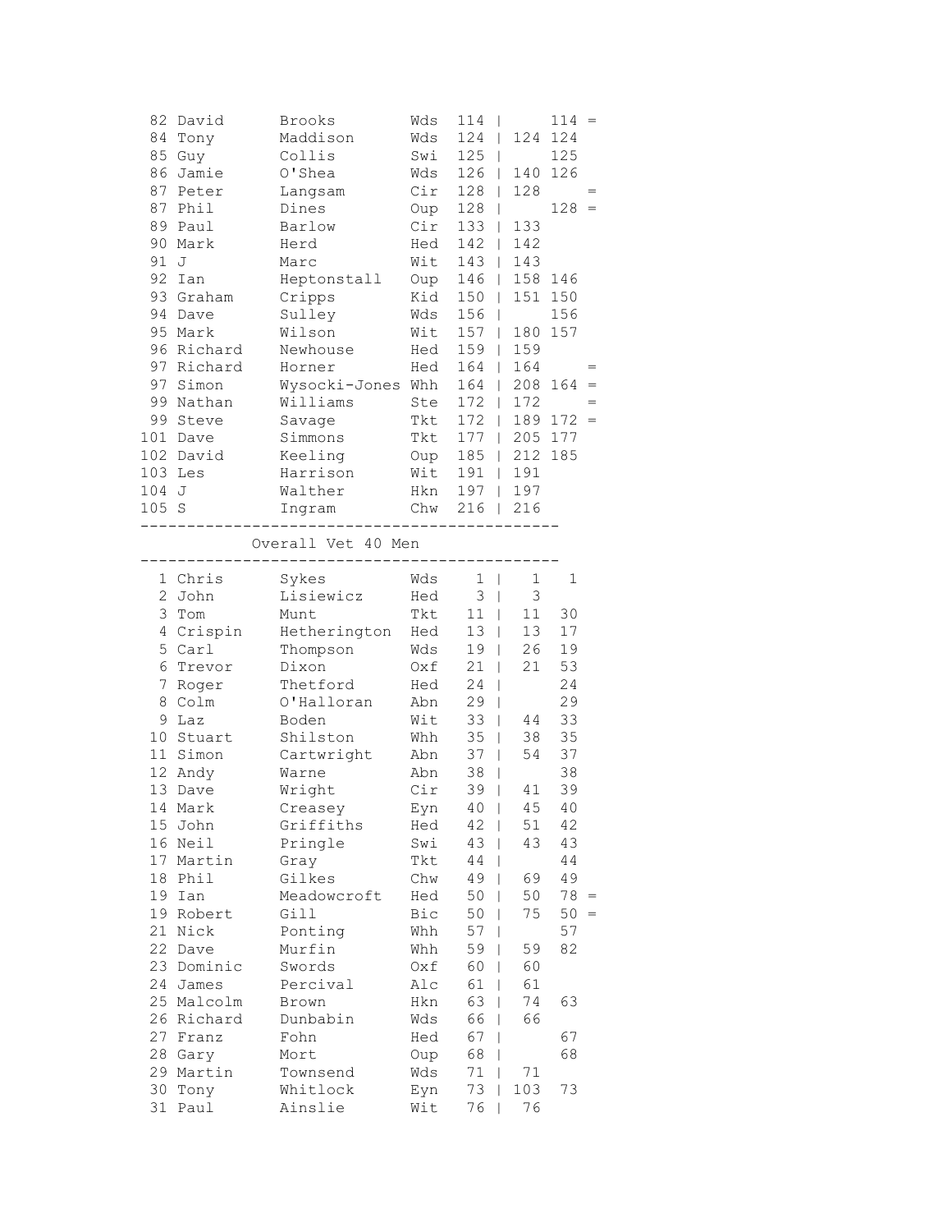```
 82 David      Brooks        Wds  114 |      114 =
 84 Tony       Maddison      Wds  124 | 124 124
 85 Guy        Collis        Swi  125 |      125
 86 Jamie      O'Shea        Wds  126 | 140 126
 87 Peter      Langsam       Cir  128 | 128      =
 87 Phil       Dines         Oup  128 |      128 =
 89 Paul       Barlow        Cir  133 | 133
 90 Mark       Herd          Hed  142 | 142
 91 J          Marc          Wit  143 | 143
 92 Ian        Heptonstall   Oup  146 | 158 146
 93 Graham     Cripps        Kid  150 | 151 150
 94 Dave       Sulley        Wds  156 |      156
 95 Mark       Wilson        Wit  157 | 180 157
 96 Richard    Newhouse      Hed  159 | 159
 97 Richard    Horner        Hed  164 | 164      =
 97 Simon      Wysocki-Jones Whh  164 | 208 164 =
 99 Nathan     Williams      Ste  172 | 172      =
 99 Steve      Savage        Tkt  172 | 189 172 =
101 Dave       Simmons       Tkt  177 | 205 177
102 David      Keeling       Oup  185 | 212 185
103 Les        Harrison      Wit  191 | 191
104 J          Walther       Hkn  197 | 197
105 S          Ingram        Chw  216 | 216
---------------------------------------------
            Overall Vet 40 Men
---------------------------------------------
  1 Chris      Sykes         Wds    1 |   1   1
  2 John       Lisiewicz     Hed    3 |   3
  3 Tom        Munt          Tkt   11 |  11  30
  4 Crispin    Hetherington  Hed   13 |  13  17
  5 Carl       Thompson      Wds   19 |  26  19
  6 Trevor     Dixon         Oxf   21 |  21  53
  7 Roger      Thetford      Hed   24 |       24
  8 Colm       O'Halloran    Abn   29 |       29
  9 Laz        Boden         Wit   33 |  44  33
 10 Stuart     Shilston      Whh   35 |  38  35
 11 Simon      Cartwright    Abn   37 |  54  37
 12 Andy       Warne         Abn   38 |       38
 13 Dave       Wright        Cir   39 |  41  39
 14 Mark       Creasey       Eyn   40 |  45  40
 15 John       Griffiths     Hed   42 |  51  42
 16 Neil       Pringle       Swi   43 |  43  43
 17 Martin     Gray          Tkt   44 |       44
 18 Phil       Gilkes        Chw   49 |  69  49
 19 Ian        Meadowcroft   Hed   50 |  50  78 =
 19 Robert     Gill          Bic   50 |  75  50 =
 21 Nick       Ponting       Whh   57 |       57
 22 Dave       Murfin        Whh   59 |  59  82
 23 Dominic    Swords        Oxf   60 |  60
 24 James      Percival      Alc   61 |  61
 25 Malcolm    Brown         Hkn   63 |  74  63
 26 Richard    Dunbabin      Wds   66 |  66
 27 Franz      Fohn          Hed   67 |       67
 28 Gary       Mort          Oup   68 |       68
 29 Martin     Townsend      Wds   71 |  71
 30 Tony       Whitlock      Eyn   73 | 103  73
 31 Paul       Ainslie       Wit   76 |  76
```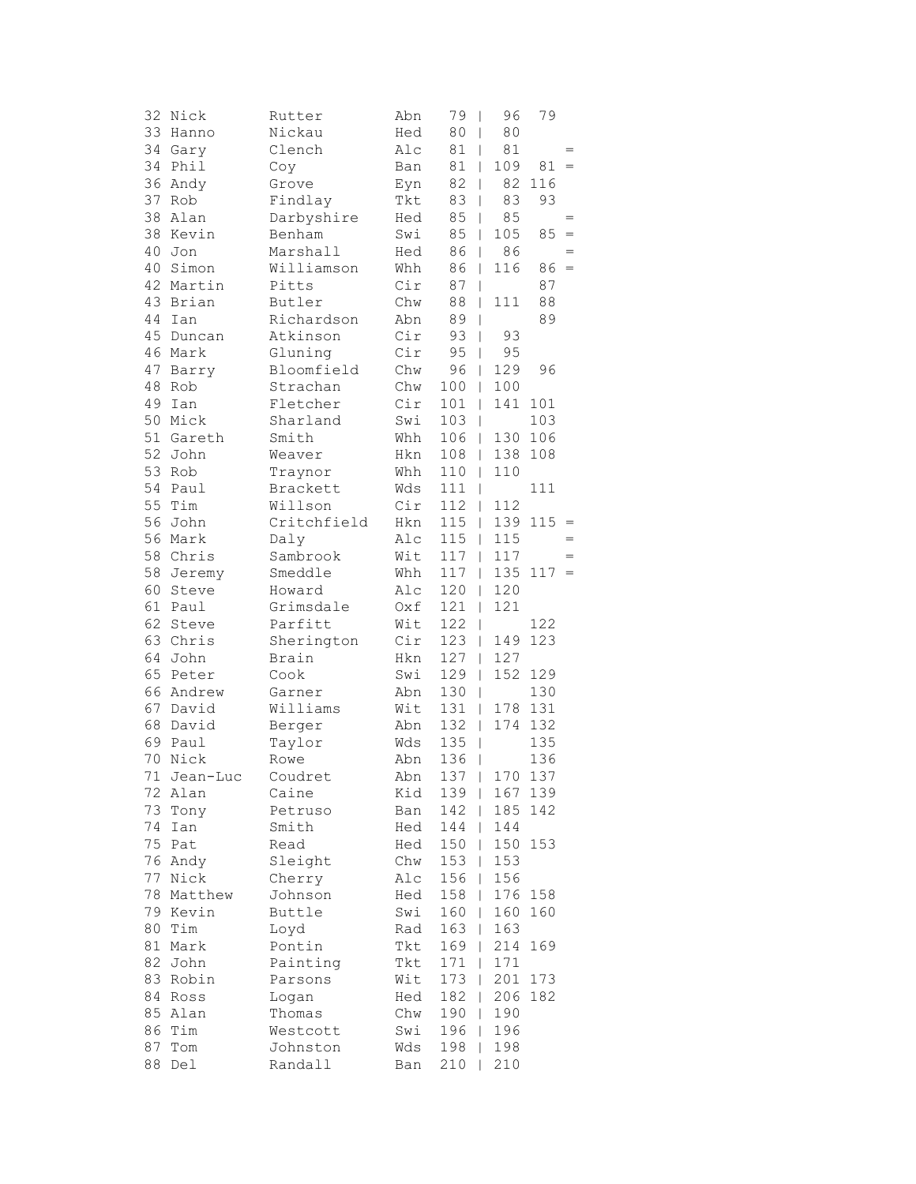```
32 Nick       Rutter       Abn   79 |  96  79
33 Hanno      Nickau       Hed   80 |  80
34 Gary       Clench       Alc   81 |  81      =
34 Phil       Coy          Ban   81 | 109  81 =
36 Andy       Grove        Eyn   82 |  82 116
37 Rob        Findlay      Tkt   83 |  83  93
38 Alan       Darbyshire   Hed   85 |  85      =
38 Kevin      Benham       Swi   85 | 105  85 =
40 Jon        Marshall     Hed   86 |  86      =
40 Simon      Williamson   Whh   86 | 116  86 =
42 Martin     Pitts        Cir   87 |      87
43 Brian      Butler       Chw   88 | 111  88
44 Ian        Richardson   Abn   89 |      89
45 Duncan     Atkinson     Cir   93 |  93
46 Mark       Gluning      Cir   95 |  95
47 Barry      Bloomfield   Chw   96 | 129  96
48 Rob        Strachan     Chw  100 | 100
49 Ian        Fletcher     Cir  101 | 141 101
50 Mick       Sharland     Swi  103 |     103
51 Gareth     Smith        Whh  106 | 130 106
52 John       Weaver       Hkn  108 | 138 108
53 Rob        Traynor      Whh  110 | 110
54 Paul       Brackett     Wds  111 |     111
55 Tim        Willson      Cir  112 | 112
56 John       Critchfield  Hkn  115 | 139 115 =
56 Mark       Daly         Alc  115 | 115      =
58 Chris      Sambrook     Wit  117 | 117      =
58 Jeremy     Smeddle      Whh  117 | 135 117 =
60 Steve      Howard       Alc  120 | 120
61 Paul       Grimsdale    Oxf  121 | 121
62 Steve      Parfitt      Wit  122 |     122
63 Chris      Sherington   Cir  123 | 149 123
64 John       Brain        Hkn  127 | 127
65 Peter      Cook         Swi  129 | 152 129
66 Andrew     Garner       Abn  130 |     130
67 David      Williams     Wit  131 | 178 131
68 David      Berger       Abn  132 | 174 132
69 Paul       Taylor       Wds  135 |     135
70 Nick       Rowe         Abn  136 |     136
71 Jean-Luc   Coudret      Abn  137 | 170 137
72 Alan       Caine        Kid  139 | 167 139
73 Tony       Petruso      Ban  142 | 185 142
74 Ian        Smith        Hed  144 | 144
75 Pat        Read         Hed  150 | 150 153
76 Andy       Sleight      Chw  153 | 153
77 Nick       Cherry       Alc  156 | 156
78 Matthew    Johnson      Hed  158 | 176 158
79 Kevin      Buttle       Swi  160 | 160 160
80 Tim        Loyd         Rad  163 | 163
81 Mark       Pontin       Tkt  169 | 214 169
82 John       Painting     Tkt  171 | 171
83 Robin      Parsons      Wit  173 | 201 173
84 Ross       Logan        Hed  182 | 206 182
85 Alan       Thomas       Chw  190 | 190
86 Tim        Westcott     Swi  196 | 196
87 Tom        Johnston     Wds  198 | 198
88 Del        Randall      Ban  210 | 210
```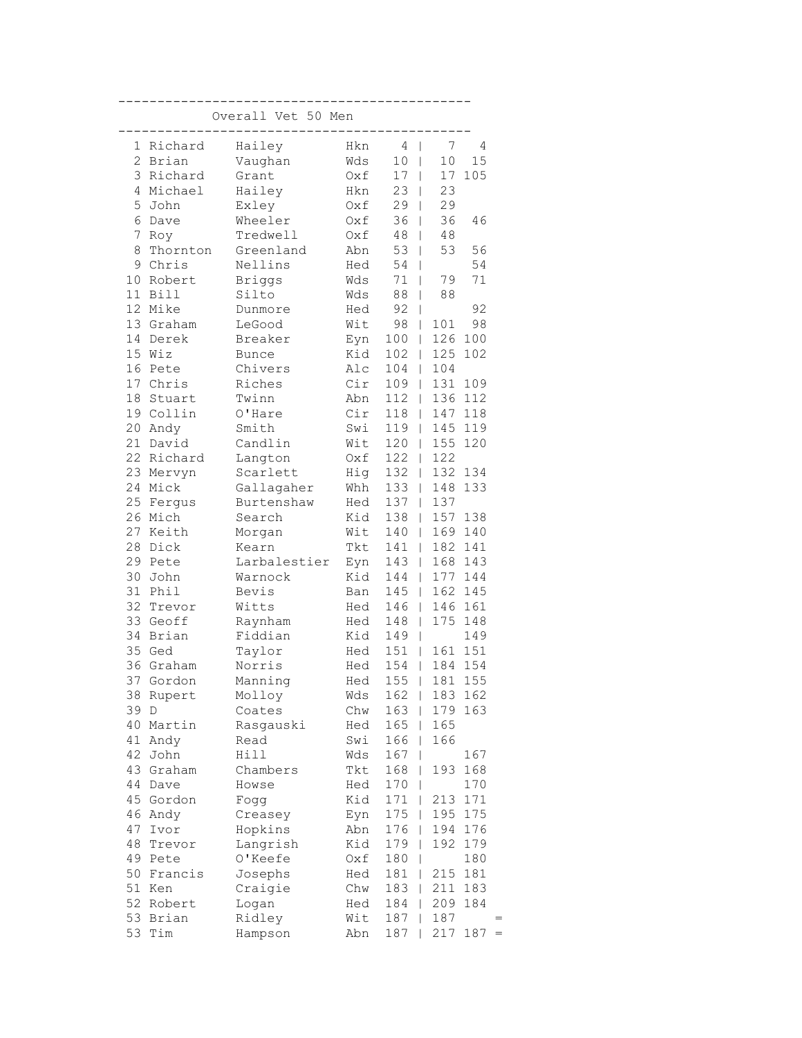## Overall Vet 50 Men

| Pos | First | Surname | Club | Total | | | | |
|---|---|---|---|---|---|---|---|---|
| 1 | Richard | Hailey | Hkn | 4 | \| | 7 | 4 | |
| 2 | Brian | Vaughan | Wds | 10 | \| | 10 | 15 | |
| 3 | Richard | Grant | Oxf | 17 | \| | 17 | 105 | |
| 4 | Michael | Hailey | Hkn | 23 | \| | 23 | | |
| 5 | John | Exley | Oxf | 29 | \| | 29 | | |
| 6 | Dave | Wheeler | Oxf | 36 | \| | 36 | 46 | |
| 7 | Roy | Tredwell | Oxf | 48 | \| | 48 | | |
| 8 | Thornton | Greenland | Abn | 53 | \| | 53 | 56 | |
| 9 | Chris | Nellins | Hed | 54 | \| | | 54 | |
| 10 | Robert | Briggs | Wds | 71 | \| | 79 | 71 | |
| 11 | Bill | Silto | Wds | 88 | \| | 88 | | |
| 12 | Mike | Dunmore | Hed | 92 | \| | | 92 | |
| 13 | Graham | LeGood | Wit | 98 | \| | 101 | 98 | |
| 14 | Derek | Breaker | Eyn | 100 | \| | 126 | 100 | |
| 15 | Wiz | Bunce | Kid | 102 | \| | 125 | 102 | |
| 16 | Pete | Chivers | Alc | 104 | \| | 104 | | |
| 17 | Chris | Riches | Cir | 109 | \| | 131 | 109 | |
| 18 | Stuart | Twinn | Abn | 112 | \| | 136 | 112 | |
| 19 | Collin | O'Hare | Cir | 118 | \| | 147 | 118 | |
| 20 | Andy | Smith | Swi | 119 | \| | 145 | 119 | |
| 21 | David | Candlin | Wit | 120 | \| | 155 | 120 | |
| 22 | Richard | Langton | Oxf | 122 | \| | 122 | | |
| 23 | Mervyn | Scarlett | Hig | 132 | \| | 132 | 134 | |
| 24 | Mick | Gallagaher | Whh | 133 | \| | 148 | 133 | |
| 25 | Fergus | Burtenshaw | Hed | 137 | \| | 137 | | |
| 26 | Mich | Search | Kid | 138 | \| | 157 | 138 | |
| 27 | Keith | Morgan | Wit | 140 | \| | 169 | 140 | |
| 28 | Dick | Kearn | Tkt | 141 | \| | 182 | 141 | |
| 29 | Pete | Larbalestier | Eyn | 143 | \| | 168 | 143 | |
| 30 | John | Warnock | Kid | 144 | \| | 177 | 144 | |
| 31 | Phil | Bevis | Ban | 145 | \| | 162 | 145 | |
| 32 | Trevor | Witts | Hed | 146 | \| | 146 | 161 | |
| 33 | Geoff | Raynham | Hed | 148 | \| | 175 | 148 | |
| 34 | Brian | Fiddian | Kid | 149 | \| | | 149 | |
| 35 | Ged | Taylor | Hed | 151 | \| | 161 | 151 | |
| 36 | Graham | Norris | Hed | 154 | \| | 184 | 154 | |
| 37 | Gordon | Manning | Hed | 155 | \| | 181 | 155 | |
| 38 | Rupert | Molloy | Wds | 162 | \| | 183 | 162 | |
| 39 | D | Coates | Chw | 163 | \| | 179 | 163 | |
| 40 | Martin | Rasgauski | Hed | 165 | \| | 165 | | |
| 41 | Andy | Read | Swi | 166 | \| | 166 | | |
| 42 | John | Hill | Wds | 167 | \| | | 167 | |
| 43 | Graham | Chambers | Tkt | 168 | \| | 193 | 168 | |
| 44 | Dave | Howse | Hed | 170 | \| | | 170 | |
| 45 | Gordon | Fogg | Kid | 171 | \| | 213 | 171 | |
| 46 | Andy | Creasey | Eyn | 175 | \| | 195 | 175 | |
| 47 | Ivor | Hopkins | Abn | 176 | \| | 194 | 176 | |
| 48 | Trevor | Langrish | Kid | 179 | \| | 192 | 179 | |
| 49 | Pete | O'Keefe | Oxf | 180 | \| | | 180 | |
| 50 | Francis | Josephs | Hed | 181 | \| | 215 | 181 | |
| 51 | Ken | Craigie | Chw | 183 | \| | 211 | 183 | |
| 52 | Robert | Logan | Hed | 184 | \| | 209 | 184 | |
| 53 | Brian | Ridley | Wit | 187 | \| | 187 | | = |
| 53 | Tim | Hampson | Abn | 187 | \| | 217 | 187 | = |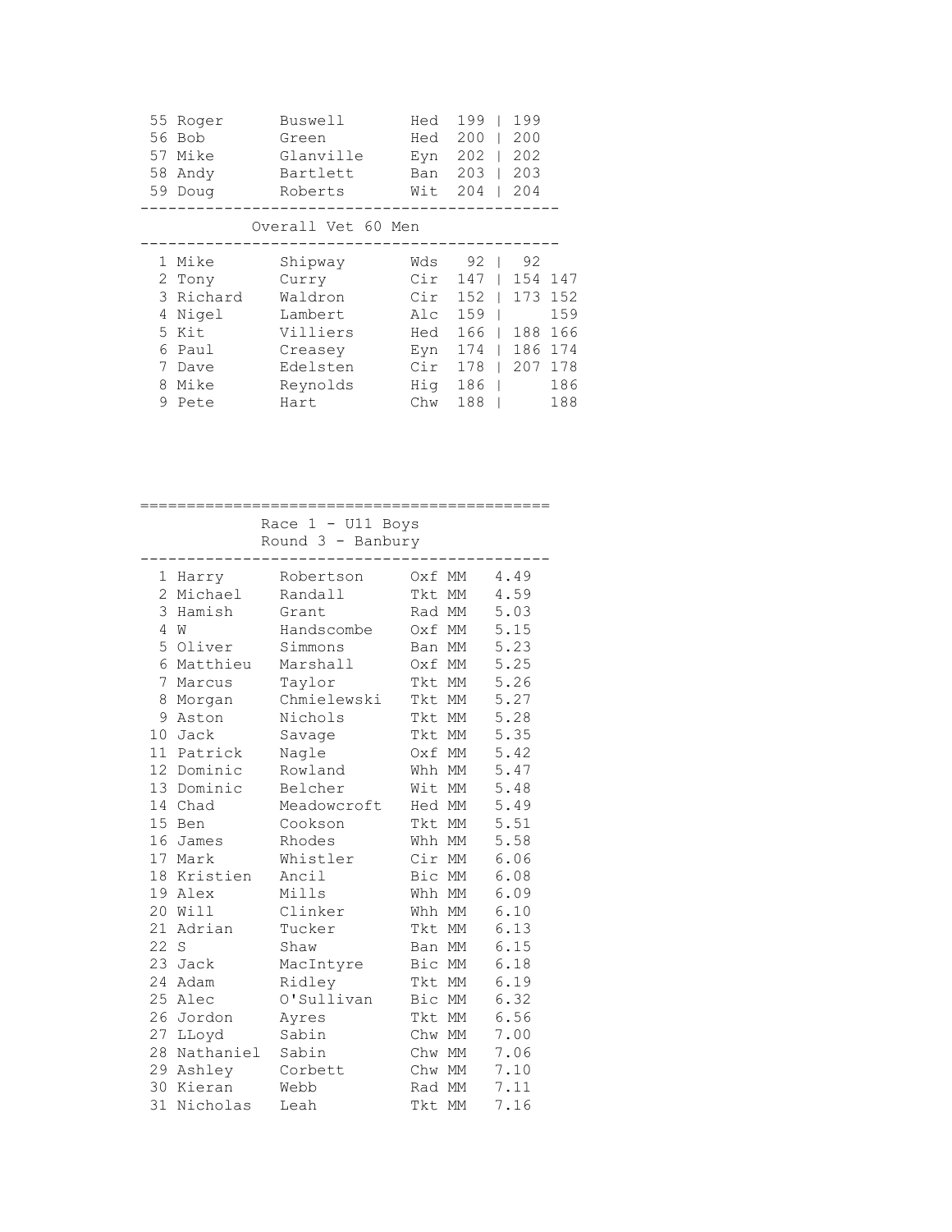| Pos | First | Last | Club | Total | | Scores |
|---|---|---|---|---|---|---|
| 55 | Roger | Buswell | Hed | 199 | \| | 199 |
| 56 | Bob | Green | Hed | 200 | \| | 200 |
| 57 | Mike | Glanville | Eyn | 202 | \| | 202 |
| 58 | Andy | Bartlett | Ban | 203 | \| | 203 |
| 59 | Doug | Roberts | Wit | 204 | \| | 204 |

## Overall Vet 60 Men

| Pos | First | Last | Club | Total | | Scores | |
|---|---|---|---|---|---|---|---|
| 1 | Mike | Shipway | Wds | 92 | \| | 92 | |
| 2 | Tony | Curry | Cir | 147 | \| | 154 | 147 |
| 3 | Richard | Waldron | Cir | 152 | \| | 173 | 152 |
| 4 | Nigel | Lambert | Alc | 159 | \| | | 159 |
| 5 | Kit | Villiers | Hed | 166 | \| | 188 | 166 |
| 6 | Paul | Creasey | Eyn | 174 | \| | 186 | 174 |
| 7 | Dave | Edelsten | Cir | 178 | \| | 207 | 178 |
| 8 | Mike | Reynolds | Hig | 186 | \| | | 186 |
| 9 | Pete | Hart | Chw | 188 | \| | | 188 |

## Race 1 - U11 Boys
### Round 3 - Banbury

| Pos | First | Last | Club | Cat | Time |
|---|---|---|---|---|---|
| 1 | Harry | Robertson | Oxf | MM | 4.49 |
| 2 | Michael | Randall | Tkt | MM | 4.59 |
| 3 | Hamish | Grant | Rad | MM | 5.03 |
| 4 | W | Handscombe | Oxf | MM | 5.15 |
| 5 | Oliver | Simmons | Ban | MM | 5.23 |
| 6 | Matthieu | Marshall | Oxf | MM | 5.25 |
| 7 | Marcus | Taylor | Tkt | MM | 5.26 |
| 8 | Morgan | Chmielewski | Tkt | MM | 5.27 |
| 9 | Aston | Nichols | Tkt | MM | 5.28 |
| 10 | Jack | Savage | Tkt | MM | 5.35 |
| 11 | Patrick | Nagle | Oxf | MM | 5.42 |
| 12 | Dominic | Rowland | Whh | MM | 5.47 |
| 13 | Dominic | Belcher | Wit | MM | 5.48 |
| 14 | Chad | Meadowcroft | Hed | MM | 5.49 |
| 15 | Ben | Cookson | Tkt | MM | 5.51 |
| 16 | James | Rhodes | Whh | MM | 5.58 |
| 17 | Mark | Whistler | Cir | MM | 6.06 |
| 18 | Kristien | Ancil | Bic | MM | 6.08 |
| 19 | Alex | Mills | Whh | MM | 6.09 |
| 20 | Will | Clinker | Whh | MM | 6.10 |
| 21 | Adrian | Tucker | Tkt | MM | 6.13 |
| 22 | S | Shaw | Ban | MM | 6.15 |
| 23 | Jack | MacIntyre | Bic | MM | 6.18 |
| 24 | Adam | Ridley | Tkt | MM | 6.19 |
| 25 | Alec | O'Sullivan | Bic | MM | 6.32 |
| 26 | Jordon | Ayres | Tkt | MM | 6.56 |
| 27 | LLoyd | Sabin | Chw | MM | 7.00 |
| 28 | Nathaniel | Sabin | Chw | MM | 7.06 |
| 29 | Ashley | Corbett | Chw | MM | 7.10 |
| 30 | Kieran | Webb | Rad | MM | 7.11 |
| 31 | Nicholas | Leah | Tkt | MM | 7.16 |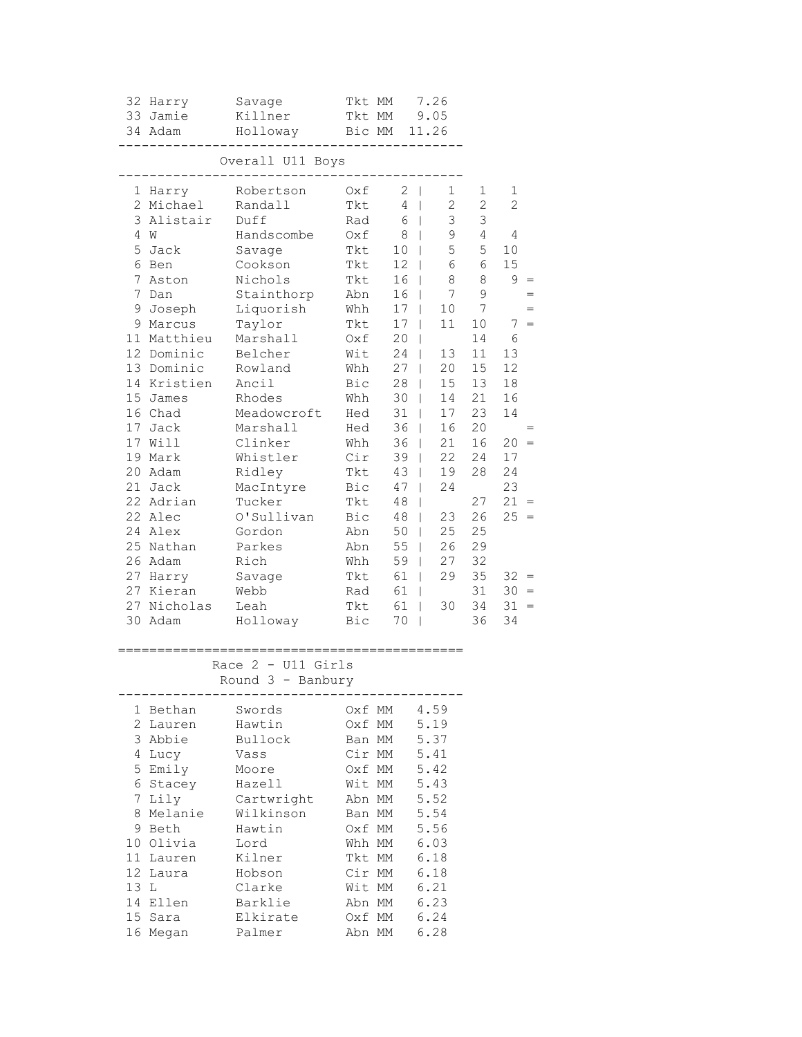| Pos | First | Last | Club | Cat | Time |
|---|---|---|---|---|---|
| 32 | Harry | Savage | Tkt | MM | 7.26 |
| 33 | Jamie | Killner | Tkt | MM | 9.05 |
| 34 | Adam | Holloway | Bic | MM | 11.26 |

## Overall U11 Boys

| Pos | First | Last | Club | Total | | | | |
|---|---|---|---|---|---|---|---|---|
| 1 | Harry | Robertson | Oxf | 2 | 1 | 1 | 1 | |
| 2 | Michael | Randall | Tkt | 4 | 2 | 2 | 2 | |
| 3 | Alistair | Duff | Rad | 6 | 3 | 3 | | |
| 4 | W | Handscombe | Oxf | 8 | 9 | 4 | 4 | |
| 5 | Jack | Savage | Tkt | 10 | 5 | 5 | 10 | |
| 6 | Ben | Cookson | Tkt | 12 | 6 | 6 | 15 | |
| 7 | Aston | Nichols | Tkt | 16 | 8 | 8 | 9 | = |
| 7 | Dan | Stainthorp | Abn | 16 | 7 | 9 | | = |
| 9 | Joseph | Liquorish | Whh | 17 | 10 | 7 | | = |
| 9 | Marcus | Taylor | Tkt | 17 | 11 | 10 | 7 | = |
| 11 | Matthieu | Marshall | Oxf | 20 | | 14 | 6 | |
| 12 | Dominic | Belcher | Wit | 24 | 13 | 11 | 13 | |
| 13 | Dominic | Rowland | Whh | 27 | 20 | 15 | 12 | |
| 14 | Kristien | Ancil | Bic | 28 | 15 | 13 | 18 | |
| 15 | James | Rhodes | Whh | 30 | 14 | 21 | 16 | |
| 16 | Chad | Meadowcroft | Hed | 31 | 17 | 23 | 14 | |
| 17 | Jack | Marshall | Hed | 36 | 16 | 20 | | = |
| 17 | Will | Clinker | Whh | 36 | 21 | 16 | 20 | = |
| 19 | Mark | Whistler | Cir | 39 | 22 | 24 | 17 | |
| 20 | Adam | Ridley | Tkt | 43 | 19 | 28 | 24 | |
| 21 | Jack | MacIntyre | Bic | 47 | 24 | | 23 | |
| 22 | Adrian | Tucker | Tkt | 48 | | 27 | 21 | = |
| 22 | Alec | O'Sullivan | Bic | 48 | 23 | 26 | 25 | = |
| 24 | Alex | Gordon | Abn | 50 | 25 | 25 | | |
| 25 | Nathan | Parkes | Abn | 55 | 26 | 29 | | |
| 26 | Adam | Rich | Whh | 59 | 27 | 32 | | |
| 27 | Harry | Savage | Tkt | 61 | 29 | 35 | 32 | = |
| 27 | Kieran | Webb | Rad | 61 | | 31 | 30 | = |
| 27 | Nicholas | Leah | Tkt | 61 | 30 | 34 | 31 | = |
| 30 | Adam | Holloway | Bic | 70 | | 36 | 34 | |

## Race 2 - U11 Girls
### Round 3 - Banbury

| Pos | First | Last | Club | Cat | Time |
|---|---|---|---|---|---|
| 1 | Bethan | Swords | Oxf | MM | 4.59 |
| 2 | Lauren | Hawtin | Oxf | MM | 5.19 |
| 3 | Abbie | Bullock | Ban | MM | 5.37 |
| 4 | Lucy | Vass | Cir | MM | 5.41 |
| 5 | Emily | Moore | Oxf | MM | 5.42 |
| 6 | Stacey | Hazell | Wit | MM | 5.43 |
| 7 | Lily | Cartwright | Abn | MM | 5.52 |
| 8 | Melanie | Wilkinson | Ban | MM | 5.54 |
| 9 | Beth | Hawtin | Oxf | MM | 5.56 |
| 10 | Olivia | Lord | Whh | MM | 6.03 |
| 11 | Lauren | Kilner | Tkt | MM | 6.18 |
| 12 | Laura | Hobson | Cir | MM | 6.18 |
| 13 | L | Clarke | Wit | MM | 6.21 |
| 14 | Ellen | Barklie | Abn | MM | 6.23 |
| 15 | Sara | Elkirate | Oxf | MM | 6.24 |
| 16 | Megan | Palmer | Abn | MM | 6.28 |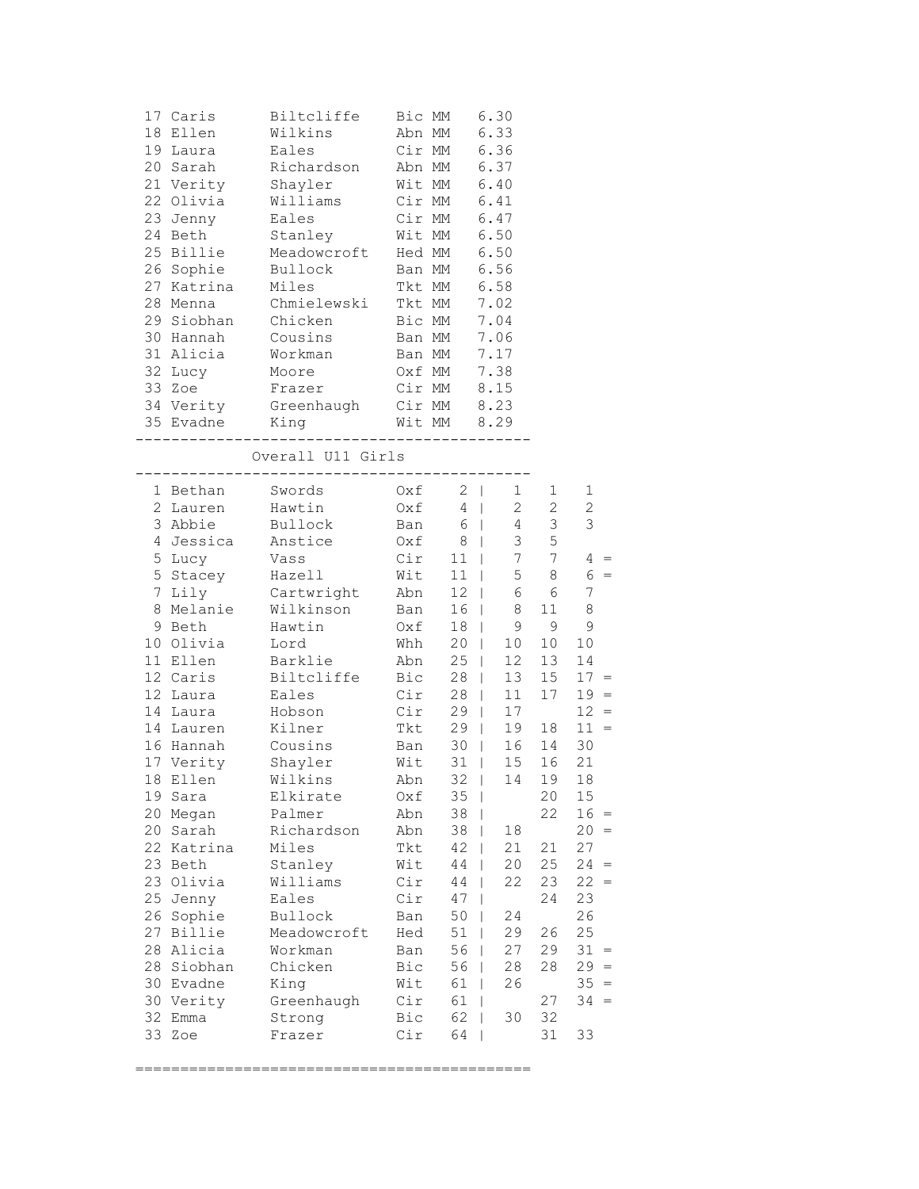| Pos | First | Last | Club | Cat | Time |
|---|---|---|---|---|---|
| 17 | Caris | Biltcliffe | Bic | MM | 6.30 |
| 18 | Ellen | Wilkins | Abn | MM | 6.33 |
| 19 | Laura | Eales | Cir | MM | 6.36 |
| 20 | Sarah | Richardson | Abn | MM | 6.37 |
| 21 | Verity | Shayler | Wit | MM | 6.40 |
| 22 | Olivia | Williams | Cir | MM | 6.41 |
| 23 | Jenny | Eales | Cir | MM | 6.47 |
| 24 | Beth | Stanley | Wit | MM | 6.50 |
| 25 | Billie | Meadowcroft | Hed | MM | 6.50 |
| 26 | Sophie | Bullock | Ban | MM | 6.56 |
| 27 | Katrina | Miles | Tkt | MM | 6.58 |
| 28 | Menna | Chmielewski | Tkt | MM | 7.02 |
| 29 | Siobhan | Chicken | Bic | MM | 7.04 |
| 30 | Hannah | Cousins | Ban | MM | 7.06 |
| 31 | Alicia | Workman | Ban | MM | 7.17 |
| 32 | Lucy | Moore | Oxf | MM | 7.38 |
| 33 | Zoe | Frazer | Cir | MM | 8.15 |
| 34 | Verity | Greenhaugh | Cir | MM | 8.23 |
| 35 | Evadne | King | Wit | MM | 8.29 |

## Overall U11 Girls

| Pos | First | Last | Club | Total | | | | |
|---|---|---|---|---|---|---|---|---|
| 1 | Bethan | Swords | Oxf | 2 | 1 | 1 | 1 | |
| 2 | Lauren | Hawtin | Oxf | 4 | 2 | 2 | 2 | |
| 3 | Abbie | Bullock | Ban | 6 | 4 | 3 | 3 | |
| 4 | Jessica | Anstice | Oxf | 8 | 3 | 5 | | |
| 5 | Lucy | Vass | Cir | 11 | 7 | 7 | 4 | = |
| 5 | Stacey | Hazell | Wit | 11 | 5 | 8 | 6 | = |
| 7 | Lily | Cartwright | Abn | 12 | 6 | 6 | 7 | |
| 8 | Melanie | Wilkinson | Ban | 16 | 8 | 11 | 8 | |
| 9 | Beth | Hawtin | Oxf | 18 | 9 | 9 | 9 | |
| 10 | Olivia | Lord | Whh | 20 | 10 | 10 | 10 | |
| 11 | Ellen | Barklie | Abn | 25 | 12 | 13 | 14 | |
| 12 | Caris | Biltcliffe | Bic | 28 | 13 | 15 | 17 | = |
| 12 | Laura | Eales | Cir | 28 | 11 | 17 | 19 | = |
| 14 | Laura | Hobson | Cir | 29 | 17 | | 12 | = |
| 14 | Lauren | Kilner | Tkt | 29 | 19 | 18 | 11 | = |
| 16 | Hannah | Cousins | Ban | 30 | 16 | 14 | 30 | |
| 17 | Verity | Shayler | Wit | 31 | 15 | 16 | 21 | |
| 18 | Ellen | Wilkins | Abn | 32 | 14 | 19 | 18 | |
| 19 | Sara | Elkirate | Oxf | 35 | | 20 | 15 | |
| 20 | Megan | Palmer | Abn | 38 | | 22 | 16 | = |
| 20 | Sarah | Richardson | Abn | 38 | 18 | | 20 | = |
| 22 | Katrina | Miles | Tkt | 42 | 21 | 21 | 27 | |
| 23 | Beth | Stanley | Wit | 44 | 20 | 25 | 24 | = |
| 23 | Olivia | Williams | Cir | 44 | 22 | 23 | 22 | = |
| 25 | Jenny | Eales | Cir | 47 | | 24 | 23 | |
| 26 | Sophie | Bullock | Ban | 50 | 24 | | 26 | |
| 27 | Billie | Meadowcroft | Hed | 51 | 29 | 26 | 25 | |
| 28 | Alicia | Workman | Ban | 56 | 27 | 29 | 31 | = |
| 28 | Siobhan | Chicken | Bic | 56 | 28 | 28 | 29 | = |
| 30 | Evadne | King | Wit | 61 | 26 | | 35 | = |
| 30 | Verity | Greenhaugh | Cir | 61 | | 27 | 34 | = |
| 32 | Emma | Strong | Bic | 62 | 30 | 32 | | |
| 33 | Zoe | Frazer | Cir | 64 | | 31 | 33 | |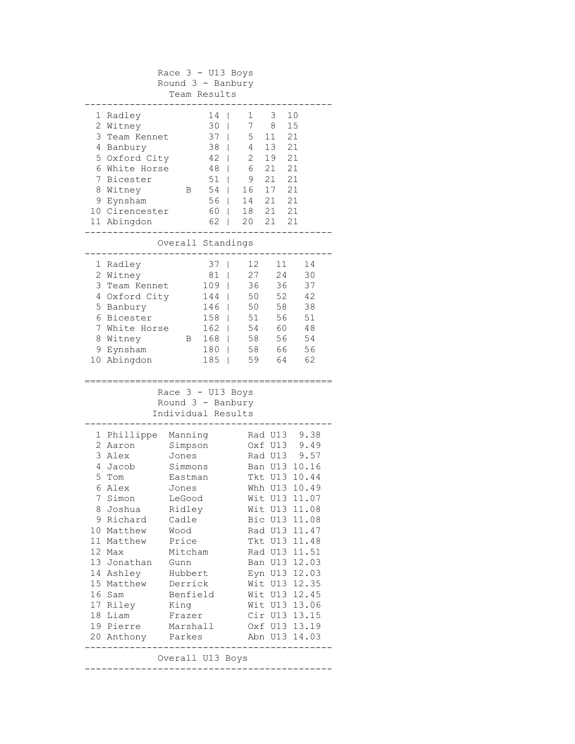## Race 3 - U13 Boys
## Round 3 - Banbury
### Team Results

| Pos | Team | | Total | Scores | | |
|---|---|---|---|---|---|---|
| 1 | Radley | | 14 | 1 | 3 | 10 |
| 2 | Witney | | 30 | 7 | 8 | 15 |
| 3 | Team Kennet | | 37 | 5 | 11 | 21 |
| 4 | Banbury | | 38 | 4 | 13 | 21 |
| 5 | Oxford City | | 42 | 2 | 19 | 21 |
| 6 | White Horse | | 48 | 6 | 21 | 21 |
| 7 | Bicester | | 51 | 9 | 21 | 21 |
| 8 | Witney | B | 54 | 16 | 17 | 21 |
| 9 | Eynsham | | 56 | 14 | 21 | 21 |
| 10 | Cirencester | | 60 | 18 | 21 | 21 |
| 11 | Abingdon | | 62 | 20 | 21 | 21 |

### Overall Standings

| Pos | Team | | Total | Scores | | |
|---|---|---|---|---|---|---|
| 1 | Radley | | 37 | 12 | 11 | 14 |
| 2 | Witney | | 81 | 27 | 24 | 30 |
| 3 | Team Kennet | | 109 | 36 | 36 | 37 |
| 4 | Oxford City | | 144 | 50 | 52 | 42 |
| 5 | Banbury | | 146 | 50 | 58 | 38 |
| 6 | Bicester | | 158 | 51 | 56 | 51 |
| 7 | White Horse | | 162 | 54 | 60 | 48 |
| 8 | Witney | B | 168 | 58 | 56 | 54 |
| 9 | Eynsham | | 180 | 58 | 66 | 56 |
| 10 | Abingdon | | 185 | 59 | 64 | 62 |

## Race 3 - U13 Boys
## Round 3 - Banbury
### Individual Results

| Pos | First Name | Surname | Club | Cat | Time |
|---|---|---|---|---|---|
| 1 | Phillippe | Manning | Rad | U13 | 9.38 |
| 2 | Aaron | Simpson | Oxf | U13 | 9.49 |
| 3 | Alex | Jones | Rad | U13 | 9.57 |
| 4 | Jacob | Simmons | Ban | U13 | 10.16 |
| 5 | Tom | Eastman | Tkt | U13 | 10.44 |
| 6 | Alex | Jones | Whh | U13 | 10.49 |
| 7 | Simon | LeGood | Wit | U13 | 11.07 |
| 8 | Joshua | Ridley | Wit | U13 | 11.08 |
| 9 | Richard | Cadle | Bic | U13 | 11.08 |
| 10 | Matthew | Wood | Rad | U13 | 11.47 |
| 11 | Matthew | Price | Tkt | U13 | 11.48 |
| 12 | Max | Mitcham | Rad | U13 | 11.51 |
| 13 | Jonathan | Gunn | Ban | U13 | 12.03 |
| 14 | Ashley | Hubbert | Eyn | U13 | 12.03 |
| 15 | Matthew | Derrick | Wit | U13 | 12.35 |
| 16 | Sam | Benfield | Wit | U13 | 12.45 |
| 17 | Riley | King | Wit | U13 | 13.06 |
| 18 | Liam | Frazer | Cir | U13 | 13.15 |
| 19 | Pierre | Marshall | Oxf | U13 | 13.19 |
| 20 | Anthony | Parkes | Abn | U13 | 14.03 |

### Overall U13 Boys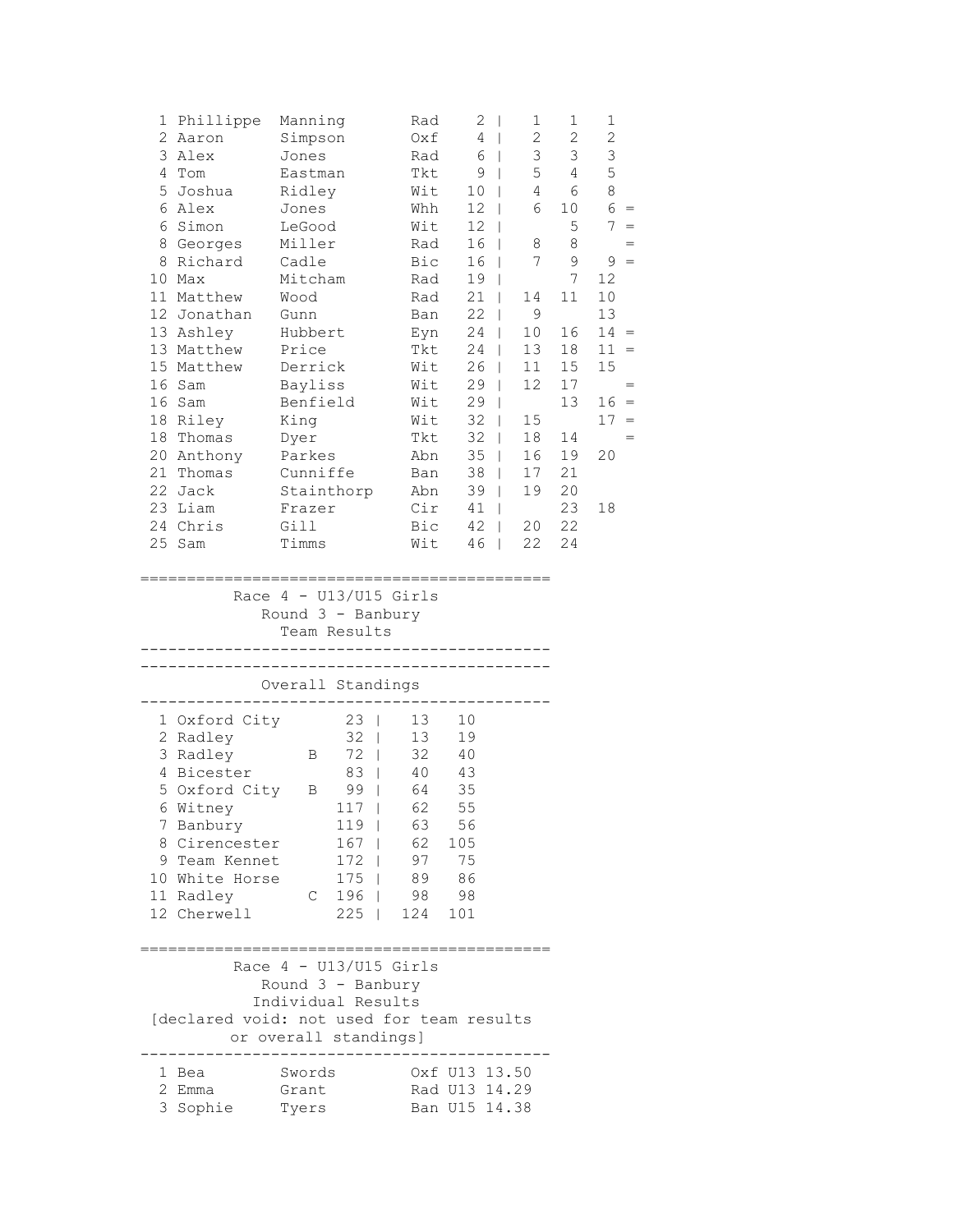| Pos | First | Last | Club | Pts | | R1 | R2 | R3 | |
|---|---|---|---|---|---|---|---|---|---|
| 1 | Phillippe | Manning | Rad | 2 | \| | 1 | 1 | 1 | |
| 2 | Aaron | Simpson | Oxf | 4 | \| | 2 | 2 | 2 | |
| 3 | Alex | Jones | Rad | 6 | \| | 3 | 3 | 3 | |
| 4 | Tom | Eastman | Tkt | 9 | \| | 5 | 4 | 5 | |
| 5 | Joshua | Ridley | Wit | 10 | \| | 4 | 6 | 8 | |
| 6 | Alex | Jones | Whh | 12 | \| | 6 | 10 | 6 | = |
| 6 | Simon | LeGood | Wit | 12 | \| | | 5 | 7 | = |
| 8 | Georges | Miller | Rad | 16 | \| | 8 | 8 | | = |
| 8 | Richard | Cadle | Bic | 16 | \| | 7 | 9 | 9 | = |
| 10 | Max | Mitcham | Rad | 19 | \| | | 7 | 12 | |
| 11 | Matthew | Wood | Rad | 21 | \| | 14 | 11 | 10 | |
| 12 | Jonathan | Gunn | Ban | 22 | \| | 9 | | 13 | |
| 13 | Ashley | Hubbert | Eyn | 24 | \| | 10 | 16 | 14 | = |
| 13 | Matthew | Price | Tkt | 24 | \| | 13 | 18 | 11 | = |
| 15 | Matthew | Derrick | Wit | 26 | \| | 11 | 15 | 15 | |
| 16 | Sam | Bayliss | Wit | 29 | \| | 12 | 17 | | = |
| 16 | Sam | Benfield | Wit | 29 | \| | | 13 | 16 | = |
| 18 | Riley | King | Wit | 32 | \| | 15 | | 17 | = |
| 18 | Thomas | Dyer | Tkt | 32 | \| | 18 | 14 | | = |
| 20 | Anthony | Parkes | Abn | 35 | \| | 16 | 19 | 20 | |
| 21 | Thomas | Cunniffe | Ban | 38 | \| | 17 | 21 | | |
| 22 | Jack | Stainthorp | Abn | 39 | \| | 19 | 20 | | |
| 23 | Liam | Frazer | Cir | 41 | \| | | 23 | 18 | |
| 24 | Chris | Gill | Bic | 42 | \| | 20 | 22 | | |
| 25 | Sam | Timms | Wit | 46 | \| | 22 | 24 | | |

## Race 4 - U13/U15 Girls
### Round 3 - Banbury
### Team Results

### Overall Standings

| Pos | Team | | Pts | | R1 | R2 |
|---|---|---|---|---|---|---|
| 1 | Oxford City | | 23 | \| | 13 | 10 |
| 2 | Radley | | 32 | \| | 13 | 19 |
| 3 | Radley | B | 72 | \| | 32 | 40 |
| 4 | Bicester | | 83 | \| | 40 | 43 |
| 5 | Oxford City | B | 99 | \| | 64 | 35 |
| 6 | Witney | | 117 | \| | 62 | 55 |
| 7 | Banbury | | 119 | \| | 63 | 56 |
| 8 | Cirencester | | 167 | \| | 62 | 105 |
| 9 | Team Kennet | | 172 | \| | 97 | 75 |
| 10 | White Horse | | 175 | \| | 89 | 86 |
| 11 | Radley | C | 196 | \| | 98 | 98 |
| 12 | Cherwell | | 225 | \| | 124 | 101 |

## Race 4 - U13/U15 Girls
### Round 3 - Banbury
### Individual Results

[declared void: not used for team results or overall standings]

| Pos | First | Last | Club | Cat | Time |
|---|---|---|---|---|---|
| 1 | Bea | Swords | Oxf | U13 | 13.50 |
| 2 | Emma | Grant | Rad | U13 | 14.29 |
| 3 | Sophie | Tyers | Ban | U15 | 14.38 |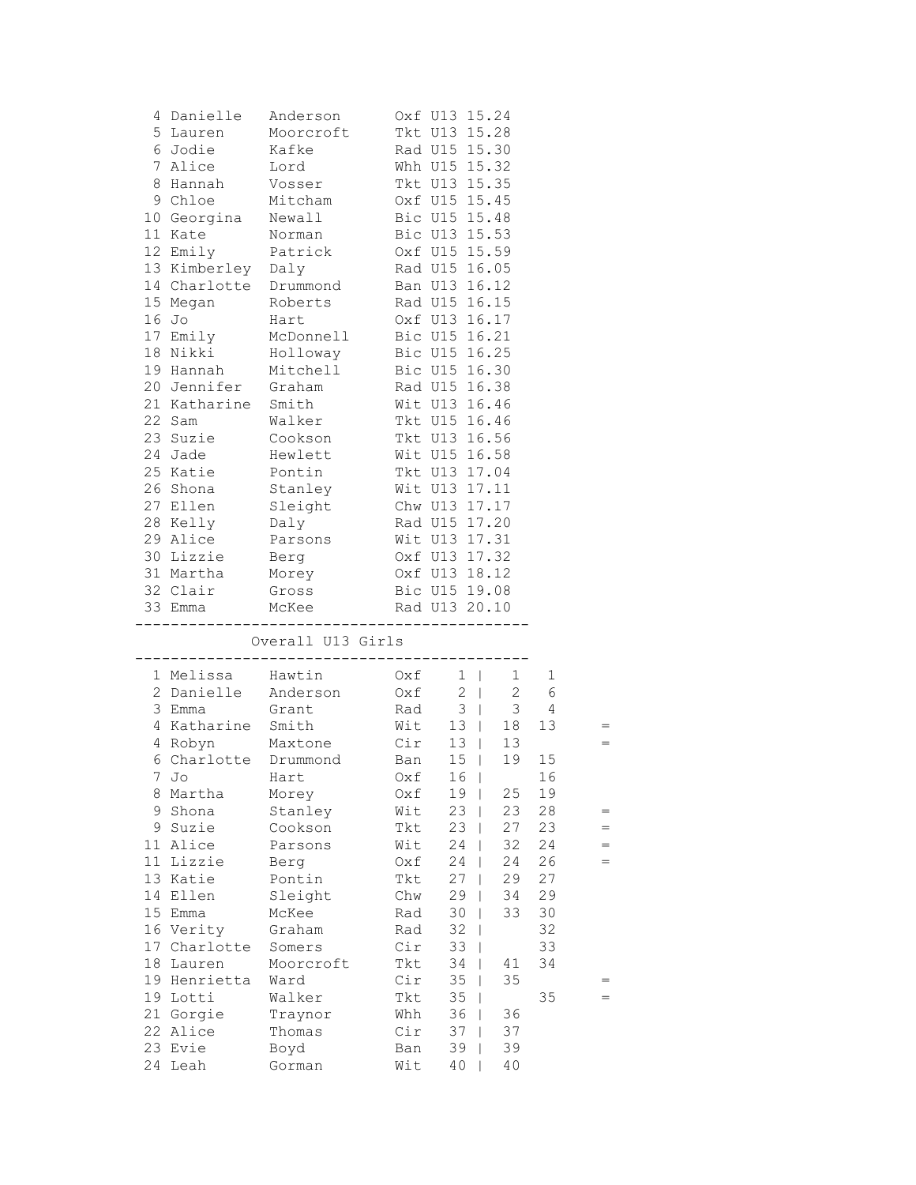| | | | | | |
|---|---|---|---|---|---|
| 4 | Danielle | Anderson | Oxf | U13 | 15.24 |
| 5 | Lauren | Moorcroft | Tkt | U13 | 15.28 |
| 6 | Jodie | Kafke | Rad | U15 | 15.30 |
| 7 | Alice | Lord | Whh | U15 | 15.32 |
| 8 | Hannah | Vosser | Tkt | U13 | 15.35 |
| 9 | Chloe | Mitcham | Oxf | U15 | 15.45 |
| 10 | Georgina | Newall | Bic | U15 | 15.48 |
| 11 | Kate | Norman | Bic | U13 | 15.53 |
| 12 | Emily | Patrick | Oxf | U15 | 15.59 |
| 13 | Kimberley | Daly | Rad | U15 | 16.05 |
| 14 | Charlotte | Drummond | Ban | U13 | 16.12 |
| 15 | Megan | Roberts | Rad | U15 | 16.15 |
| 16 | Jo | Hart | Oxf | U13 | 16.17 |
| 17 | Emily | McDonnell | Bic | U15 | 16.21 |
| 18 | Nikki | Holloway | Bic | U15 | 16.25 |
| 19 | Hannah | Mitchell | Bic | U15 | 16.30 |
| 20 | Jennifer | Graham | Rad | U15 | 16.38 |
| 21 | Katharine | Smith | Wit | U13 | 16.46 |
| 22 | Sam | Walker | Tkt | U15 | 16.46 |
| 23 | Suzie | Cookson | Tkt | U13 | 16.56 |
| 24 | Jade | Hewlett | Wit | U15 | 16.58 |
| 25 | Katie | Pontin | Tkt | U13 | 17.04 |
| 26 | Shona | Stanley | Wit | U13 | 17.11 |
| 27 | Ellen | Sleight | Chw | U13 | 17.17 |
| 28 | Kelly | Daly | Rad | U15 | 17.20 |
| 29 | Alice | Parsons | Wit | U13 | 17.31 |
| 30 | Lizzie | Berg | Oxf | U13 | 17.32 |
| 31 | Martha | Morey | Oxf | U13 | 18.12 |
| 32 | Clair | Gross | Bic | U15 | 19.08 |
| 33 | Emma | McKee | Rad | U13 | 20.10 |

## Overall U13 Girls

| | | | | | | | | |
|---|---|---|---|---|---|---|---|---|
| 1 | Melissa | Hawtin | Oxf | 1 | \| | 1 | 1 | |
| 2 | Danielle | Anderson | Oxf | 2 | \| | 2 | 6 | |
| 3 | Emma | Grant | Rad | 3 | \| | 3 | 4 | |
| 4 | Katharine | Smith | Wit | 13 | \| | 18 | 13 | = |
| 4 | Robyn | Maxtone | Cir | 13 | \| | 13 | | = |
| 6 | Charlotte | Drummond | Ban | 15 | \| | 19 | 15 | |
| 7 | Jo | Hart | Oxf | 16 | \| | | 16 | |
| 8 | Martha | Morey | Oxf | 19 | \| | 25 | 19 | |
| 9 | Shona | Stanley | Wit | 23 | \| | 23 | 28 | = |
| 9 | Suzie | Cookson | Tkt | 23 | \| | 27 | 23 | = |
| 11 | Alice | Parsons | Wit | 24 | \| | 32 | 24 | = |
| 11 | Lizzie | Berg | Oxf | 24 | \| | 24 | 26 | = |
| 13 | Katie | Pontin | Tkt | 27 | \| | 29 | 27 | |
| 14 | Ellen | Sleight | Chw | 29 | \| | 34 | 29 | |
| 15 | Emma | McKee | Rad | 30 | \| | 33 | 30 | |
| 16 | Verity | Graham | Rad | 32 | \| | | 32 | |
| 17 | Charlotte | Somers | Cir | 33 | \| | | 33 | |
| 18 | Lauren | Moorcroft | Tkt | 34 | \| | 41 | 34 | |
| 19 | Henrietta | Ward | Cir | 35 | \| | 35 | | = |
| 19 | Lotti | Walker | Tkt | 35 | \| | | 35 | = |
| 21 | Gorgie | Traynor | Whh | 36 | \| | 36 | | |
| 22 | Alice | Thomas | Cir | 37 | \| | 37 | | |
| 23 | Evie | Boyd | Ban | 39 | \| | 39 | | |
| 24 | Leah | Gorman | Wit | 40 | \| | 40 | | |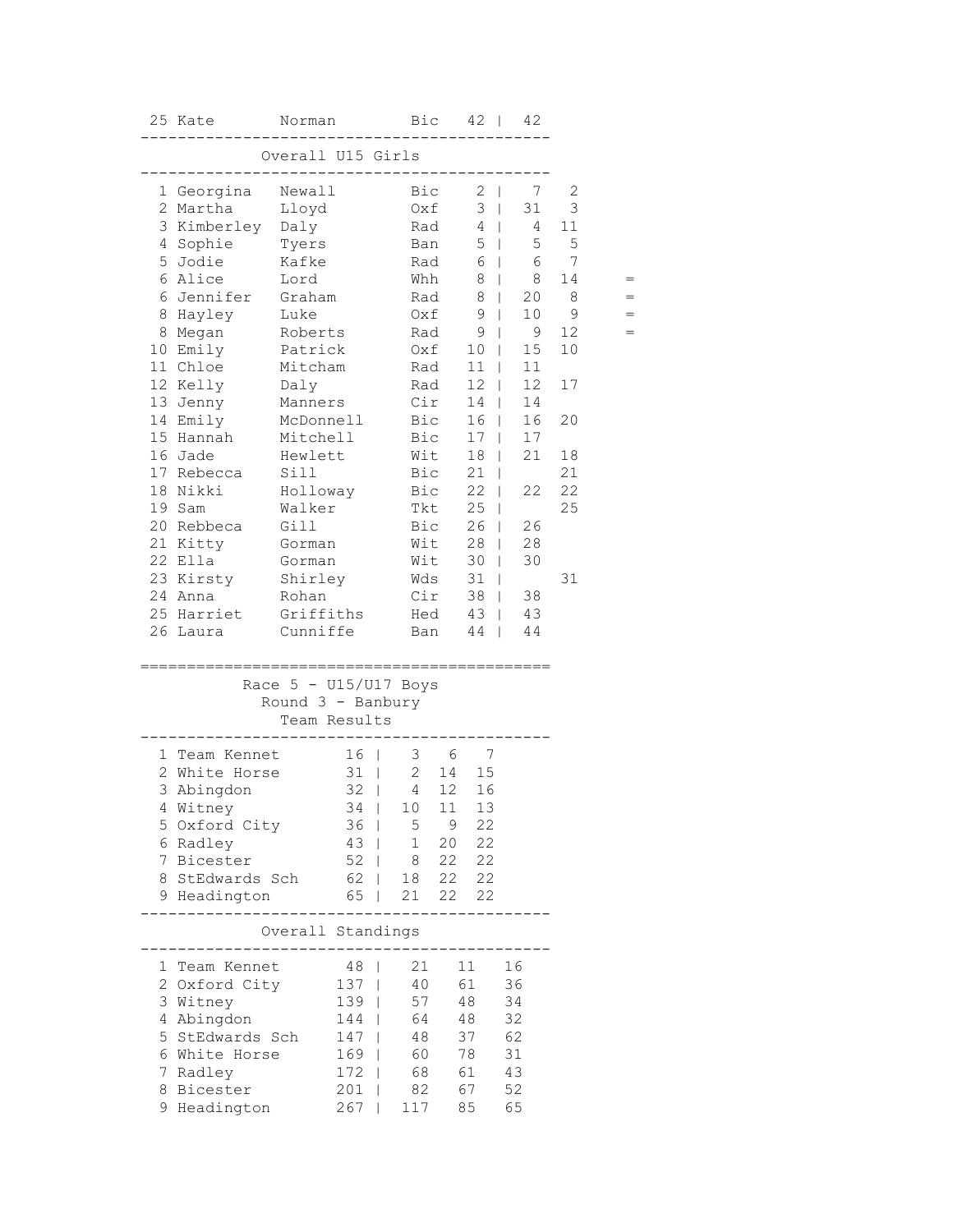| Pos | First | Last | Club | Total | | R1 | R2 | |
|---|---|---|---|---|---|---|---|---|
| 25 | Kate | Norman | Bic | 42 | \| | 42 | | |

## Overall U15 Girls

| Pos | First | Last | Club | Total | | R1 | R2 | |
|---|---|---|---|---|---|---|---|---|
| 1 | Georgina | Newall | Bic | 2 | \| | 7 | 2 | |
| 2 | Martha | Lloyd | Oxf | 3 | \| | 31 | 3 | |
| 3 | Kimberley | Daly | Rad | 4 | \| | 4 | 11 | |
| 4 | Sophie | Tyers | Ban | 5 | \| | 5 | 5 | |
| 5 | Jodie | Kafke | Rad | 6 | \| | 6 | 7 | |
| 6 | Alice | Lord | Whh | 8 | \| | 8 | 14 | = |
| 6 | Jennifer | Graham | Rad | 8 | \| | 20 | 8 | = |
| 8 | Hayley | Luke | Oxf | 9 | \| | 10 | 9 | = |
| 8 | Megan | Roberts | Rad | 9 | \| | 9 | 12 | = |
| 10 | Emily | Patrick | Oxf | 10 | \| | 15 | 10 | |
| 11 | Chloe | Mitcham | Rad | 11 | \| | 11 | | |
| 12 | Kelly | Daly | Rad | 12 | \| | 12 | 17 | |
| 13 | Jenny | Manners | Cir | 14 | \| | 14 | | |
| 14 | Emily | McDonnell | Bic | 16 | \| | 16 | 20 | |
| 15 | Hannah | Mitchell | Bic | 17 | \| | 17 | | |
| 16 | Jade | Hewlett | Wit | 18 | \| | 21 | 18 | |
| 17 | Rebecca | Sill | Bic | 21 | \| | | 21 | |
| 18 | Nikki | Holloway | Bic | 22 | \| | 22 | 22 | |
| 19 | Sam | Walker | Tkt | 25 | \| | | 25 | |
| 20 | Rebbeca | Gill | Bic | 26 | \| | 26 | | |
| 21 | Kitty | Gorman | Wit | 28 | \| | 28 | | |
| 22 | Ella | Gorman | Wit | 30 | \| | 30 | | |
| 23 | Kirsty | Shirley | Wds | 31 | \| | | 31 | |
| 24 | Anna | Rohan | Cir | 38 | \| | 38 | | |
| 25 | Harriet | Griffiths | Hed | 43 | \| | 43 | | |
| 26 | Laura | Cunniffe | Ban | 44 | \| | 44 | | |

## Race 5 - U15/U17 Boys
### Round 3 - Banbury
### Team Results

| Pos | Team | Total | | Scores | | |
|---|---|---|---|---|---|---|
| 1 | Team Kennet | 16 | \| | 3 | 6 | 7 |
| 2 | White Horse | 31 | \| | 2 | 14 | 15 |
| 3 | Abingdon | 32 | \| | 4 | 12 | 16 |
| 4 | Witney | 34 | \| | 10 | 11 | 13 |
| 5 | Oxford City | 36 | \| | 5 | 9 | 22 |
| 6 | Radley | 43 | \| | 1 | 20 | 22 |
| 7 | Bicester | 52 | \| | 8 | 22 | 22 |
| 8 | StEdwards Sch | 62 | \| | 18 | 22 | 22 |
| 9 | Headington | 65 | \| | 21 | 22 | 22 |

### Overall Standings

| Pos | Team | Total | | R1 | R2 | R3 |
|---|---|---|---|---|---|---|
| 1 | Team Kennet | 48 | \| | 21 | 11 | 16 |
| 2 | Oxford City | 137 | \| | 40 | 61 | 36 |
| 3 | Witney | 139 | \| | 57 | 48 | 34 |
| 4 | Abingdon | 144 | \| | 64 | 48 | 32 |
| 5 | StEdwards Sch | 147 | \| | 48 | 37 | 62 |
| 6 | White Horse | 169 | \| | 60 | 78 | 31 |
| 7 | Radley | 172 | \| | 68 | 61 | 43 |
| 8 | Bicester | 201 | \| | 82 | 67 | 52 |
| 9 | Headington | 267 | \| | 117 | 85 | 65 |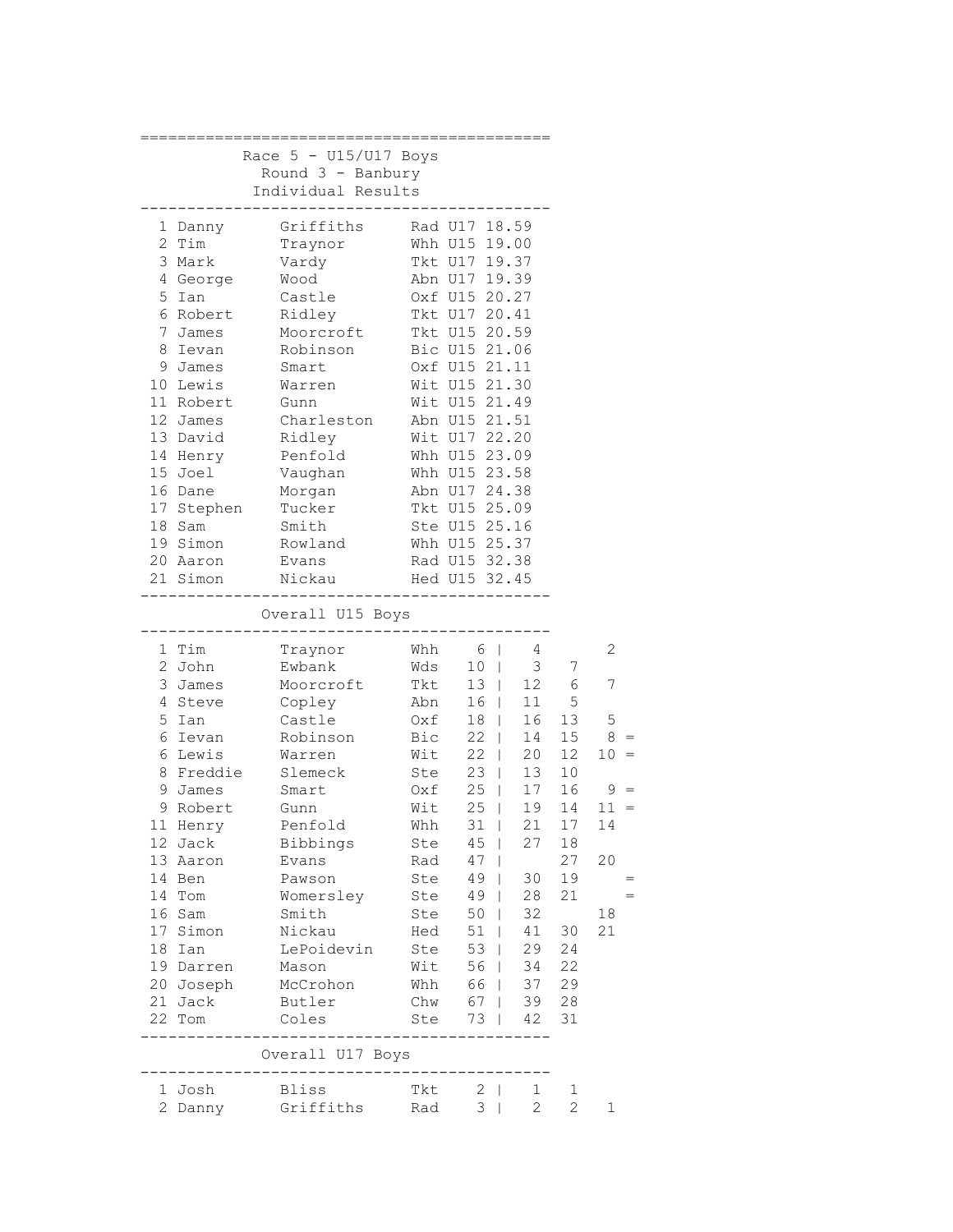# Race 5 - U15/U17 Boys

## Round 3 - Banbury

### Individual Results

| Pos | First Name | Surname | Club | Cat | Time |
|---|---|---|---|---|---|
| 1 | Danny | Griffiths | Rad | U17 | 18.59 |
| 2 | Tim | Traynor | Whh | U15 | 19.00 |
| 3 | Mark | Vardy | Tkt | U17 | 19.37 |
| 4 | George | Wood | Abn | U17 | 19.39 |
| 5 | Ian | Castle | Oxf | U15 | 20.27 |
| 6 | Robert | Ridley | Tkt | U17 | 20.41 |
| 7 | James | Moorcroft | Tkt | U15 | 20.59 |
| 8 | Ievan | Robinson | Bic | U15 | 21.06 |
| 9 | James | Smart | Oxf | U15 | 21.11 |
| 10 | Lewis | Warren | Wit | U15 | 21.30 |
| 11 | Robert | Gunn | Wit | U15 | 21.49 |
| 12 | James | Charleston | Abn | U15 | 21.51 |
| 13 | David | Ridley | Wit | U17 | 22.20 |
| 14 | Henry | Penfold | Whh | U15 | 23.09 |
| 15 | Joel | Vaughan | Whh | U15 | 23.58 |
| 16 | Dane | Morgan | Abn | U17 | 24.38 |
| 17 | Stephen | Tucker | Tkt | U15 | 25.09 |
| 18 | Sam | Smith | Ste | U15 | 25.16 |
| 19 | Simon | Rowland | Whh | U15 | 25.37 |
| 20 | Aaron | Evans | Rad | U15 | 32.38 |
| 21 | Simon | Nickau | Hed | U15 | 32.45 |

### Overall U15 Boys

| Pos | First Name | Surname | Club | Total | R1 | R2 | R3 | |
|---|---|---|---|---|---|---|---|---|
| 1 | Tim | Traynor | Whh | 6 | 4 | | 2 | |
| 2 | John | Ewbank | Wds | 10 | 3 | 7 | | |
| 3 | James | Moorcroft | Tkt | 13 | 12 | 6 | 7 | |
| 4 | Steve | Copley | Abn | 16 | 11 | 5 | | |
| 5 | Ian | Castle | Oxf | 18 | 16 | 13 | 5 | |
| 6 | Ievan | Robinson | Bic | 22 | 14 | 15 | 8 | = |
| 6 | Lewis | Warren | Wit | 22 | 20 | 12 | 10 | = |
| 8 | Freddie | Slemeck | Ste | 23 | 13 | 10 | | |
| 9 | James | Smart | Oxf | 25 | 17 | 16 | 9 | = |
| 9 | Robert | Gunn | Wit | 25 | 19 | 14 | 11 | = |
| 11 | Henry | Penfold | Whh | 31 | 21 | 17 | 14 | |
| 12 | Jack | Bibbings | Ste | 45 | 27 | 18 | | |
| 13 | Aaron | Evans | Rad | 47 | | 27 | 20 | |
| 14 | Ben | Pawson | Ste | 49 | 30 | 19 | | = |
| 14 | Tom | Womersley | Ste | 49 | 28 | 21 | | = |
| 16 | Sam | Smith | Ste | 50 | 32 | | 18 | |
| 17 | Simon | Nickau | Hed | 51 | 41 | 30 | 21 | |
| 18 | Ian | LePoidevin | Ste | 53 | 29 | 24 | | |
| 19 | Darren | Mason | Wit | 56 | 34 | 22 | | |
| 20 | Joseph | McCrohon | Whh | 66 | 37 | 29 | | |
| 21 | Jack | Butler | Chw | 67 | 39 | 28 | | |
| 22 | Tom | Coles | Ste | 73 | 42 | 31 | | |

### Overall U17 Boys

| Pos | First Name | Surname | Club | Total | R1 | R2 | R3 |
|---|---|---|---|---|---|---|---|
| 1 | Josh | Bliss | Tkt | 2 | 1 | 1 | |
| 2 | Danny | Griffiths | Rad | 3 | 2 | 2 | 1 |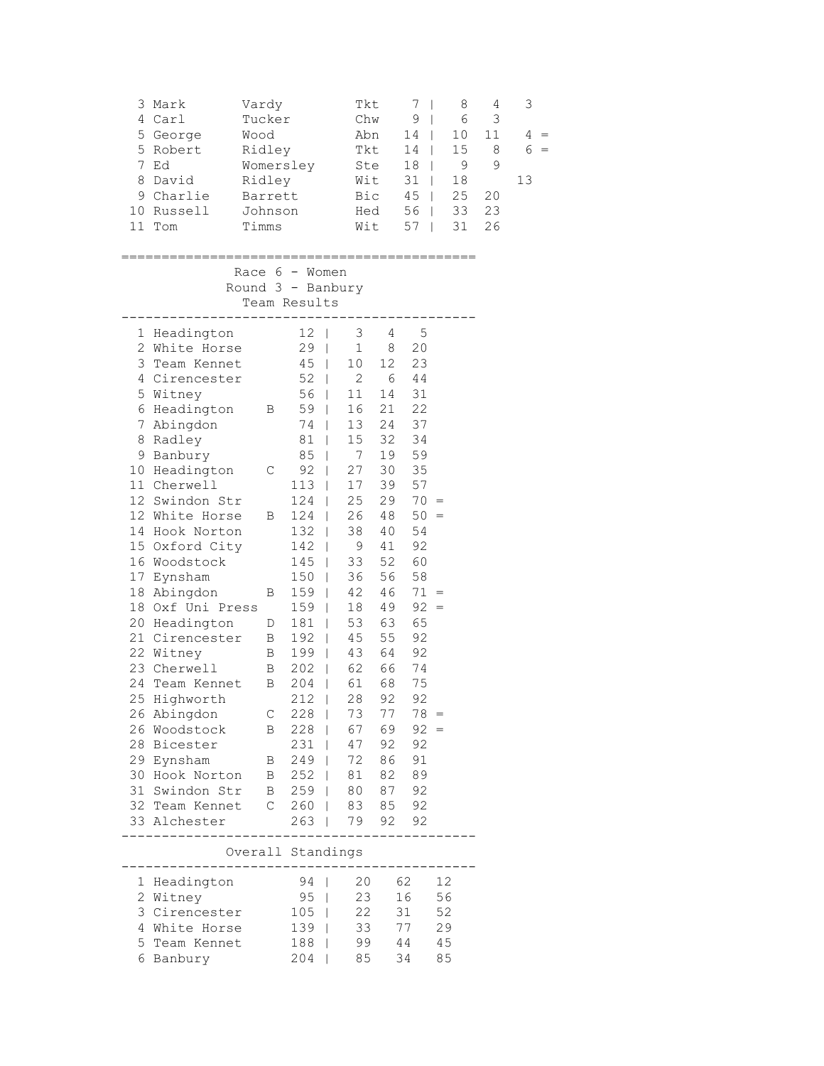| Pos | First | Last | Club | Total | R1 | R2 | R3 | |
|---|---|---|---|---|---|---|---|---|
| 3 | Mark | Vardy | Tkt | 7 | 8 | 4 | 3 | |
| 4 | Carl | Tucker | Chw | 9 | 6 | 3 | | |
| 5 | George | Wood | Abn | 14 | 10 | 11 | 4 | = |
| 5 | Robert | Ridley | Tkt | 14 | 15 | 8 | 6 | = |
| 7 | Ed | Womersley | Ste | 18 | 9 | 9 | | |
| 8 | David | Ridley | Wit | 31 | 18 | | 13 | |
| 9 | Charlie | Barrett | Bic | 45 | 25 | 20 | | |
| 10 | Russell | Johnson | Hed | 56 | 33 | 23 | | |
| 11 | Tom | Timms | Wit | 57 | 31 | 26 | | |

## Race 6 - Women

### Round 3 - Banbury

### Team Results

| Pos | Team | | Total | | | | |
|---|---|---|---|---|---|---|---|
| 1 | Headington | | 12 | 3 | 4 | 5 | |
| 2 | White Horse | | 29 | 1 | 8 | 20 | |
| 3 | Team Kennet | | 45 | 10 | 12 | 23 | |
| 4 | Cirencester | | 52 | 2 | 6 | 44 | |
| 5 | Witney | | 56 | 11 | 14 | 31 | |
| 6 | Headington | B | 59 | 16 | 21 | 22 | |
| 7 | Abingdon | | 74 | 13 | 24 | 37 | |
| 8 | Radley | | 81 | 15 | 32 | 34 | |
| 9 | Banbury | | 85 | 7 | 19 | 59 | |
| 10 | Headington | C | 92 | 27 | 30 | 35 | |
| 11 | Cherwell | | 113 | 17 | 39 | 57 | |
| 12 | Swindon Str | | 124 | 25 | 29 | 70 | = |
| 12 | White Horse | B | 124 | 26 | 48 | 50 | = |
| 14 | Hook Norton | | 132 | 38 | 40 | 54 | |
| 15 | Oxford City | | 142 | 9 | 41 | 92 | |
| 16 | Woodstock | | 145 | 33 | 52 | 60 | |
| 17 | Eynsham | | 150 | 36 | 56 | 58 | |
| 18 | Abingdon | B | 159 | 42 | 46 | 71 | = |
| 18 | Oxf Uni Press | | 159 | 18 | 49 | 92 | = |
| 20 | Headington | D | 181 | 53 | 63 | 65 | |
| 21 | Cirencester | B | 192 | 45 | 55 | 92 | |
| 22 | Witney | B | 199 | 43 | 64 | 92 | |
| 23 | Cherwell | B | 202 | 62 | 66 | 74 | |
| 24 | Team Kennet | B | 204 | 61 | 68 | 75 | |
| 25 | Highworth | | 212 | 28 | 92 | 92 | |
| 26 | Abingdon | C | 228 | 73 | 77 | 78 | = |
| 26 | Woodstock | B | 228 | 67 | 69 | 92 | = |
| 28 | Bicester | | 231 | 47 | 92 | 92 | |
| 29 | Eynsham | B | 249 | 72 | 86 | 91 | |
| 30 | Hook Norton | B | 252 | 81 | 82 | 89 | |
| 31 | Swindon Str | B | 259 | 80 | 87 | 92 | |
| 32 | Team Kennet | C | 260 | 83 | 85 | 92 | |
| 33 | Alchester | | 263 | 79 | 92 | 92 | |

### Overall Standings

| Pos | Team | Total | R1 | R2 | R3 |
|---|---|---|---|---|---|
| 1 | Headington | 94 | 20 | 62 | 12 |
| 2 | Witney | 95 | 23 | 16 | 56 |
| 3 | Cirencester | 105 | 22 | 31 | 52 |
| 4 | White Horse | 139 | 33 | 77 | 29 |
| 5 | Team Kennet | 188 | 99 | 44 | 45 |
| 6 | Banbury | 204 | 85 | 34 | 85 |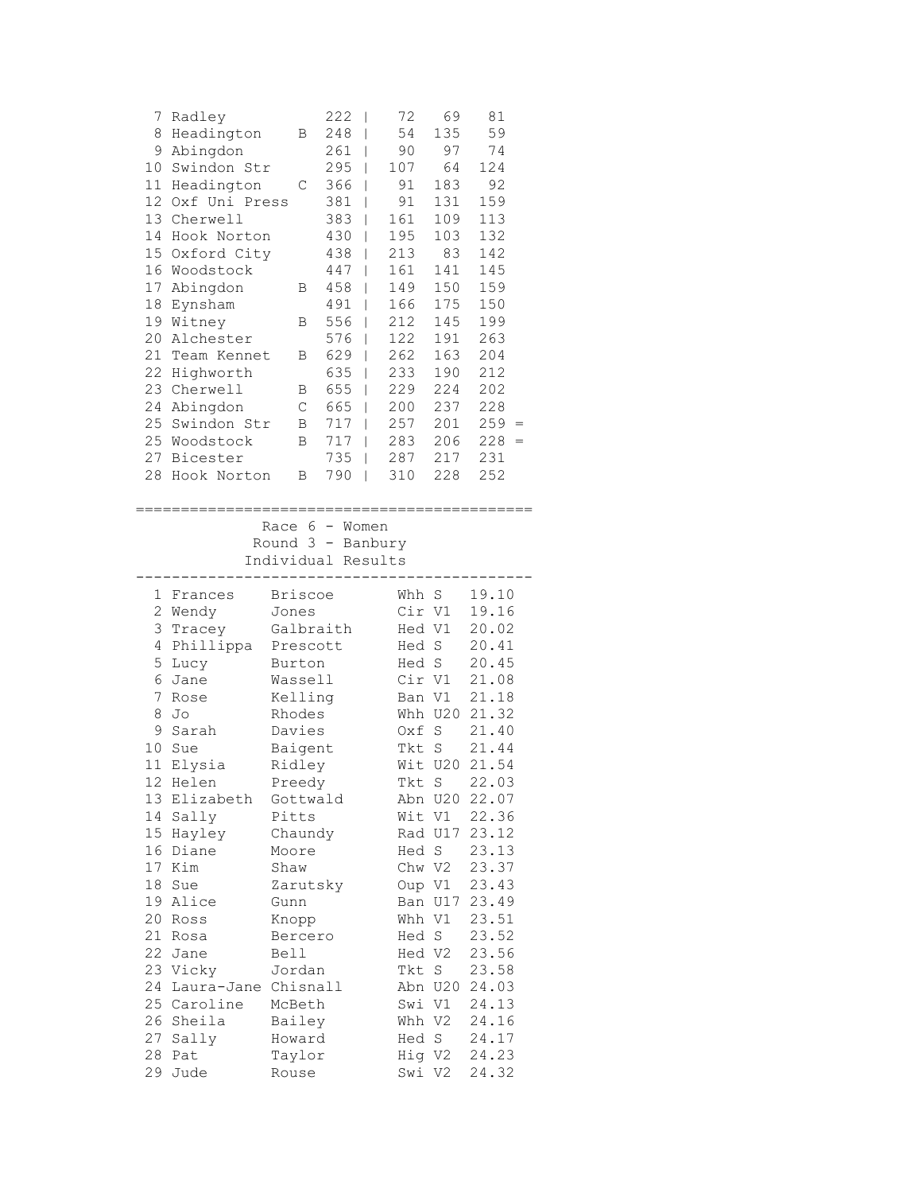| Pos | Team | | Total | | | | |
|---|---|---|---|---|---|---|---|
| 7 | Radley | | 222 | 72 | 69 | 81 | |
| 8 | Headington | B | 248 | 54 | 135 | 59 | |
| 9 | Abingdon | | 261 | 90 | 97 | 74 | |
| 10 | Swindon Str | | 295 | 107 | 64 | 124 | |
| 11 | Headington | C | 366 | 91 | 183 | 92 | |
| 12 | Oxf Uni Press | | 381 | 91 | 131 | 159 | |
| 13 | Cherwell | | 383 | 161 | 109 | 113 | |
| 14 | Hook Norton | | 430 | 195 | 103 | 132 | |
| 15 | Oxford City | | 438 | 213 | 83 | 142 | |
| 16 | Woodstock | | 447 | 161 | 141 | 145 | |
| 17 | Abingdon | B | 458 | 149 | 150 | 159 | |
| 18 | Eynsham | | 491 | 166 | 175 | 150 | |
| 19 | Witney | B | 556 | 212 | 145 | 199 | |
| 20 | Alchester | | 576 | 122 | 191 | 263 | |
| 21 | Team Kennet | B | 629 | 262 | 163 | 204 | |
| 22 | Highworth | | 635 | 233 | 190 | 212 | |
| 23 | Cherwell | B | 655 | 229 | 224 | 202 | |
| 24 | Abingdon | C | 665 | 200 | 237 | 228 | |
| 25 | Swindon Str | B | 717 | 257 | 201 | 259 | = |
| 25 | Woodstock | B | 717 | 283 | 206 | 228 | = |
| 27 | Bicester | | 735 | 287 | 217 | 231 | |
| 28 | Hook Norton | B | 790 | 310 | 228 | 252 | |

## Race 6 - Women
### Round 3 - Banbury
### Individual Results

| Pos | First Name | Surname | Club | Cat | Time |
|---|---|---|---|---|---|
| 1 | Frances | Briscoe | Whh | S | 19.10 |
| 2 | Wendy | Jones | Cir | V1 | 19.16 |
| 3 | Tracey | Galbraith | Hed | V1 | 20.02 |
| 4 | Phillippa | Prescott | Hed | S | 20.41 |
| 5 | Lucy | Burton | Hed | S | 20.45 |
| 6 | Jane | Wassell | Cir | V1 | 21.08 |
| 7 | Rose | Kelling | Ban | V1 | 21.18 |
| 8 | Jo | Rhodes | Whh | U20 | 21.32 |
| 9 | Sarah | Davies | Oxf | S | 21.40 |
| 10 | Sue | Baigent | Tkt | S | 21.44 |
| 11 | Elysia | Ridley | Wit | U20 | 21.54 |
| 12 | Helen | Preedy | Tkt | S | 22.03 |
| 13 | Elizabeth | Gottwald | Abn | U20 | 22.07 |
| 14 | Sally | Pitts | Wit | V1 | 22.36 |
| 15 | Hayley | Chaundy | Rad | U17 | 23.12 |
| 16 | Diane | Moore | Hed | S | 23.13 |
| 17 | Kim | Shaw | Chw | V2 | 23.37 |
| 18 | Sue | Zarutsky | Oup | V1 | 23.43 |
| 19 | Alice | Gunn | Ban | U17 | 23.49 |
| 20 | Ross | Knopp | Whh | V1 | 23.51 |
| 21 | Rosa | Bercero | Hed | S | 23.52 |
| 22 | Jane | Bell | Hed | V2 | 23.56 |
| 23 | Vicky | Jordan | Tkt | S | 23.58 |
| 24 | Laura-Jane | Chisnall | Abn | U20 | 24.03 |
| 25 | Caroline | McBeth | Swi | V1 | 24.13 |
| 26 | Sheila | Bailey | Whh | V2 | 24.16 |
| 27 | Sally | Howard | Hed | S | 24.17 |
| 28 | Pat | Taylor | Hig | V2 | 24.23 |
| 29 | Jude | Rouse | Swi | V2 | 24.32 |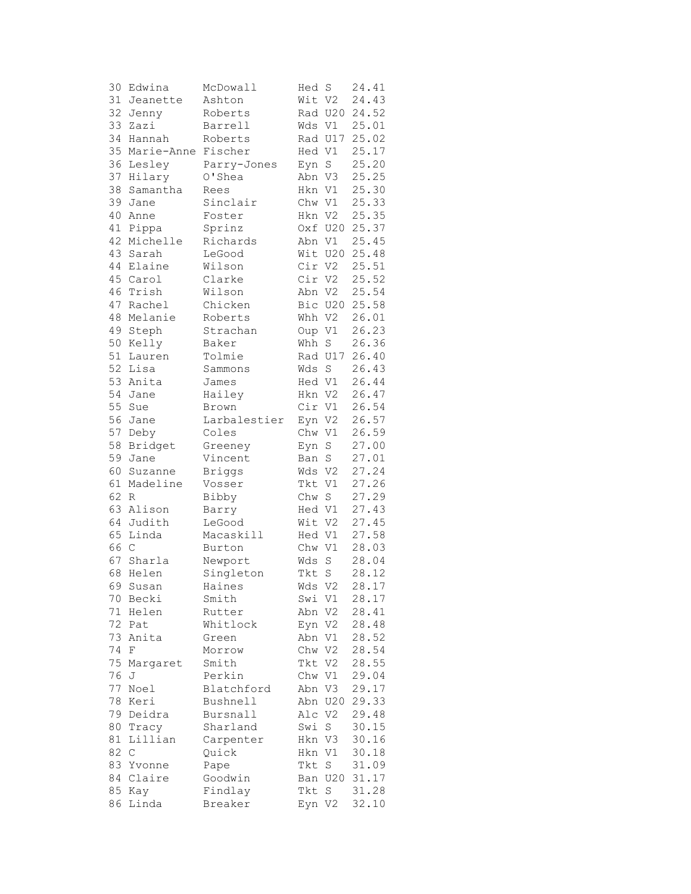```
30 Edwina      McDowall      Hed S    24.41
31 Jeanette    Ashton        Wit V2   24.43
32 Jenny       Roberts       Rad U20  24.52
33 Zazi        Barrell       Wds V1   25.01
34 Hannah      Roberts       Rad U17  25.02
35 Marie-Anne  Fischer       Hed V1   25.17
36 Lesley      Parry-Jones   Eyn S    25.20
37 Hilary      O'Shea        Abn V3   25.25
38 Samantha    Rees          Hkn V1   25.30
39 Jane        Sinclair      Chw V1   25.33
40 Anne        Foster        Hkn V2   25.35
41 Pippa       Sprinz        Oxf U20  25.37
42 Michelle    Richards      Abn V1   25.45
43 Sarah       LeGood        Wit U20  25.48
44 Elaine      Wilson        Cir V2   25.51
45 Carol       Clarke        Cir V2   25.52
46 Trish       Wilson        Abn V2   25.54
47 Rachel      Chicken       Bic U20  25.58
48 Melanie     Roberts       Whh V2   26.01
49 Steph       Strachan      Oup V1   26.23
50 Kelly       Baker         Whh S    26.36
51 Lauren      Tolmie        Rad U17  26.40
52 Lisa        Sammons       Wds S    26.43
53 Anita       James         Hed V1   26.44
54 Jane        Hailey        Hkn V2   26.47
55 Sue         Brown         Cir V1   26.54
56 Jane        Larbalestier  Eyn V2   26.57
57 Deby        Coles         Chw V1   26.59
58 Bridget     Greeney       Eyn S    27.00
59 Jane        Vincent       Ban S    27.01
60 Suzanne     Briggs        Wds V2   27.24
61 Madeline    Vosser        Tkt V1   27.26
62 R           Bibby         Chw S    27.29
63 Alison      Barry         Hed V1   27.43
64 Judith      LeGood        Wit V2   27.45
65 Linda       Macaskill     Hed V1   27.58
66 C           Burton        Chw V1   28.03
67 Sharla      Newport       Wds S    28.04
68 Helen       Singleton     Tkt S    28.12
69 Susan       Haines        Wds V2   28.17
70 Becki       Smith         Swi V1   28.17
71 Helen       Rutter        Abn V2   28.41
72 Pat         Whitlock      Eyn V2   28.48
73 Anita       Green         Abn V1   28.52
74 F           Morrow        Chw V2   28.54
75 Margaret    Smith         Tkt V2   28.55
76 J           Perkin        Chw V1   29.04
77 Noel        Blatchford    Abn V3   29.17
78 Keri        Bushnell      Abn U20  29.33
79 Deidra      Bursnall      Alc V2   29.48
80 Tracy       Sharland      Swi S    30.15
81 Lillian     Carpenter     Hkn V3   30.16
82 C           Quick         Hkn V1   30.18
83 Yvonne      Pape          Tkt S    31.09
84 Claire      Goodwin       Ban U20  31.17
85 Kay         Findlay       Tkt S    31.28
86 Linda       Breaker       Eyn V2   32.10
```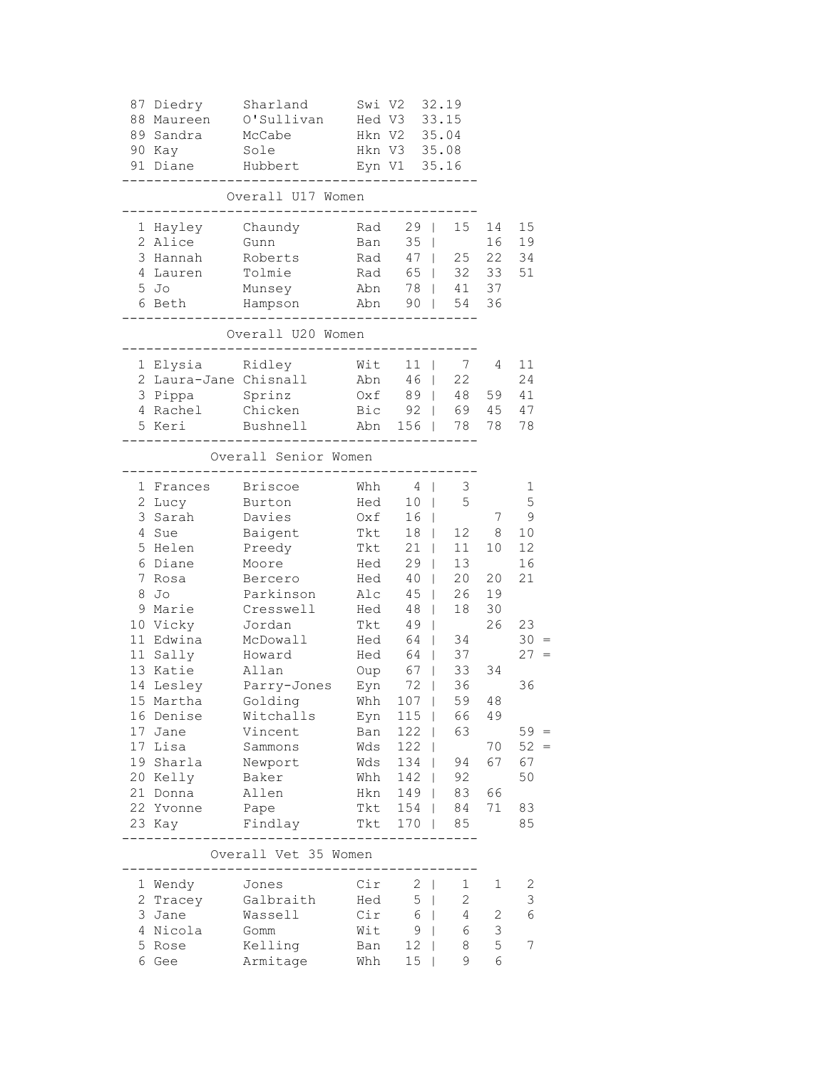| Pos | First Name | Surname | Club | Cat | Time |
|---|---|---|---|---|---|
| 87 | Diedry | Sharland | Swi | V2 | 32.19 |
| 88 | Maureen | O'Sullivan | Hed | V3 | 33.15 |
| 89 | Sandra | McCabe | Hkn | V2 | 35.04 |
| 90 | Kay | Sole | Hkn | V3 | 35.08 |
| 91 | Diane | Hubbert | Eyn | V1 | 35.16 |

## Overall U17 Women

| Pos | First Name | Surname | Club | Total | Race 1 | Race 2 | Race 3 |
|---|---|---|---|---|---|---|---|
| 1 | Hayley | Chaundy | Rad | 29 | 15 | 14 | 15 |
| 2 | Alice | Gunn | Ban | 35 | | 16 | 19 |
| 3 | Hannah | Roberts | Rad | 47 | 25 | 22 | 34 |
| 4 | Lauren | Tolmie | Rad | 65 | 32 | 33 | 51 |
| 5 | Jo | Munsey | Abn | 78 | 41 | 37 | |
| 6 | Beth | Hampson | Abn | 90 | 54 | 36 | |

## Overall U20 Women

| Pos | First Name | Surname | Club | Total | Race 1 | Race 2 | Race 3 |
|---|---|---|---|---|---|---|---|
| 1 | Elysia | Ridley | Wit | 11 | 7 | 4 | 11 |
| 2 | Laura-Jane | Chisnall | Abn | 46 | 22 | | 24 |
| 3 | Pippa | Sprinz | Oxf | 89 | 48 | 59 | 41 |
| 4 | Rachel | Chicken | Bic | 92 | 69 | 45 | 47 |
| 5 | Keri | Bushnell | Abn | 156 | 78 | 78 | 78 |

## Overall Senior Women

| Pos | First Name | Surname | Club | Total | Race 1 | Race 2 | Race 3 |
|---|---|---|---|---|---|---|---|
| 1 | Frances | Briscoe | Whh | 4 | 3 | | 1 |
| 2 | Lucy | Burton | Hed | 10 | 5 | | 5 |
| 3 | Sarah | Davies | Oxf | 16 | | 7 | 9 |
| 4 | Sue | Baigent | Tkt | 18 | 12 | 8 | 10 |
| 5 | Helen | Preedy | Tkt | 21 | 11 | 10 | 12 |
| 6 | Diane | Moore | Hed | 29 | 13 | | 16 |
| 7 | Rosa | Bercero | Hed | 40 | 20 | 20 | 21 |
| 8 | Jo | Parkinson | Alc | 45 | 26 | 19 | |
| 9 | Marie | Cresswell | Hed | 48 | 18 | 30 | |
| 10 | Vicky | Jordan | Tkt | 49 | | 26 | 23 |
| 11 | Edwina | McDowall | Hed | 64 | 34 | | 30 = |
| 11 | Sally | Howard | Hed | 64 | 37 | | 27 = |
| 13 | Katie | Allan | Oup | 67 | 33 | 34 | |
| 14 | Lesley | Parry-Jones | Eyn | 72 | 36 | | 36 |
| 15 | Martha | Golding | Whh | 107 | 59 | 48 | |
| 16 | Denise | Witchalls | Eyn | 115 | 66 | 49 | |
| 17 | Jane | Vincent | Ban | 122 | 63 | | 59 = |
| 17 | Lisa | Sammons | Wds | 122 | | 70 | 52 = |
| 19 | Sharla | Newport | Wds | 134 | 94 | 67 | 67 |
| 20 | Kelly | Baker | Whh | 142 | 92 | | 50 |
| 21 | Donna | Allen | Hkn | 149 | 83 | 66 | |
| 22 | Yvonne | Pape | Tkt | 154 | 84 | 71 | 83 |
| 23 | Kay | Findlay | Tkt | 170 | 85 | | 85 |

## Overall Vet 35 Women

| Pos | First Name | Surname | Club | Total | Race 1 | Race 2 | Race 3 |
|---|---|---|---|---|---|---|---|
| 1 | Wendy | Jones | Cir | 2 | 1 | 1 | 2 |
| 2 | Tracey | Galbraith | Hed | 5 | 2 | | 3 |
| 3 | Jane | Wassell | Cir | 6 | 4 | 2 | 6 |
| 4 | Nicola | Gomm | Wit | 9 | 6 | 3 | |
| 5 | Rose | Kelling | Ban | 12 | 8 | 5 | 7 |
| 6 | Gee | Armitage | Whh | 15 | 9 | 6 | |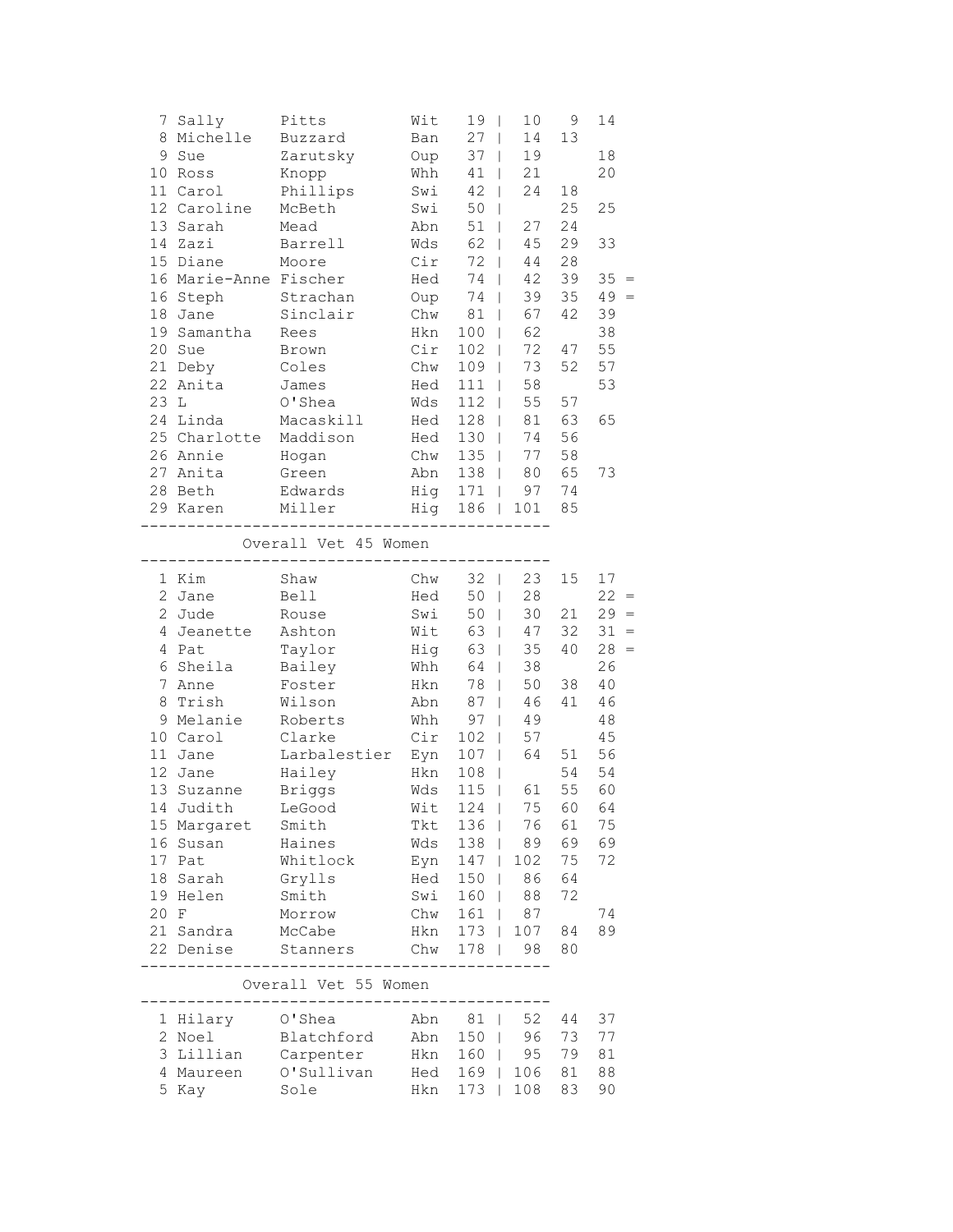| | | | | | | | | |
|---|---|---|---|---|---|---|---|---|
| 7 | Sally | Pitts | Wit | 19 | 10 | 9 | 14 | |
| 8 | Michelle | Buzzard | Ban | 27 | 14 | 13 | | |
| 9 | Sue | Zarutsky | Oup | 37 | 19 | | 18 | |
| 10 | Ross | Knopp | Whh | 41 | 21 | | 20 | |
| 11 | Carol | Phillips | Swi | 42 | 24 | 18 | | |
| 12 | Caroline | McBeth | Swi | 50 | | 25 | 25 | |
| 13 | Sarah | Mead | Abn | 51 | 27 | 24 | | |
| 14 | Zazi | Barrell | Wds | 62 | 45 | 29 | 33 | |
| 15 | Diane | Moore | Cir | 72 | 44 | 28 | | |
| 16 | Marie-Anne | Fischer | Hed | 74 | 42 | 39 | 35 | = |
| 16 | Steph | Strachan | Oup | 74 | 39 | 35 | 49 | = |
| 18 | Jane | Sinclair | Chw | 81 | 67 | 42 | 39 | |
| 19 | Samantha | Rees | Hkn | 100 | 62 | | 38 | |
| 20 | Sue | Brown | Cir | 102 | 72 | 47 | 55 | |
| 21 | Deby | Coles | Chw | 109 | 73 | 52 | 57 | |
| 22 | Anita | James | Hed | 111 | 58 | | 53 | |
| 23 | L | O'Shea | Wds | 112 | 55 | 57 | | |
| 24 | Linda | Macaskill | Hed | 128 | 81 | 63 | 65 | |
| 25 | Charlotte | Maddison | Hed | 130 | 74 | 56 | | |
| 26 | Annie | Hogan | Chw | 135 | 77 | 58 | | |
| 27 | Anita | Green | Abn | 138 | 80 | 65 | 73 | |
| 28 | Beth | Edwards | Hig | 171 | 97 | 74 | | |
| 29 | Karen | Miller | Hig | 186 | 101 | 85 | | |

## Overall Vet 45 Women

| | | | | | | | | |
|---|---|---|---|---|---|---|---|---|
| 1 | Kim | Shaw | Chw | 32 | 23 | 15 | 17 | |
| 2 | Jane | Bell | Hed | 50 | 28 | | 22 | = |
| 2 | Jude | Rouse | Swi | 50 | 30 | 21 | 29 | = |
| 4 | Jeanette | Ashton | Wit | 63 | 47 | 32 | 31 | = |
| 4 | Pat | Taylor | Hig | 63 | 35 | 40 | 28 | = |
| 6 | Sheila | Bailey | Whh | 64 | 38 | | 26 | |
| 7 | Anne | Foster | Hkn | 78 | 50 | 38 | 40 | |
| 8 | Trish | Wilson | Abn | 87 | 46 | 41 | 46 | |
| 9 | Melanie | Roberts | Whh | 97 | 49 | | 48 | |
| 10 | Carol | Clarke | Cir | 102 | 57 | | 45 | |
| 11 | Jane | Larbalestier | Eyn | 107 | 64 | 51 | 56 | |
| 12 | Jane | Hailey | Hkn | 108 | | 54 | 54 | |
| 13 | Suzanne | Briggs | Wds | 115 | 61 | 55 | 60 | |
| 14 | Judith | LeGood | Wit | 124 | 75 | 60 | 64 | |
| 15 | Margaret | Smith | Tkt | 136 | 76 | 61 | 75 | |
| 16 | Susan | Haines | Wds | 138 | 89 | 69 | 69 | |
| 17 | Pat | Whitlock | Eyn | 147 | 102 | 75 | 72 | |
| 18 | Sarah | Grylls | Hed | 150 | 86 | 64 | | |
| 19 | Helen | Smith | Swi | 160 | 88 | 72 | | |
| 20 | F | Morrow | Chw | 161 | 87 | | 74 | |
| 21 | Sandra | McCabe | Hkn | 173 | 107 | 84 | 89 | |
| 22 | Denise | Stanners | Chw | 178 | 98 | 80 | | |

## Overall Vet 55 Women

| | | | | | | | |
|---|---|---|---|---|---|---|---|
| 1 | Hilary | O'Shea | Abn | 81 | 52 | 44 | 37 |
| 2 | Noel | Blatchford | Abn | 150 | 96 | 73 | 77 |
| 3 | Lillian | Carpenter | Hkn | 160 | 95 | 79 | 81 |
| 4 | Maureen | O'Sullivan | Hed | 169 | 106 | 81 | 88 |
| 5 | Kay | Sole | Hkn | 173 | 108 | 83 | 90 |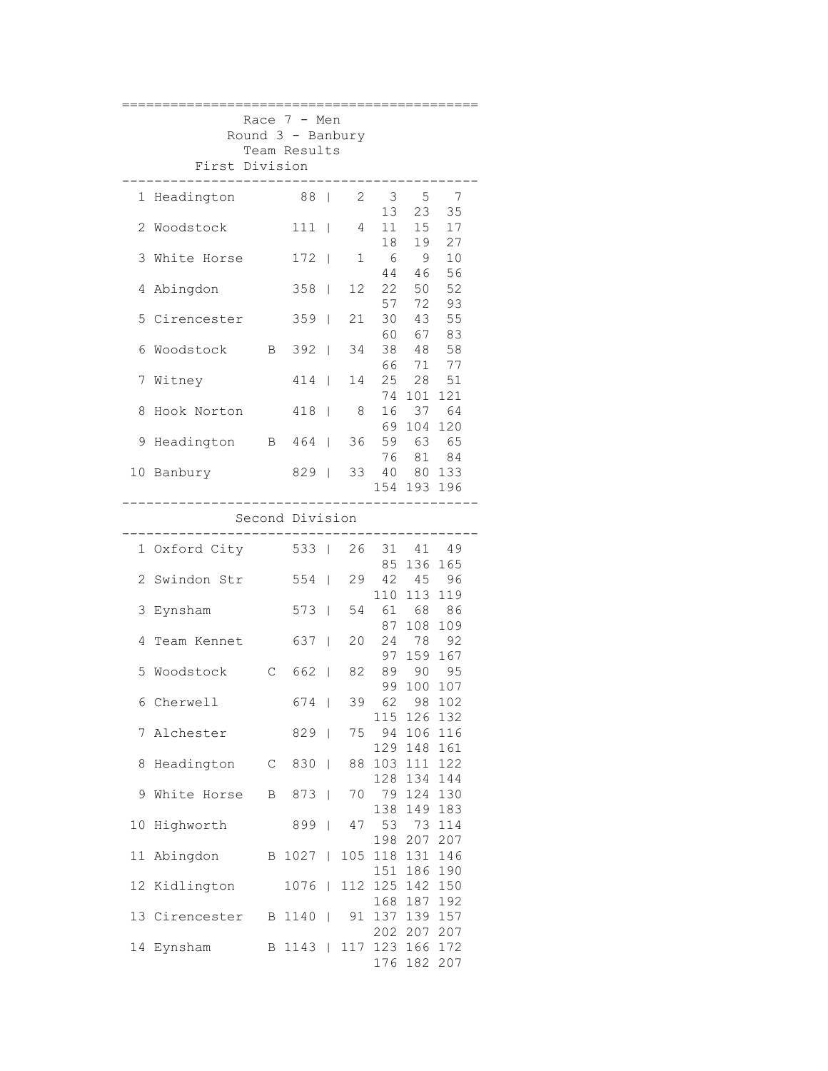## Race 7 - Men
### Round 3 - Banbury
### Team Results

#### First Division

| Pos | Team | | Total | Scorers |
|---|---|---|---|---|
| 1 | Headington | | 88 | 2 3 5 7 13 23 35 |
| 2 | Woodstock | | 111 | 4 11 15 17 18 19 27 |
| 3 | White Horse | | 172 | 1 6 9 10 44 46 56 |
| 4 | Abingdon | | 358 | 12 22 50 52 57 72 93 |
| 5 | Cirencester | | 359 | 21 30 43 55 60 67 83 |
| 6 | Woodstock | B | 392 | 34 38 48 58 66 71 77 |
| 7 | Witney | | 414 | 14 25 28 51 74 101 121 |
| 8 | Hook Norton | | 418 | 8 16 37 64 69 104 120 |
| 9 | Headington | B | 464 | 36 59 63 65 76 81 84 |
| 10 | Banbury | | 829 | 33 40 80 133 154 193 196 |

#### Second Division

| Pos | Team | | Total | Scorers |
|---|---|---|---|---|
| 1 | Oxford City | | 533 | 26 31 41 49 85 136 165 |
| 2 | Swindon Str | | 554 | 29 42 45 96 110 113 119 |
| 3 | Eynsham | | 573 | 54 61 68 86 87 108 109 |
| 4 | Team Kennet | | 637 | 20 24 78 92 97 159 167 |
| 5 | Woodstock | C | 662 | 82 89 90 95 99 100 107 |
| 6 | Cherwell | | 674 | 39 62 98 102 115 126 132 |
| 7 | Alchester | | 829 | 75 94 106 116 129 148 161 |
| 8 | Headington | C | 830 | 88 103 111 122 128 134 144 |
| 9 | White Horse | B | 873 | 70 79 124 130 138 149 183 |
| 10 | Highworth | | 899 | 47 53 73 114 198 207 207 |
| 11 | Abingdon | B | 1027 | 105 118 131 146 151 186 190 |
| 12 | Kidlington | | 1076 | 112 125 142 150 168 187 192 |
| 13 | Cirencester | B | 1140 | 91 137 139 157 202 207 207 |
| 14 | Eynsham | B | 1143 | 117 123 166 172 176 182 207 |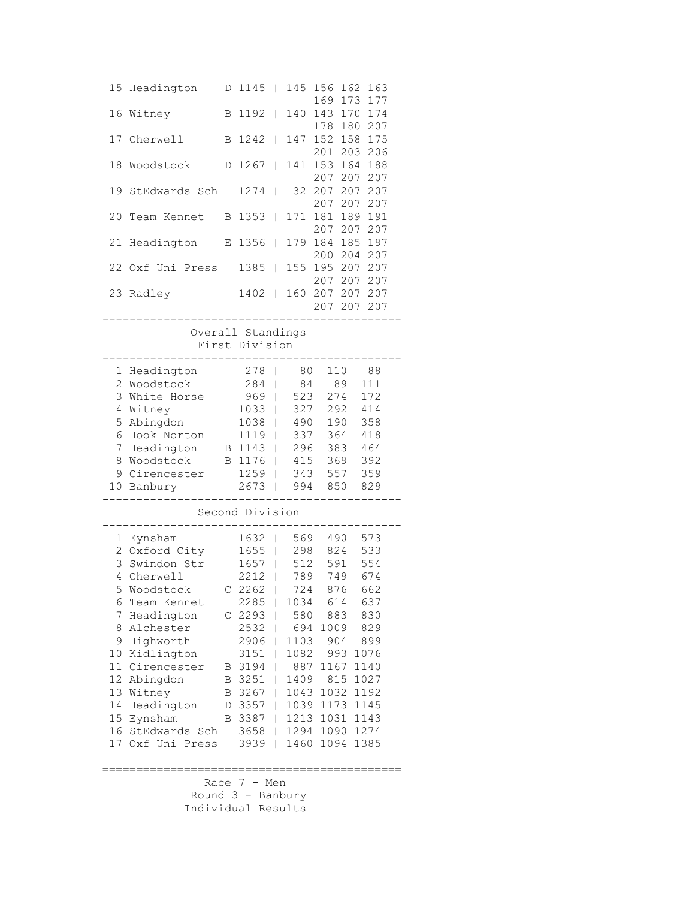| Pos | Team | | Total | | Positions |
|---|---|---|---|---|---|
| 15 | Headington | D | 1145 | \| | 145 156 162 163 169 173 177 |
| 16 | Witney | B | 1192 | \| | 140 143 170 174 178 180 207 |
| 17 | Cherwell | B | 1242 | \| | 147 152 158 175 201 203 206 |
| 18 | Woodstock | D | 1267 | \| | 141 153 164 188 207 207 207 |
| 19 | StEdwards Sch | | 1274 | \| | 32 207 207 207 207 207 207 |
| 20 | Team Kennet | B | 1353 | \| | 171 181 189 191 207 207 207 |
| 21 | Headington | E | 1356 | \| | 179 184 185 197 200 204 207 |
| 22 | Oxf Uni Press | | 1385 | \| | 155 195 207 207 207 207 207 |
| 23 | Radley | | 1402 | \| | 160 207 207 207 207 207 207 |

## Overall Standings

### First Division

| Pos | Team | | Total | | R1 | R2 | R3 |
|---|---|---|---|---|---|---|---|
| 1 | Headington | | 278 | \| | 80 | 110 | 88 |
| 2 | Woodstock | | 284 | \| | 84 | 89 | 111 |
| 3 | White Horse | | 969 | \| | 523 | 274 | 172 |
| 4 | Witney | | 1033 | \| | 327 | 292 | 414 |
| 5 | Abingdon | | 1038 | \| | 490 | 190 | 358 |
| 6 | Hook Norton | | 1119 | \| | 337 | 364 | 418 |
| 7 | Headington | B | 1143 | \| | 296 | 383 | 464 |
| 8 | Woodstock | B | 1176 | \| | 415 | 369 | 392 |
| 9 | Cirencester | | 1259 | \| | 343 | 557 | 359 |
| 10 | Banbury | | 2673 | \| | 994 | 850 | 829 |

### Second Division

| Pos | Team | | Total | | R1 | R2 | R3 |
|---|---|---|---|---|---|---|---|
| 1 | Eynsham | | 1632 | \| | 569 | 490 | 573 |
| 2 | Oxford City | | 1655 | \| | 298 | 824 | 533 |
| 3 | Swindon Str | | 1657 | \| | 512 | 591 | 554 |
| 4 | Cherwell | | 2212 | \| | 789 | 749 | 674 |
| 5 | Woodstock | C | 2262 | \| | 724 | 876 | 662 |
| 6 | Team Kennet | | 2285 | \| | 1034 | 614 | 637 |
| 7 | Headington | C | 2293 | \| | 580 | 883 | 830 |
| 8 | Alchester | | 2532 | \| | 694 | 1009 | 829 |
| 9 | Highworth | | 2906 | \| | 1103 | 904 | 899 |
| 10 | Kidlington | | 3151 | \| | 1082 | 993 | 1076 |
| 11 | Cirencester | B | 3194 | \| | 887 | 1167 | 1140 |
| 12 | Abingdon | B | 3251 | \| | 1409 | 815 | 1027 |
| 13 | Witney | B | 3267 | \| | 1043 | 1032 | 1192 |
| 14 | Headington | D | 3357 | \| | 1039 | 1173 | 1145 |
| 15 | Eynsham | B | 3387 | \| | 1213 | 1031 | 1143 |
| 16 | StEdwards Sch | | 3658 | \| | 1294 | 1090 | 1274 |
| 17 | Oxf Uni Press | | 3939 | \| | 1460 | 1094 | 1385 |

---

## Race 7 - Men

### Round 3 - Banbury

### Individual Results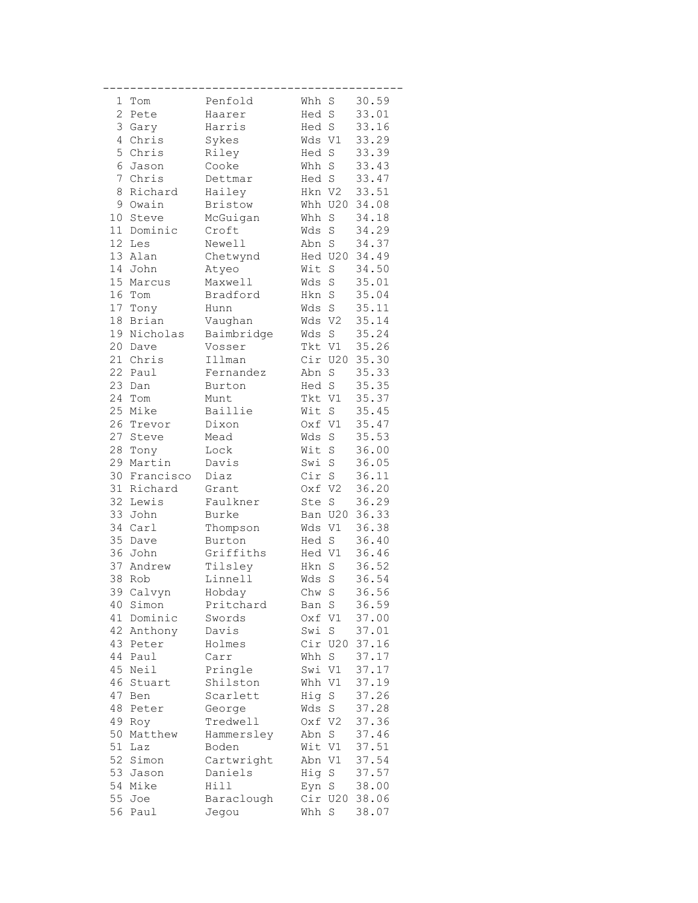```
--------------------------------------------
  1 Tom         Penfold       Whh S    30.59
  2 Pete        Haarer        Hed S    33.01
  3 Gary        Harris        Hed S    33.16
  4 Chris       Sykes         Wds V1   33.29
  5 Chris       Riley         Hed S    33.39
  6 Jason       Cooke         Whh S    33.43
  7 Chris       Dettmar       Hed S    33.47
  8 Richard     Hailey        Hkn V2   33.51
  9 Owain       Bristow       Whh U20  34.08
 10 Steve       McGuigan      Whh S    34.18
 11 Dominic     Croft         Wds S    34.29
 12 Les         Newell        Abn S    34.37
 13 Alan        Chetwynd      Hed U20  34.49
 14 John        Atyeo         Wit S    34.50
 15 Marcus      Maxwell       Wds S    35.01
 16 Tom         Bradford      Hkn S    35.04
 17 Tony        Hunn          Wds S    35.11
 18 Brian       Vaughan       Wds V2   35.14
 19 Nicholas    Baimbridge    Wds S    35.24
 20 Dave        Vosser        Tkt V1   35.26
 21 Chris       Illman        Cir U20  35.30
 22 Paul        Fernandez     Abn S    35.33
 23 Dan         Burton        Hed S    35.35
 24 Tom         Munt          Tkt V1   35.37
 25 Mike        Baillie       Wit S    35.45
 26 Trevor      Dixon         Oxf V1   35.47
 27 Steve       Mead          Wds S    35.53
 28 Tony        Lock          Wit S    36.00
 29 Martin      Davis         Swi S    36.05
 30 Francisco   Diaz          Cir S    36.11
 31 Richard     Grant         Oxf V2   36.20
 32 Lewis       Faulkner      Ste S    36.29
 33 John        Burke         Ban U20  36.33
 34 Carl        Thompson      Wds V1   36.38
 35 Dave        Burton        Hed S    36.40
 36 John        Griffiths     Hed V1   36.46
 37 Andrew      Tilsley       Hkn S    36.52
 38 Rob         Linnell       Wds S    36.54
 39 Calvyn      Hobday        Chw S    36.56
 40 Simon       Pritchard     Ban S    36.59
 41 Dominic     Swords        Oxf V1   37.00
 42 Anthony     Davis         Swi S    37.01
 43 Peter       Holmes        Cir U20  37.16
 44 Paul        Carr          Whh S    37.17
 45 Neil        Pringle       Swi V1   37.17
 46 Stuart      Shilston      Whh V1   37.19
 47 Ben         Scarlett      Hig S    37.26
 48 Peter       George        Wds S    37.28
 49 Roy         Tredwell      Oxf V2   37.36
 50 Matthew     Hammersley    Abn S    37.46
 51 Laz         Boden         Wit V1   37.51
 52 Simon       Cartwright    Abn V1   37.54
 53 Jason       Daniels       Hig S    37.57
 54 Mike        Hill          Eyn S    38.00
 55 Joe         Baraclough    Cir U20  38.06
 56 Paul        Jegou         Whh S    38.07
```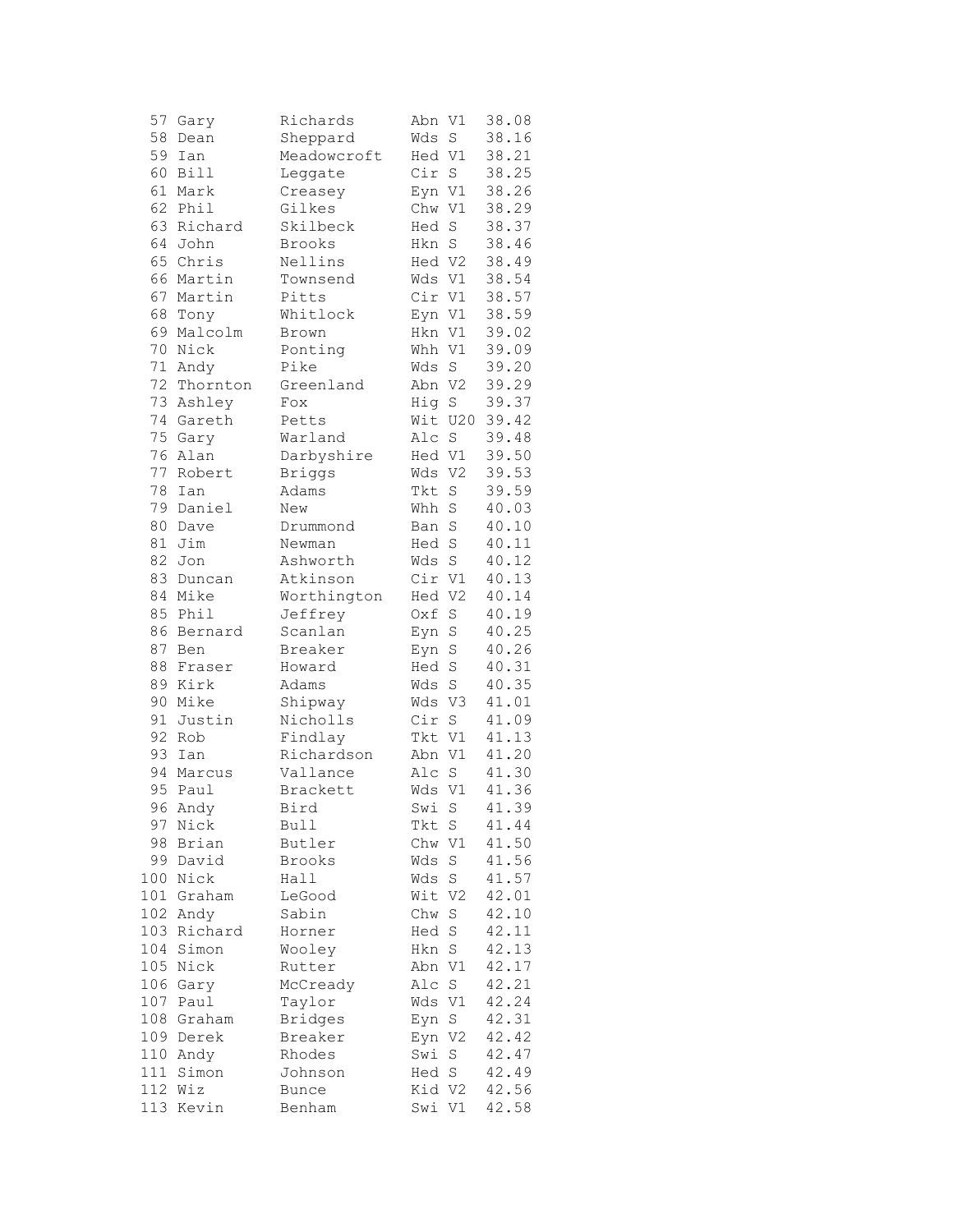```
 57 Gary       Richards     Abn V1   38.08
 58 Dean       Sheppard     Wds S    38.16
 59 Ian        Meadowcroft  Hed V1   38.21
 60 Bill       Leggate      Cir S    38.25
 61 Mark       Creasey      Eyn V1   38.26
 62 Phil       Gilkes       Chw V1   38.29
 63 Richard    Skilbeck     Hed S    38.37
 64 John       Brooks       Hkn S    38.46
 65 Chris      Nellins      Hed V2   38.49
 66 Martin     Townsend     Wds V1   38.54
 67 Martin     Pitts        Cir V1   38.57
 68 Tony       Whitlock     Eyn V1   38.59
 69 Malcolm    Brown        Hkn V1   39.02
 70 Nick       Ponting      Whh V1   39.09
 71 Andy       Pike         Wds S    39.20
 72 Thornton   Greenland    Abn V2   39.29
 73 Ashley     Fox          Hig S    39.37
 74 Gareth     Petts        Wit U20  39.42
 75 Gary       Warland      Alc S    39.48
 76 Alan       Darbyshire   Hed V1   39.50
 77 Robert     Briggs       Wds V2   39.53
 78 Ian        Adams        Tkt S    39.59
 79 Daniel     New          Whh S    40.03
 80 Dave       Drummond     Ban S    40.10
 81 Jim        Newman       Hed S    40.11
 82 Jon        Ashworth     Wds S    40.12
 83 Duncan     Atkinson     Cir V1   40.13
 84 Mike       Worthington  Hed V2   40.14
 85 Phil       Jeffrey      Oxf S    40.19
 86 Bernard    Scanlan      Eyn S    40.25
 87 Ben        Breaker      Eyn S    40.26
 88 Fraser     Howard       Hed S    40.31
 89 Kirk       Adams        Wds S    40.35
 90 Mike       Shipway      Wds V3   41.01
 91 Justin     Nicholls     Cir S    41.09
 92 Rob        Findlay      Tkt V1   41.13
 93 Ian        Richardson   Abn V1   41.20
 94 Marcus     Vallance     Alc S    41.30
 95 Paul       Brackett     Wds V1   41.36
 96 Andy       Bird         Swi S    41.39
 97 Nick       Bull         Tkt S    41.44
 98 Brian      Butler       Chw V1   41.50
 99 David      Brooks       Wds S    41.56
100 Nick       Hall         Wds S    41.57
101 Graham     LeGood       Wit V2   42.01
102 Andy       Sabin        Chw S    42.10
103 Richard    Horner       Hed S    42.11
104 Simon      Wooley       Hkn S    42.13
105 Nick       Rutter       Abn V1   42.17
106 Gary       McCready     Alc S    42.21
107 Paul       Taylor       Wds V1   42.24
108 Graham     Bridges      Eyn S    42.31
109 Derek      Breaker      Eyn V2   42.42
110 Andy       Rhodes       Swi S    42.47
111 Simon      Johnson      Hed S    42.49
112 Wiz        Bunce        Kid V2   42.56
113 Kevin      Benham       Swi V1   42.58
```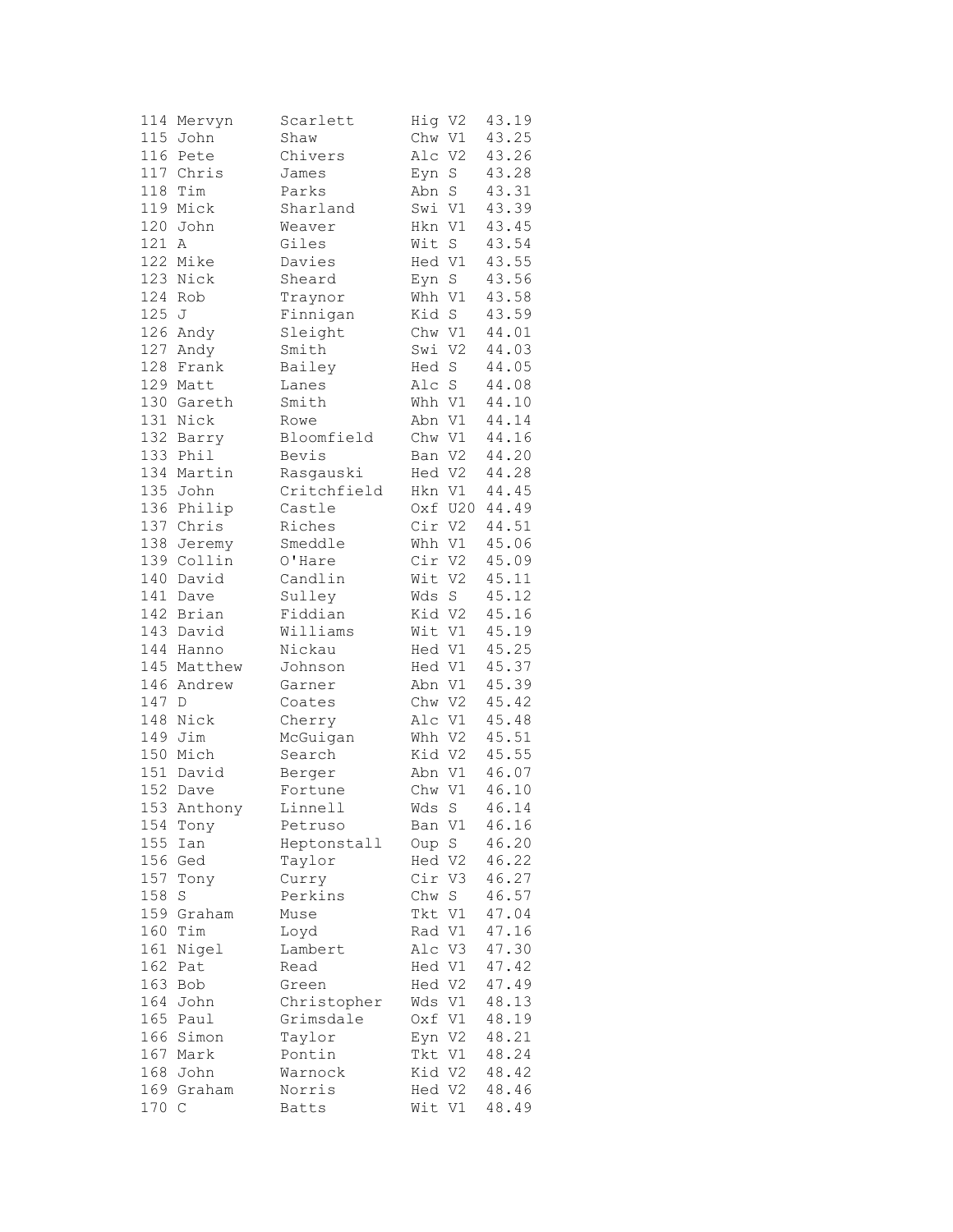```
114 Mervyn     Scarlett     Hig V2   43.19
115 John       Shaw         Chw V1   43.25
116 Pete       Chivers      Alc V2   43.26
117 Chris      James        Eyn S    43.28
118 Tim        Parks        Abn S    43.31
119 Mick       Sharland     Swi V1   43.39
120 John       Weaver       Hkn V1   43.45
121 A          Giles        Wit S    43.54
122 Mike       Davies       Hed V1   43.55
123 Nick       Sheard       Eyn S    43.56
124 Rob        Traynor      Whh V1   43.58
125 J          Finnigan     Kid S    43.59
126 Andy       Sleight      Chw V1   44.01
127 Andy       Smith        Swi V2   44.03
128 Frank      Bailey       Hed S    44.05
129 Matt       Lanes        Alc S    44.08
130 Gareth     Smith        Whh V1   44.10
131 Nick       Rowe         Abn V1   44.14
132 Barry      Bloomfield   Chw V1   44.16
133 Phil       Bevis        Ban V2   44.20
134 Martin     Rasgauski    Hed V2   44.28
135 John       Critchfield  Hkn V1   44.45
136 Philip     Castle       Oxf U20  44.49
137 Chris      Riches       Cir V2   44.51
138 Jeremy     Smeddle      Whh V1   45.06
139 Collin     O'Hare       Cir V2   45.09
140 David      Candlin      Wit V2   45.11
141 Dave       Sulley       Wds S    45.12
142 Brian      Fiddian      Kid V2   45.16
143 David      Williams     Wit V1   45.19
144 Hanno      Nickau       Hed V1   45.25
145 Matthew    Johnson      Hed V1   45.37
146 Andrew     Garner       Abn V1   45.39
147 D          Coates       Chw V2   45.42
148 Nick       Cherry       Alc V1   45.48
149 Jim        McGuigan     Whh V2   45.51
150 Mich       Search       Kid V2   45.55
151 David      Berger       Abn V1   46.07
152 Dave       Fortune      Chw V1   46.10
153 Anthony    Linnell      Wds S    46.14
154 Tony       Petruso      Ban V1   46.16
155 Ian        Heptonstall  Oup S    46.20
156 Ged        Taylor       Hed V2   46.22
157 Tony       Curry        Cir V3   46.27
158 S          Perkins      Chw S    46.57
159 Graham     Muse         Tkt V1   47.04
160 Tim        Loyd         Rad V1   47.16
161 Nigel      Lambert      Alc V3   47.30
162 Pat        Read         Hed V1   47.42
163 Bob        Green        Hed V2   47.49
164 John       Christopher  Wds V1   48.13
165 Paul       Grimsdale    Oxf V1   48.19
166 Simon      Taylor       Eyn V2   48.21
167 Mark       Pontin       Tkt V1   48.24
168 John       Warnock      Kid V2   48.42
169 Graham     Norris       Hed V2   48.46
170 C          Batts        Wit V1   48.49
```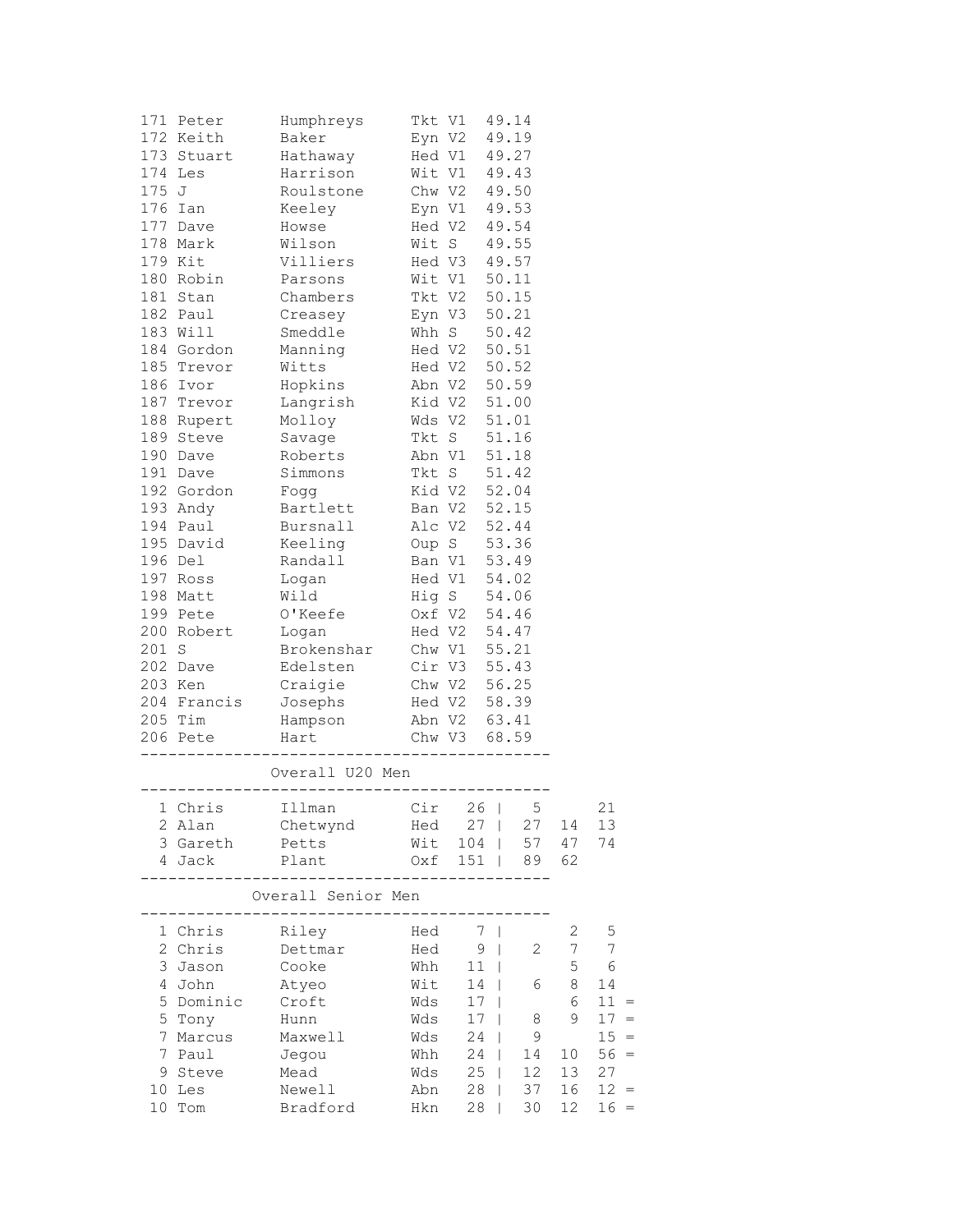| Pos | First | Surname | Club | Cat | Time |
|---|---|---|---|---|---|
| 171 | Peter | Humphreys | Tkt | V1 | 49.14 |
| 172 | Keith | Baker | Eyn | V2 | 49.19 |
| 173 | Stuart | Hathaway | Hed | V1 | 49.27 |
| 174 | Les | Harrison | Wit | V1 | 49.43 |
| 175 | J | Roulstone | Chw | V2 | 49.50 |
| 176 | Ian | Keeley | Eyn | V1 | 49.53 |
| 177 | Dave | Howse | Hed | V2 | 49.54 |
| 178 | Mark | Wilson | Wit | S | 49.55 |
| 179 | Kit | Villiers | Hed | V3 | 49.57 |
| 180 | Robin | Parsons | Wit | V1 | 50.11 |
| 181 | Stan | Chambers | Tkt | V2 | 50.15 |
| 182 | Paul | Creasey | Eyn | V3 | 50.21 |
| 183 | Will | Smeddle | Whh | S | 50.42 |
| 184 | Gordon | Manning | Hed | V2 | 50.51 |
| 185 | Trevor | Witts | Hed | V2 | 50.52 |
| 186 | Ivor | Hopkins | Abn | V2 | 50.59 |
| 187 | Trevor | Langrish | Kid | V2 | 51.00 |
| 188 | Rupert | Molloy | Wds | V2 | 51.01 |
| 189 | Steve | Savage | Tkt | S | 51.16 |
| 190 | Dave | Roberts | Abn | V1 | 51.18 |
| 191 | Dave | Simmons | Tkt | S | 51.42 |
| 192 | Gordon | Fogg | Kid | V2 | 52.04 |
| 193 | Andy | Bartlett | Ban | V2 | 52.15 |
| 194 | Paul | Bursnall | Alc | V2 | 52.44 |
| 195 | David | Keeling | Oup | S | 53.36 |
| 196 | Del | Randall | Ban | V1 | 53.49 |
| 197 | Ross | Logan | Hed | V1 | 54.02 |
| 198 | Matt | Wild | Hig | S | 54.06 |
| 199 | Pete | O'Keefe | Oxf | V2 | 54.46 |
| 200 | Robert | Logan | Hed | V2 | 54.47 |
| 201 | S | Brokenshar | Chw | V1 | 55.21 |
| 202 | Dave | Edelsten | Cir | V3 | 55.43 |
| 203 | Ken | Craigie | Chw | V2 | 56.25 |
| 204 | Francis | Josephs | Hed | V2 | 58.39 |
| 205 | Tim | Hampson | Abn | V2 | 63.41 |
| 206 | Pete | Hart | Chw | V3 | 68.59 |

## Overall U20 Men

| Pos | First | Surname | Club | Total | | | | |
|---|---|---|---|---|---|---|---|---|
| 1 | Chris | Illman | Cir | 26 | 5 | | 21 | |
| 2 | Alan | Chetwynd | Hed | 27 | 27 | 14 | 13 | |
| 3 | Gareth | Petts | Wit | 104 | 57 | 47 | 74 | |
| 4 | Jack | Plant | Oxf | 151 | 89 | 62 | | |

## Overall Senior Men

| Pos | First | Surname | Club | Total | | | | |
|---|---|---|---|---|---|---|---|---|
| 1 | Chris | Riley | Hed | 7 | | 2 | 5 | |
| 2 | Chris | Dettmar | Hed | 9 | 2 | 7 | 7 | |
| 3 | Jason | Cooke | Whh | 11 | | 5 | 6 | |
| 4 | John | Atyeo | Wit | 14 | 6 | 8 | 14 | |
| 5 | Dominic | Croft | Wds | 17 | | 6 | 11 | = |
| 5 | Tony | Hunn | Wds | 17 | 8 | 9 | 17 | = |
| 7 | Marcus | Maxwell | Wds | 24 | 9 | | 15 | = |
| 7 | Paul | Jegou | Whh | 24 | 14 | 10 | 56 | = |
| 9 | Steve | Mead | Wds | 25 | 12 | 13 | 27 | |
| 10 | Les | Newell | Abn | 28 | 37 | 16 | 12 | = |
| 10 | Tom | Bradford | Hkn | 28 | 30 | 12 | 16 | = |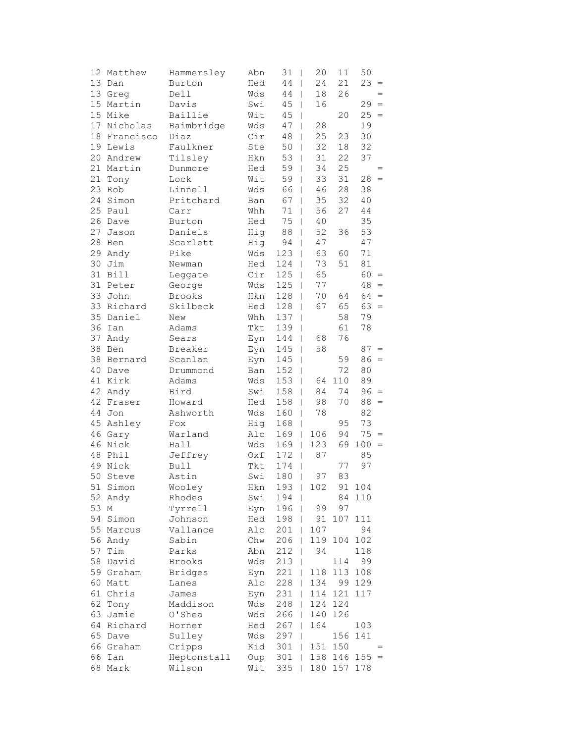| | | | | | | | | |
|---|---|---|---|---|---|---|---|---|
| 12 | Matthew | Hammersley | Abn | 31 | 20 | 11 | 50 | |
| 13 | Dan | Burton | Hed | 44 | 24 | 21 | 23 | = |
| 13 | Greg | Dell | Wds | 44 | 18 | 26 | | = |
| 15 | Martin | Davis | Swi | 45 | 16 | | 29 | = |
| 15 | Mike | Baillie | Wit | 45 | | 20 | 25 | = |
| 17 | Nicholas | Baimbridge | Wds | 47 | 28 | | 19 | |
| 18 | Francisco | Diaz | Cir | 48 | 25 | 23 | 30 | |
| 19 | Lewis | Faulkner | Ste | 50 | 32 | 18 | 32 | |
| 20 | Andrew | Tilsley | Hkn | 53 | 31 | 22 | 37 | |
| 21 | Martin | Dunmore | Hed | 59 | 34 | 25 | | = |
| 21 | Tony | Lock | Wit | 59 | 33 | 31 | 28 | = |
| 23 | Rob | Linnell | Wds | 66 | 46 | 28 | 38 | |
| 24 | Simon | Pritchard | Ban | 67 | 35 | 32 | 40 | |
| 25 | Paul | Carr | Whh | 71 | 56 | 27 | 44 | |
| 26 | Dave | Burton | Hed | 75 | 40 | | 35 | |
| 27 | Jason | Daniels | Hig | 88 | 52 | 36 | 53 | |
| 28 | Ben | Scarlett | Hig | 94 | 47 | | 47 | |
| 29 | Andy | Pike | Wds | 123 | 63 | 60 | 71 | |
| 30 | Jim | Newman | Hed | 124 | 73 | 51 | 81 | |
| 31 | Bill | Leggate | Cir | 125 | 65 | | 60 | = |
| 31 | Peter | George | Wds | 125 | 77 | | 48 | = |
| 33 | John | Brooks | Hkn | 128 | 70 | 64 | 64 | = |
| 33 | Richard | Skilbeck | Hed | 128 | 67 | 65 | 63 | = |
| 35 | Daniel | New | Whh | 137 | | 58 | 79 | |
| 36 | Ian | Adams | Tkt | 139 | | 61 | 78 | |
| 37 | Andy | Sears | Eyn | 144 | 68 | 76 | | |
| 38 | Ben | Breaker | Eyn | 145 | 58 | | 87 | = |
| 38 | Bernard | Scanlan | Eyn | 145 | | 59 | 86 | = |
| 40 | Dave | Drummond | Ban | 152 | | 72 | 80 | |
| 41 | Kirk | Adams | Wds | 153 | 64 | 110 | 89 | |
| 42 | Andy | Bird | Swi | 158 | 84 | 74 | 96 | = |
| 42 | Fraser | Howard | Hed | 158 | 98 | 70 | 88 | = |
| 44 | Jon | Ashworth | Wds | 160 | 78 | | 82 | |
| 45 | Ashley | Fox | Hig | 168 | | 95 | 73 | |
| 46 | Gary | Warland | Alc | 169 | 106 | 94 | 75 | = |
| 46 | Nick | Hall | Wds | 169 | 123 | 69 | 100 | = |
| 48 | Phil | Jeffrey | Oxf | 172 | 87 | | 85 | |
| 49 | Nick | Bull | Tkt | 174 | | 77 | 97 | |
| 50 | Steve | Astin | Swi | 180 | 97 | 83 | | |
| 51 | Simon | Wooley | Hkn | 193 | 102 | 91 | 104 | |
| 52 | Andy | Rhodes | Swi | 194 | | 84 | 110 | |
| 53 | M | Tyrrell | Eyn | 196 | 99 | 97 | | |
| 54 | Simon | Johnson | Hed | 198 | 91 | 107 | 111 | |
| 55 | Marcus | Vallance | Alc | 201 | 107 | | 94 | |
| 56 | Andy | Sabin | Chw | 206 | 119 | 104 | 102 | |
| 57 | Tim | Parks | Abn | 212 | 94 | | 118 | |
| 58 | David | Brooks | Wds | 213 | | 114 | 99 | |
| 59 | Graham | Bridges | Eyn | 221 | 118 | 113 | 108 | |
| 60 | Matt | Lanes | Alc | 228 | 134 | 99 | 129 | |
| 61 | Chris | James | Eyn | 231 | 114 | 121 | 117 | |
| 62 | Tony | Maddison | Wds | 248 | 124 | 124 | | |
| 63 | Jamie | O'Shea | Wds | 266 | 140 | 126 | | |
| 64 | Richard | Horner | Hed | 267 | 164 | | 103 | |
| 65 | Dave | Sulley | Wds | 297 | | 156 | 141 | |
| 66 | Graham | Cripps | Kid | 301 | 151 | 150 | | = |
| 66 | Ian | Heptonstall | Oup | 301 | 158 | 146 | 155 | = |
| 68 | Mark | Wilson | Wit | 335 | 180 | 157 | 178 | |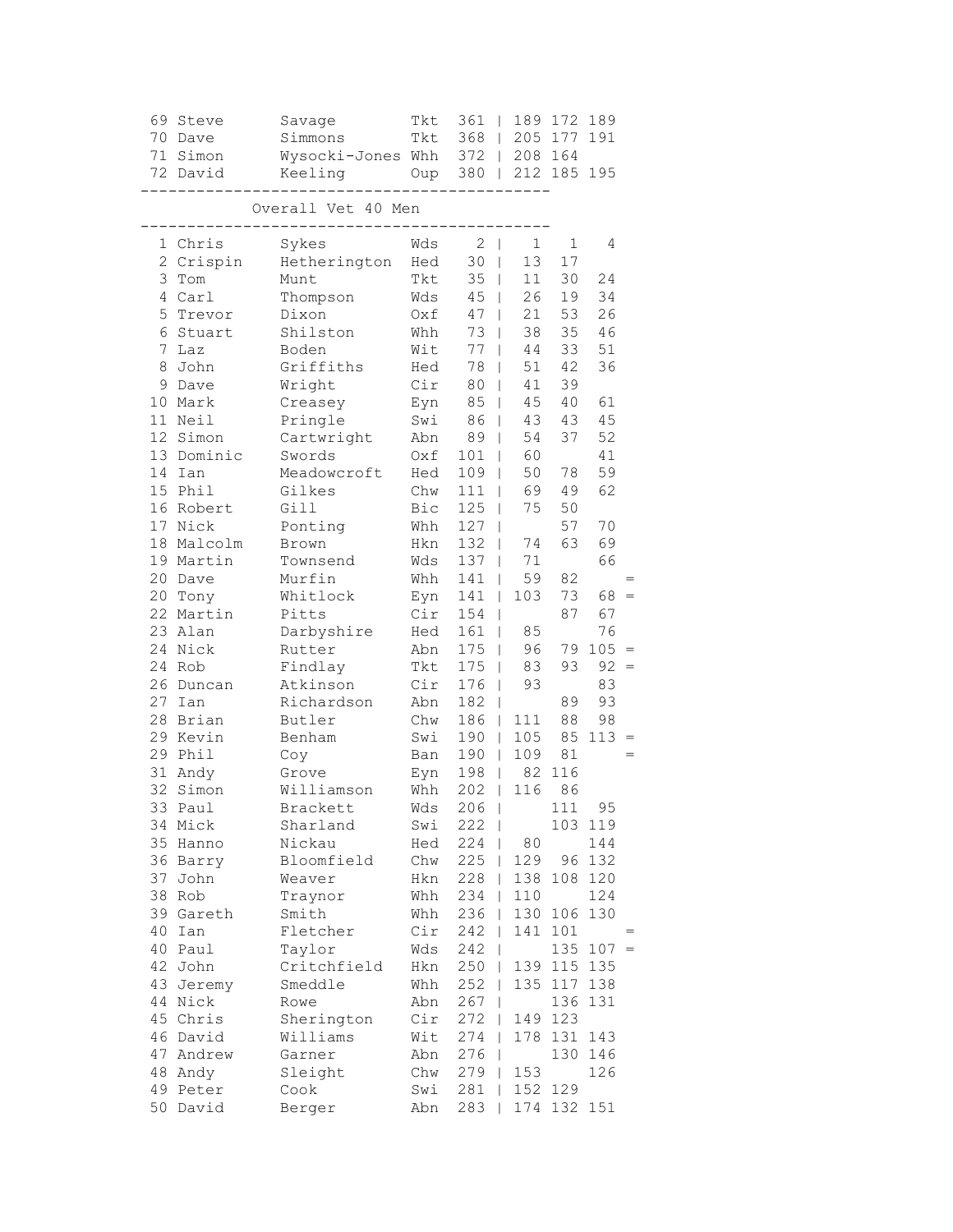| Pos | First Name | Surname | Club | Total | | | | | |
|---|---|---|---|---|---|---|---|---|---|
| 69 | Steve | Savage | Tkt | 361 | \| | 189 | 172 | 189 | |
| 70 | Dave | Simmons | Tkt | 368 | \| | 205 | 177 | 191 | |
| 71 | Simon | Wysocki-Jones | Whh | 372 | \| | 208 | 164 | | |
| 72 | David | Keeling | Oup | 380 | \| | 212 | 185 | 195 | |

## Overall Vet 40 Men

| Pos | First Name | Surname | Club | Total | | | | | |
|---|---|---|---|---|---|---|---|---|---|
| 1 | Chris | Sykes | Wds | 2 | \| | 1 | 1 | 4 | |
| 2 | Crispin | Hetherington | Hed | 30 | \| | 13 | 17 | | |
| 3 | Tom | Munt | Tkt | 35 | \| | 11 | 30 | 24 | |
| 4 | Carl | Thompson | Wds | 45 | \| | 26 | 19 | 34 | |
| 5 | Trevor | Dixon | Oxf | 47 | \| | 21 | 53 | 26 | |
| 6 | Stuart | Shilston | Whh | 73 | \| | 38 | 35 | 46 | |
| 7 | Laz | Boden | Wit | 77 | \| | 44 | 33 | 51 | |
| 8 | John | Griffiths | Hed | 78 | \| | 51 | 42 | 36 | |
| 9 | Dave | Wright | Cir | 80 | \| | 41 | 39 | | |
| 10 | Mark | Creasey | Eyn | 85 | \| | 45 | 40 | 61 | |
| 11 | Neil | Pringle | Swi | 86 | \| | 43 | 43 | 45 | |
| 12 | Simon | Cartwright | Abn | 89 | \| | 54 | 37 | 52 | |
| 13 | Dominic | Swords | Oxf | 101 | \| | 60 | | 41 | |
| 14 | Ian | Meadowcroft | Hed | 109 | \| | 50 | 78 | 59 | |
| 15 | Phil | Gilkes | Chw | 111 | \| | 69 | 49 | 62 | |
| 16 | Robert | Gill | Bic | 125 | \| | 75 | 50 | | |
| 17 | Nick | Ponting | Whh | 127 | \| | | 57 | 70 | |
| 18 | Malcolm | Brown | Hkn | 132 | \| | 74 | 63 | 69 | |
| 19 | Martin | Townsend | Wds | 137 | \| | 71 | | 66 | |
| 20 | Dave | Murfin | Whh | 141 | \| | 59 | 82 | | = |
| 20 | Tony | Whitlock | Eyn | 141 | \| | 103 | 73 | 68 | = |
| 22 | Martin | Pitts | Cir | 154 | \| | | 87 | 67 | |
| 23 | Alan | Darbyshire | Hed | 161 | \| | 85 | | 76 | |
| 24 | Nick | Rutter | Abn | 175 | \| | 96 | 79 | 105 | = |
| 24 | Rob | Findlay | Tkt | 175 | \| | 83 | 93 | 92 | = |
| 26 | Duncan | Atkinson | Cir | 176 | \| | 93 | | 83 | |
| 27 | Ian | Richardson | Abn | 182 | \| | | 89 | 93 | |
| 28 | Brian | Butler | Chw | 186 | \| | 111 | 88 | 98 | |
| 29 | Kevin | Benham | Swi | 190 | \| | 105 | 85 | 113 | = |
| 29 | Phil | Coy | Ban | 190 | \| | 109 | 81 | | = |
| 31 | Andy | Grove | Eyn | 198 | \| | 82 | 116 | | |
| 32 | Simon | Williamson | Whh | 202 | \| | 116 | 86 | | |
| 33 | Paul | Brackett | Wds | 206 | \| | | 111 | 95 | |
| 34 | Mick | Sharland | Swi | 222 | \| | | 103 | 119 | |
| 35 | Hanno | Nickau | Hed | 224 | \| | 80 | | 144 | |
| 36 | Barry | Bloomfield | Chw | 225 | \| | 129 | 96 | 132 | |
| 37 | John | Weaver | Hkn | 228 | \| | 138 | 108 | 120 | |
| 38 | Rob | Traynor | Whh | 234 | \| | 110 | | 124 | |
| 39 | Gareth | Smith | Whh | 236 | \| | 130 | 106 | 130 | |
| 40 | Ian | Fletcher | Cir | 242 | \| | 141 | 101 | | = |
| 40 | Paul | Taylor | Wds | 242 | \| | | 135 | 107 | = |
| 42 | John | Critchfield | Hkn | 250 | \| | 139 | 115 | 135 | |
| 43 | Jeremy | Smeddle | Whh | 252 | \| | 135 | 117 | 138 | |
| 44 | Nick | Rowe | Abn | 267 | \| | | 136 | 131 | |
| 45 | Chris | Sherington | Cir | 272 | \| | 149 | 123 | | |
| 46 | David | Williams | Wit | 274 | \| | 178 | 131 | 143 | |
| 47 | Andrew | Garner | Abn | 276 | \| | | 130 | 146 | |
| 48 | Andy | Sleight | Chw | 279 | \| | 153 | | 126 | |
| 49 | Peter | Cook | Swi | 281 | \| | 152 | 129 | | |
| 50 | David | Berger | Abn | 283 | \| | 174 | 132 | 151 | |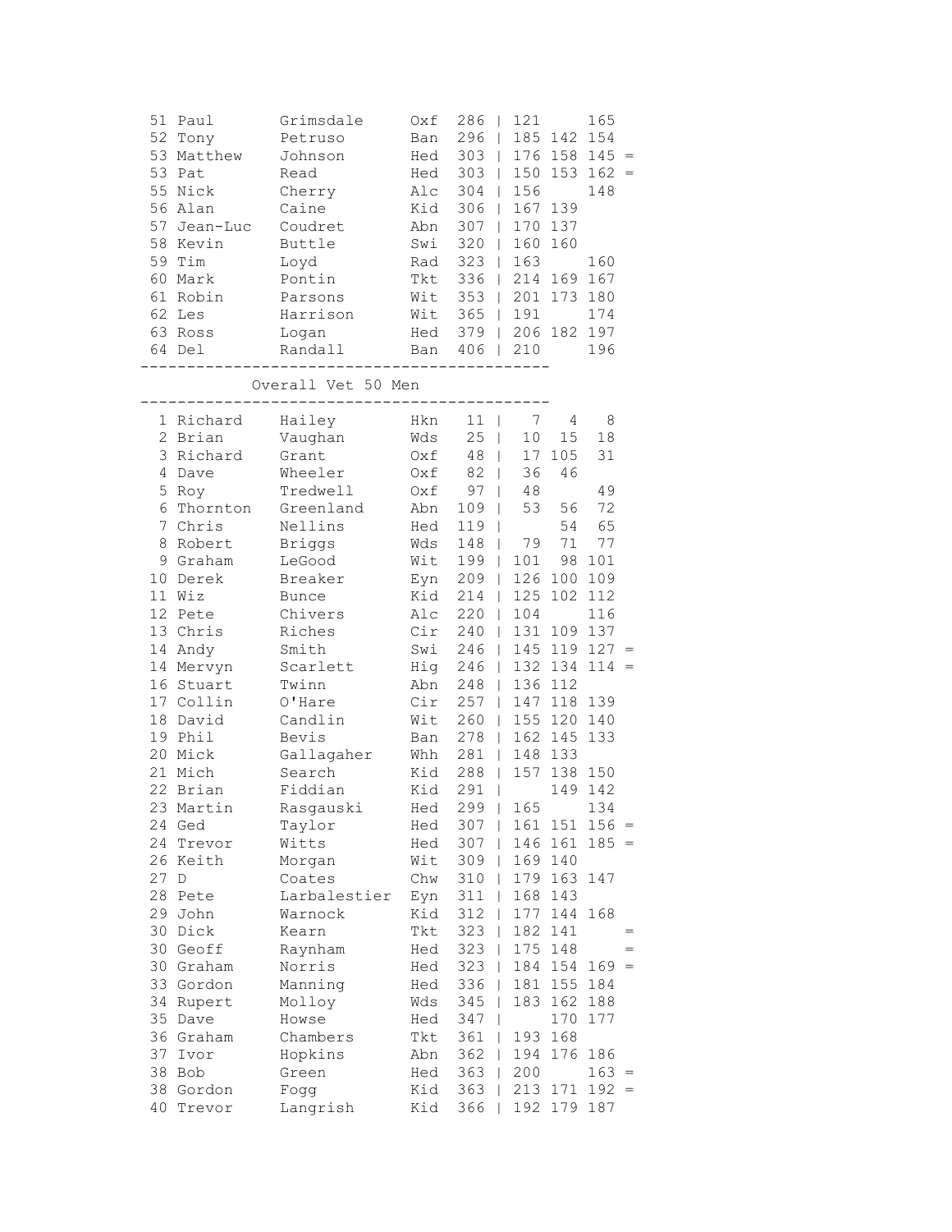| | | | | | | | | |
|---|---|---|---|---|---|---|---|---|
| 51 | Paul | Grimsdale | Oxf | 286 | 121 | | 165 | |
| 52 | Tony | Petruso | Ban | 296 | 185 | 142 | 154 | |
| 53 | Matthew | Johnson | Hed | 303 | 176 | 158 | 145 | = |
| 53 | Pat | Read | Hed | 303 | 150 | 153 | 162 | = |
| 55 | Nick | Cherry | Alc | 304 | 156 | | 148 | |
| 56 | Alan | Caine | Kid | 306 | 167 | 139 | | |
| 57 | Jean-Luc | Coudret | Abn | 307 | 170 | 137 | | |
| 58 | Kevin | Buttle | Swi | 320 | 160 | 160 | | |
| 59 | Tim | Loyd | Rad | 323 | 163 | | 160 | |
| 60 | Mark | Pontin | Tkt | 336 | 214 | 169 | 167 | |
| 61 | Robin | Parsons | Wit | 353 | 201 | 173 | 180 | |
| 62 | Les | Harrison | Wit | 365 | 191 | | 174 | |
| 63 | Ross | Logan | Hed | 379 | 206 | 182 | 197 | |
| 64 | Del | Randall | Ban | 406 | 210 | | 196 | |

## Overall Vet 50 Men

| | | | | | | | | |
|---|---|---|---|---|---|---|---|---|
| 1 | Richard | Hailey | Hkn | 11 | 7 | 4 | 8 | |
| 2 | Brian | Vaughan | Wds | 25 | 10 | 15 | 18 | |
| 3 | Richard | Grant | Oxf | 48 | 17 | 105 | 31 | |
| 4 | Dave | Wheeler | Oxf | 82 | 36 | 46 | | |
| 5 | Roy | Tredwell | Oxf | 97 | 48 | | 49 | |
| 6 | Thornton | Greenland | Abn | 109 | 53 | 56 | 72 | |
| 7 | Chris | Nellins | Hed | 119 | | 54 | 65 | |
| 8 | Robert | Briggs | Wds | 148 | 79 | 71 | 77 | |
| 9 | Graham | LeGood | Wit | 199 | 101 | 98 | 101 | |
| 10 | Derek | Breaker | Eyn | 209 | 126 | 100 | 109 | |
| 11 | Wiz | Bunce | Kid | 214 | 125 | 102 | 112 | |
| 12 | Pete | Chivers | Alc | 220 | 104 | | 116 | |
| 13 | Chris | Riches | Cir | 240 | 131 | 109 | 137 | |
| 14 | Andy | Smith | Swi | 246 | 145 | 119 | 127 | = |
| 14 | Mervyn | Scarlett | Hig | 246 | 132 | 134 | 114 | = |
| 16 | Stuart | Twinn | Abn | 248 | 136 | 112 | | |
| 17 | Collin | O'Hare | Cir | 257 | 147 | 118 | 139 | |
| 18 | David | Candlin | Wit | 260 | 155 | 120 | 140 | |
| 19 | Phil | Bevis | Ban | 278 | 162 | 145 | 133 | |
| 20 | Mick | Gallagaher | Whh | 281 | 148 | 133 | | |
| 21 | Mich | Search | Kid | 288 | 157 | 138 | 150 | |
| 22 | Brian | Fiddian | Kid | 291 | | 149 | 142 | |
| 23 | Martin | Rasgauski | Hed | 299 | 165 | | 134 | |
| 24 | Ged | Taylor | Hed | 307 | 161 | 151 | 156 | = |
| 24 | Trevor | Witts | Hed | 307 | 146 | 161 | 185 | = |
| 26 | Keith | Morgan | Wit | 309 | 169 | 140 | | |
| 27 | D | Coates | Chw | 310 | 179 | 163 | 147 | |
| 28 | Pete | Larbalestier | Eyn | 311 | 168 | 143 | | |
| 29 | John | Warnock | Kid | 312 | 177 | 144 | 168 | |
| 30 | Dick | Kearn | Tkt | 323 | 182 | 141 | | = |
| 30 | Geoff | Raynham | Hed | 323 | 175 | 148 | | = |
| 30 | Graham | Norris | Hed | 323 | 184 | 154 | 169 | = |
| 33 | Gordon | Manning | Hed | 336 | 181 | 155 | 184 | |
| 34 | Rupert | Molloy | Wds | 345 | 183 | 162 | 188 | |
| 35 | Dave | Howse | Hed | 347 | | 170 | 177 | |
| 36 | Graham | Chambers | Tkt | 361 | 193 | 168 | | |
| 37 | Ivor | Hopkins | Abn | 362 | 194 | 176 | 186 | |
| 38 | Bob | Green | Hed | 363 | 200 | | 163 | = |
| 38 | Gordon | Fogg | Kid | 363 | 213 | 171 | 192 | = |
| 40 | Trevor | Langrish | Kid | 366 | 192 | 179 | 187 | |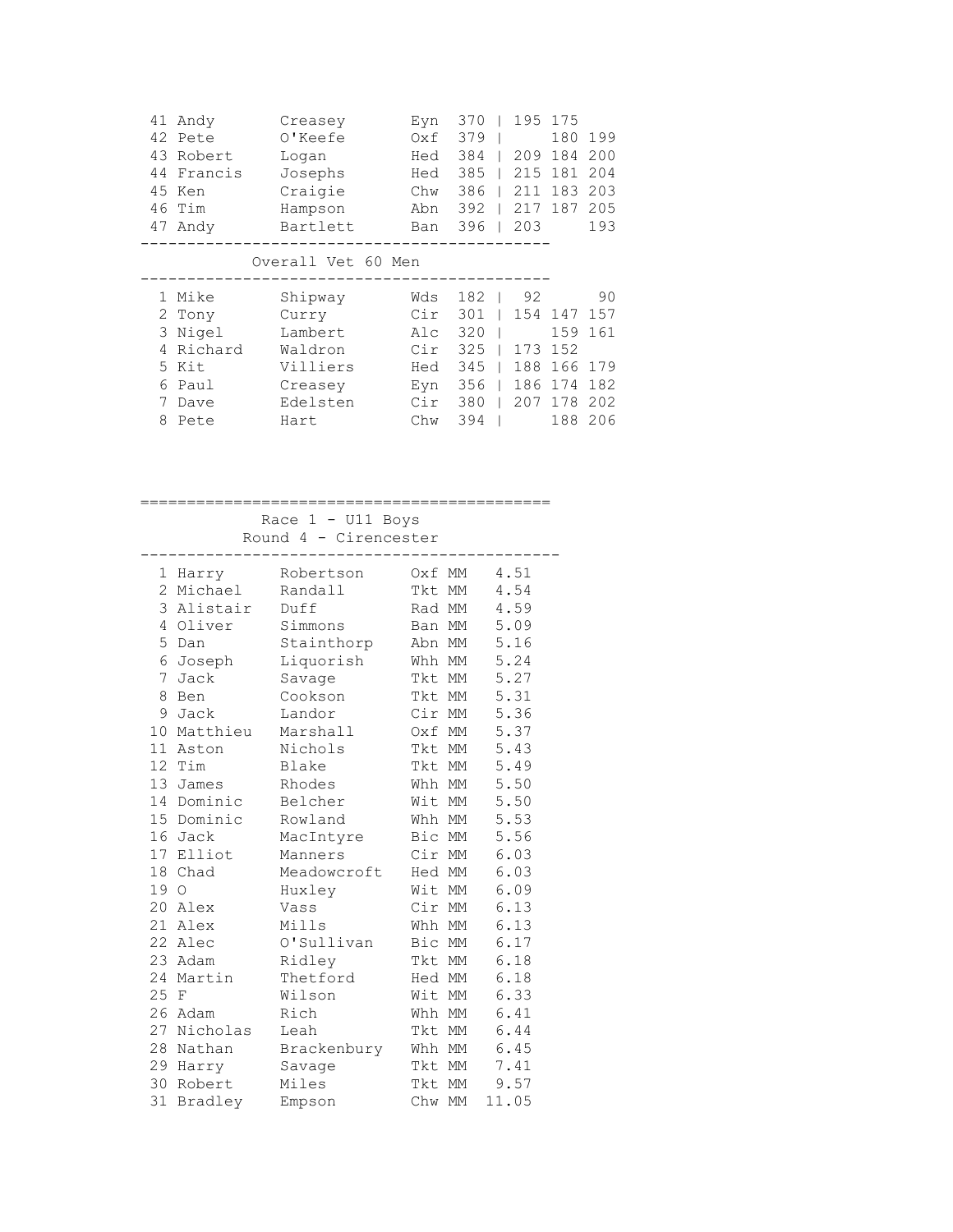| | | | | | | | |
|---|---|---|---|---|---|---|---|
| 41 | Andy | Creasey | Eyn | 370 | 195 | 175 | |
| 42 | Pete | O'Keefe | Oxf | 379 | | 180 | 199 |
| 43 | Robert | Logan | Hed | 384 | 209 | 184 | 200 |
| 44 | Francis | Josephs | Hed | 385 | 215 | 181 | 204 |
| 45 | Ken | Craigie | Chw | 386 | 211 | 183 | 203 |
| 46 | Tim | Hampson | Abn | 392 | 217 | 187 | 205 |
| 47 | Andy | Bartlett | Ban | 396 | 203 | | 193 |

## Overall Vet 60 Men

| | | | | | | | |
|---|---|---|---|---|---|---|---|
| 1 | Mike | Shipway | Wds | 182 | 92 | | 90 |
| 2 | Tony | Curry | Cir | 301 | 154 | 147 | 157 |
| 3 | Nigel | Lambert | Alc | 320 | | 159 | 161 |
| 4 | Richard | Waldron | Cir | 325 | 173 | 152 | |
| 5 | Kit | Villiers | Hed | 345 | 188 | 166 | 179 |
| 6 | Paul | Creasey | Eyn | 356 | 186 | 174 | 182 |
| 7 | Dave | Edelsten | Cir | 380 | 207 | 178 | 202 |
| 8 | Pete | Hart | Chw | 394 | | 188 | 206 |

## Race 1 - U11 Boys
### Round 4 - Cirencester

| | | | | | |
|---|---|---|---|---|---|
| 1 | Harry | Robertson | Oxf | MM | 4.51 |
| 2 | Michael | Randall | Tkt | MM | 4.54 |
| 3 | Alistair | Duff | Rad | MM | 4.59 |
| 4 | Oliver | Simmons | Ban | MM | 5.09 |
| 5 | Dan | Stainthorp | Abn | MM | 5.16 |
| 6 | Joseph | Liquorish | Whh | MM | 5.24 |
| 7 | Jack | Savage | Tkt | MM | 5.27 |
| 8 | Ben | Cookson | Tkt | MM | 5.31 |
| 9 | Jack | Landor | Cir | MM | 5.36 |
| 10 | Matthieu | Marshall | Oxf | MM | 5.37 |
| 11 | Aston | Nichols | Tkt | MM | 5.43 |
| 12 | Tim | Blake | Tkt | MM | 5.49 |
| 13 | James | Rhodes | Whh | MM | 5.50 |
| 14 | Dominic | Belcher | Wit | MM | 5.50 |
| 15 | Dominic | Rowland | Whh | MM | 5.53 |
| 16 | Jack | MacIntyre | Bic | MM | 5.56 |
| 17 | Elliot | Manners | Cir | MM | 6.03 |
| 18 | Chad | Meadowcroft | Hed | MM | 6.03 |
| 19 | O | Huxley | Wit | MM | 6.09 |
| 20 | Alex | Vass | Cir | MM | 6.13 |
| 21 | Alex | Mills | Whh | MM | 6.13 |
| 22 | Alec | O'Sullivan | Bic | MM | 6.17 |
| 23 | Adam | Ridley | Tkt | MM | 6.18 |
| 24 | Martin | Thetford | Hed | MM | 6.18 |
| 25 | F | Wilson | Wit | MM | 6.33 |
| 26 | Adam | Rich | Whh | MM | 6.41 |
| 27 | Nicholas | Leah | Tkt | MM | 6.44 |
| 28 | Nathan | Brackenbury | Whh | MM | 6.45 |
| 29 | Harry | Savage | Tkt | MM | 7.41 |
| 30 | Robert | Miles | Tkt | MM | 9.57 |
| 31 | Bradley | Empson | Chw | MM | 11.05 |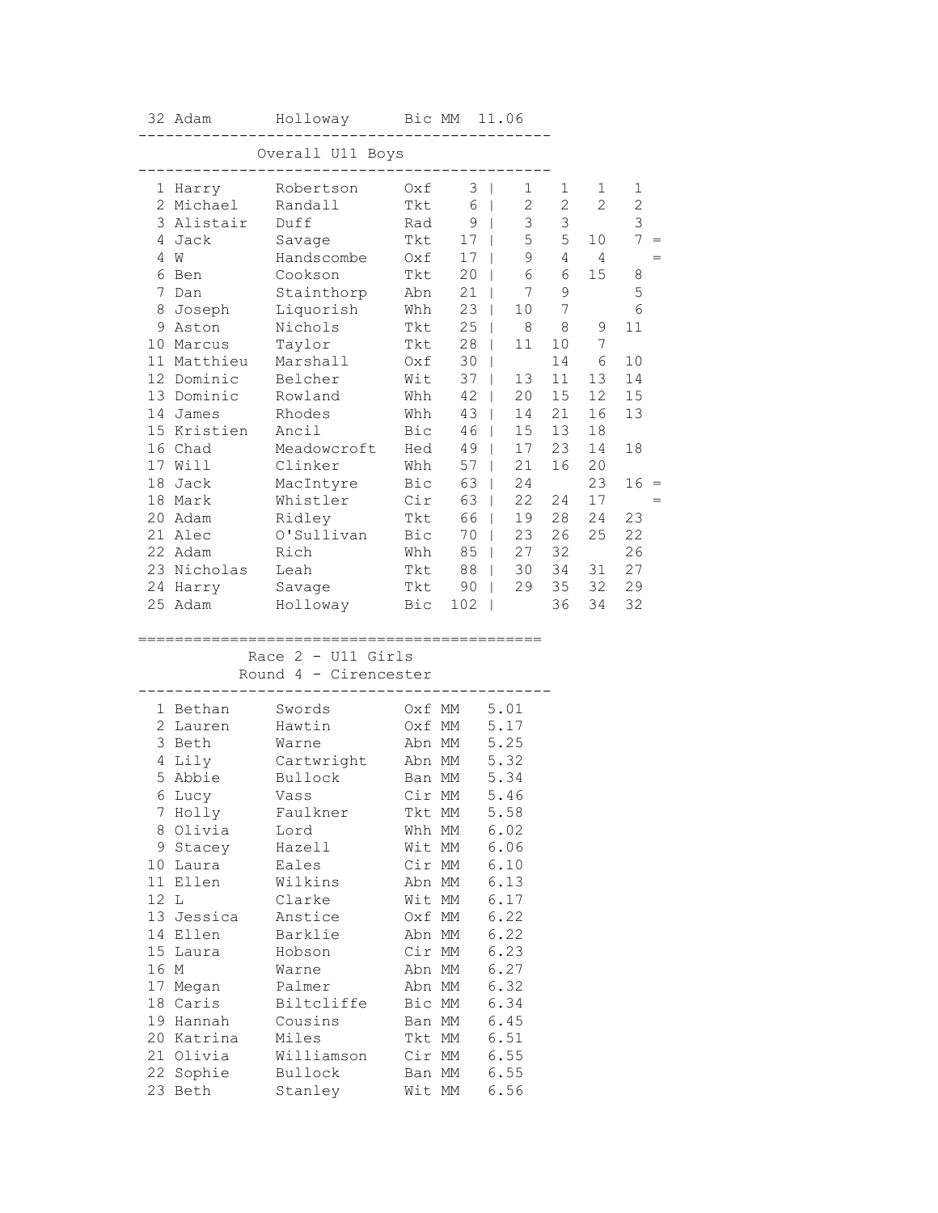| Pos | First | Last | Club | Cat | Time |
|---|---|---|---|---|---|
| 32 | Adam | Holloway | Bic | MM | 11.06 |

## Overall U11 Boys

| Pos | First | Last | Club | Total | R1 | R2 | R3 | R4 | |
|---|---|---|---|---|---|---|---|---|---|
| 1 | Harry | Robertson | Oxf | 3 | 1 | 1 | 1 | 1 | |
| 2 | Michael | Randall | Tkt | 6 | 2 | 2 | 2 | 2 | |
| 3 | Alistair | Duff | Rad | 9 | 3 | 3 | | 3 | |
| 4 | Jack | Savage | Tkt | 17 | 5 | 5 | 10 | 7 | = |
| 4 | W | Handscombe | Oxf | 17 | 9 | 4 | 4 | | = |
| 6 | Ben | Cookson | Tkt | 20 | 6 | 6 | 15 | 8 | |
| 7 | Dan | Stainthorp | Abn | 21 | 7 | 9 | | 5 | |
| 8 | Joseph | Liquorish | Whh | 23 | 10 | 7 | | 6 | |
| 9 | Aston | Nichols | Tkt | 25 | 8 | 8 | 9 | 11 | |
| 10 | Marcus | Taylor | Tkt | 28 | 11 | 10 | 7 | | |
| 11 | Matthieu | Marshall | Oxf | 30 | | 14 | 6 | 10 | |
| 12 | Dominic | Belcher | Wit | 37 | 13 | 11 | 13 | 14 | |
| 13 | Dominic | Rowland | Whh | 42 | 20 | 15 | 12 | 15 | |
| 14 | James | Rhodes | Whh | 43 | 14 | 21 | 16 | 13 | |
| 15 | Kristien | Ancil | Bic | 46 | 15 | 13 | 18 | | |
| 16 | Chad | Meadowcroft | Hed | 49 | 17 | 23 | 14 | 18 | |
| 17 | Will | Clinker | Whh | 57 | 21 | 16 | 20 | | |
| 18 | Jack | MacIntyre | Bic | 63 | 24 | | 23 | 16 | = |
| 18 | Mark | Whistler | Cir | 63 | 22 | 24 | 17 | | = |
| 20 | Adam | Ridley | Tkt | 66 | 19 | 28 | 24 | 23 | |
| 21 | Alec | O'Sullivan | Bic | 70 | 23 | 26 | 25 | 22 | |
| 22 | Adam | Rich | Whh | 85 | 27 | 32 | | 26 | |
| 23 | Nicholas | Leah | Tkt | 88 | 30 | 34 | 31 | 27 | |
| 24 | Harry | Savage | Tkt | 90 | 29 | 35 | 32 | 29 | |
| 25 | Adam | Holloway | Bic | 102 | | 36 | 34 | 32 | |

## Race 2 - U11 Girls
### Round 4 - Cirencester

| Pos | First | Last | Club | Cat | Time |
|---|---|---|---|---|---|
| 1 | Bethan | Swords | Oxf | MM | 5.01 |
| 2 | Lauren | Hawtin | Oxf | MM | 5.17 |
| 3 | Beth | Warne | Abn | MM | 5.25 |
| 4 | Lily | Cartwright | Abn | MM | 5.32 |
| 5 | Abbie | Bullock | Ban | MM | 5.34 |
| 6 | Lucy | Vass | Cir | MM | 5.46 |
| 7 | Holly | Faulkner | Tkt | MM | 5.58 |
| 8 | Olivia | Lord | Whh | MM | 6.02 |
| 9 | Stacey | Hazell | Wit | MM | 6.06 |
| 10 | Laura | Eales | Cir | MM | 6.10 |
| 11 | Ellen | Wilkins | Abn | MM | 6.13 |
| 12 | L | Clarke | Wit | MM | 6.17 |
| 13 | Jessica | Anstice | Oxf | MM | 6.22 |
| 14 | Ellen | Barklie | Abn | MM | 6.22 |
| 15 | Laura | Hobson | Cir | MM | 6.23 |
| 16 | M | Warne | Abn | MM | 6.27 |
| 17 | Megan | Palmer | Abn | MM | 6.32 |
| 18 | Caris | Biltcliffe | Bic | MM | 6.34 |
| 19 | Hannah | Cousins | Ban | MM | 6.45 |
| 20 | Katrina | Miles | Tkt | MM | 6.51 |
| 21 | Olivia | Williamson | Cir | MM | 6.55 |
| 22 | Sophie | Bullock | Ban | MM | 6.55 |
| 23 | Beth | Stanley | Wit | MM | 6.56 |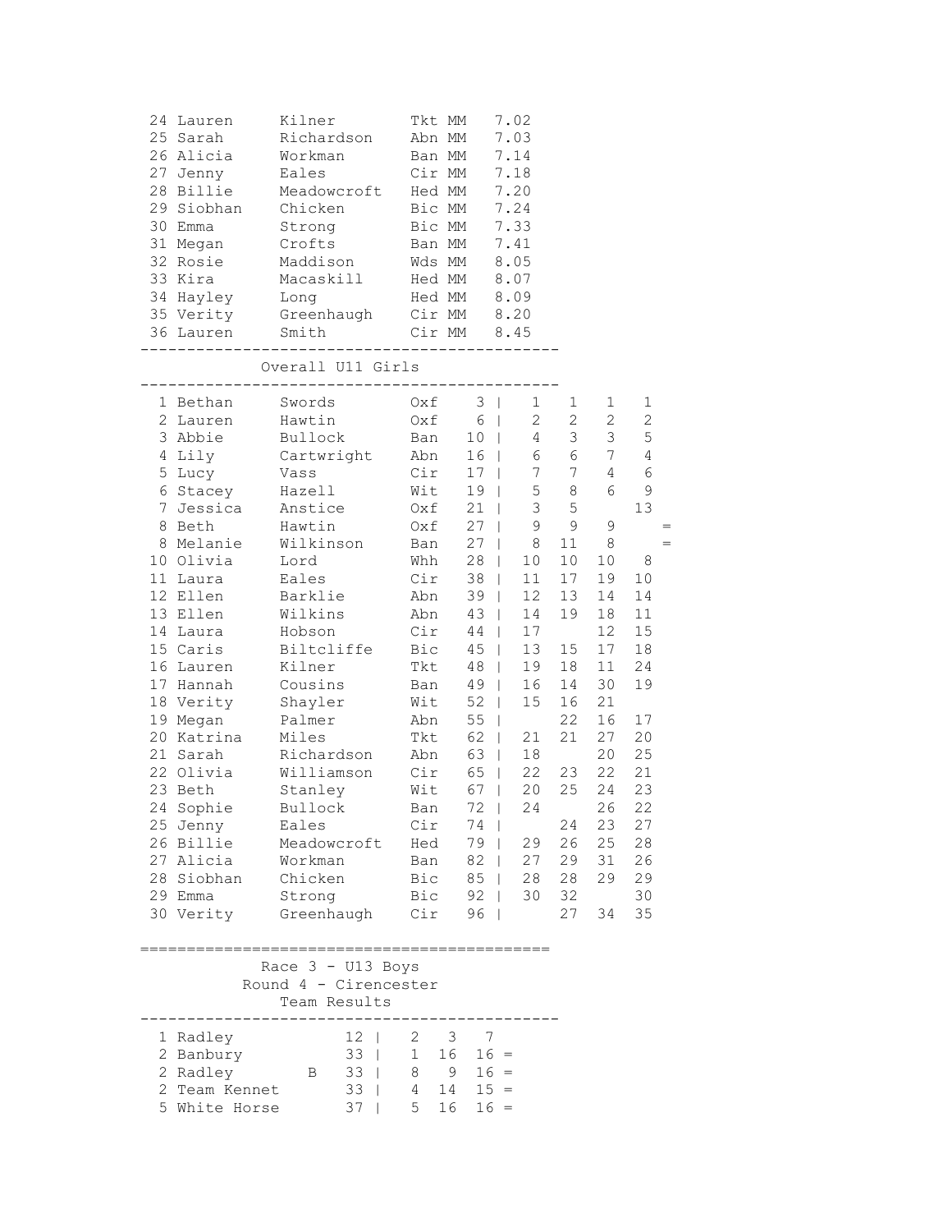| Pos | First | Surname | Club | Time |
|---|---|---|---|---|
| 24 | Lauren | Kilner | Tkt MM | 7.02 |
| 25 | Sarah | Richardson | Abn MM | 7.03 |
| 26 | Alicia | Workman | Ban MM | 7.14 |
| 27 | Jenny | Eales | Cir MM | 7.18 |
| 28 | Billie | Meadowcroft | Hed MM | 7.20 |
| 29 | Siobhan | Chicken | Bic MM | 7.24 |
| 30 | Emma | Strong | Bic MM | 7.33 |
| 31 | Megan | Crofts | Ban MM | 7.41 |
| 32 | Rosie | Maddison | Wds MM | 8.05 |
| 33 | Kira | Macaskill | Hed MM | 8.07 |
| 34 | Hayley | Long | Hed MM | 8.09 |
| 35 | Verity | Greenhaugh | Cir MM | 8.20 |
| 36 | Lauren | Smith | Cir MM | 8.45 |

## Overall U11 Girls

| Pos | First | Surname | Club | Total | R1 | R2 | R3 | R4 | |
|---|---|---|---|---|---|---|---|---|---|
| 1 | Bethan | Swords | Oxf | 3 | 1 | 1 | 1 | 1 | |
| 2 | Lauren | Hawtin | Oxf | 6 | 2 | 2 | 2 | 2 | |
| 3 | Abbie | Bullock | Ban | 10 | 4 | 3 | 3 | 5 | |
| 4 | Lily | Cartwright | Abn | 16 | 6 | 6 | 7 | 4 | |
| 5 | Lucy | Vass | Cir | 17 | 7 | 7 | 4 | 6 | |
| 6 | Stacey | Hazell | Wit | 19 | 5 | 8 | 6 | 9 | |
| 7 | Jessica | Anstice | Oxf | 21 | 3 | 5 | | 13 | |
| 8 | Beth | Hawtin | Oxf | 27 | 9 | 9 | 9 | | = |
| 8 | Melanie | Wilkinson | Ban | 27 | 8 | 11 | 8 | | = |
| 10 | Olivia | Lord | Whh | 28 | 10 | 10 | 10 | 8 | |
| 11 | Laura | Eales | Cir | 38 | 11 | 17 | 19 | 10 | |
| 12 | Ellen | Barklie | Abn | 39 | 12 | 13 | 14 | 14 | |
| 13 | Ellen | Wilkins | Abn | 43 | 14 | 19 | 18 | 11 | |
| 14 | Laura | Hobson | Cir | 44 | 17 | | 12 | 15 | |
| 15 | Caris | Biltcliffe | Bic | 45 | 13 | 15 | 17 | 18 | |
| 16 | Lauren | Kilner | Tkt | 48 | 19 | 18 | 11 | 24 | |
| 17 | Hannah | Cousins | Ban | 49 | 16 | 14 | 30 | 19 | |
| 18 | Verity | Shayler | Wit | 52 | 15 | 16 | 21 | | |
| 19 | Megan | Palmer | Abn | 55 | | 22 | 16 | 17 | |
| 20 | Katrina | Miles | Tkt | 62 | 21 | 21 | 27 | 20 | |
| 21 | Sarah | Richardson | Abn | 63 | 18 | | 20 | 25 | |
| 22 | Olivia | Williamson | Cir | 65 | 22 | 23 | 22 | 21 | |
| 23 | Beth | Stanley | Wit | 67 | 20 | 25 | 24 | 23 | |
| 24 | Sophie | Bullock | Ban | 72 | 24 | | 26 | 22 | |
| 25 | Jenny | Eales | Cir | 74 | | 24 | 23 | 27 | |
| 26 | Billie | Meadowcroft | Hed | 79 | 29 | 26 | 25 | 28 | |
| 27 | Alicia | Workman | Ban | 82 | 27 | 29 | 31 | 26 | |
| 28 | Siobhan | Chicken | Bic | 85 | 28 | 28 | 29 | 29 | |
| 29 | Emma | Strong | Bic | 92 | 30 | 32 | | 30 | |
| 30 | Verity | Greenhaugh | Cir | 96 | | 27 | 34 | 35 | |

## Race 3 - U13 Boys
### Round 4 - Cirencester
### Team Results

| Pos | Team | | Total | | | | |
|---|---|---|---|---|---|---|---|
| 1 | Radley | | 12 | 2 | 3 | 7 | |
| 2 | Banbury | | 33 | 1 | 16 | 16 | = |
| 2 | Radley | B | 33 | 8 | 9 | 16 | = |
| 2 | Team Kennet | | 33 | 4 | 14 | 15 | = |
| 5 | White Horse | | 37 | 5 | 16 | 16 | = |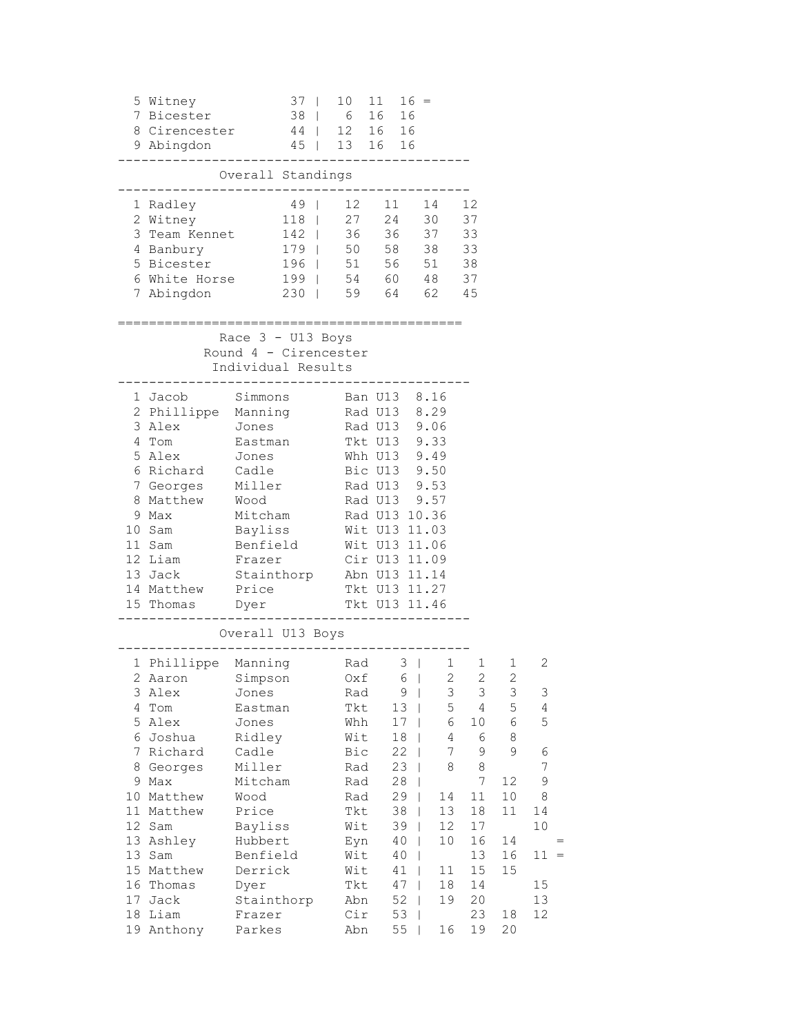| Pos | Team | Total | | | | |
|---|---|---|---|---|---|---|
| 5 | Witney | 37 | 10 | 11 | 16 | = |
| 7 | Bicester | 38 | 6 | 16 | 16 | |
| 8 | Cirencester | 44 | 12 | 16 | 16 | |
| 9 | Abingdon | 45 | 13 | 16 | 16 | |

### Overall Standings

| Pos | Team | Total | | | | |
|---|---|---|---|---|---|---|
| 1 | Radley | 49 | 12 | 11 | 14 | 12 |
| 2 | Witney | 118 | 27 | 24 | 30 | 37 |
| 3 | Team Kennet | 142 | 36 | 36 | 37 | 33 |
| 4 | Banbury | 179 | 50 | 58 | 38 | 33 |
| 5 | Bicester | 196 | 51 | 56 | 51 | 38 |
| 6 | White Horse | 199 | 54 | 60 | 48 | 37 |
| 7 | Abingdon | 230 | 59 | 64 | 62 | 45 |

## Race 3 - U13 Boys
## Round 4 - Cirencester
### Individual Results

| Pos | First Name | Surname | Club | Cat | Time |
|---|---|---|---|---|---|
| 1 | Jacob | Simmons | Ban | U13 | 8.16 |
| 2 | Phillippe | Manning | Rad | U13 | 8.29 |
| 3 | Alex | Jones | Rad | U13 | 9.06 |
| 4 | Tom | Eastman | Tkt | U13 | 9.33 |
| 5 | Alex | Jones | Whh | U13 | 9.49 |
| 6 | Richard | Cadle | Bic | U13 | 9.50 |
| 7 | Georges | Miller | Rad | U13 | 9.53 |
| 8 | Matthew | Wood | Rad | U13 | 9.57 |
| 9 | Max | Mitcham | Rad | U13 | 10.36 |
| 10 | Sam | Bayliss | Wit | U13 | 11.03 |
| 11 | Sam | Benfield | Wit | U13 | 11.06 |
| 12 | Liam | Frazer | Cir | U13 | 11.09 |
| 13 | Jack | Stainthorp | Abn | U13 | 11.14 |
| 14 | Matthew | Price | Tkt | U13 | 11.27 |
| 15 | Thomas | Dyer | Tkt | U13 | 11.46 |

### Overall U13 Boys

| Pos | First Name | Surname | Club | Total | | | | | |
|---|---|---|---|---|---|---|---|---|---|
| 1 | Phillippe | Manning | Rad | 3 | 1 | 1 | 1 | 2 | |
| 2 | Aaron | Simpson | Oxf | 6 | 2 | 2 | 2 | | |
| 3 | Alex | Jones | Rad | 9 | 3 | 3 | 3 | 3 | |
| 4 | Tom | Eastman | Tkt | 13 | 5 | 4 | 5 | 4 | |
| 5 | Alex | Jones | Whh | 17 | 6 | 10 | 6 | 5 | |
| 6 | Joshua | Ridley | Wit | 18 | 4 | 6 | 8 | | |
| 7 | Richard | Cadle | Bic | 22 | 7 | 9 | 9 | 6 | |
| 8 | Georges | Miller | Rad | 23 | 8 | 8 | | 7 | |
| 9 | Max | Mitcham | Rad | 28 | | 7 | 12 | 9 | |
| 10 | Matthew | Wood | Rad | 29 | 14 | 11 | 10 | 8 | |
| 11 | Matthew | Price | Tkt | 38 | 13 | 18 | 11 | 14 | |
| 12 | Sam | Bayliss | Wit | 39 | 12 | 17 | | 10 | |
| 13 | Ashley | Hubbert | Eyn | 40 | 10 | 16 | 14 | | = |
| 13 | Sam | Benfield | Wit | 40 | | 13 | 16 | 11 | = |
| 15 | Matthew | Derrick | Wit | 41 | 11 | 15 | 15 | | |
| 16 | Thomas | Dyer | Tkt | 47 | 18 | 14 | | 15 | |
| 17 | Jack | Stainthorp | Abn | 52 | 19 | 20 | | 13 | |
| 18 | Liam | Frazer | Cir | 53 | | 23 | 18 | 12 | |
| 19 | Anthony | Parkes | Abn | 55 | 16 | 19 | 20 | | |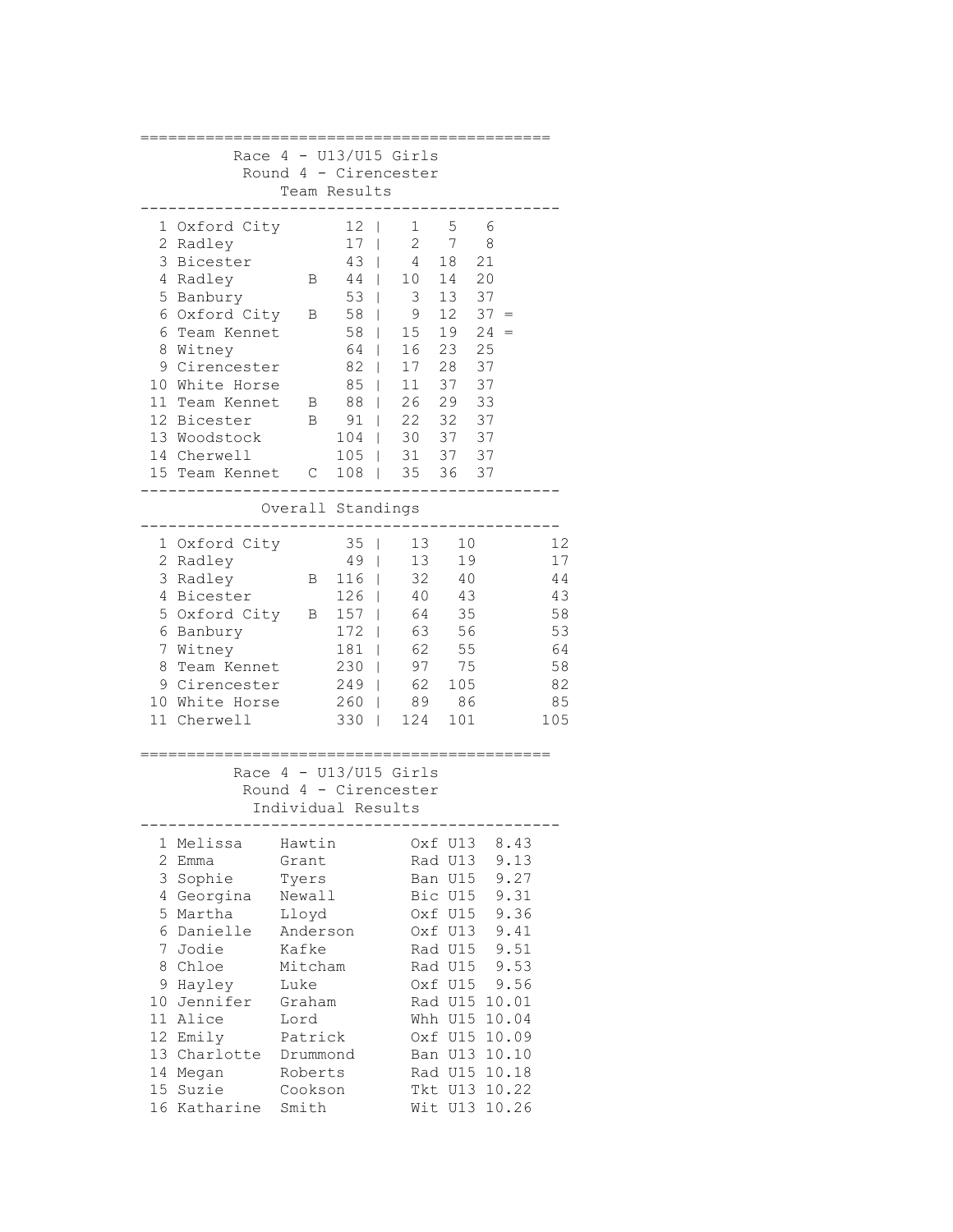## Race 4 - U13/U15 Girls
### Round 4 - Cirencester
#### Team Results

| Pos | Team | | Points | | | |
|---|---|---|---|---|---|---|
| 1 | Oxford City | | 12 | 1 | 5 | 6 |
| 2 | Radley | | 17 | 2 | 7 | 8 |
| 3 | Bicester | | 43 | 4 | 18 | 21 |
| 4 | Radley | B | 44 | 10 | 14 | 20 |
| 5 | Banbury | | 53 | 3 | 13 | 37 |
| 6 | Oxford City | B | 58 | 9 | 12 | 37 = |
| 6 | Team Kennet | | 58 | 15 | 19 | 24 = |
| 8 | Witney | | 64 | 16 | 23 | 25 |
| 9 | Cirencester | | 82 | 17 | 28 | 37 |
| 10 | White Horse | | 85 | 11 | 37 | 37 |
| 11 | Team Kennet | B | 88 | 26 | 29 | 33 |
| 12 | Bicester | B | 91 | 22 | 32 | 37 |
| 13 | Woodstock | | 104 | 30 | 37 | 37 |
| 14 | Cherwell | | 105 | 31 | 37 | 37 |
| 15 | Team Kennet | C | 108 | 35 | 36 | 37 |

#### Overall Standings

| Pos | Team | | Total | | | |
|---|---|---|---|---|---|---|
| 1 | Oxford City | | 35 | 13 | 10 | 12 |
| 2 | Radley | | 49 | 13 | 19 | 17 |
| 3 | Radley | B | 116 | 32 | 40 | 44 |
| 4 | Bicester | | 126 | 40 | 43 | 43 |
| 5 | Oxford City | B | 157 | 64 | 35 | 58 |
| 6 | Banbury | | 172 | 63 | 56 | 53 |
| 7 | Witney | | 181 | 62 | 55 | 64 |
| 8 | Team Kennet | | 230 | 97 | 75 | 58 |
| 9 | Cirencester | | 249 | 62 | 105 | 82 |
| 10 | White Horse | | 260 | 89 | 86 | 85 |
| 11 | Cherwell | | 330 | 124 | 101 | 105 |

## Race 4 - U13/U15 Girls
### Round 4 - Cirencester
#### Individual Results

| Pos | First Name | Surname | Club | Cat | Time |
|---|---|---|---|---|---|
| 1 | Melissa | Hawtin | Oxf | U13 | 8.43 |
| 2 | Emma | Grant | Rad | U13 | 9.13 |
| 3 | Sophie | Tyers | Ban | U15 | 9.27 |
| 4 | Georgina | Newall | Bic | U15 | 9.31 |
| 5 | Martha | Lloyd | Oxf | U15 | 9.36 |
| 6 | Danielle | Anderson | Oxf | U13 | 9.41 |
| 7 | Jodie | Kafke | Rad | U15 | 9.51 |
| 8 | Chloe | Mitcham | Rad | U15 | 9.53 |
| 9 | Hayley | Luke | Oxf | U15 | 9.56 |
| 10 | Jennifer | Graham | Rad | U15 | 10.01 |
| 11 | Alice | Lord | Whh | U15 | 10.04 |
| 12 | Emily | Patrick | Oxf | U15 | 10.09 |
| 13 | Charlotte | Drummond | Ban | U13 | 10.10 |
| 14 | Megan | Roberts | Rad | U15 | 10.18 |
| 15 | Suzie | Cookson | Tkt | U13 | 10.22 |
| 16 | Katharine | Smith | Wit | U13 | 10.26 |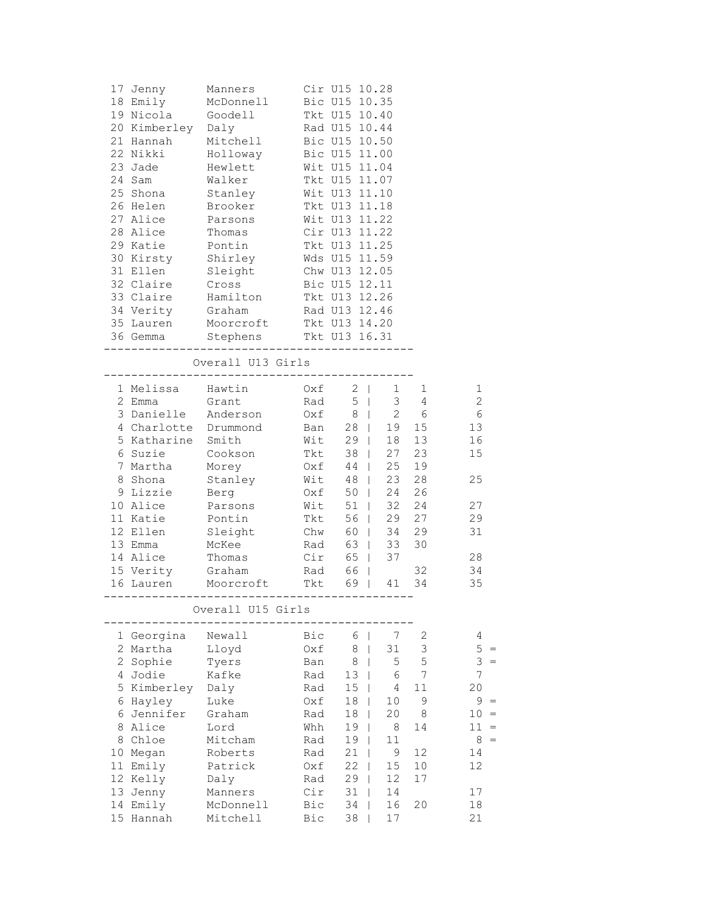| | | | | | |
|---|---|---|---|---|---|
| 17 | Jenny | Manners | Cir | U15 | 10.28 |
| 18 | Emily | McDonnell | Bic | U15 | 10.35 |
| 19 | Nicola | Goodell | Tkt | U15 | 10.40 |
| 20 | Kimberley | Daly | Rad | U15 | 10.44 |
| 21 | Hannah | Mitchell | Bic | U15 | 10.50 |
| 22 | Nikki | Holloway | Bic | U15 | 11.00 |
| 23 | Jade | Hewlett | Wit | U15 | 11.04 |
| 24 | Sam | Walker | Tkt | U15 | 11.07 |
| 25 | Shona | Stanley | Wit | U13 | 11.10 |
| 26 | Helen | Brooker | Tkt | U13 | 11.18 |
| 27 | Alice | Parsons | Wit | U13 | 11.22 |
| 28 | Alice | Thomas | Cir | U13 | 11.22 |
| 29 | Katie | Pontin | Tkt | U13 | 11.25 |
| 30 | Kirsty | Shirley | Wds | U15 | 11.59 |
| 31 | Ellen | Sleight | Chw | U13 | 12.05 |
| 32 | Claire | Cross | Bic | U15 | 12.11 |
| 33 | Claire | Hamilton | Tkt | U13 | 12.26 |
| 34 | Verity | Graham | Rad | U13 | 12.46 |
| 35 | Lauren | Moorcroft | Tkt | U13 | 14.20 |
| 36 | Gemma | Stephens | Tkt | U13 | 16.31 |

## Overall U13 Girls

| | | | | | | | |
|---|---|---|---|---|---|---|---|
| 1 | Melissa | Hawtin | Oxf | 2 | 1 | 1 | 1 |
| 2 | Emma | Grant | Rad | 5 | 3 | 4 | 2 |
| 3 | Danielle | Anderson | Oxf | 8 | 2 | 6 | 6 |
| 4 | Charlotte | Drummond | Ban | 28 | 19 | 15 | 13 |
| 5 | Katharine | Smith | Wit | 29 | 18 | 13 | 16 |
| 6 | Suzie | Cookson | Tkt | 38 | 27 | 23 | 15 |
| 7 | Martha | Morey | Oxf | 44 | 25 | 19 | |
| 8 | Shona | Stanley | Wit | 48 | 23 | 28 | 25 |
| 9 | Lizzie | Berg | Oxf | 50 | 24 | 26 | |
| 10 | Alice | Parsons | Wit | 51 | 32 | 24 | 27 |
| 11 | Katie | Pontin | Tkt | 56 | 29 | 27 | 29 |
| 12 | Ellen | Sleight | Chw | 60 | 34 | 29 | 31 |
| 13 | Emma | McKee | Rad | 63 | 33 | 30 | |
| 14 | Alice | Thomas | Cir | 65 | 37 | | 28 |
| 15 | Verity | Graham | Rad | 66 | | 32 | 34 |
| 16 | Lauren | Moorcroft | Tkt | 69 | 41 | 34 | 35 |

## Overall U15 Girls

| | | | | | | | | |
|---|---|---|---|---|---|---|---|---|
| 1 | Georgina | Newall | Bic | 6 | 7 | 2 | 4 | |
| 2 | Martha | Lloyd | Oxf | 8 | 31 | 3 | 5 | = |
| 2 | Sophie | Tyers | Ban | 8 | 5 | 5 | 3 | = |
| 4 | Jodie | Kafke | Rad | 13 | 6 | 7 | 7 | |
| 5 | Kimberley | Daly | Rad | 15 | 4 | 11 | 20 | |
| 6 | Hayley | Luke | Oxf | 18 | 10 | 9 | 9 | = |
| 6 | Jennifer | Graham | Rad | 18 | 20 | 8 | 10 | = |
| 8 | Alice | Lord | Whh | 19 | 8 | 14 | 11 | = |
| 8 | Chloe | Mitcham | Rad | 19 | 11 | | 8 | = |
| 10 | Megan | Roberts | Rad | 21 | 9 | 12 | 14 | |
| 11 | Emily | Patrick | Oxf | 22 | 15 | 10 | 12 | |
| 12 | Kelly | Daly | Rad | 29 | 12 | 17 | | |
| 13 | Jenny | Manners | Cir | 31 | 14 | | 17 | |
| 14 | Emily | McDonnell | Bic | 34 | 16 | 20 | 18 | |
| 15 | Hannah | Mitchell | Bic | 38 | 17 | | 21 | |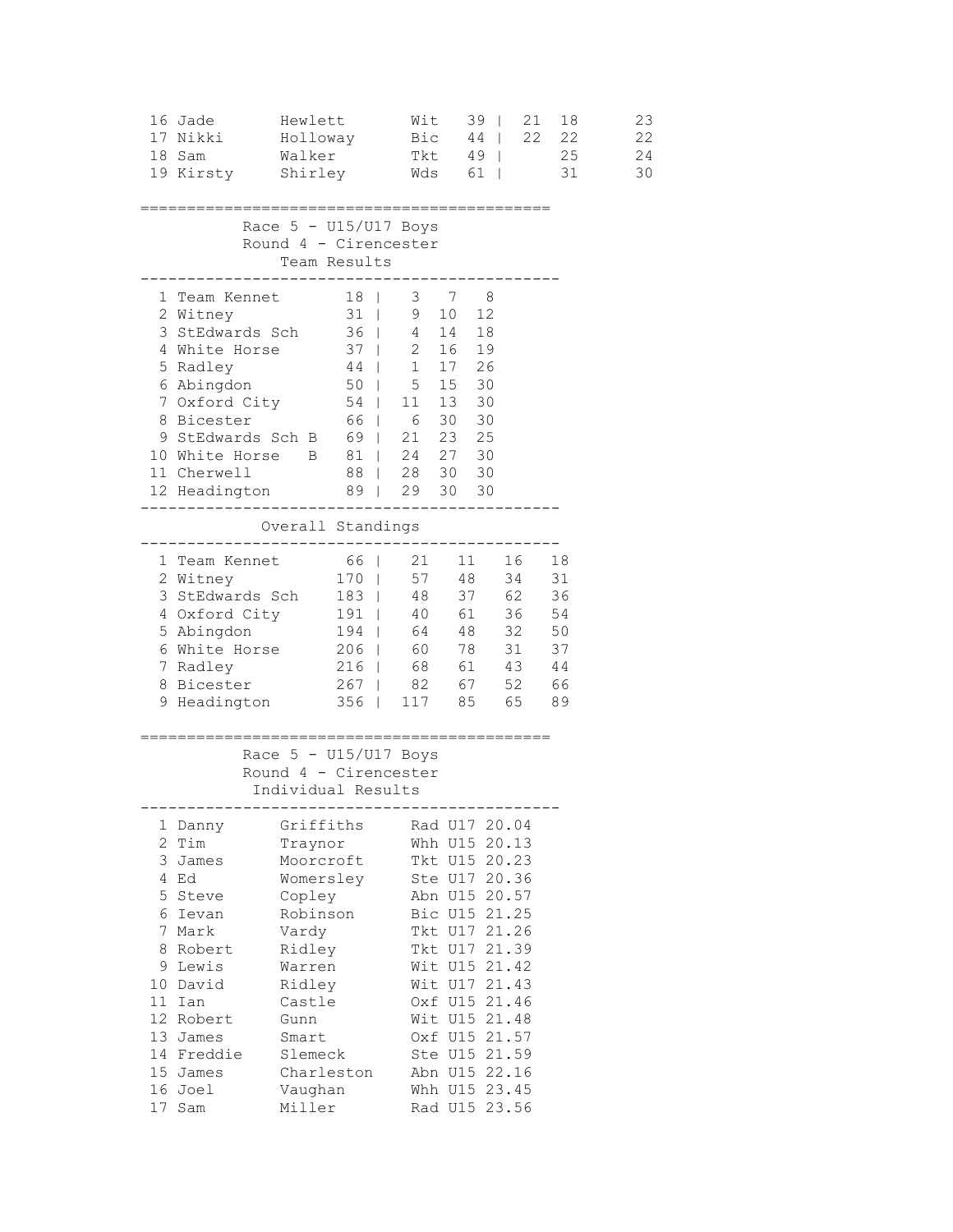| Pos | First | Last | Club | Total | | | | |
|---|---|---|---|---|---|---|---|---|
| 16 | Jade | Hewlett | Wit | 39 | 21 | 18 | | 23 |
| 17 | Nikki | Holloway | Bic | 44 | 22 | 22 | | 22 |
| 18 | Sam | Walker | Tkt | 49 | | 25 | | 24 |
| 19 | Kirsty | Shirley | Wds | 61 | | 31 | | 30 |

## Race 5 - U15/U17 Boys
### Round 4 - Cirencester
### Team Results

| Pos | Team | Total | | | |
|---|---|---|---|---|---|
| 1 | Team Kennet | 18 | 3 | 7 | 8 |
| 2 | Witney | 31 | 9 | 10 | 12 |
| 3 | StEdwards Sch | 36 | 4 | 14 | 18 |
| 4 | White Horse | 37 | 2 | 16 | 19 |
| 5 | Radley | 44 | 1 | 17 | 26 |
| 6 | Abingdon | 50 | 5 | 15 | 30 |
| 7 | Oxford City | 54 | 11 | 13 | 30 |
| 8 | Bicester | 66 | 6 | 30 | 30 |
| 9 | StEdwards Sch B | 69 | 21 | 23 | 25 |
| 10 | White Horse B | 81 | 24 | 27 | 30 |
| 11 | Cherwell | 88 | 28 | 30 | 30 |
| 12 | Headington | 89 | 29 | 30 | 30 |

### Overall Standings

| Pos | Team | Total | | | | |
|---|---|---|---|---|---|---|
| 1 | Team Kennet | 66 | 21 | 11 | 16 | 18 |
| 2 | Witney | 170 | 57 | 48 | 34 | 31 |
| 3 | StEdwards Sch | 183 | 48 | 37 | 62 | 36 |
| 4 | Oxford City | 191 | 40 | 61 | 36 | 54 |
| 5 | Abingdon | 194 | 64 | 48 | 32 | 50 |
| 6 | White Horse | 206 | 60 | 78 | 31 | 37 |
| 7 | Radley | 216 | 68 | 61 | 43 | 44 |
| 8 | Bicester | 267 | 82 | 67 | 52 | 66 |
| 9 | Headington | 356 | 117 | 85 | 65 | 89 |

## Race 5 - U15/U17 Boys
### Round 4 - Cirencester
### Individual Results

| Pos | First | Last | Club | Cat | Time |
|---|---|---|---|---|---|
| 1 | Danny | Griffiths | Rad | U17 | 20.04 |
| 2 | Tim | Traynor | Whh | U15 | 20.13 |
| 3 | James | Moorcroft | Tkt | U15 | 20.23 |
| 4 | Ed | Womersley | Ste | U17 | 20.36 |
| 5 | Steve | Copley | Abn | U15 | 20.57 |
| 6 | Ievan | Robinson | Bic | U15 | 21.25 |
| 7 | Mark | Vardy | Tkt | U17 | 21.26 |
| 8 | Robert | Ridley | Tkt | U17 | 21.39 |
| 9 | Lewis | Warren | Wit | U15 | 21.42 |
| 10 | David | Ridley | Wit | U17 | 21.43 |
| 11 | Ian | Castle | Oxf | U15 | 21.46 |
| 12 | Robert | Gunn | Wit | U15 | 21.48 |
| 13 | James | Smart | Oxf | U15 | 21.57 |
| 14 | Freddie | Slemeck | Ste | U15 | 21.59 |
| 15 | James | Charleston | Abn | U15 | 22.16 |
| 16 | Joel | Vaughan | Whh | U15 | 23.45 |
| 17 | Sam | Miller | Rad | U15 | 23.56 |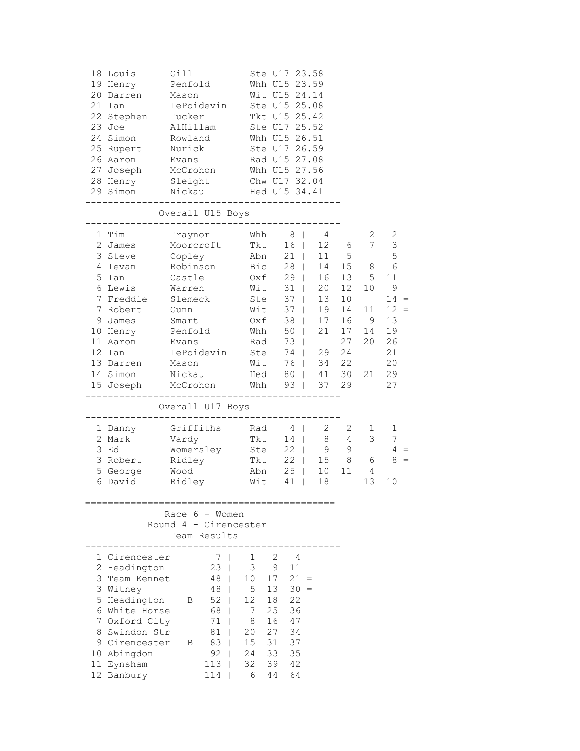| Pos | First | Last | Club | Cat | Time |
|---|---|---|---|---|---|
| 18 | Louis | Gill | Ste | U17 | 23.58 |
| 19 | Henry | Penfold | Whh | U15 | 23.59 |
| 20 | Darren | Mason | Wit | U15 | 24.14 |
| 21 | Ian | LePoidevin | Ste | U15 | 25.08 |
| 22 | Stephen | Tucker | Tkt | U15 | 25.42 |
| 23 | Joe | AlHillam | Ste | U17 | 25.52 |
| 24 | Simon | Rowland | Whh | U15 | 26.51 |
| 25 | Rupert | Nurick | Ste | U17 | 26.59 |
| 26 | Aaron | Evans | Rad | U15 | 27.08 |
| 27 | Joseph | McCrohon | Whh | U15 | 27.56 |
| 28 | Henry | Sleight | Chw | U17 | 32.04 |
| 29 | Simon | Nickau | Hed | U15 | 34.41 |

## Overall U15 Boys

| Pos | First | Last | Club | Total | R1 | R2 | R3 | R4 | |
|---|---|---|---|---|---|---|---|---|---|
| 1 | Tim | Traynor | Whh | 8 | 4 | | 2 | 2 | |
| 2 | James | Moorcroft | Tkt | 16 | 12 | 6 | 7 | 3 | |
| 3 | Steve | Copley | Abn | 21 | 11 | 5 | | 5 | |
| 4 | Ievan | Robinson | Bic | 28 | 14 | 15 | 8 | 6 | |
| 5 | Ian | Castle | Oxf | 29 | 16 | 13 | 5 | 11 | |
| 6 | Lewis | Warren | Wit | 31 | 20 | 12 | 10 | 9 | |
| 7 | Freddie | Slemeck | Ste | 37 | 13 | 10 | | 14 | = |
| 7 | Robert | Gunn | Wit | 37 | 19 | 14 | 11 | 12 | = |
| 9 | James | Smart | Oxf | 38 | 17 | 16 | 9 | 13 | |
| 10 | Henry | Penfold | Whh | 50 | 21 | 17 | 14 | 19 | |
| 11 | Aaron | Evans | Rad | 73 | | 27 | 20 | 26 | |
| 12 | Ian | LePoidevin | Ste | 74 | 29 | 24 | | 21 | |
| 13 | Darren | Mason | Wit | 76 | 34 | 22 | | 20 | |
| 14 | Simon | Nickau | Hed | 80 | 41 | 30 | 21 | 29 | |
| 15 | Joseph | McCrohon | Whh | 93 | 37 | 29 | | 27 | |

## Overall U17 Boys

| Pos | First | Last | Club | Total | R1 | R2 | R3 | R4 | |
|---|---|---|---|---|---|---|---|---|---|
| 1 | Danny | Griffiths | Rad | 4 | 2 | 2 | 1 | 1 | |
| 2 | Mark | Vardy | Tkt | 14 | 8 | 4 | 3 | 7 | |
| 3 | Ed | Womersley | Ste | 22 | 9 | 9 | | 4 | = |
| 3 | Robert | Ridley | Tkt | 22 | 15 | 8 | 6 | 8 | = |
| 5 | George | Wood | Abn | 25 | 10 | 11 | 4 | | |
| 6 | David | Ridley | Wit | 41 | 18 | | 13 | 10 | |

## Race 6 - Women
### Round 4 - Cirencester
### Team Results

| Pos | Team | Total | 1st | 2nd | 3rd | |
|---|---|---|---|---|---|---|
| 1 | Cirencester | 7 | 1 | 2 | 4 | |
| 2 | Headington | 23 | 3 | 9 | 11 | |
| 3 | Team Kennet | 48 | 10 | 17 | 21 | = |
| 3 | Witney | 48 | 5 | 13 | 30 | = |
| 5 | Headington B | 52 | 12 | 18 | 22 | |
| 6 | White Horse | 68 | 7 | 25 | 36 | |
| 7 | Oxford City | 71 | 8 | 16 | 47 | |
| 8 | Swindon Str | 81 | 20 | 27 | 34 | |
| 9 | Cirencester B | 83 | 15 | 31 | 37 | |
| 10 | Abingdon | 92 | 24 | 33 | 35 | |
| 11 | Eynsham | 113 | 32 | 39 | 42 | |
| 12 | Banbury | 114 | 6 | 44 | 64 | |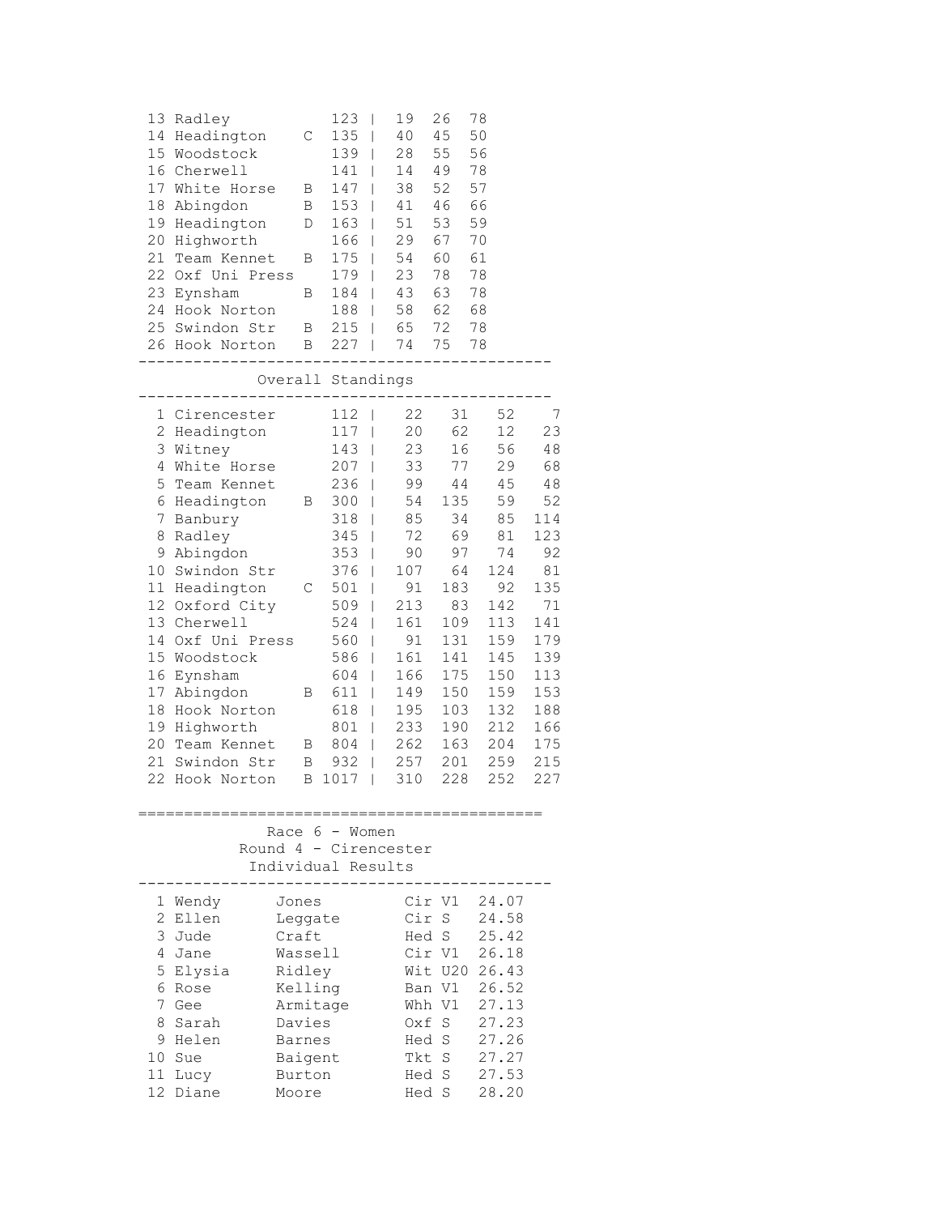| Pos | Team | | Total | | | | |
|---|---|---|---|---|---|---|---|
| 13 | Radley | | 123 | 19 | 26 | 78 | |
| 14 | Headington | C | 135 | 40 | 45 | 50 | |
| 15 | Woodstock | | 139 | 28 | 55 | 56 | |
| 16 | Cherwell | | 141 | 14 | 49 | 78 | |
| 17 | White Horse | B | 147 | 38 | 52 | 57 | |
| 18 | Abingdon | B | 153 | 41 | 46 | 66 | |
| 19 | Headington | D | 163 | 51 | 53 | 59 | |
| 20 | Highworth | | 166 | 29 | 67 | 70 | |
| 21 | Team Kennet | B | 175 | 54 | 60 | 61 | |
| 22 | Oxf Uni Press | | 179 | 23 | 78 | 78 | |
| 23 | Eynsham | B | 184 | 43 | 63 | 78 | |
| 24 | Hook Norton | | 188 | 58 | 62 | 68 | |
| 25 | Swindon Str | B | 215 | 65 | 72 | 78 | |
| 26 | Hook Norton | B | 227 | 74 | 75 | 78 | |

## Overall Standings

| Pos | Team | | Total | | | | |
|---|---|---|---|---|---|---|---|
| 1 | Cirencester | | 112 | 22 | 31 | 52 | 7 |
| 2 | Headington | | 117 | 20 | 62 | 12 | 23 |
| 3 | Witney | | 143 | 23 | 16 | 56 | 48 |
| 4 | White Horse | | 207 | 33 | 77 | 29 | 68 |
| 5 | Team Kennet | | 236 | 99 | 44 | 45 | 48 |
| 6 | Headington | B | 300 | 54 | 135 | 59 | 52 |
| 7 | Banbury | | 318 | 85 | 34 | 85 | 114 |
| 8 | Radley | | 345 | 72 | 69 | 81 | 123 |
| 9 | Abingdon | | 353 | 90 | 97 | 74 | 92 |
| 10 | Swindon Str | | 376 | 107 | 64 | 124 | 81 |
| 11 | Headington | C | 501 | 91 | 183 | 92 | 135 |
| 12 | Oxford City | | 509 | 213 | 83 | 142 | 71 |
| 13 | Cherwell | | 524 | 161 | 109 | 113 | 141 |
| 14 | Oxf Uni Press | | 560 | 91 | 131 | 159 | 179 |
| 15 | Woodstock | | 586 | 161 | 141 | 145 | 139 |
| 16 | Eynsham | | 604 | 166 | 175 | 150 | 113 |
| 17 | Abingdon | B | 611 | 149 | 150 | 159 | 153 |
| 18 | Hook Norton | | 618 | 195 | 103 | 132 | 188 |
| 19 | Highworth | | 801 | 233 | 190 | 212 | 166 |
| 20 | Team Kennet | B | 804 | 262 | 163 | 204 | 175 |
| 21 | Swindon Str | B | 932 | 257 | 201 | 259 | 215 |
| 22 | Hook Norton | B | 1017 | 310 | 228 | 252 | 227 |

## Race 6 - Women
### Round 4 - Cirencester
### Individual Results

| Pos | First Name | Surname | Club | Cat | Time |
|---|---|---|---|---|---|
| 1 | Wendy | Jones | Cir | V1 | 24.07 |
| 2 | Ellen | Leggate | Cir | S | 24.58 |
| 3 | Jude | Craft | Hed | S | 25.42 |
| 4 | Jane | Wassell | Cir | V1 | 26.18 |
| 5 | Elysia | Ridley | Wit | U20 | 26.43 |
| 6 | Rose | Kelling | Ban | V1 | 26.52 |
| 7 | Gee | Armitage | Whh | V1 | 27.13 |
| 8 | Sarah | Davies | Oxf | S | 27.23 |
| 9 | Helen | Barnes | Hed | S | 27.26 |
| 10 | Sue | Baigent | Tkt | S | 27.27 |
| 11 | Lucy | Burton | Hed | S | 27.53 |
| 12 | Diane | Moore | Hed | S | 28.20 |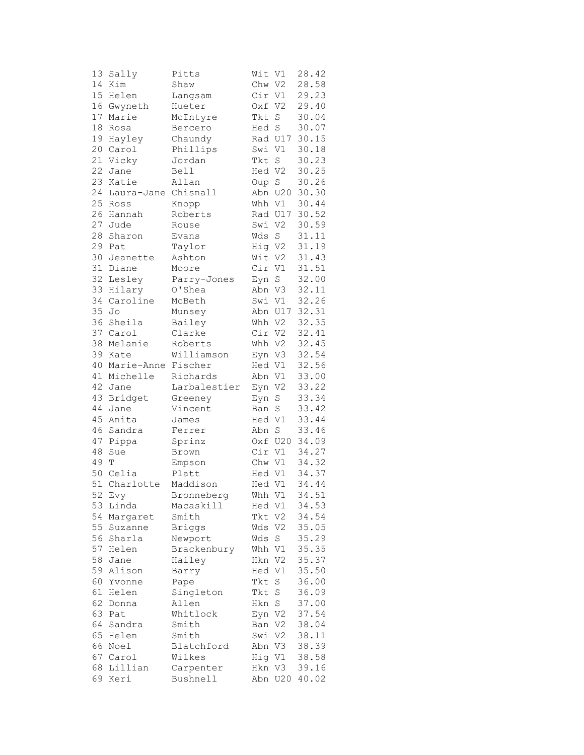```
13 Sally      Pitts         Wit V1  28.42
14 Kim        Shaw          Chw V2  28.58
15 Helen      Langsam       Cir V1  29.23
16 Gwyneth    Hueter        Oxf V2  29.40
17 Marie      McIntyre      Tkt S   30.04
18 Rosa       Bercero       Hed S   30.07
19 Hayley     Chaundy       Rad U17 30.15
20 Carol      Phillips      Swi V1  30.18
21 Vicky      Jordan        Tkt S   30.23
22 Jane       Bell          Hed V2  30.25
23 Katie      Allan         Oup S   30.26
24 Laura-Jane Chisnall      Abn U20 30.30
25 Ross       Knopp         Whh V1  30.44
26 Hannah     Roberts       Rad U17 30.52
27 Jude       Rouse         Swi V2  30.59
28 Sharon     Evans         Wds S   31.11
29 Pat        Taylor        Hig V2  31.19
30 Jeanette   Ashton        Wit V2  31.43
31 Diane      Moore         Cir V1  31.51
32 Lesley     Parry-Jones   Eyn S   32.00
33 Hilary     O'Shea        Abn V3  32.11
34 Caroline   McBeth        Swi V1  32.26
35 Jo         Munsey        Abn U17 32.31
36 Sheila     Bailey        Whh V2  32.35
37 Carol      Clarke        Cir V2  32.41
38 Melanie    Roberts       Whh V2  32.45
39 Kate       Williamson    Eyn V3  32.54
40 Marie-Anne Fischer       Hed V1  32.56
41 Michelle   Richards      Abn V1  33.00
42 Jane       Larbalestier  Eyn V2  33.22
43 Bridget    Greeney       Eyn S   33.34
44 Jane       Vincent       Ban S   33.42
45 Anita      James         Hed V1  33.44
46 Sandra     Ferrer        Abn S   33.46
47 Pippa      Sprinz        Oxf U20 34.09
48 Sue        Brown         Cir V1  34.27
49 T          Empson        Chw V1  34.32
50 Celia      Platt         Hed V1  34.37
51 Charlotte  Maddison      Hed V1  34.44
52 Evy        Bronneberg    Whh V1  34.51
53 Linda      Macaskill     Hed V1  34.53
54 Margaret   Smith         Tkt V2  34.54
55 Suzanne    Briggs        Wds V2  35.05
56 Sharla     Newport       Wds S   35.29
57 Helen      Brackenbury   Whh V1  35.35
58 Jane       Hailey        Hkn V2  35.37
59 Alison     Barry         Hed V1  35.50
60 Yvonne     Pape          Tkt S   36.00
61 Helen      Singleton     Tkt S   36.09
62 Donna      Allen         Hkn S   37.00
63 Pat        Whitlock      Eyn V2  37.54
64 Sandra     Smith         Ban V2  38.04
65 Helen      Smith         Swi V2  38.11
66 Noel       Blatchford    Abn V3  38.39
67 Carol      Wilkes        Hig V1  38.58
68 Lillian    Carpenter     Hkn V3  39.16
69 Keri       Bushnell      Abn U20 40.02
```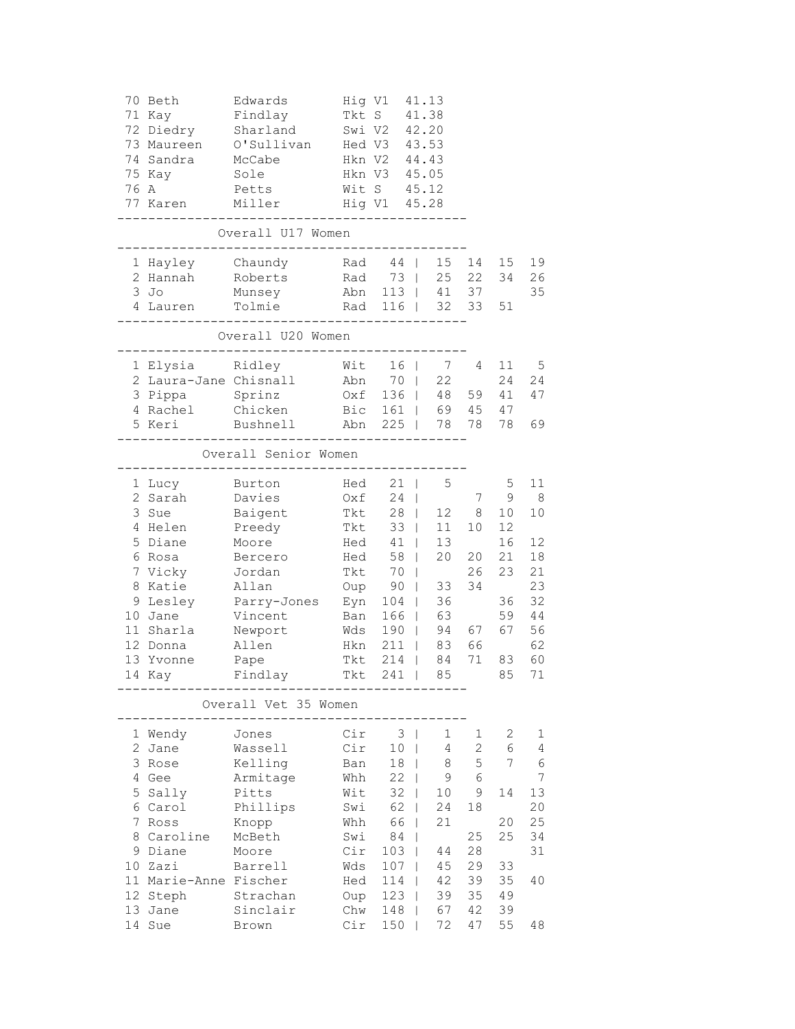| Pos | First Name | Surname | Club | Cat | Time |
|---|---|---|---|---|---|
| 70 | Beth | Edwards | Hig | V1 | 41.13 |
| 71 | Kay | Findlay | Tkt | S | 41.38 |
| 72 | Diedry | Sharland | Swi | V2 | 42.20 |
| 73 | Maureen | O'Sullivan | Hed | V3 | 43.53 |
| 74 | Sandra | McCabe | Hkn | V2 | 44.43 |
| 75 | Kay | Sole | Hkn | V3 | 45.05 |
| 76 | A | Petts | Wit | S | 45.12 |
| 77 | Karen | Miller | Hig | V1 | 45.28 |

## Overall U17 Women

| Pos | First Name | Surname | Club | Total | | | | |
|---|---|---|---|---|---|---|---|---|
| 1 | Hayley | Chaundy | Rad | 44 | 15 | 14 | 15 | 19 |
| 2 | Hannah | Roberts | Rad | 73 | 25 | 22 | 34 | 26 |
| 3 | Jo | Munsey | Abn | 113 | 41 | 37 | | 35 |
| 4 | Lauren | Tolmie | Rad | 116 | 32 | 33 | 51 | |

## Overall U20 Women

| Pos | First Name | Surname | Club | Total | | | | |
|---|---|---|---|---|---|---|---|---|
| 1 | Elysia | Ridley | Wit | 16 | 7 | 4 | 11 | 5 |
| 2 | Laura-Jane | Chisnall | Abn | 70 | 22 | | 24 | 24 |
| 3 | Pippa | Sprinz | Oxf | 136 | 48 | 59 | 41 | 47 |
| 4 | Rachel | Chicken | Bic | 161 | 69 | 45 | 47 | |
| 5 | Keri | Bushnell | Abn | 225 | 78 | 78 | 78 | 69 |

## Overall Senior Women

| Pos | First Name | Surname | Club | Total | | | | |
|---|---|---|---|---|---|---|---|---|
| 1 | Lucy | Burton | Hed | 21 | 5 | | 5 | 11 |
| 2 | Sarah | Davies | Oxf | 24 | | 7 | 9 | 8 |
| 3 | Sue | Baigent | Tkt | 28 | 12 | 8 | 10 | 10 |
| 4 | Helen | Preedy | Tkt | 33 | 11 | 10 | 12 | |
| 5 | Diane | Moore | Hed | 41 | 13 | | 16 | 12 |
| 6 | Rosa | Bercero | Hed | 58 | 20 | 20 | 21 | 18 |
| 7 | Vicky | Jordan | Tkt | 70 | | 26 | 23 | 21 |
| 8 | Katie | Allan | Oup | 90 | 33 | 34 | | 23 |
| 9 | Lesley | Parry-Jones | Eyn | 104 | 36 | | 36 | 32 |
| 10 | Jane | Vincent | Ban | 166 | 63 | | 59 | 44 |
| 11 | Sharla | Newport | Wds | 190 | 94 | 67 | 67 | 56 |
| 12 | Donna | Allen | Hkn | 211 | 83 | 66 | | 62 |
| 13 | Yvonne | Pape | Tkt | 214 | 84 | 71 | 83 | 60 |
| 14 | Kay | Findlay | Tkt | 241 | 85 | | 85 | 71 |

## Overall Vet 35 Women

| Pos | First Name | Surname | Club | Total | | | | |
|---|---|---|---|---|---|---|---|---|
| 1 | Wendy | Jones | Cir | 3 | 1 | 1 | 2 | 1 |
| 2 | Jane | Wassell | Cir | 10 | 4 | 2 | 6 | 4 |
| 3 | Rose | Kelling | Ban | 18 | 8 | 5 | 7 | 6 |
| 4 | Gee | Armitage | Whh | 22 | 9 | 6 | | 7 |
| 5 | Sally | Pitts | Wit | 32 | 10 | 9 | 14 | 13 |
| 6 | Carol | Phillips | Swi | 62 | 24 | 18 | | 20 |
| 7 | Ross | Knopp | Whh | 66 | 21 | | 20 | 25 |
| 8 | Caroline | McBeth | Swi | 84 | | 25 | 25 | 34 |
| 9 | Diane | Moore | Cir | 103 | 44 | 28 | | 31 |
| 10 | Zazi | Barrell | Wds | 107 | 45 | 29 | 33 | |
| 11 | Marie-Anne | Fischer | Hed | 114 | 42 | 39 | 35 | 40 |
| 12 | Steph | Strachan | Oup | 123 | 39 | 35 | 49 | |
| 13 | Jane | Sinclair | Chw | 148 | 67 | 42 | 39 | |
| 14 | Sue | Brown | Cir | 150 | 72 | 47 | 55 | 48 |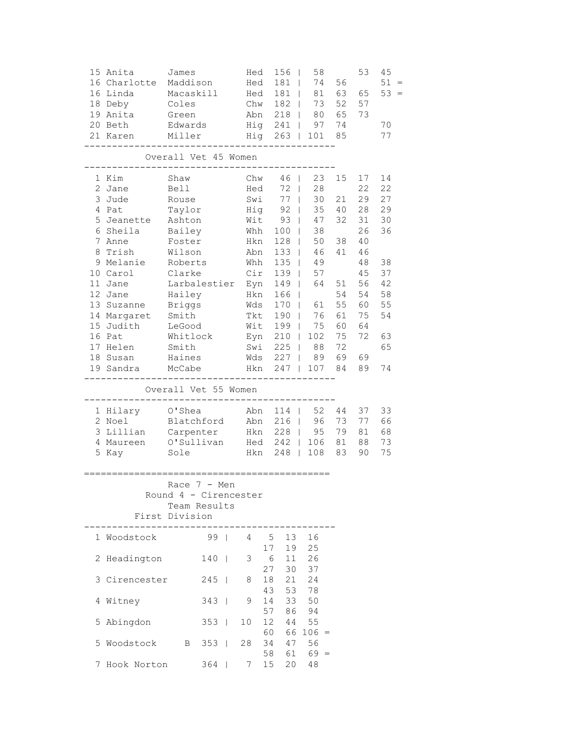| Pos | First Name | Surname | Club | Total | | | | | |
|---|---|---|---|---|---|---|---|---|---|
| 15 | Anita | James | Hed | 156 | 58 | | 53 | 45 | |
| 16 | Charlotte | Maddison | Hed | 181 | 74 | 56 | | 51 | = |
| 16 | Linda | Macaskill | Hed | 181 | 81 | 63 | 65 | 53 | = |
| 18 | Deby | Coles | Chw | 182 | 73 | 52 | 57 | | |
| 19 | Anita | Green | Abn | 218 | 80 | 65 | 73 | | |
| 20 | Beth | Edwards | Hig | 241 | 97 | 74 | | 70 | |
| 21 | Karen | Miller | Hig | 263 | 101 | 85 | | 77 | |

## Overall Vet 45 Women

| Pos | First Name | Surname | Club | Total | | | | |
|---|---|---|---|---|---|---|---|---|
| 1 | Kim | Shaw | Chw | 46 | 23 | 15 | 17 | 14 |
| 2 | Jane | Bell | Hed | 72 | 28 | | 22 | 22 |
| 3 | Jude | Rouse | Swi | 77 | 30 | 21 | 29 | 27 |
| 4 | Pat | Taylor | Hig | 92 | 35 | 40 | 28 | 29 |
| 5 | Jeanette | Ashton | Wit | 93 | 47 | 32 | 31 | 30 |
| 6 | Sheila | Bailey | Whh | 100 | 38 | | 26 | 36 |
| 7 | Anne | Foster | Hkn | 128 | 50 | 38 | 40 | |
| 8 | Trish | Wilson | Abn | 133 | 46 | 41 | 46 | |
| 9 | Melanie | Roberts | Whh | 135 | 49 | | 48 | 38 |
| 10 | Carol | Clarke | Cir | 139 | 57 | | 45 | 37 |
| 11 | Jane | Larbalestier | Eyn | 149 | 64 | 51 | 56 | 42 |
| 12 | Jane | Hailey | Hkn | 166 | | 54 | 54 | 58 |
| 13 | Suzanne | Briggs | Wds | 170 | 61 | 55 | 60 | 55 |
| 14 | Margaret | Smith | Tkt | 190 | 76 | 61 | 75 | 54 |
| 15 | Judith | LeGood | Wit | 199 | 75 | 60 | 64 | |
| 16 | Pat | Whitlock | Eyn | 210 | 102 | 75 | 72 | 63 |
| 17 | Helen | Smith | Swi | 225 | 88 | 72 | | 65 |
| 18 | Susan | Haines | Wds | 227 | 89 | 69 | 69 | |
| 19 | Sandra | McCabe | Hkn | 247 | 107 | 84 | 89 | 74 |

## Overall Vet 55 Women

| Pos | First Name | Surname | Club | Total | | | | |
|---|---|---|---|---|---|---|---|---|
| 1 | Hilary | O'Shea | Abn | 114 | 52 | 44 | 37 | 33 |
| 2 | Noel | Blatchford | Abn | 216 | 96 | 73 | 77 | 66 |
| 3 | Lillian | Carpenter | Hkn | 228 | 95 | 79 | 81 | 68 |
| 4 | Maureen | O'Sullivan | Hed | 242 | 106 | 81 | 88 | 73 |
| 5 | Kay | Sole | Hkn | 248 | 108 | 83 | 90 | 75 |

# Race 7 - Men

## Round 4 - Cirencester

## Team Results

### First Division

| Pos | Team | | Total | Positions |
|---|---|---|---|---|
| 1 | Woodstock | | 99 | 4 5 13 16 17 19 25 |
| 2 | Headington | | 140 | 3 6 11 26 27 30 37 |
| 3 | Cirencester | | 245 | 8 18 21 24 43 53 78 |
| 4 | Witney | | 343 | 9 14 33 50 57 86 94 |
| 5 | Abingdon | | 353 | 10 12 44 55 60 66 106 = |
| 5 | Woodstock | B | 353 | 28 34 47 56 58 61 69 = |
| 7 | Hook Norton | | 364 | 7 15 20 48 |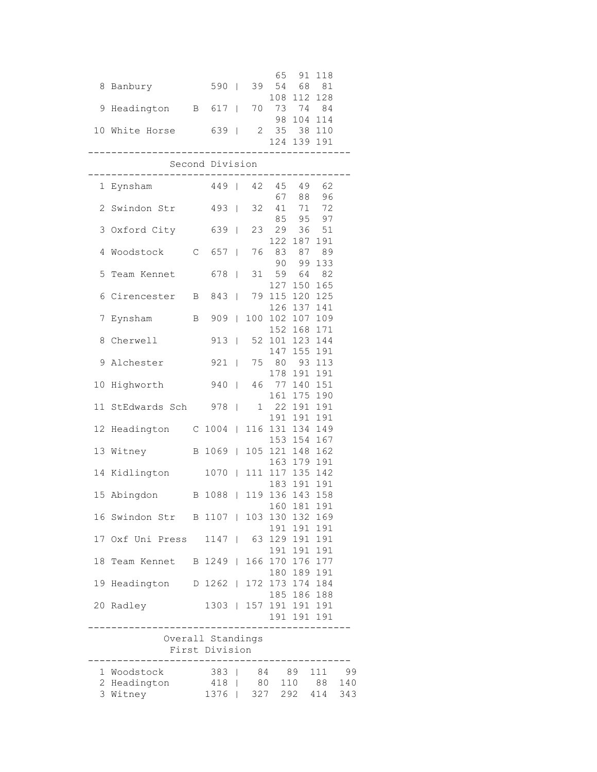```
                         65  91 118
 8 Banbury         590 |  39  54  68  81
                        108 112 128
 9 Headington    B  617 |  70  73  74  84
                         98 104 114
10 White Horse      639 |   2  35  38 110
                        124 139 191
--------------------------------------------
            Second Division
--------------------------------------------
 1 Eynsham          449 |  42  45  49  62
                         67  88  96
 2 Swindon Str      493 |  32  41  71  72
                         85  95  97
 3 Oxford City      639 |  23  29  36  51
                        122 187 191
 4 Woodstock     C  657 |  76  83  87  89
                         90  99 133
 5 Team Kennet      678 |  31  59  64  82
                        127 150 165
 6 Cirencester   B  843 |  79 115 120 125
                        126 137 141
 7 Eynsham       B  909 | 100 102 107 109
                        152 168 171
 8 Cherwell         913 |  52 101 123 144
                        147 155 191
 9 Alchester        921 |  75  80  93 113
                        178 191 191
10 Highworth        940 |  46  77 140 151
                        161 175 190
11 StEdwards Sch    978 |   1  22 191 191
                        191 191 191
12 Headington    C 1004 | 116 131 134 149
                        153 154 167
13 Witney        B 1069 | 105 121 148 162
                        163 179 191
14 Kidlington      1070 | 111 117 135 142
                        183 191 191
15 Abingdon      B 1088 | 119 136 143 158
                        160 181 191
16 Swindon Str   B 1107 | 103 130 132 169
                        191 191 191
17 Oxf Uni Press   1147 |  63 129 191 191
                        191 191 191
18 Team Kennet   B 1249 | 166 170 176 177
                        180 189 191
19 Headington    D 1262 | 172 173 174 184
                        185 186 188
20 Radley          1303 | 157 191 191 191
                        191 191 191
--------------------------------------------
           Overall Standings
            First Division
--------------------------------------------
 1 Woodstock        383 |   84   89  111   99
 2 Headington       418 |   80  110   88  140
 3 Witney          1376 |  327  292  414  343
```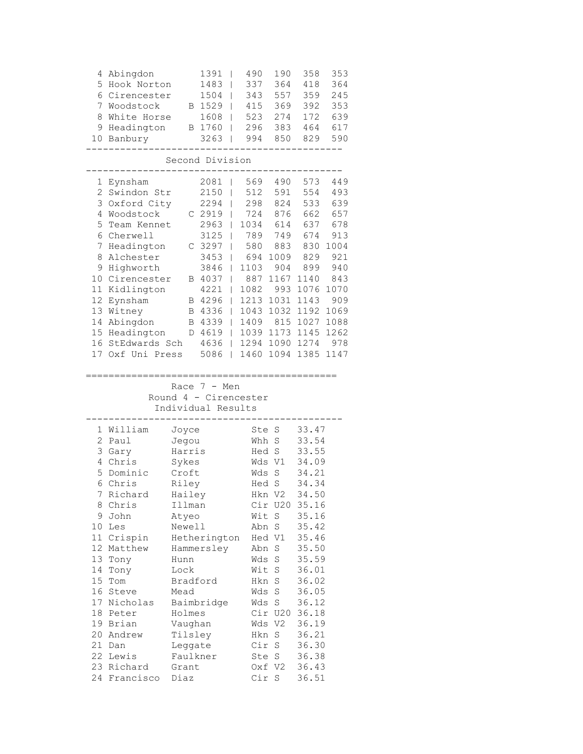| Pos | Team | | Total | | | | |
|---|---|---|---|---|---|---|---|
| 4 | Abingdon | | 1391 | 490 | 190 | 358 | 353 |
| 5 | Hook Norton | | 1483 | 337 | 364 | 418 | 364 |
| 6 | Cirencester | | 1504 | 343 | 557 | 359 | 245 |
| 7 | Woodstock | B | 1529 | 415 | 369 | 392 | 353 |
| 8 | White Horse | | 1608 | 523 | 274 | 172 | 639 |
| 9 | Headington | B | 1760 | 296 | 383 | 464 | 617 |
| 10 | Banbury | | 3263 | 994 | 850 | 829 | 590 |

## Second Division

| Pos | Team | | Total | | | | |
|---|---|---|---|---|---|---|---|
| 1 | Eynsham | | 2081 | 569 | 490 | 573 | 449 |
| 2 | Swindon Str | | 2150 | 512 | 591 | 554 | 493 |
| 3 | Oxford City | | 2294 | 298 | 824 | 533 | 639 |
| 4 | Woodstock | C | 2919 | 724 | 876 | 662 | 657 |
| 5 | Team Kennet | | 2963 | 1034 | 614 | 637 | 678 |
| 6 | Cherwell | | 3125 | 789 | 749 | 674 | 913 |
| 7 | Headington | C | 3297 | 580 | 883 | 830 | 1004 |
| 8 | Alchester | | 3453 | 694 | 1009 | 829 | 921 |
| 9 | Highworth | | 3846 | 1103 | 904 | 899 | 940 |
| 10 | Cirencester | B | 4037 | 887 | 1167 | 1140 | 843 |
| 11 | Kidlington | | 4221 | 1082 | 993 | 1076 | 1070 |
| 12 | Eynsham | B | 4296 | 1213 | 1031 | 1143 | 909 |
| 13 | Witney | B | 4336 | 1043 | 1032 | 1192 | 1069 |
| 14 | Abingdon | B | 4339 | 1409 | 815 | 1027 | 1088 |
| 15 | Headington | D | 4619 | 1039 | 1173 | 1145 | 1262 |
| 16 | StEdwards Sch | | 4636 | 1294 | 1090 | 1274 | 978 |
| 17 | Oxf Uni Press | | 5086 | 1460 | 1094 | 1385 | 1147 |

## Race 7 - Men
### Round 4 - Cirencester
### Individual Results

| Pos | First Name | Surname | Club | Cat | Time |
|---|---|---|---|---|---|
| 1 | William | Joyce | Ste | S | 33.47 |
| 2 | Paul | Jegou | Whh | S | 33.54 |
| 3 | Gary | Harris | Hed | S | 33.55 |
| 4 | Chris | Sykes | Wds | V1 | 34.09 |
| 5 | Dominic | Croft | Wds | S | 34.21 |
| 6 | Chris | Riley | Hed | S | 34.34 |
| 7 | Richard | Hailey | Hkn | V2 | 34.50 |
| 8 | Chris | Illman | Cir | U20 | 35.16 |
| 9 | John | Atyeo | Wit | S | 35.16 |
| 10 | Les | Newell | Abn | S | 35.42 |
| 11 | Crispin | Hetherington | Hed | V1 | 35.46 |
| 12 | Matthew | Hammersley | Abn | S | 35.50 |
| 13 | Tony | Hunn | Wds | S | 35.59 |
| 14 | Tony | Lock | Wit | S | 36.01 |
| 15 | Tom | Bradford | Hkn | S | 36.02 |
| 16 | Steve | Mead | Wds | S | 36.05 |
| 17 | Nicholas | Baimbridge | Wds | S | 36.12 |
| 18 | Peter | Holmes | Cir | U20 | 36.18 |
| 19 | Brian | Vaughan | Wds | V2 | 36.19 |
| 20 | Andrew | Tilsley | Hkn | S | 36.21 |
| 21 | Dan | Leggate | Cir | S | 36.30 |
| 22 | Lewis | Faulkner | Ste | S | 36.38 |
| 23 | Richard | Grant | Oxf | V2 | 36.43 |
| 24 | Francisco | Diaz | Cir | S | 36.51 |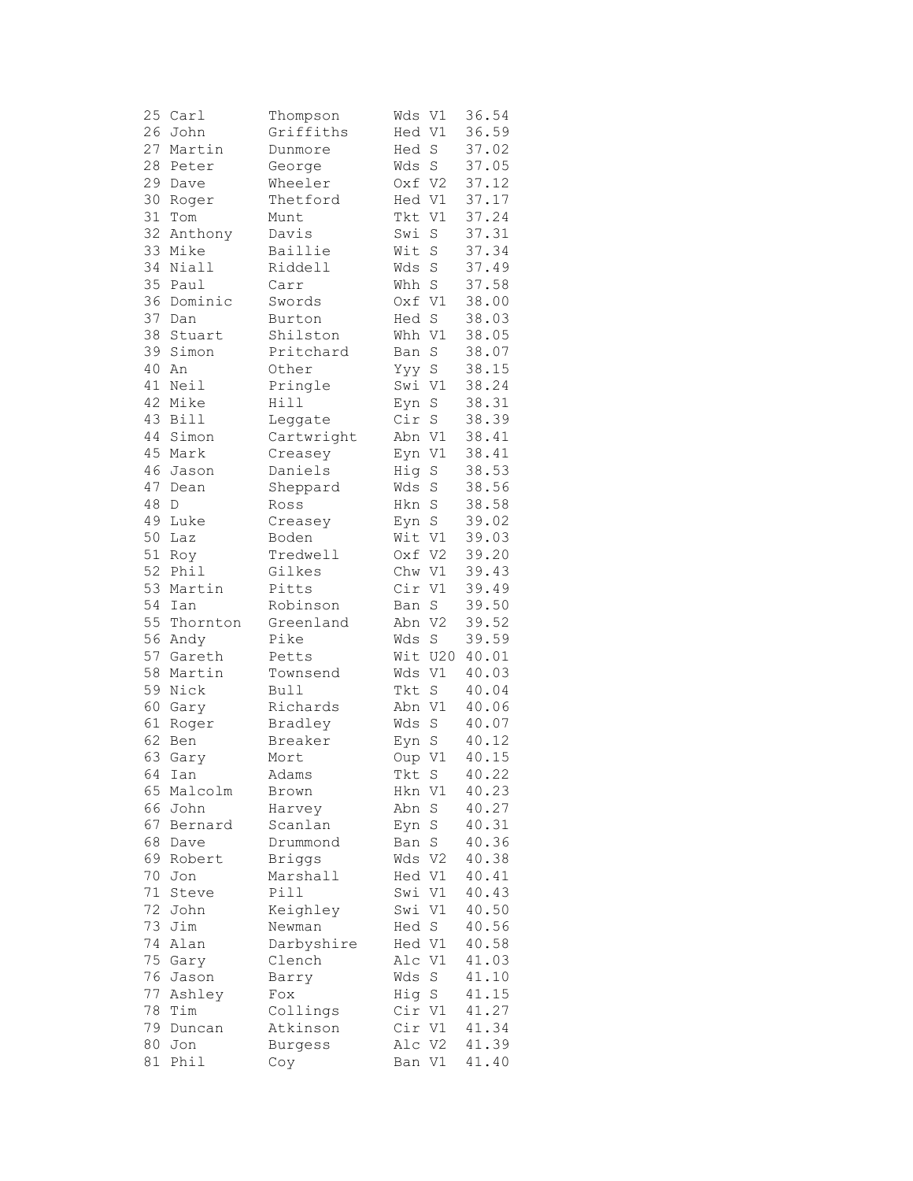```
25 Carl       Thompson     Wds V1   36.54
26 John       Griffiths    Hed V1   36.59
27 Martin     Dunmore      Hed S    37.02
28 Peter      George       Wds S    37.05
29 Dave       Wheeler      Oxf V2   37.12
30 Roger      Thetford     Hed V1   37.17
31 Tom        Munt         Tkt V1   37.24
32 Anthony    Davis        Swi S    37.31
33 Mike       Baillie      Wit S    37.34
34 Niall      Riddell      Wds S    37.49
35 Paul       Carr         Whh S    37.58
36 Dominic    Swords       Oxf V1   38.00
37 Dan        Burton       Hed S    38.03
38 Stuart     Shilston     Whh V1   38.05
39 Simon      Pritchard    Ban S    38.07
40 An         Other        Yyy S    38.15
41 Neil       Pringle      Swi V1   38.24
42 Mike       Hill         Eyn S    38.31
43 Bill       Leggate      Cir S    38.39
44 Simon      Cartwright   Abn V1   38.41
45 Mark       Creasey      Eyn V1   38.41
46 Jason      Daniels      Hig S    38.53
47 Dean       Sheppard     Wds S    38.56
48 D          Ross         Hkn S    38.58
49 Luke       Creasey      Eyn S    39.02
50 Laz        Boden        Wit V1   39.03
51 Roy        Tredwell     Oxf V2   39.20
52 Phil       Gilkes       Chw V1   39.43
53 Martin     Pitts        Cir V1   39.49
54 Ian        Robinson     Ban S    39.50
55 Thornton   Greenland    Abn V2   39.52
56 Andy       Pike         Wds S    39.59
57 Gareth     Petts        Wit U20  40.01
58 Martin     Townsend     Wds V1   40.03
59 Nick       Bull         Tkt S    40.04
60 Gary       Richards     Abn V1   40.06
61 Roger      Bradley      Wds S    40.07
62 Ben        Breaker      Eyn S    40.12
63 Gary       Mort         Oup V1   40.15
64 Ian        Adams        Tkt S    40.22
65 Malcolm    Brown        Hkn V1   40.23
66 John       Harvey       Abn S    40.27
67 Bernard    Scanlan      Eyn S    40.31
68 Dave       Drummond     Ban S    40.36
69 Robert     Briggs       Wds V2   40.38
70 Jon        Marshall     Hed V1   40.41
71 Steve      Pill         Swi V1   40.43
72 John       Keighley     Swi V1   40.50
73 Jim        Newman       Hed S    40.56
74 Alan       Darbyshire   Hed V1   40.58
75 Gary       Clench       Alc V1   41.03
76 Jason      Barry        Wds S    41.10
77 Ashley     Fox          Hig S    41.15
78 Tim        Collings     Cir V1   41.27
79 Duncan     Atkinson     Cir V1   41.34
80 Jon        Burgess      Alc V2   41.39
81 Phil       Coy          Ban V1   41.40
```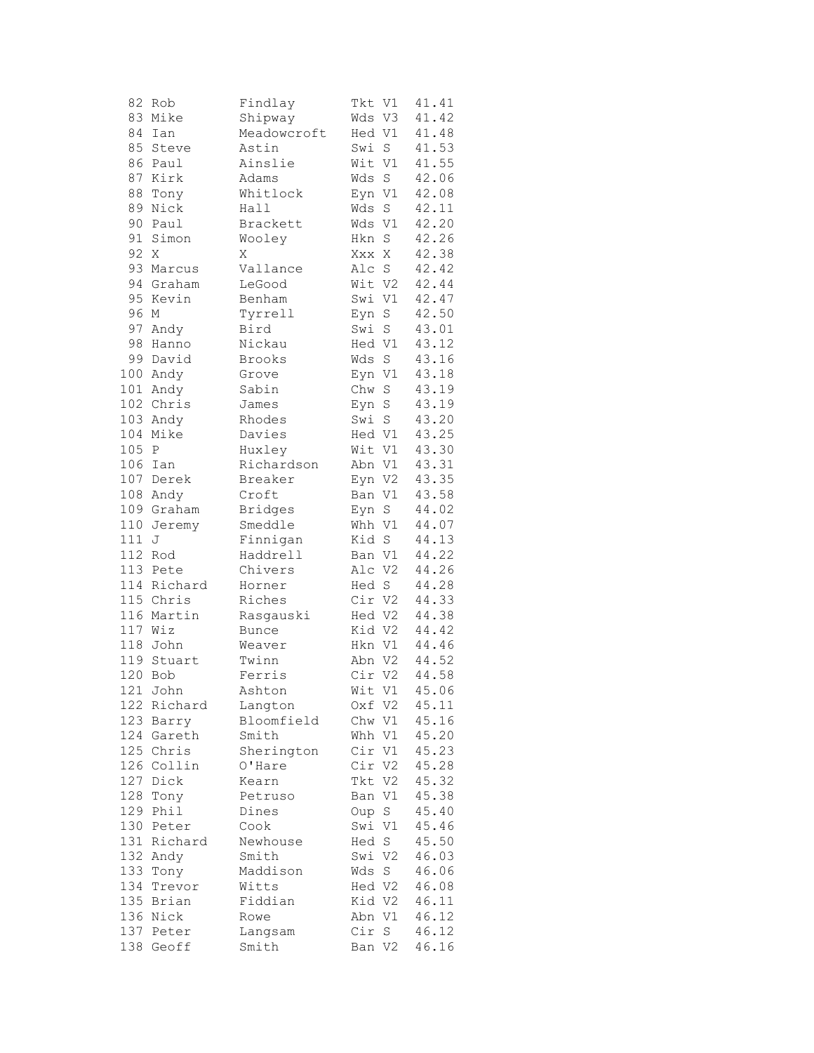```
 82 Rob        Findlay      Tkt V1  41.41
 83 Mike       Shipway      Wds V3  41.42
 84 Ian        Meadowcroft  Hed V1  41.48
 85 Steve      Astin        Swi S   41.53
 86 Paul       Ainslie      Wit V1  41.55
 87 Kirk       Adams        Wds S   42.06
 88 Tony       Whitlock     Eyn V1  42.08
 89 Nick       Hall         Wds S   42.11
 90 Paul       Brackett     Wds V1  42.20
 91 Simon      Wooley       Hkn S   42.26
 92 X          X            Xxx X   42.38
 93 Marcus     Vallance     Alc S   42.42
 94 Graham     LeGood       Wit V2  42.44
 95 Kevin      Benham       Swi V1  42.47
 96 M          Tyrrell      Eyn S   42.50
 97 Andy       Bird         Swi S   43.01
 98 Hanno      Nickau       Hed V1  43.12
 99 David      Brooks       Wds S   43.16
100 Andy       Grove        Eyn V1  43.18
101 Andy       Sabin        Chw S   43.19
102 Chris      James        Eyn S   43.19
103 Andy       Rhodes       Swi S   43.20
104 Mike       Davies       Hed V1  43.25
105 P          Huxley       Wit V1  43.30
106 Ian        Richardson   Abn V1  43.31
107 Derek      Breaker      Eyn V2  43.35
108 Andy       Croft        Ban V1  43.58
109 Graham     Bridges      Eyn S   44.02
110 Jeremy     Smeddle      Whh V1  44.07
111 J          Finnigan     Kid S   44.13
112 Rod        Haddrell     Ban V1  44.22
113 Pete       Chivers      Alc V2  44.26
114 Richard    Horner       Hed S   44.28
115 Chris      Riches       Cir V2  44.33
116 Martin     Rasgauski    Hed V2  44.38
117 Wiz        Bunce        Kid V2  44.42
118 John       Weaver       Hkn V1  44.46
119 Stuart     Twinn        Abn V2  44.52
120 Bob        Ferris       Cir V2  44.58
121 John       Ashton       Wit V1  45.06
122 Richard    Langton      Oxf V2  45.11
123 Barry      Bloomfield   Chw V1  45.16
124 Gareth     Smith        Whh V1  45.20
125 Chris      Sherington   Cir V1  45.23
126 Collin     O'Hare       Cir V2  45.28
127 Dick       Kearn        Tkt V2  45.32
128 Tony       Petruso      Ban V1  45.38
129 Phil       Dines        Oup S   45.40
130 Peter      Cook         Swi V1  45.46
131 Richard    Newhouse     Hed S   45.50
132 Andy       Smith        Swi V2  46.03
133 Tony       Maddison     Wds S   46.06
134 Trevor     Witts        Hed V2  46.08
135 Brian      Fiddian      Kid V2  46.11
136 Nick       Rowe         Abn V1  46.12
137 Peter      Langsam      Cir S   46.12
138 Geoff      Smith        Ban V2  46.16
```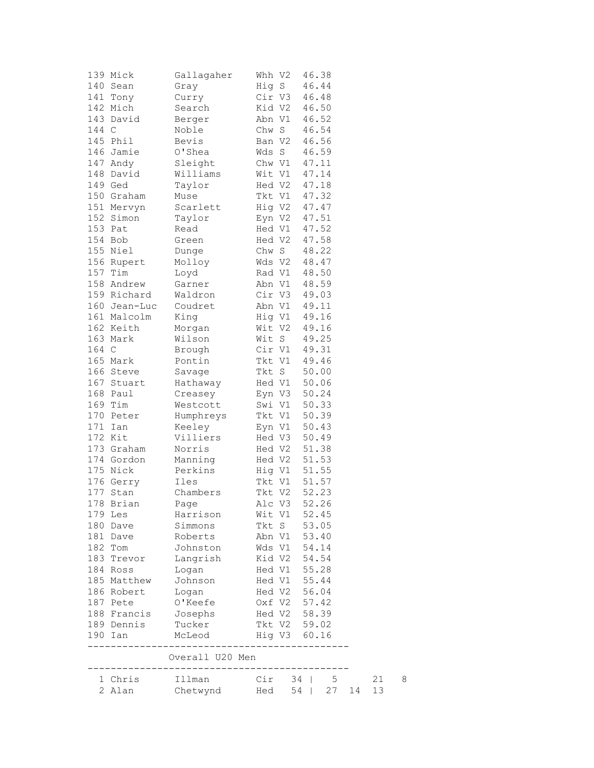```
139 Mick        Gallagaher    Whh V2  46.38
140 Sean        Gray          Hig S   46.44
141 Tony        Curry         Cir V3  46.48
142 Mich        Search        Kid V2  46.50
143 David       Berger        Abn V1  46.52
144 C           Noble         Chw S   46.54
145 Phil        Bevis         Ban V2  46.56
146 Jamie       O'Shea        Wds S   46.59
147 Andy        Sleight       Chw V1  47.11
148 David       Williams      Wit V1  47.14
149 Ged         Taylor        Hed V2  47.18
150 Graham      Muse          Tkt V1  47.32
151 Mervyn      Scarlett      Hig V2  47.47
152 Simon       Taylor        Eyn V2  47.51
153 Pat         Read          Hed V1  47.52
154 Bob         Green         Hed V2  47.58
155 Niel        Dunge         Chw S   48.22
156 Rupert      Molloy        Wds V2  48.47
157 Tim         Loyd          Rad V1  48.50
158 Andrew      Garner        Abn V1  48.59
159 Richard     Waldron       Cir V3  49.03
160 Jean-Luc    Coudret       Abn V1  49.11
161 Malcolm     King          Hig V1  49.16
162 Keith       Morgan        Wit V2  49.16
163 Mark        Wilson        Wit S   49.25
164 C           Brough        Cir V1  49.31
165 Mark        Pontin        Tkt V1  49.46
166 Steve       Savage        Tkt S   50.00
167 Stuart      Hathaway      Hed V1  50.06
168 Paul        Creasey       Eyn V3  50.24
169 Tim         Westcott      Swi V1  50.33
170 Peter       Humphreys     Tkt V1  50.39
171 Ian         Keeley        Eyn V1  50.43
172 Kit         Villiers      Hed V3  50.49
173 Graham      Norris        Hed V2  51.38
174 Gordon      Manning       Hed V2  51.53
175 Nick        Perkins       Hig V1  51.55
176 Gerry       Iles          Tkt V1  51.57
177 Stan        Chambers      Tkt V2  52.23
178 Brian       Page          Alc V3  52.26
179 Les         Harrison      Wit V1  52.45
180 Dave        Simmons       Tkt S   53.05
181 Dave        Roberts       Abn V1  53.40
182 Tom         Johnston      Wds V1  54.14
183 Trevor      Langrish      Kid V2  54.54
184 Ross        Logan         Hed V1  55.28
185 Matthew     Johnson       Hed V1  55.44
186 Robert      Logan         Hed V2  56.04
187 Pete        O'Keefe       Oxf V2  57.42
188 Francis     Josephs       Hed V2  58.39
189 Dennis      Tucker        Tkt V2  59.02
190 Ian         McLeod        Hig V3  60.16
---------------------------------------------
              Overall U20 Men
---------------------------------------------
  1 Chris       Illman        Cir    34 |   5        21   8
  2 Alan        Chetwynd      Hed    54 |  27   14   13
```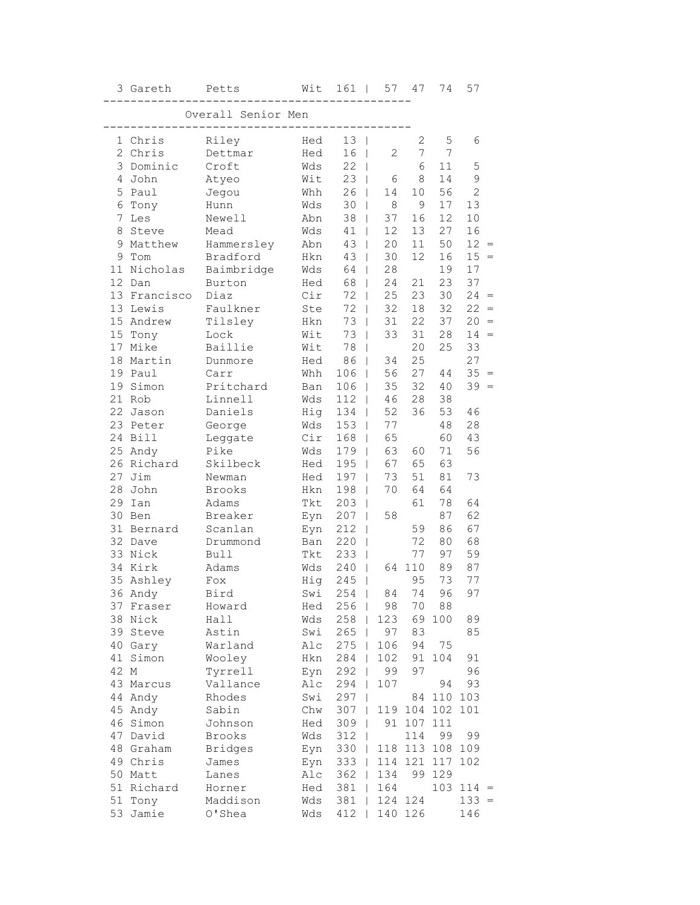| Pos | First | Last | Club | Total | R1 | R2 | R3 | R4 | |
|---|---|---|---|---|---|---|---|---|---|
| 3 | Gareth | Petts | Wit | 161 | 57 | 47 | 74 | 57 | |

## Overall Senior Men

| Pos | First | Last | Club | Total | R1 | R2 | R3 | R4 | |
|---|---|---|---|---|---|---|---|---|---|
| 1 | Chris | Riley | Hed | 13 | | 2 | 5 | 6 | |
| 2 | Chris | Dettmar | Hed | 16 | 2 | 7 | 7 | | |
| 3 | Dominic | Croft | Wds | 22 | | 6 | 11 | 5 | |
| 4 | John | Atyeo | Wit | 23 | 6 | 8 | 14 | 9 | |
| 5 | Paul | Jegou | Whh | 26 | 14 | 10 | 56 | 2 | |
| 6 | Tony | Hunn | Wds | 30 | 8 | 9 | 17 | 13 | |
| 7 | Les | Newell | Abn | 38 | 37 | 16 | 12 | 10 | |
| 8 | Steve | Mead | Wds | 41 | 12 | 13 | 27 | 16 | |
| 9 | Matthew | Hammersley | Abn | 43 | 20 | 11 | 50 | 12 | = |
| 9 | Tom | Bradford | Hkn | 43 | 30 | 12 | 16 | 15 | = |
| 11 | Nicholas | Baimbridge | Wds | 64 | 28 | | 19 | 17 | |
| 12 | Dan | Burton | Hed | 68 | 24 | 21 | 23 | 37 | |
| 13 | Francisco | Diaz | Cir | 72 | 25 | 23 | 30 | 24 | = |
| 13 | Lewis | Faulkner | Ste | 72 | 32 | 18 | 32 | 22 | = |
| 15 | Andrew | Tilsley | Hkn | 73 | 31 | 22 | 37 | 20 | = |
| 15 | Tony | Lock | Wit | 73 | 33 | 31 | 28 | 14 | = |
| 17 | Mike | Baillie | Wit | 78 | | 20 | 25 | 33 | |
| 18 | Martin | Dunmore | Hed | 86 | 34 | 25 | | 27 | |
| 19 | Paul | Carr | Whh | 106 | 56 | 27 | 44 | 35 | = |
| 19 | Simon | Pritchard | Ban | 106 | 35 | 32 | 40 | 39 | = |
| 21 | Rob | Linnell | Wds | 112 | 46 | 28 | 38 | | |
| 22 | Jason | Daniels | Hig | 134 | 52 | 36 | 53 | 46 | |
| 23 | Peter | George | Wds | 153 | 77 | | 48 | 28 | |
| 24 | Bill | Leggate | Cir | 168 | 65 | | 60 | 43 | |
| 25 | Andy | Pike | Wds | 179 | 63 | 60 | 71 | 56 | |
| 26 | Richard | Skilbeck | Hed | 195 | 67 | 65 | 63 | | |
| 27 | Jim | Newman | Hed | 197 | 73 | 51 | 81 | 73 | |
| 28 | John | Brooks | Hkn | 198 | 70 | 64 | 64 | | |
| 29 | Ian | Adams | Tkt | 203 | | 61 | 78 | 64 | |
| 30 | Ben | Breaker | Eyn | 207 | 58 | | 87 | 62 | |
| 31 | Bernard | Scanlan | Eyn | 212 | | 59 | 86 | 67 | |
| 32 | Dave | Drummond | Ban | 220 | | 72 | 80 | 68 | |
| 33 | Nick | Bull | Tkt | 233 | | 77 | 97 | 59 | |
| 34 | Kirk | Adams | Wds | 240 | 64 | 110 | 89 | 87 | |
| 35 | Ashley | Fox | Hig | 245 | | 95 | 73 | 77 | |
| 36 | Andy | Bird | Swi | 254 | 84 | 74 | 96 | 97 | |
| 37 | Fraser | Howard | Hed | 256 | 98 | 70 | 88 | | |
| 38 | Nick | Hall | Wds | 258 | 123 | 69 | 100 | 89 | |
| 39 | Steve | Astin | Swi | 265 | 97 | 83 | | 85 | |
| 40 | Gary | Warland | Alc | 275 | 106 | 94 | 75 | | |
| 41 | Simon | Wooley | Hkn | 284 | 102 | 91 | 104 | 91 | |
| 42 | M | Tyrrell | Eyn | 292 | 99 | 97 | | 96 | |
| 43 | Marcus | Vallance | Alc | 294 | 107 | | 94 | 93 | |
| 44 | Andy | Rhodes | Swi | 297 | | 84 | 110 | 103 | |
| 45 | Andy | Sabin | Chw | 307 | 119 | 104 | 102 | 101 | |
| 46 | Simon | Johnson | Hed | 309 | 91 | 107 | 111 | | |
| 47 | David | Brooks | Wds | 312 | | 114 | 99 | 99 | |
| 48 | Graham | Bridges | Eyn | 330 | 118 | 113 | 108 | 109 | |
| 49 | Chris | James | Eyn | 333 | 114 | 121 | 117 | 102 | |
| 50 | Matt | Lanes | Alc | 362 | 134 | 99 | 129 | | |
| 51 | Richard | Horner | Hed | 381 | 164 | | 103 | 114 | = |
| 51 | Tony | Maddison | Wds | 381 | 124 | 124 | | 133 | = |
| 53 | Jamie | O'Shea | Wds | 412 | 140 | 126 | | 146 | |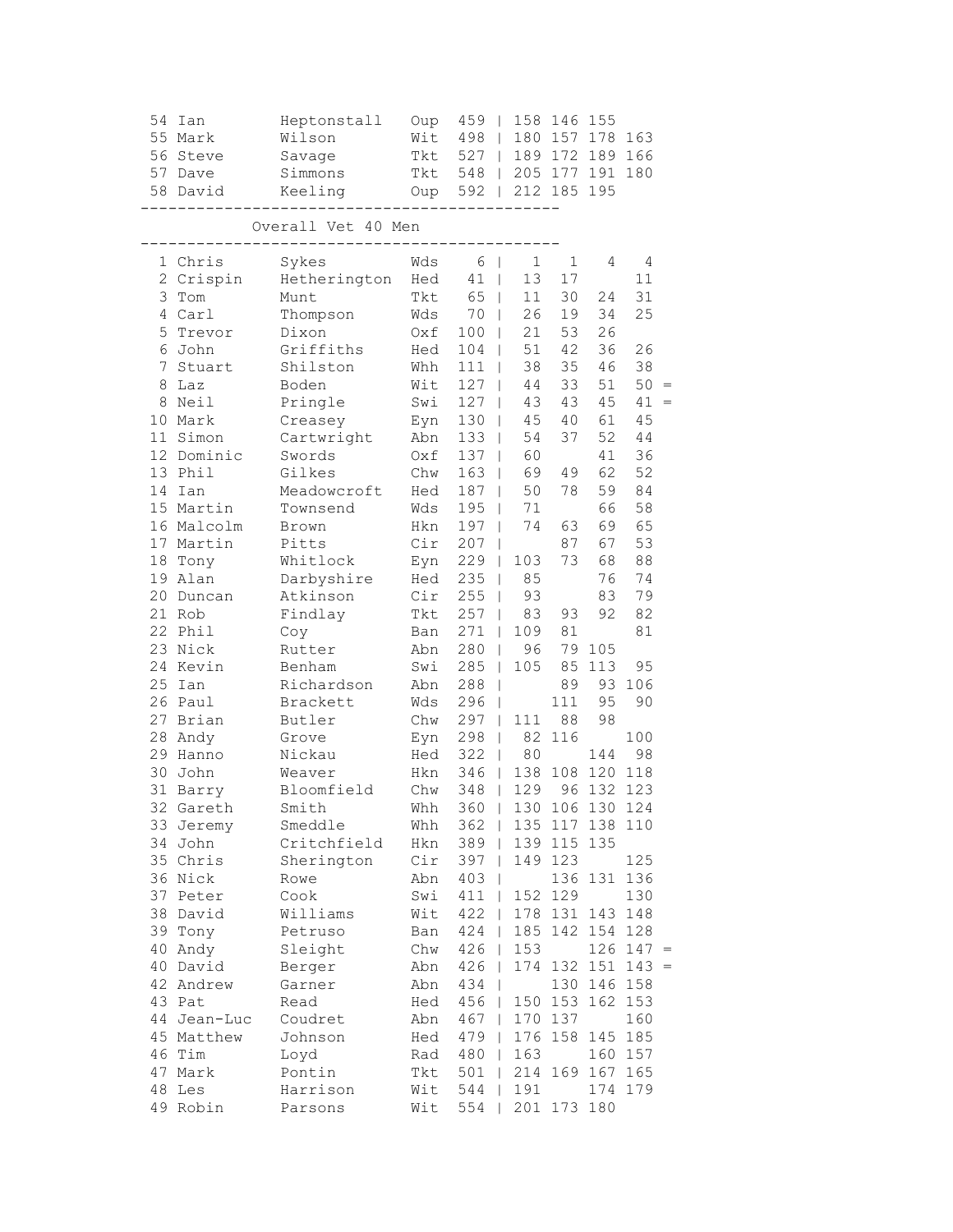| Pos | First Name | Surname | Club | Total | R1 | R2 | R3 | R4 | |
|---|---|---|---|---|---|---|---|---|---|
| 54 | Ian | Heptonstall | Oup | 459 | 158 | 146 | 155 | | |
| 55 | Mark | Wilson | Wit | 498 | 180 | 157 | 178 | 163 | |
| 56 | Steve | Savage | Tkt | 527 | 189 | 172 | 189 | 166 | |
| 57 | Dave | Simmons | Tkt | 548 | 205 | 177 | 191 | 180 | |
| 58 | David | Keeling | Oup | 592 | 212 | 185 | 195 | | |

## Overall Vet 40 Men

| Pos | First Name | Surname | Club | Total | R1 | R2 | R3 | R4 | |
|---|---|---|---|---|---|---|---|---|---|
| 1 | Chris | Sykes | Wds | 6 | 1 | 1 | 4 | 4 | |
| 2 | Crispin | Hetherington | Hed | 41 | 13 | 17 | | 11 | |
| 3 | Tom | Munt | Tkt | 65 | 11 | 30 | 24 | 31 | |
| 4 | Carl | Thompson | Wds | 70 | 26 | 19 | 34 | 25 | |
| 5 | Trevor | Dixon | Oxf | 100 | 21 | 53 | 26 | | |
| 6 | John | Griffiths | Hed | 104 | 51 | 42 | 36 | 26 | |
| 7 | Stuart | Shilston | Whh | 111 | 38 | 35 | 46 | 38 | |
| 8 | Laz | Boden | Wit | 127 | 44 | 33 | 51 | 50 | = |
| 8 | Neil | Pringle | Swi | 127 | 43 | 43 | 45 | 41 | = |
| 10 | Mark | Creasey | Eyn | 130 | 45 | 40 | 61 | 45 | |
| 11 | Simon | Cartwright | Abn | 133 | 54 | 37 | 52 | 44 | |
| 12 | Dominic | Swords | Oxf | 137 | 60 | | 41 | 36 | |
| 13 | Phil | Gilkes | Chw | 163 | 69 | 49 | 62 | 52 | |
| 14 | Ian | Meadowcroft | Hed | 187 | 50 | 78 | 59 | 84 | |
| 15 | Martin | Townsend | Wds | 195 | 71 | | 66 | 58 | |
| 16 | Malcolm | Brown | Hkn | 197 | 74 | 63 | 69 | 65 | |
| 17 | Martin | Pitts | Cir | 207 | | 87 | 67 | 53 | |
| 18 | Tony | Whitlock | Eyn | 229 | 103 | 73 | 68 | 88 | |
| 19 | Alan | Darbyshire | Hed | 235 | 85 | | 76 | 74 | |
| 20 | Duncan | Atkinson | Cir | 255 | 93 | | 83 | 79 | |
| 21 | Rob | Findlay | Tkt | 257 | 83 | 93 | 92 | 82 | |
| 22 | Phil | Coy | Ban | 271 | 109 | 81 | | 81 | |
| 23 | Nick | Rutter | Abn | 280 | 96 | 79 | 105 | | |
| 24 | Kevin | Benham | Swi | 285 | 105 | 85 | 113 | 95 | |
| 25 | Ian | Richardson | Abn | 288 | | 89 | 93 | 106 | |
| 26 | Paul | Brackett | Wds | 296 | | 111 | 95 | 90 | |
| 27 | Brian | Butler | Chw | 297 | 111 | 88 | 98 | | |
| 28 | Andy | Grove | Eyn | 298 | 82 | 116 | | 100 | |
| 29 | Hanno | Nickau | Hed | 322 | 80 | | 144 | 98 | |
| 30 | John | Weaver | Hkn | 346 | 138 | 108 | 120 | 118 | |
| 31 | Barry | Bloomfield | Chw | 348 | 129 | 96 | 132 | 123 | |
| 32 | Gareth | Smith | Whh | 360 | 130 | 106 | 130 | 124 | |
| 33 | Jeremy | Smeddle | Whh | 362 | 135 | 117 | 138 | 110 | |
| 34 | John | Critchfield | Hkn | 389 | 139 | 115 | 135 | | |
| 35 | Chris | Sherington | Cir | 397 | 149 | 123 | | 125 | |
| 36 | Nick | Rowe | Abn | 403 | | 136 | 131 | 136 | |
| 37 | Peter | Cook | Swi | 411 | 152 | 129 | | 130 | |
| 38 | David | Williams | Wit | 422 | 178 | 131 | 143 | 148 | |
| 39 | Tony | Petruso | Ban | 424 | 185 | 142 | 154 | 128 | |
| 40 | Andy | Sleight | Chw | 426 | 153 | | 126 | 147 | = |
| 40 | David | Berger | Abn | 426 | 174 | 132 | 151 | 143 | = |
| 42 | Andrew | Garner | Abn | 434 | | 130 | 146 | 158 | |
| 43 | Pat | Read | Hed | 456 | 150 | 153 | 162 | 153 | |
| 44 | Jean-Luc | Coudret | Abn | 467 | 170 | 137 | | 160 | |
| 45 | Matthew | Johnson | Hed | 479 | 176 | 158 | 145 | 185 | |
| 46 | Tim | Loyd | Rad | 480 | 163 | | 160 | 157 | |
| 47 | Mark | Pontin | Tkt | 501 | 214 | 169 | 167 | 165 | |
| 48 | Les | Harrison | Wit | 544 | 191 | | 174 | 179 | |
| 49 | Robin | Parsons | Wit | 554 | 201 | 173 | 180 | | |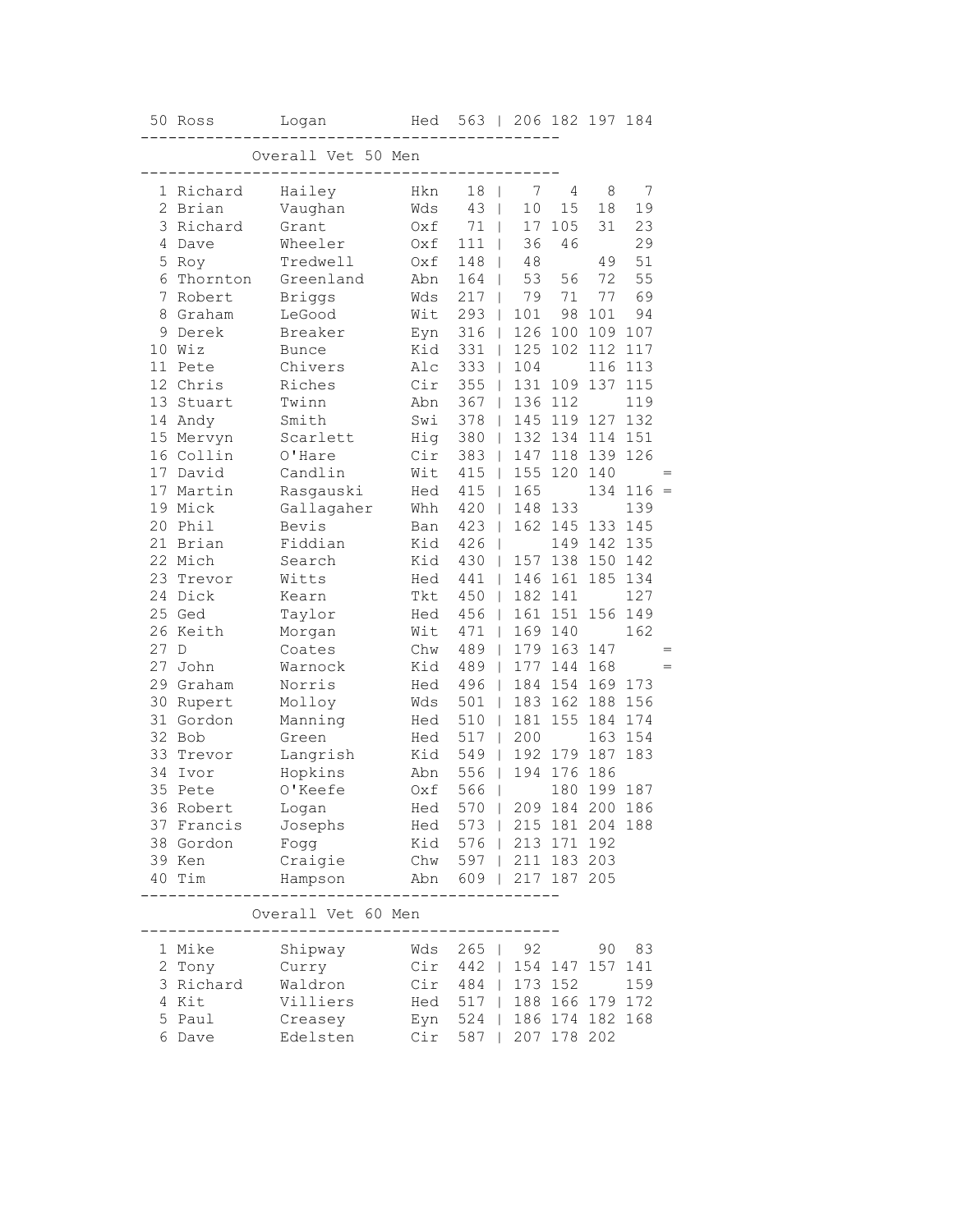| Pos | First Name | Surname | Club | Total | Race 1 | Race 2 | Race 3 | Race 4 | |
|---|---|---|---|---|---|---|---|---|---|
| 50 | Ross | Logan | Hed | 563 | 206 | 182 | 197 | 184 | |

## Overall Vet 50 Men

| Pos | First Name | Surname | Club | Total | Race 1 | Race 2 | Race 3 | Race 4 | |
|---|---|---|---|---|---|---|---|---|---|
| 1 | Richard | Hailey | Hkn | 18 | 7 | 4 | 8 | 7 | |
| 2 | Brian | Vaughan | Wds | 43 | 10 | 15 | 18 | 19 | |
| 3 | Richard | Grant | Oxf | 71 | 17 | 105 | 31 | 23 | |
| 4 | Dave | Wheeler | Oxf | 111 | 36 | 46 | | 29 | |
| 5 | Roy | Tredwell | Oxf | 148 | 48 | | 49 | 51 | |
| 6 | Thornton | Greenland | Abn | 164 | 53 | 56 | 72 | 55 | |
| 7 | Robert | Briggs | Wds | 217 | 79 | 71 | 77 | 69 | |
| 8 | Graham | LeGood | Wit | 293 | 101 | 98 | 101 | 94 | |
| 9 | Derek | Breaker | Eyn | 316 | 126 | 100 | 109 | 107 | |
| 10 | Wiz | Bunce | Kid | 331 | 125 | 102 | 112 | 117 | |
| 11 | Pete | Chivers | Alc | 333 | 104 | | 116 | 113 | |
| 12 | Chris | Riches | Cir | 355 | 131 | 109 | 137 | 115 | |
| 13 | Stuart | Twinn | Abn | 367 | 136 | 112 | | 119 | |
| 14 | Andy | Smith | Swi | 378 | 145 | 119 | 127 | 132 | |
| 15 | Mervyn | Scarlett | Hig | 380 | 132 | 134 | 114 | 151 | |
| 16 | Collin | O'Hare | Cir | 383 | 147 | 118 | 139 | 126 | |
| 17 | David | Candlin | Wit | 415 | 155 | 120 | 140 | | = |
| 17 | Martin | Rasgauski | Hed | 415 | 165 | | 134 | 116 | = |
| 19 | Mick | Gallagaher | Whh | 420 | 148 | 133 | | 139 | |
| 20 | Phil | Bevis | Ban | 423 | 162 | 145 | 133 | 145 | |
| 21 | Brian | Fiddian | Kid | 426 | | 149 | 142 | 135 | |
| 22 | Mich | Search | Kid | 430 | 157 | 138 | 150 | 142 | |
| 23 | Trevor | Witts | Hed | 441 | 146 | 161 | 185 | 134 | |
| 24 | Dick | Kearn | Tkt | 450 | 182 | 141 | | 127 | |
| 25 | Ged | Taylor | Hed | 456 | 161 | 151 | 156 | 149 | |
| 26 | Keith | Morgan | Wit | 471 | 169 | 140 | | 162 | |
| 27 | D | Coates | Chw | 489 | 179 | 163 | 147 | | = |
| 27 | John | Warnock | Kid | 489 | 177 | 144 | 168 | | = |
| 29 | Graham | Norris | Hed | 496 | 184 | 154 | 169 | 173 | |
| 30 | Rupert | Molloy | Wds | 501 | 183 | 162 | 188 | 156 | |
| 31 | Gordon | Manning | Hed | 510 | 181 | 155 | 184 | 174 | |
| 32 | Bob | Green | Hed | 517 | 200 | | 163 | 154 | |
| 33 | Trevor | Langrish | Kid | 549 | 192 | 179 | 187 | 183 | |
| 34 | Ivor | Hopkins | Abn | 556 | 194 | 176 | 186 | | |
| 35 | Pete | O'Keefe | Oxf | 566 | | 180 | 199 | 187 | |
| 36 | Robert | Logan | Hed | 570 | 209 | 184 | 200 | 186 | |
| 37 | Francis | Josephs | Hed | 573 | 215 | 181 | 204 | 188 | |
| 38 | Gordon | Fogg | Kid | 576 | 213 | 171 | 192 | | |
| 39 | Ken | Craigie | Chw | 597 | 211 | 183 | 203 | | |
| 40 | Tim | Hampson | Abn | 609 | 217 | 187 | 205 | | |

## Overall Vet 60 Men

| Pos | First Name | Surname | Club | Total | Race 1 | Race 2 | Race 3 | Race 4 |
|---|---|---|---|---|---|---|---|---|
| 1 | Mike | Shipway | Wds | 265 | 92 | | 90 | 83 |
| 2 | Tony | Curry | Cir | 442 | 154 | 147 | 157 | 141 |
| 3 | Richard | Waldron | Cir | 484 | 173 | 152 | | 159 |
| 4 | Kit | Villiers | Hed | 517 | 188 | 166 | 179 | 172 |
| 5 | Paul | Creasey | Eyn | 524 | 186 | 174 | 182 | 168 |
| 6 | Dave | Edelsten | Cir | 587 | 207 | 178 | 202 | |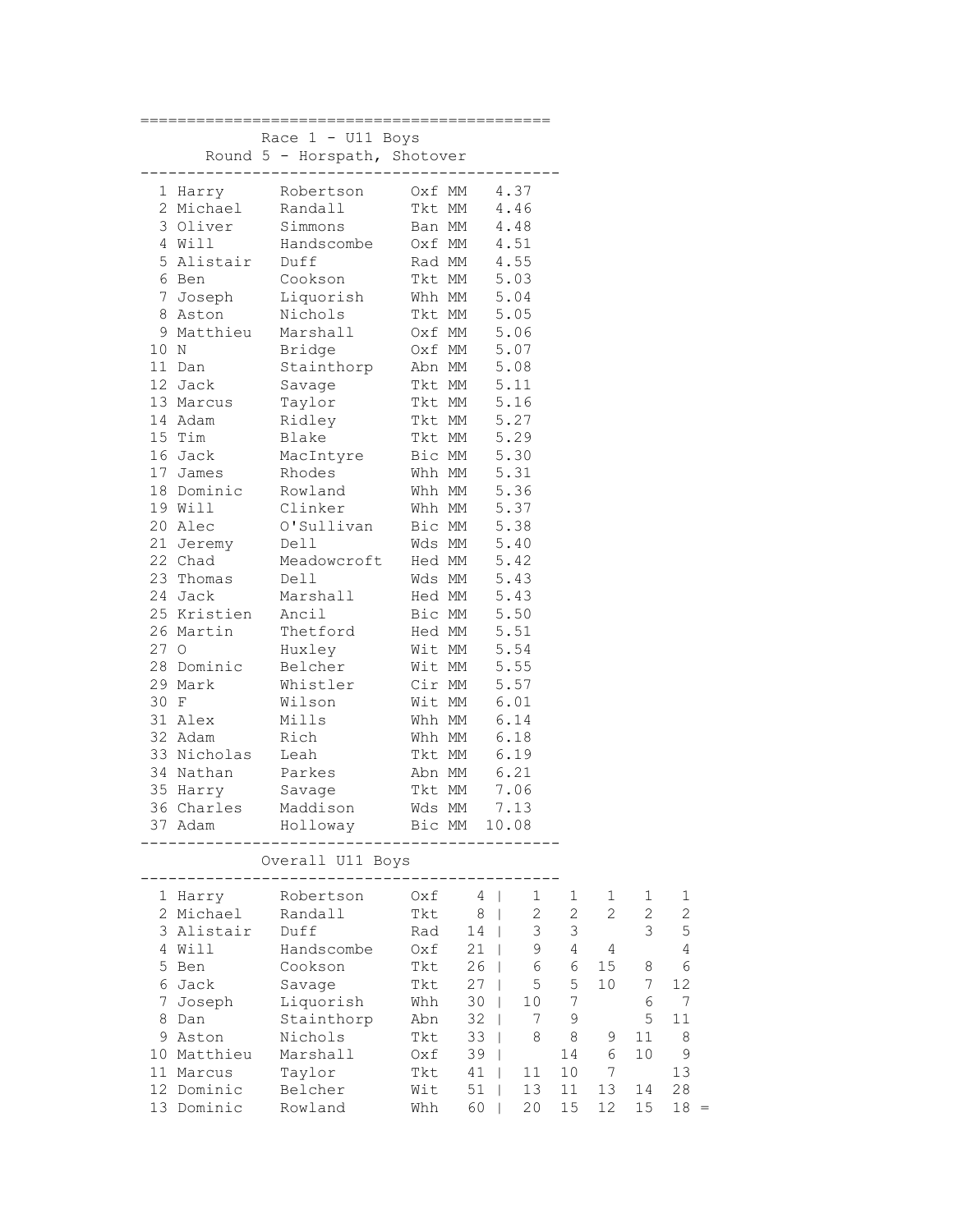## Race 1 - U11 Boys

### Round 5 - Horspath, Shotover

| Pos | First Name | Surname | Club | Time |
|---|---|---|---|---|
| 1 | Harry | Robertson | Oxf MM | 4.37 |
| 2 | Michael | Randall | Tkt MM | 4.46 |
| 3 | Oliver | Simmons | Ban MM | 4.48 |
| 4 | Will | Handscombe | Oxf MM | 4.51 |
| 5 | Alistair | Duff | Rad MM | 4.55 |
| 6 | Ben | Cookson | Tkt MM | 5.03 |
| 7 | Joseph | Liquorish | Whh MM | 5.04 |
| 8 | Aston | Nichols | Tkt MM | 5.05 |
| 9 | Matthieu | Marshall | Oxf MM | 5.06 |
| 10 | N | Bridge | Oxf MM | 5.07 |
| 11 | Dan | Stainthorp | Abn MM | 5.08 |
| 12 | Jack | Savage | Tkt MM | 5.11 |
| 13 | Marcus | Taylor | Tkt MM | 5.16 |
| 14 | Adam | Ridley | Tkt MM | 5.27 |
| 15 | Tim | Blake | Tkt MM | 5.29 |
| 16 | Jack | MacIntyre | Bic MM | 5.30 |
| 17 | James | Rhodes | Whh MM | 5.31 |
| 18 | Dominic | Rowland | Whh MM | 5.36 |
| 19 | Will | Clinker | Whh MM | 5.37 |
| 20 | Alec | O'Sullivan | Bic MM | 5.38 |
| 21 | Jeremy | Dell | Wds MM | 5.40 |
| 22 | Chad | Meadowcroft | Hed MM | 5.42 |
| 23 | Thomas | Dell | Wds MM | 5.43 |
| 24 | Jack | Marshall | Hed MM | 5.43 |
| 25 | Kristien | Ancil | Bic MM | 5.50 |
| 26 | Martin | Thetford | Hed MM | 5.51 |
| 27 | O | Huxley | Wit MM | 5.54 |
| 28 | Dominic | Belcher | Wit MM | 5.55 |
| 29 | Mark | Whistler | Cir MM | 5.57 |
| 30 | F | Wilson | Wit MM | 6.01 |
| 31 | Alex | Mills | Whh MM | 6.14 |
| 32 | Adam | Rich | Whh MM | 6.18 |
| 33 | Nicholas | Leah | Tkt MM | 6.19 |
| 34 | Nathan | Parkes | Abn MM | 6.21 |
| 35 | Harry | Savage | Tkt MM | 7.06 |
| 36 | Charles | Maddison | Wds MM | 7.13 |
| 37 | Adam | Holloway | Bic MM | 10.08 |

### Overall U11 Boys

| Pos | First Name | Surname | Club | Total | R1 | R2 | R3 | R4 | R5 |
|---|---|---|---|---|---|---|---|---|---|
| 1 | Harry | Robertson | Oxf | 4 | 1 | 1 | 1 | 1 | 1 |
| 2 | Michael | Randall | Tkt | 8 | 2 | 2 | 2 | 2 | 2 |
| 3 | Alistair | Duff | Rad | 14 | 3 | 3 | | 3 | 5 |
| 4 | Will | Handscombe | Oxf | 21 | 9 | 4 | 4 | | 4 |
| 5 | Ben | Cookson | Tkt | 26 | 6 | 6 | 15 | 8 | 6 |
| 6 | Jack | Savage | Tkt | 27 | 5 | 5 | 10 | 7 | 12 |
| 7 | Joseph | Liquorish | Whh | 30 | 10 | 7 | | 6 | 7 |
| 8 | Dan | Stainthorp | Abn | 32 | 7 | 9 | | 5 | 11 |
| 9 | Aston | Nichols | Tkt | 33 | 8 | 8 | 9 | 11 | 8 |
| 10 | Matthieu | Marshall | Oxf | 39 | | 14 | 6 | 10 | 9 |
| 11 | Marcus | Taylor | Tkt | 41 | 11 | 10 | 7 | | 13 |
| 12 | Dominic | Belcher | Wit | 51 | 13 | 11 | 13 | 14 | 28 |
| 13 | Dominic | Rowland | Whh | 60 | 20 | 15 | 12 | 15 | 18 = |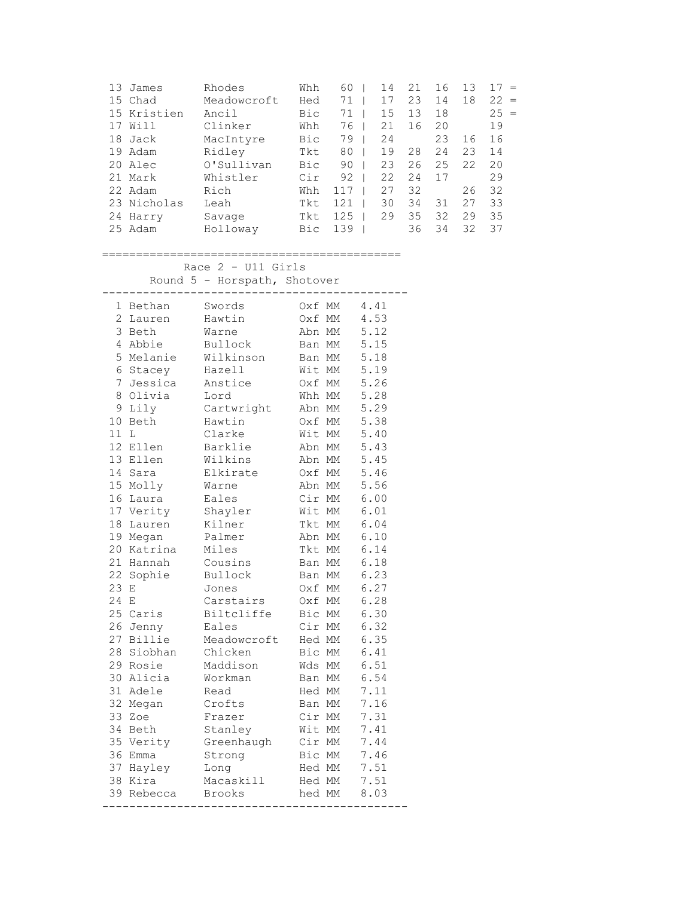| Pos | First | Last | Club | Total | R1 | R2 | R3 | R4 | R5 | |
|---|---|---|---|---|---|---|---|---|---|---|
| 13 | James | Rhodes | Whh | 60 | 14 | 21 | 16 | 13 | 17 | = |
| 15 | Chad | Meadowcroft | Hed | 71 | 17 | 23 | 14 | 18 | 22 | = |
| 15 | Kristien | Ancil | Bic | 71 | 15 | 13 | 18 | | 25 | = |
| 17 | Will | Clinker | Whh | 76 | 21 | 16 | 20 | | 19 | |
| 18 | Jack | MacIntyre | Bic | 79 | 24 | | 23 | 16 | 16 | |
| 19 | Adam | Ridley | Tkt | 80 | 19 | 28 | 24 | 23 | 14 | |
| 20 | Alec | O'Sullivan | Bic | 90 | 23 | 26 | 25 | 22 | 20 | |
| 21 | Mark | Whistler | Cir | 92 | 22 | 24 | 17 | | 29 | |
| 22 | Adam | Rich | Whh | 117 | 27 | 32 | | 26 | 32 | |
| 23 | Nicholas | Leah | Tkt | 121 | 30 | 34 | 31 | 27 | 33 | |
| 24 | Harry | Savage | Tkt | 125 | 29 | 35 | 32 | 29 | 35 | |
| 25 | Adam | Holloway | Bic | 139 | | 36 | 34 | 32 | 37 | |

## Race 2 - U11 Girls

### Round 5 - Horspath, Shotover

| Pos | First | Last | Club | Cat | Time |
|---|---|---|---|---|---|
| 1 | Bethan | Swords | Oxf | MM | 4.41 |
| 2 | Lauren | Hawtin | Oxf | MM | 4.53 |
| 3 | Beth | Warne | Abn | MM | 5.12 |
| 4 | Abbie | Bullock | Ban | MM | 5.15 |
| 5 | Melanie | Wilkinson | Ban | MM | 5.18 |
| 6 | Stacey | Hazell | Wit | MM | 5.19 |
| 7 | Jessica | Anstice | Oxf | MM | 5.26 |
| 8 | Olivia | Lord | Whh | MM | 5.28 |
| 9 | Lily | Cartwright | Abn | MM | 5.29 |
| 10 | Beth | Hawtin | Oxf | MM | 5.38 |
| 11 | L | Clarke | Wit | MM | 5.40 |
| 12 | Ellen | Barklie | Abn | MM | 5.43 |
| 13 | Ellen | Wilkins | Abn | MM | 5.45 |
| 14 | Sara | Elkirate | Oxf | MM | 5.46 |
| 15 | Molly | Warne | Abn | MM | 5.56 |
| 16 | Laura | Eales | Cir | MM | 6.00 |
| 17 | Verity | Shayler | Wit | MM | 6.01 |
| 18 | Lauren | Kilner | Tkt | MM | 6.04 |
| 19 | Megan | Palmer | Abn | MM | 6.10 |
| 20 | Katrina | Miles | Tkt | MM | 6.14 |
| 21 | Hannah | Cousins | Ban | MM | 6.18 |
| 22 | Sophie | Bullock | Ban | MM | 6.23 |
| 23 | E | Jones | Oxf | MM | 6.27 |
| 24 | E | Carstairs | Oxf | MM | 6.28 |
| 25 | Caris | Biltcliffe | Bic | MM | 6.30 |
| 26 | Jenny | Eales | Cir | MM | 6.32 |
| 27 | Billie | Meadowcroft | Hed | MM | 6.35 |
| 28 | Siobhan | Chicken | Bic | MM | 6.41 |
| 29 | Rosie | Maddison | Wds | MM | 6.51 |
| 30 | Alicia | Workman | Ban | MM | 6.54 |
| 31 | Adele | Read | Hed | MM | 7.11 |
| 32 | Megan | Crofts | Ban | MM | 7.16 |
| 33 | Zoe | Frazer | Cir | MM | 7.31 |
| 34 | Beth | Stanley | Wit | MM | 7.41 |
| 35 | Verity | Greenhaugh | Cir | MM | 7.44 |
| 36 | Emma | Strong | Bic | MM | 7.46 |
| 37 | Hayley | Long | Hed | MM | 7.51 |
| 38 | Kira | Macaskill | Hed | MM | 7.51 |
| 39 | Rebecca | Brooks | hed | MM | 8.03 |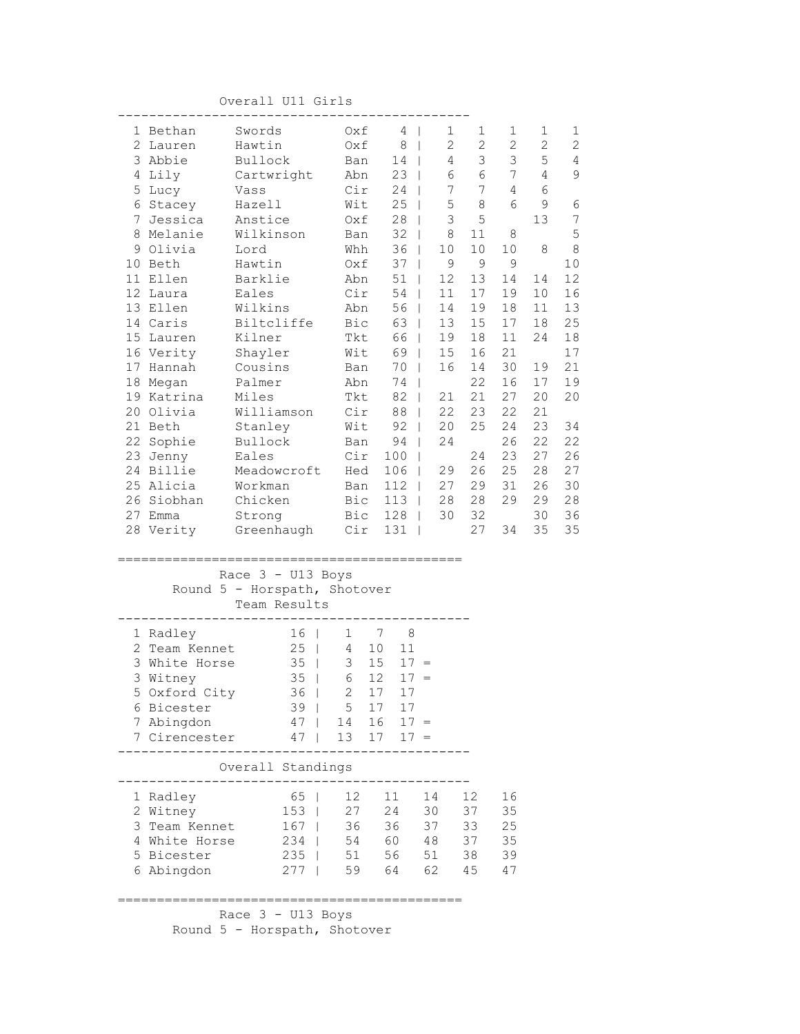### Overall U11 Girls

| Pos | First Name | Surname | Club | Total | R1 | R2 | R3 | R4 | R5 |
|---|---|---|---|---|---|---|---|---|---|
| 1 | Bethan | Swords | Oxf | 4 | 1 | 1 | 1 | 1 | 1 |
| 2 | Lauren | Hawtin | Oxf | 8 | 2 | 2 | 2 | 2 | 2 |
| 3 | Abbie | Bullock | Ban | 14 | 4 | 3 | 3 | 5 | 4 |
| 4 | Lily | Cartwright | Abn | 23 | 6 | 6 | 7 | 4 | 9 |
| 5 | Lucy | Vass | Cir | 24 | 7 | 7 | 4 | 6 | |
| 6 | Stacey | Hazell | Wit | 25 | 5 | 8 | 6 | 9 | 6 |
| 7 | Jessica | Anstice | Oxf | 28 | 3 | 5 | | 13 | 7 |
| 8 | Melanie | Wilkinson | Ban | 32 | 8 | 11 | 8 | | 5 |
| 9 | Olivia | Lord | Whh | 36 | 10 | 10 | 10 | 8 | 8 |
| 10 | Beth | Hawtin | Oxf | 37 | 9 | 9 | 9 | | 10 |
| 11 | Ellen | Barklie | Abn | 51 | 12 | 13 | 14 | 14 | 12 |
| 12 | Laura | Eales | Cir | 54 | 11 | 17 | 19 | 10 | 16 |
| 13 | Ellen | Wilkins | Abn | 56 | 14 | 19 | 18 | 11 | 13 |
| 14 | Caris | Biltcliffe | Bic | 63 | 13 | 15 | 17 | 18 | 25 |
| 15 | Lauren | Kilner | Tkt | 66 | 19 | 18 | 11 | 24 | 18 |
| 16 | Verity | Shayler | Wit | 69 | 15 | 16 | 21 | | 17 |
| 17 | Hannah | Cousins | Ban | 70 | 16 | 14 | 30 | 19 | 21 |
| 18 | Megan | Palmer | Abn | 74 | | 22 | 16 | 17 | 19 |
| 19 | Katrina | Miles | Tkt | 82 | 21 | 21 | 27 | 20 | 20 |
| 20 | Olivia | Williamson | Cir | 88 | 22 | 23 | 22 | 21 | |
| 21 | Beth | Stanley | Wit | 92 | 20 | 25 | 24 | 23 | 34 |
| 22 | Sophie | Bullock | Ban | 94 | 24 | | 26 | 22 | 22 |
| 23 | Jenny | Eales | Cir | 100 | | 24 | 23 | 27 | 26 |
| 24 | Billie | Meadowcroft | Hed | 106 | 29 | 26 | 25 | 28 | 27 |
| 25 | Alicia | Workman | Ban | 112 | 27 | 29 | 31 | 26 | 30 |
| 26 | Siobhan | Chicken | Bic | 113 | 28 | 28 | 29 | 29 | 28 |
| 27 | Emma | Strong | Bic | 128 | 30 | 32 | | 30 | 36 |
| 28 | Verity | Greenhaugh | Cir | 131 | | 27 | 34 | 35 | 35 |

### Race 3 - U13 Boys
### Round 5 - Horspath, Shotover
#### Team Results

| Pos | Team | Points | 1st | 2nd | 3rd | |
|---|---|---|---|---|---|---|
| 1 | Radley | 16 | 1 | 7 | 8 | |
| 2 | Team Kennet | 25 | 4 | 10 | 11 | |
| 3 | White Horse | 35 | 3 | 15 | 17 | = |
| 3 | Witney | 35 | 6 | 12 | 17 | = |
| 5 | Oxford City | 36 | 2 | 17 | 17 | |
| 6 | Bicester | 39 | 5 | 17 | 17 | |
| 7 | Abingdon | 47 | 14 | 16 | 17 | = |
| 7 | Cirencester | 47 | 13 | 17 | 17 | = |

#### Overall Standings

| Pos | Team | Total | R1 | R2 | R3 | R4 | R5 |
|---|---|---|---|---|---|---|---|
| 1 | Radley | 65 | 12 | 11 | 14 | 12 | 16 |
| 2 | Witney | 153 | 27 | 24 | 30 | 37 | 35 |
| 3 | Team Kennet | 167 | 36 | 36 | 37 | 33 | 25 |
| 4 | White Horse | 234 | 54 | 60 | 48 | 37 | 35 |
| 5 | Bicester | 235 | 51 | 56 | 51 | 38 | 39 |
| 6 | Abingdon | 277 | 59 | 64 | 62 | 45 | 47 |

### Race 3 - U13 Boys
### Round 5 - Horspath, Shotover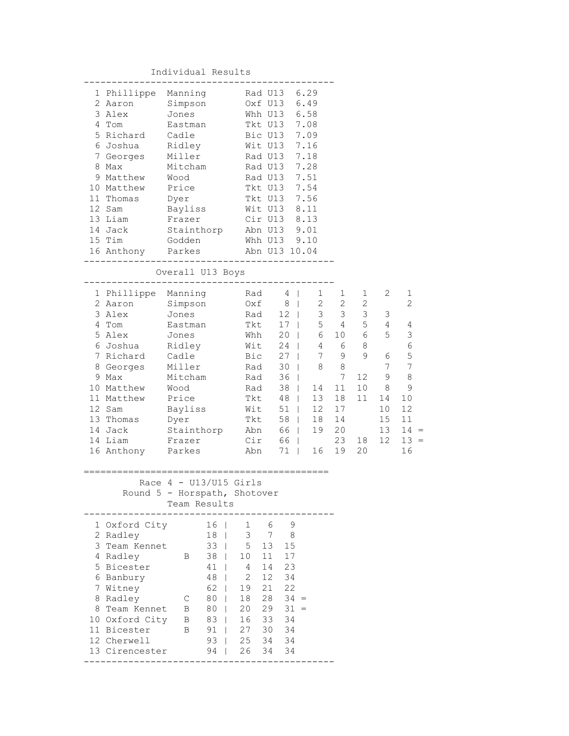## Individual Results

| Pos | First Name | Surname | Club | Category | Time |
|---|---|---|---|---|---|
| 1 | Phillippe | Manning | Rad | U13 | 6.29 |
| 2 | Aaron | Simpson | Oxf | U13 | 6.49 |
| 3 | Alex | Jones | Whh | U13 | 6.58 |
| 4 | Tom | Eastman | Tkt | U13 | 7.08 |
| 5 | Richard | Cadle | Bic | U13 | 7.09 |
| 6 | Joshua | Ridley | Wit | U13 | 7.16 |
| 7 | Georges | Miller | Rad | U13 | 7.18 |
| 8 | Max | Mitcham | Rad | U13 | 7.28 |
| 9 | Matthew | Wood | Rad | U13 | 7.51 |
| 10 | Matthew | Price | Tkt | U13 | 7.54 |
| 11 | Thomas | Dyer | Tkt | U13 | 7.56 |
| 12 | Sam | Bayliss | Wit | U13 | 8.11 |
| 13 | Liam | Frazer | Cir | U13 | 8.13 |
| 14 | Jack | Stainthorp | Abn | U13 | 9.01 |
| 15 | Tim | Godden | Whh | U13 | 9.10 |
| 16 | Anthony | Parkes | Abn | U13 | 10.04 |

## Overall U13 Boys

| Pos | First Name | Surname | Club | Total | R1 | R2 | R3 | R4 | R5 | |
|---|---|---|---|---|---|---|---|---|---|---|
| 1 | Phillippe | Manning | Rad | 4 | 1 | 1 | 1 | 2 | 1 | |
| 2 | Aaron | Simpson | Oxf | 8 | 2 | 2 | 2 | | 2 | |
| 3 | Alex | Jones | Rad | 12 | 3 | 3 | 3 | 3 | | |
| 4 | Tom | Eastman | Tkt | 17 | 5 | 4 | 5 | 4 | 4 | |
| 5 | Alex | Jones | Whh | 20 | 6 | 10 | 6 | 5 | 3 | |
| 6 | Joshua | Ridley | Wit | 24 | 4 | 6 | 8 | | 6 | |
| 7 | Richard | Cadle | Bic | 27 | 7 | 9 | 9 | 6 | 5 | |
| 8 | Georges | Miller | Rad | 30 | 8 | 8 | | 7 | 7 | |
| 9 | Max | Mitcham | Rad | 36 | | 7 | 12 | 9 | 8 | |
| 10 | Matthew | Wood | Rad | 38 | 14 | 11 | 10 | 8 | 9 | |
| 11 | Matthew | Price | Tkt | 48 | 13 | 18 | 11 | 14 | 10 | |
| 12 | Sam | Bayliss | Wit | 51 | 12 | 17 | | 10 | 12 | |
| 13 | Thomas | Dyer | Tkt | 58 | 18 | 14 | | 15 | 11 | |
| 14 | Jack | Stainthorp | Abn | 66 | 19 | 20 | | 13 | 14 | = |
| 14 | Liam | Frazer | Cir | 66 | | 23 | 18 | 12 | 13 | = |
| 16 | Anthony | Parkes | Abn | 71 | 16 | 19 | 20 | | 16 | |

## Race 4 - U13/U15 Girls

### Round 5 - Horspath, Shotover

### Team Results

| Pos | Team | | Total | 1st | 2nd | 3rd | |
|---|---|---|---|---|---|---|---|
| 1 | Oxford City | | 16 | 1 | 6 | 9 | |
| 2 | Radley | | 18 | 3 | 7 | 8 | |
| 3 | Team Kennet | | 33 | 5 | 13 | 15 | |
| 4 | Radley | B | 38 | 10 | 11 | 17 | |
| 5 | Bicester | | 41 | 4 | 14 | 23 | |
| 6 | Banbury | | 48 | 2 | 12 | 34 | |
| 7 | Witney | | 62 | 19 | 21 | 22 | |
| 8 | Radley | C | 80 | 18 | 28 | 34 | = |
| 8 | Team Kennet | B | 80 | 20 | 29 | 31 | = |
| 10 | Oxford City | B | 83 | 16 | 33 | 34 | |
| 11 | Bicester | B | 91 | 27 | 30 | 34 | |
| 12 | Cherwell | | 93 | 25 | 34 | 34 | |
| 13 | Cirencester | | 94 | 26 | 34 | 34 | |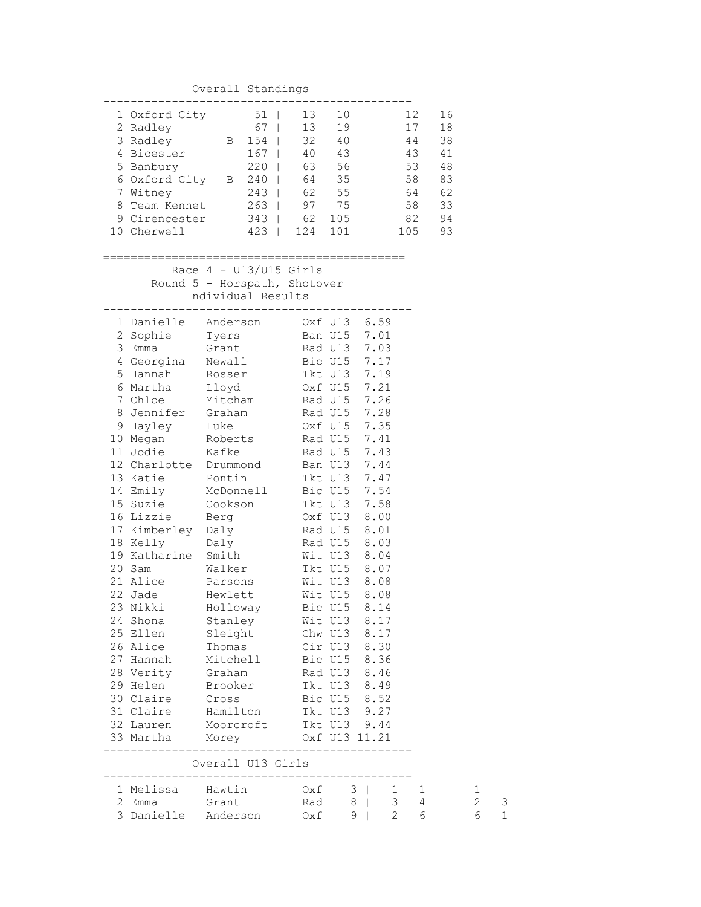### Overall Standings

| Pos | Team | | Total | | | | |
|---|---|---|---|---|---|---|---|
| 1 | Oxford City | | 51 | 13 | 10 | 12 | 16 |
| 2 | Radley | | 67 | 13 | 19 | 17 | 18 |
| 3 | Radley | B | 154 | 32 | 40 | 44 | 38 |
| 4 | Bicester | | 167 | 40 | 43 | 43 | 41 |
| 5 | Banbury | | 220 | 63 | 56 | 53 | 48 |
| 6 | Oxford City | B | 240 | 64 | 35 | 58 | 83 |
| 7 | Witney | | 243 | 62 | 55 | 64 | 62 |
| 8 | Team Kennet | | 263 | 97 | 75 | 58 | 33 |
| 9 | Cirencester | | 343 | 62 | 105 | 82 | 94 |
| 10 | Cherwell | | 423 | 124 | 101 | 105 | 93 |

## Race 4 - U13/U15 Girls
### Round 5 - Horspath, Shotover
### Individual Results

| Pos | First Name | Surname | Club | Cat | Time |
|---|---|---|---|---|---|
| 1 | Danielle | Anderson | Oxf | U13 | 6.59 |
| 2 | Sophie | Tyers | Ban | U15 | 7.01 |
| 3 | Emma | Grant | Rad | U13 | 7.03 |
| 4 | Georgina | Newall | Bic | U15 | 7.17 |
| 5 | Hannah | Rosser | Tkt | U13 | 7.19 |
| 6 | Martha | Lloyd | Oxf | U15 | 7.21 |
| 7 | Chloe | Mitcham | Rad | U15 | 7.26 |
| 8 | Jennifer | Graham | Rad | U15 | 7.28 |
| 9 | Hayley | Luke | Oxf | U15 | 7.35 |
| 10 | Megan | Roberts | Rad | U15 | 7.41 |
| 11 | Jodie | Kafke | Rad | U15 | 7.43 |
| 12 | Charlotte | Drummond | Ban | U13 | 7.44 |
| 13 | Katie | Pontin | Tkt | U13 | 7.47 |
| 14 | Emily | McDonnell | Bic | U15 | 7.54 |
| 15 | Suzie | Cookson | Tkt | U13 | 7.58 |
| 16 | Lizzie | Berg | Oxf | U13 | 8.00 |
| 17 | Kimberley | Daly | Rad | U15 | 8.01 |
| 18 | Kelly | Daly | Rad | U15 | 8.03 |
| 19 | Katharine | Smith | Wit | U13 | 8.04 |
| 20 | Sam | Walker | Tkt | U15 | 8.07 |
| 21 | Alice | Parsons | Wit | U13 | 8.08 |
| 22 | Jade | Hewlett | Wit | U15 | 8.08 |
| 23 | Nikki | Holloway | Bic | U15 | 8.14 |
| 24 | Shona | Stanley | Wit | U13 | 8.17 |
| 25 | Ellen | Sleight | Chw | U13 | 8.17 |
| 26 | Alice | Thomas | Cir | U13 | 8.30 |
| 27 | Hannah | Mitchell | Bic | U15 | 8.36 |
| 28 | Verity | Graham | Rad | U13 | 8.46 |
| 29 | Helen | Brooker | Tkt | U13 | 8.49 |
| 30 | Claire | Cross | Bic | U15 | 8.52 |
| 31 | Claire | Hamilton | Tkt | U13 | 9.27 |
| 32 | Lauren | Moorcroft | Tkt | U13 | 9.44 |
| 33 | Martha | Morey | Oxf | U13 | 11.21 |

### Overall U13 Girls

| Pos | First Name | Surname | Club | Total | | | | |
|---|---|---|---|---|---|---|---|---|
| 1 | Melissa | Hawtin | Oxf | 3 | 1 | 1 | 1 | |
| 2 | Emma | Grant | Rad | 8 | 3 | 4 | 2 | 3 |
| 3 | Danielle | Anderson | Oxf | 9 | 2 | 6 | 6 | 1 |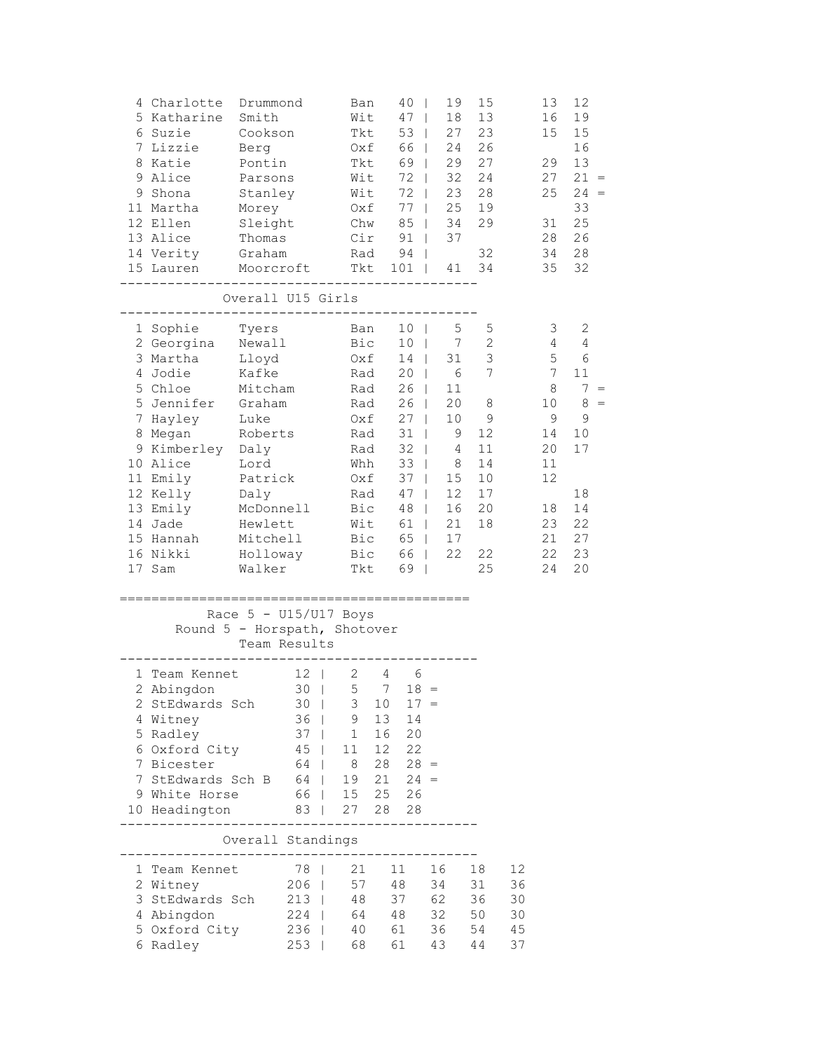| Pos | First | Last | Club | Total | R1 | R2 | R3 | R4 | R5 | |
|---|---|---|---|---|---|---|---|---|---|---|
| 4 | Charlotte | Drummond | Ban | 40 | 19 | 15 | | 13 | 12 | |
| 5 | Katharine | Smith | Wit | 47 | 18 | 13 | | 16 | 19 | |
| 6 | Suzie | Cookson | Tkt | 53 | 27 | 23 | | 15 | 15 | |
| 7 | Lizzie | Berg | Oxf | 66 | 24 | 26 | | | 16 | |
| 8 | Katie | Pontin | Tkt | 69 | 29 | 27 | | 29 | 13 | |
| 9 | Alice | Parsons | Wit | 72 | 32 | 24 | | 27 | 21 | = |
| 9 | Shona | Stanley | Wit | 72 | 23 | 28 | | 25 | 24 | = |
| 11 | Martha | Morey | Oxf | 77 | 25 | 19 | | | 33 | |
| 12 | Ellen | Sleight | Chw | 85 | 34 | 29 | | 31 | 25 | |
| 13 | Alice | Thomas | Cir | 91 | 37 | | | 28 | 26 | |
| 14 | Verity | Graham | Rad | 94 | | 32 | | 34 | 28 | |
| 15 | Lauren | Moorcroft | Tkt | 101 | 41 | 34 | | 35 | 32 | |

## Overall U15 Girls

| Pos | First | Last | Club | Total | R1 | R2 | R3 | R4 | R5 | |
|---|---|---|---|---|---|---|---|---|---|---|
| 1 | Sophie | Tyers | Ban | 10 | 5 | 5 | | 3 | 2 | |
| 2 | Georgina | Newall | Bic | 10 | 7 | 2 | | 4 | 4 | |
| 3 | Martha | Lloyd | Oxf | 14 | 31 | 3 | | 5 | 6 | |
| 4 | Jodie | Kafke | Rad | 20 | 6 | 7 | | 7 | 11 | |
| 5 | Chloe | Mitcham | Rad | 26 | 11 | | | 8 | 7 | = |
| 5 | Jennifer | Graham | Rad | 26 | 20 | 8 | | 10 | 8 | = |
| 7 | Hayley | Luke | Oxf | 27 | 10 | 9 | | 9 | 9 | |
| 8 | Megan | Roberts | Rad | 31 | 9 | 12 | | 14 | 10 | |
| 9 | Kimberley | Daly | Rad | 32 | 4 | 11 | | 20 | 17 | |
| 10 | Alice | Lord | Whh | 33 | 8 | 14 | | 11 | | |
| 11 | Emily | Patrick | Oxf | 37 | 15 | 10 | | 12 | | |
| 12 | Kelly | Daly | Rad | 47 | 12 | 17 | | | 18 | |
| 13 | Emily | McDonnell | Bic | 48 | 16 | 20 | | 18 | 14 | |
| 14 | Jade | Hewlett | Wit | 61 | 21 | 18 | | 23 | 22 | |
| 15 | Hannah | Mitchell | Bic | 65 | 17 | | | 21 | 27 | |
| 16 | Nikki | Holloway | Bic | 66 | 22 | 22 | | 22 | 23 | |
| 17 | Sam | Walker | Tkt | 69 | | 25 | | 24 | 20 | |

## Race 5 - U15/U17 Boys

### Round 5 - Horspath, Shotover

### Team Results

| Pos | Team | Total | | | | |
|---|---|---|---|---|---|---|
| 1 | Team Kennet | 12 | 2 | 4 | 6 | |
| 2 | Abingdon | 30 | 5 | 7 | 18 | = |
| 2 | StEdwards Sch | 30 | 3 | 10 | 17 | = |
| 4 | Witney | 36 | 9 | 13 | 14 | |
| 5 | Radley | 37 | 1 | 16 | 20 | |
| 6 | Oxford City | 45 | 11 | 12 | 22 | |
| 7 | Bicester | 64 | 8 | 28 | 28 | = |
| 7 | StEdwards Sch B | 64 | 19 | 21 | 24 | = |
| 9 | White Horse | 66 | 15 | 25 | 26 | |
| 10 | Headington | 83 | 27 | 28 | 28 | |

### Overall Standings

| Pos | Team | Total | R1 | R2 | R3 | R4 | R5 |
|---|---|---|---|---|---|---|---|
| 1 | Team Kennet | 78 | 21 | 11 | 16 | 18 | 12 |
| 2 | Witney | 206 | 57 | 48 | 34 | 31 | 36 |
| 3 | StEdwards Sch | 213 | 48 | 37 | 62 | 36 | 30 |
| 4 | Abingdon | 224 | 64 | 48 | 32 | 50 | 30 |
| 5 | Oxford City | 236 | 40 | 61 | 36 | 54 | 45 |
| 6 | Radley | 253 | 68 | 61 | 43 | 44 | 37 |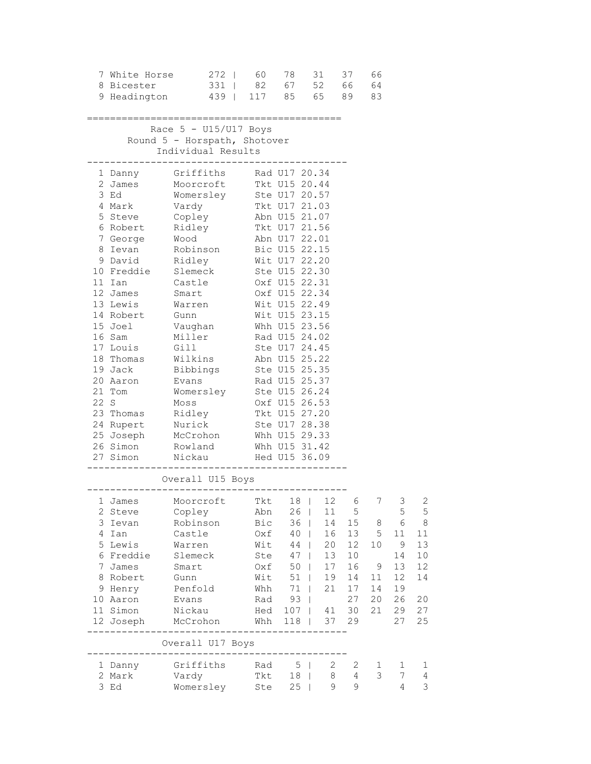| Pos | Team | Total | | | | | |
|---|---|---|---|---|---|---|---|
| 7 | White Horse | 272 | 60 | 78 | 31 | 37 | 66 |
| 8 | Bicester | 331 | 82 | 67 | 52 | 66 | 64 |
| 9 | Headington | 439 | 117 | 85 | 65 | 89 | 83 |

## Race 5 - U15/U17 Boys

### Round 5 - Horspath, Shotover

### Individual Results

| Pos | First Name | Surname | Club | Cat | Time |
|---|---|---|---|---|---|
| 1 | Danny | Griffiths | Rad | U17 | 20.34 |
| 2 | James | Moorcroft | Tkt | U15 | 20.44 |
| 3 | Ed | Womersley | Ste | U17 | 20.57 |
| 4 | Mark | Vardy | Tkt | U17 | 21.03 |
| 5 | Steve | Copley | Abn | U15 | 21.07 |
| 6 | Robert | Ridley | Tkt | U17 | 21.56 |
| 7 | George | Wood | Abn | U17 | 22.01 |
| 8 | Ievan | Robinson | Bic | U15 | 22.15 |
| 9 | David | Ridley | Wit | U17 | 22.20 |
| 10 | Freddie | Slemeck | Ste | U15 | 22.30 |
| 11 | Ian | Castle | Oxf | U15 | 22.31 |
| 12 | James | Smart | Oxf | U15 | 22.34 |
| 13 | Lewis | Warren | Wit | U15 | 22.49 |
| 14 | Robert | Gunn | Wit | U15 | 23.15 |
| 15 | Joel | Vaughan | Whh | U15 | 23.56 |
| 16 | Sam | Miller | Rad | U15 | 24.02 |
| 17 | Louis | Gill | Ste | U17 | 24.45 |
| 18 | Thomas | Wilkins | Abn | U15 | 25.22 |
| 19 | Jack | Bibbings | Ste | U15 | 25.35 |
| 20 | Aaron | Evans | Rad | U15 | 25.37 |
| 21 | Tom | Womersley | Ste | U15 | 26.24 |
| 22 | S | Moss | Oxf | U15 | 26.53 |
| 23 | Thomas | Ridley | Tkt | U15 | 27.20 |
| 24 | Rupert | Nurick | Ste | U17 | 28.38 |
| 25 | Joseph | McCrohon | Whh | U15 | 29.33 |
| 26 | Simon | Rowland | Whh | U15 | 31.42 |
| 27 | Simon | Nickau | Hed | U15 | 36.09 |

### Overall U15 Boys

| Pos | First Name | Surname | Club | Total | R1 | R2 | R3 | R4 | R5 |
|---|---|---|---|---|---|---|---|---|---|
| 1 | James | Moorcroft | Tkt | 18 | 12 | 6 | 7 | 3 | 2 |
| 2 | Steve | Copley | Abn | 26 | 11 | 5 | | 5 | 5 |
| 3 | Ievan | Robinson | Bic | 36 | 14 | 15 | 8 | 6 | 8 |
| 4 | Ian | Castle | Oxf | 40 | 16 | 13 | 5 | 11 | 11 |
| 5 | Lewis | Warren | Wit | 44 | 20 | 12 | 10 | 9 | 13 |
| 6 | Freddie | Slemeck | Ste | 47 | 13 | 10 | | 14 | 10 |
| 7 | James | Smart | Oxf | 50 | 17 | 16 | 9 | 13 | 12 |
| 8 | Robert | Gunn | Wit | 51 | 19 | 14 | 11 | 12 | 14 |
| 9 | Henry | Penfold | Whh | 71 | 21 | 17 | 14 | 19 | |
| 10 | Aaron | Evans | Rad | 93 | | 27 | 20 | 26 | 20 |
| 11 | Simon | Nickau | Hed | 107 | 41 | 30 | 21 | 29 | 27 |
| 12 | Joseph | McCrohon | Whh | 118 | 37 | 29 | | 27 | 25 |

### Overall U17 Boys

| Pos | First Name | Surname | Club | Total | R1 | R2 | R3 | R4 | R5 |
|---|---|---|---|---|---|---|---|---|---|
| 1 | Danny | Griffiths | Rad | 5 | 2 | 2 | 1 | 1 | 1 |
| 2 | Mark | Vardy | Tkt | 18 | 8 | 4 | 3 | 7 | 4 |
| 3 | Ed | Womersley | Ste | 25 | 9 | 9 | | 4 | 3 |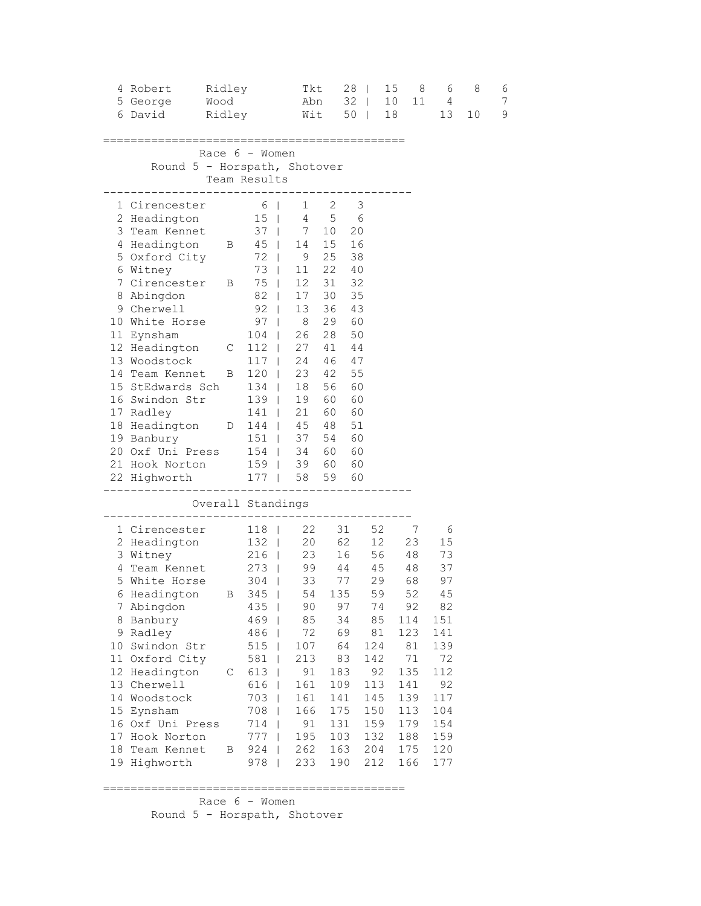| Pos | First | Last | Club | Total | | | | | |
|---|---|---|---|---|---|---|---|---|---|
| 4 | Robert | Ridley | Tkt | 28 | 15 | 8 | 6 | 8 | 6 |
| 5 | George | Wood | Abn | 32 | 10 | 11 | 4 | | 7 |
| 6 | David | Ridley | Wit | 50 | 18 | | 13 | 10 | 9 |

## Race 6 - Women

### Round 5 - Horspath, Shotover

### Team Results

| Pos | Team | | Total | | | |
|---|---|---|---|---|---|---|
| 1 | Cirencester | | 6 | 1 | 2 | 3 |
| 2 | Headington | | 15 | 4 | 5 | 6 |
| 3 | Team Kennet | | 37 | 7 | 10 | 20 |
| 4 | Headington | B | 45 | 14 | 15 | 16 |
| 5 | Oxford City | | 72 | 9 | 25 | 38 |
| 6 | Witney | | 73 | 11 | 22 | 40 |
| 7 | Cirencester | B | 75 | 12 | 31 | 32 |
| 8 | Abingdon | | 82 | 17 | 30 | 35 |
| 9 | Cherwell | | 92 | 13 | 36 | 43 |
| 10 | White Horse | | 97 | 8 | 29 | 60 |
| 11 | Eynsham | | 104 | 26 | 28 | 50 |
| 12 | Headington | C | 112 | 27 | 41 | 44 |
| 13 | Woodstock | | 117 | 24 | 46 | 47 |
| 14 | Team Kennet | B | 120 | 23 | 42 | 55 |
| 15 | StEdwards Sch | | 134 | 18 | 56 | 60 |
| 16 | Swindon Str | | 139 | 19 | 60 | 60 |
| 17 | Radley | | 141 | 21 | 60 | 60 |
| 18 | Headington | D | 144 | 45 | 48 | 51 |
| 19 | Banbury | | 151 | 37 | 54 | 60 |
| 20 | Oxf Uni Press | | 154 | 34 | 60 | 60 |
| 21 | Hook Norton | | 159 | 39 | 60 | 60 |
| 22 | Highworth | | 177 | 58 | 59 | 60 |

### Overall Standings

| Pos | Team | | Total | | | | | |
|---|---|---|---|---|---|---|---|---|
| 1 | Cirencester | | 118 | 22 | 31 | 52 | 7 | 6 |
| 2 | Headington | | 132 | 20 | 62 | 12 | 23 | 15 |
| 3 | Witney | | 216 | 23 | 16 | 56 | 48 | 73 |
| 4 | Team Kennet | | 273 | 99 | 44 | 45 | 48 | 37 |
| 5 | White Horse | | 304 | 33 | 77 | 29 | 68 | 97 |
| 6 | Headington | B | 345 | 54 | 135 | 59 | 52 | 45 |
| 7 | Abingdon | | 435 | 90 | 97 | 74 | 92 | 82 |
| 8 | Banbury | | 469 | 85 | 34 | 85 | 114 | 151 |
| 9 | Radley | | 486 | 72 | 69 | 81 | 123 | 141 |
| 10 | Swindon Str | | 515 | 107 | 64 | 124 | 81 | 139 |
| 11 | Oxford City | | 581 | 213 | 83 | 142 | 71 | 72 |
| 12 | Headington | C | 613 | 91 | 183 | 92 | 135 | 112 |
| 13 | Cherwell | | 616 | 161 | 109 | 113 | 141 | 92 |
| 14 | Woodstock | | 703 | 161 | 141 | 145 | 139 | 117 |
| 15 | Eynsham | | 708 | 166 | 175 | 150 | 113 | 104 |
| 16 | Oxf Uni Press | | 714 | 91 | 131 | 159 | 179 | 154 |
| 17 | Hook Norton | | 777 | 195 | 103 | 132 | 188 | 159 |
| 18 | Team Kennet | B | 924 | 262 | 163 | 204 | 175 | 120 |
| 19 | Highworth | | 978 | 233 | 190 | 212 | 166 | 177 |

## Race 6 - Women

### Round 5 - Horspath, Shotover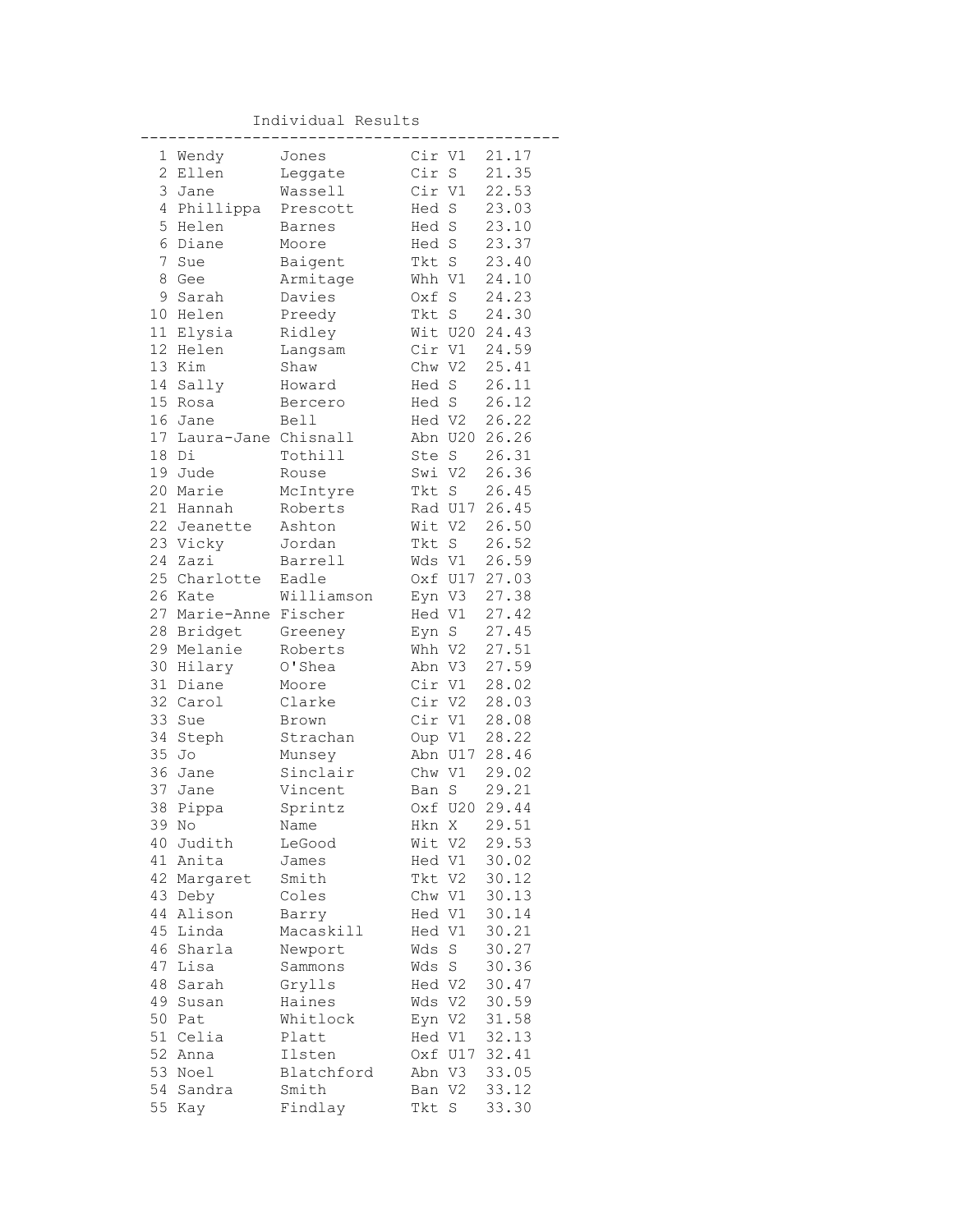Individual Results

| Pos | First Name | Last Name | Club | Cat | Time |
|---|---|---|---|---|---|
| 1 | Wendy | Jones | Cir | V1 | 21.17 |
| 2 | Ellen | Leggate | Cir | S | 21.35 |
| 3 | Jane | Wassell | Cir | V1 | 22.53 |
| 4 | Phillippa | Prescott | Hed | S | 23.03 |
| 5 | Helen | Barnes | Hed | S | 23.10 |
| 6 | Diane | Moore | Hed | S | 23.37 |
| 7 | Sue | Baigent | Tkt | S | 23.40 |
| 8 | Gee | Armitage | Whh | V1 | 24.10 |
| 9 | Sarah | Davies | Oxf | S | 24.23 |
| 10 | Helen | Preedy | Tkt | S | 24.30 |
| 11 | Elysia | Ridley | Wit | U20 | 24.43 |
| 12 | Helen | Langsam | Cir | V1 | 24.59 |
| 13 | Kim | Shaw | Chw | V2 | 25.41 |
| 14 | Sally | Howard | Hed | S | 26.11 |
| 15 | Rosa | Bercero | Hed | S | 26.12 |
| 16 | Jane | Bell | Hed | V2 | 26.22 |
| 17 | Laura-Jane | Chisnall | Abn | U20 | 26.26 |
| 18 | Di | Tothill | Ste | S | 26.31 |
| 19 | Jude | Rouse | Swi | V2 | 26.36 |
| 20 | Marie | McIntyre | Tkt | S | 26.45 |
| 21 | Hannah | Roberts | Rad | U17 | 26.45 |
| 22 | Jeanette | Ashton | Wit | V2 | 26.50 |
| 23 | Vicky | Jordan | Tkt | S | 26.52 |
| 24 | Zazi | Barrell | Wds | V1 | 26.59 |
| 25 | Charlotte | Eadle | Oxf | U17 | 27.03 |
| 26 | Kate | Williamson | Eyn | V3 | 27.38 |
| 27 | Marie-Anne | Fischer | Hed | V1 | 27.42 |
| 28 | Bridget | Greeney | Eyn | S | 27.45 |
| 29 | Melanie | Roberts | Whh | V2 | 27.51 |
| 30 | Hilary | O'Shea | Abn | V3 | 27.59 |
| 31 | Diane | Moore | Cir | V1 | 28.02 |
| 32 | Carol | Clarke | Cir | V2 | 28.03 |
| 33 | Sue | Brown | Cir | V1 | 28.08 |
| 34 | Steph | Strachan | Oup | V1 | 28.22 |
| 35 | Jo | Munsey | Abn | U17 | 28.46 |
| 36 | Jane | Sinclair | Chw | V1 | 29.02 |
| 37 | Jane | Vincent | Ban | S | 29.21 |
| 38 | Pippa | Sprintz | Oxf | U20 | 29.44 |
| 39 | No | Name | Hkn | X | 29.51 |
| 40 | Judith | LeGood | Wit | V2 | 29.53 |
| 41 | Anita | James | Hed | V1 | 30.02 |
| 42 | Margaret | Smith | Tkt | V2 | 30.12 |
| 43 | Deby | Coles | Chw | V1 | 30.13 |
| 44 | Alison | Barry | Hed | V1 | 30.14 |
| 45 | Linda | Macaskill | Hed | V1 | 30.21 |
| 46 | Sharla | Newport | Wds | S | 30.27 |
| 47 | Lisa | Sammons | Wds | S | 30.36 |
| 48 | Sarah | Grylls | Hed | V2 | 30.47 |
| 49 | Susan | Haines | Wds | V2 | 30.59 |
| 50 | Pat | Whitlock | Eyn | V2 | 31.58 |
| 51 | Celia | Platt | Hed | V1 | 32.13 |
| 52 | Anna | Ilsten | Oxf | U17 | 32.41 |
| 53 | Noel | Blatchford | Abn | V3 | 33.05 |
| 54 | Sandra | Smith | Ban | V2 | 33.12 |
| 55 | Kay | Findlay | Tkt | S | 33.30 |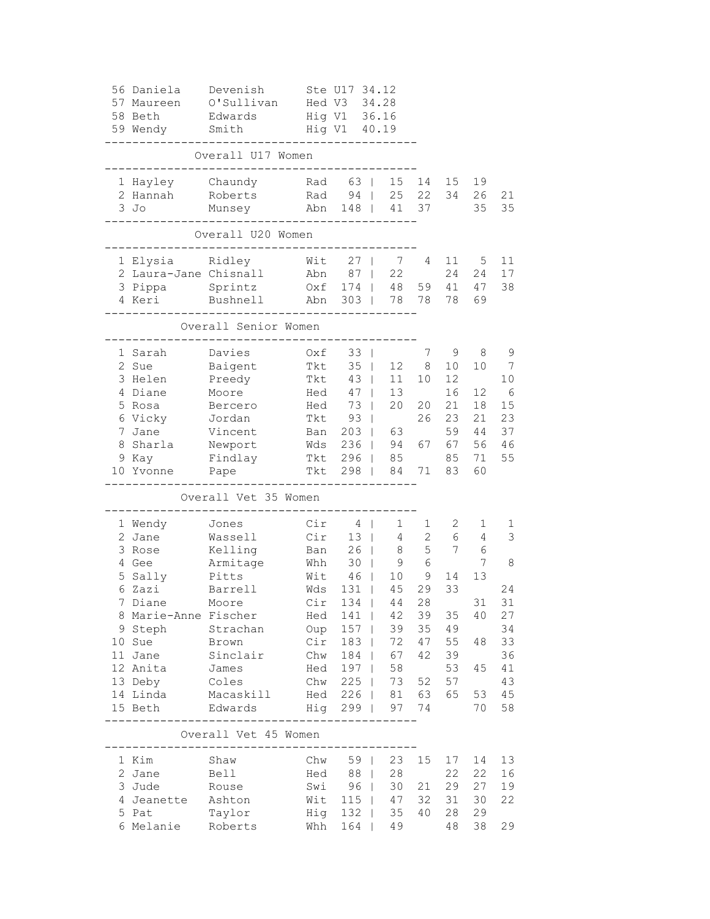| Pos | First Name | Surname | Club | Cat | Time |
|---|---|---|---|---|---|
| 56 | Daniela | Devenish | Ste | U17 | 34.12 |
| 57 | Maureen | O'Sullivan | Hed | V3 | 34.28 |
| 58 | Beth | Edwards | Hig | V1 | 36.16 |
| 59 | Wendy | Smith | Hig | V1 | 40.19 |

## Overall U17 Women

| Pos | First Name | Surname | Club | Total | | | | | |
|---|---|---|---|---|---|---|---|---|---|
| 1 | Hayley | Chaundy | Rad | 63 | 15 | 14 | 15 | 19 | |
| 2 | Hannah | Roberts | Rad | 94 | 25 | 22 | 34 | 26 | 21 |
| 3 | Jo | Munsey | Abn | 148 | 41 | 37 | | 35 | 35 |

## Overall U20 Women

| Pos | First Name | Surname | Club | Total | | | | | |
|---|---|---|---|---|---|---|---|---|---|
| 1 | Elysia | Ridley | Wit | 27 | 7 | 4 | 11 | 5 | 11 |
| 2 | Laura-Jane | Chisnall | Abn | 87 | 22 | | 24 | 24 | 17 |
| 3 | Pippa | Sprintz | Oxf | 174 | 48 | 59 | 41 | 47 | 38 |
| 4 | Keri | Bushnell | Abn | 303 | 78 | 78 | 78 | 69 | |

## Overall Senior Women

| Pos | First Name | Surname | Club | Total | | | | | |
|---|---|---|---|---|---|---|---|---|---|
| 1 | Sarah | Davies | Oxf | 33 | | 7 | 9 | 8 | 9 |
| 2 | Sue | Baigent | Tkt | 35 | 12 | 8 | 10 | 10 | 7 |
| 3 | Helen | Preedy | Tkt | 43 | 11 | 10 | 12 | | 10 |
| 4 | Diane | Moore | Hed | 47 | 13 | | 16 | 12 | 6 |
| 5 | Rosa | Bercero | Hed | 73 | 20 | 20 | 21 | 18 | 15 |
| 6 | Vicky | Jordan | Tkt | 93 | | 26 | 23 | 21 | 23 |
| 7 | Jane | Vincent | Ban | 203 | 63 | | 59 | 44 | 37 |
| 8 | Sharla | Newport | Wds | 236 | 94 | 67 | 67 | 56 | 46 |
| 9 | Kay | Findlay | Tkt | 296 | 85 | | 85 | 71 | 55 |
| 10 | Yvonne | Pape | Tkt | 298 | 84 | 71 | 83 | 60 | |

## Overall Vet 35 Women

| Pos | First Name | Surname | Club | Total | | | | | |
|---|---|---|---|---|---|---|---|---|---|
| 1 | Wendy | Jones | Cir | 4 | 1 | 1 | 2 | 1 | 1 |
| 2 | Jane | Wassell | Cir | 13 | 4 | 2 | 6 | 4 | 3 |
| 3 | Rose | Kelling | Ban | 26 | 8 | 5 | 7 | 6 | |
| 4 | Gee | Armitage | Whh | 30 | 9 | 6 | | 7 | 8 |
| 5 | Sally | Pitts | Wit | 46 | 10 | 9 | 14 | 13 | |
| 6 | Zazi | Barrell | Wds | 131 | 45 | 29 | 33 | | 24 |
| 7 | Diane | Moore | Cir | 134 | 44 | 28 | | 31 | 31 |
| 8 | Marie-Anne | Fischer | Hed | 141 | 42 | 39 | 35 | 40 | 27 |
| 9 | Steph | Strachan | Oup | 157 | 39 | 35 | 49 | | 34 |
| 10 | Sue | Brown | Cir | 183 | 72 | 47 | 55 | 48 | 33 |
| 11 | Jane | Sinclair | Chw | 184 | 67 | 42 | 39 | | 36 |
| 12 | Anita | James | Hed | 197 | 58 | | 53 | 45 | 41 |
| 13 | Deby | Coles | Chw | 225 | 73 | 52 | 57 | | 43 |
| 14 | Linda | Macaskill | Hed | 226 | 81 | 63 | 65 | 53 | 45 |
| 15 | Beth | Edwards | Hig | 299 | 97 | 74 | | 70 | 58 |

## Overall Vet 45 Women

| Pos | First Name | Surname | Club | Total | | | | | |
|---|---|---|---|---|---|---|---|---|---|
| 1 | Kim | Shaw | Chw | 59 | 23 | 15 | 17 | 14 | 13 |
| 2 | Jane | Bell | Hed | 88 | 28 | | 22 | 22 | 16 |
| 3 | Jude | Rouse | Swi | 96 | 30 | 21 | 29 | 27 | 19 |
| 4 | Jeanette | Ashton | Wit | 115 | 47 | 32 | 31 | 30 | 22 |
| 5 | Pat | Taylor | Hig | 132 | 35 | 40 | 28 | 29 | |
| 6 | Melanie | Roberts | Whh | 164 | 49 | | 48 | 38 | 29 |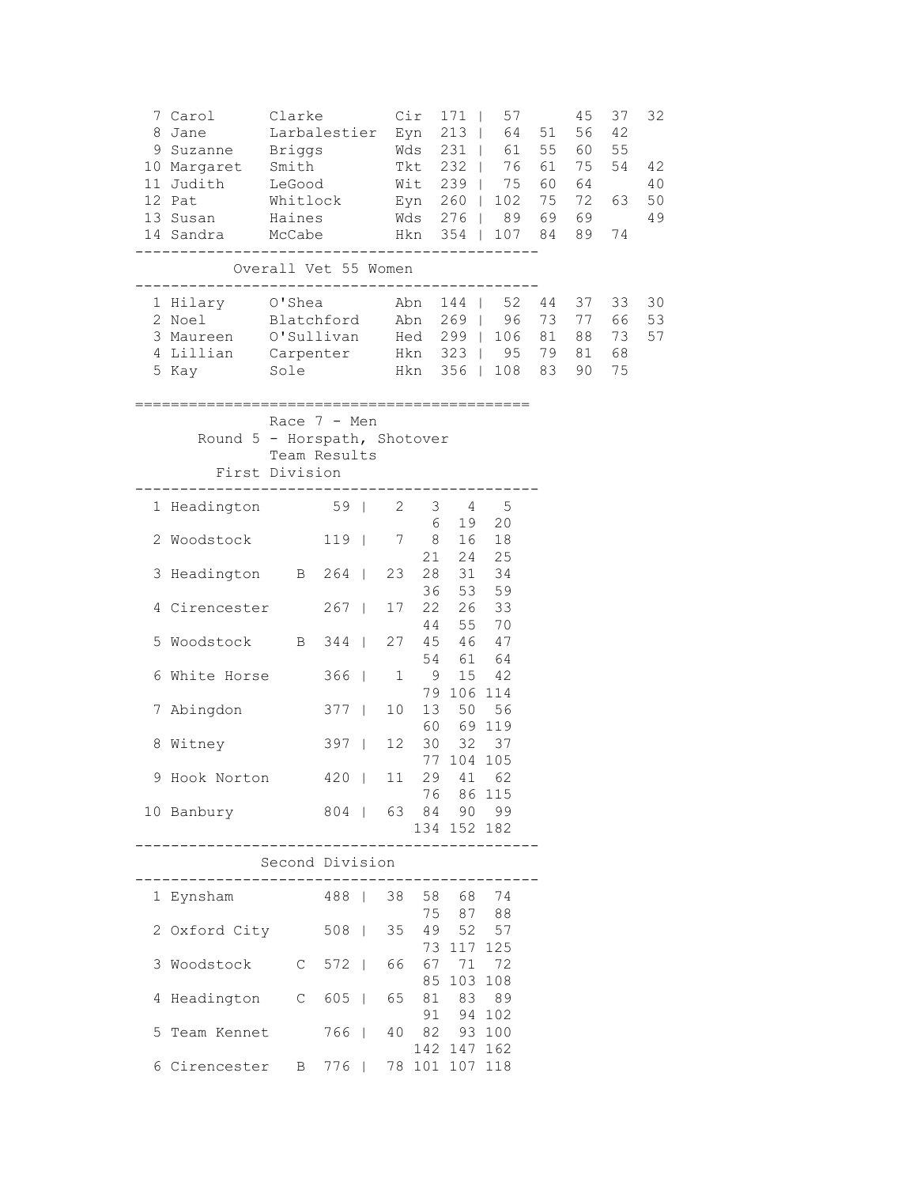| | | | | | | | | | |
|---|---|---|---|---|---|---|---|---|---|
| 7 | Carol | Clarke | Cir | 171 | 57 | | 45 | 37 | 32 |
| 8 | Jane | Larbalestier | Eyn | 213 | 64 | 51 | 56 | 42 | |
| 9 | Suzanne | Briggs | Wds | 231 | 61 | 55 | 60 | 55 | |
| 10 | Margaret | Smith | Tkt | 232 | 76 | 61 | 75 | 54 | 42 |
| 11 | Judith | LeGood | Wit | 239 | 75 | 60 | 64 | | 40 |
| 12 | Pat | Whitlock | Eyn | 260 | 102 | 75 | 72 | 63 | 50 |
| 13 | Susan | Haines | Wds | 276 | 89 | 69 | 69 | | 49 |
| 14 | Sandra | McCabe | Hkn | 354 | 107 | 84 | 89 | 74 | |

## Overall Vet 55 Women

| | | | | | | | | | |
|---|---|---|---|---|---|---|---|---|---|
| 1 | Hilary | O'Shea | Abn | 144 | 52 | 44 | 37 | 33 | 30 |
| 2 | Noel | Blatchford | Abn | 269 | 96 | 73 | 77 | 66 | 53 |
| 3 | Maureen | O'Sullivan | Hed | 299 | 106 | 81 | 88 | 73 | 57 |
| 4 | Lillian | Carpenter | Hkn | 323 | 95 | 79 | 81 | 68 | |
| 5 | Kay | Sole | Hkn | 356 | 108 | 83 | 90 | 75 | |

## Race 7 - Men

### Round 5 - Horspath, Shotover

### Team Results

### First Division

| | | | | | | | | |
|---|---|---|---|---|---|---|---|---|
| 1 | Headington | 59 | 2 | 3 | 4 | 5 | | |
| | | | | 6 | 19 | 20 | | |
| 2 | Woodstock | 119 | 7 | 8 | 16 | 18 | | |
| | | | | 21 | 24 | 25 | | |
| 3 | Headington B | 264 | 23 | 28 | 31 | 34 | | |
| | | | | 36 | 53 | 59 | | |
| 4 | Cirencester | 267 | 17 | 22 | 26 | 33 | | |
| | | | | 44 | 55 | 70 | | |
| 5 | Woodstock B | 344 | 27 | 45 | 46 | 47 | | |
| | | | | 54 | 61 | 64 | | |
| 6 | White Horse | 366 | 1 | 9 | 15 | 42 | | |
| | | | | 79 | 106 | 114 | | |
| 7 | Abingdon | 377 | 10 | 13 | 50 | 56 | | |
| | | | | 60 | 69 | 119 | | |
| 8 | Witney | 397 | 12 | 30 | 32 | 37 | | |
| | | | | 77 | 104 | 105 | | |
| 9 | Hook Norton | 420 | 11 | 29 | 41 | 62 | | |
| | | | | 76 | 86 | 115 | | |
| 10 | Banbury | 804 | 63 | 84 | 90 | 99 | | |
| | | | | 134 | 152 | 182 | | |

### Second Division

| | | | | | | | | |
|---|---|---|---|---|---|---|---|---|
| 1 | Eynsham | 488 | 38 | 58 | 68 | 74 | | |
| | | | | 75 | 87 | 88 | | |
| 2 | Oxford City | 508 | 35 | 49 | 52 | 57 | | |
| | | | | 73 | 117 | 125 | | |
| 3 | Woodstock C | 572 | 66 | 67 | 71 | 72 | | |
| | | | | 85 | 103 | 108 | | |
| 4 | Headington C | 605 | 65 | 81 | 83 | 89 | | |
| | | | | 91 | 94 | 102 | | |
| 5 | Team Kennet | 766 | 40 | 82 | 93 | 100 | | |
| | | | | 142 | 147 | 162 | | |
| 6 | Cirencester B | 776 | 78 | 101 | 107 | 118 | | |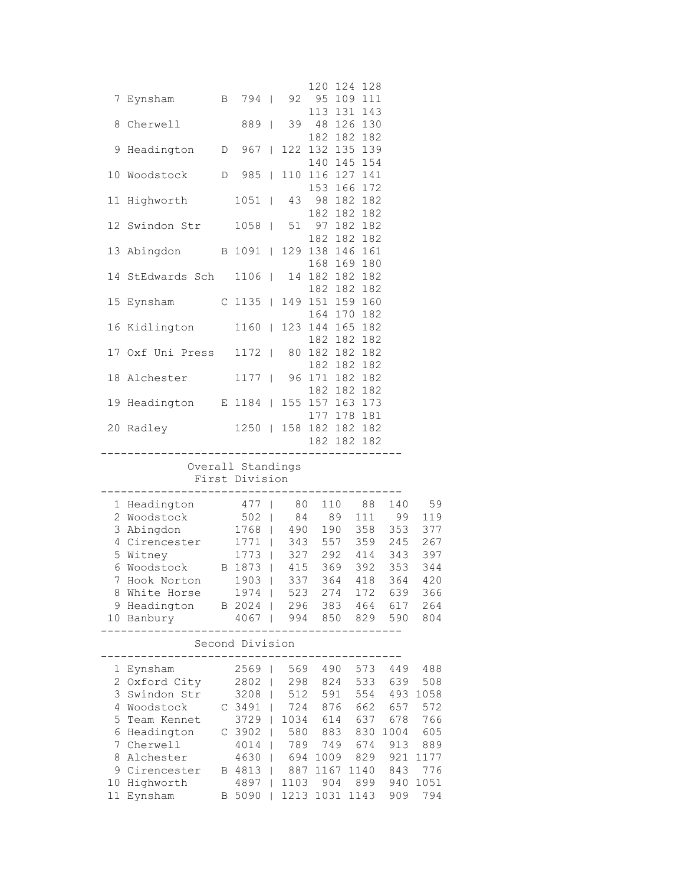```
                           120 124 128
  7 Eynsham       B  794 |  92  95 109 111
                           113 131 143
  8 Cherwell         889 |  39  48 126 130
                           182 182 182
  9 Headington    D  967 | 122 132 135 139
                           140 145 154
 10 Woodstock     D  985 | 110 116 127 141
                           153 166 172
 11 Highworth       1051 |  43  98 182 182
                           182 182 182
 12 Swindon Str     1058 |  51  97 182 182
                           182 182 182
 13 Abingdon      B 1091 | 129 138 146 161
                           168 169 180
 14 StEdwards Sch   1106 |  14 182 182 182
                           182 182 182
 15 Eynsham       C 1135 | 149 151 159 160
                           164 170 182
 16 Kidlington      1160 | 123 144 165 182
                           182 182 182
 17 Oxf Uni Press   1172 |  80 182 182 182
                           182 182 182
 18 Alchester       1177 |  96 171 182 182
                           182 182 182
 19 Headington    E 1184 | 155 157 163 173
                           177 178 181
 20 Radley          1250 | 158 182 182 182
                           182 182 182
--------------------------------------------
          Overall Standings
           First Division
--------------------------------------------
  1 Headington       477 |   80  110   88  140   59
  2 Woodstock        502 |   84   89  111   99  119
  3 Abingdon        1768 |  490  190  358  353  377
  4 Cirencester     1771 |  343  557  359  245  267
  5 Witney          1773 |  327  292  414  343  397
  6 Woodstock     B 1873 |  415  369  392  353  344
  7 Hook Norton     1903 |  337  364  418  364  420
  8 White Horse     1974 |  523  274  172  639  366
  9 Headington    B 2024 |  296  383  464  617  264
 10 Banbury         4067 |  994  850  829  590  804
--------------------------------------------
           Second Division
--------------------------------------------
  1 Eynsham         2569 |  569  490  573  449  488
  2 Oxford City     2802 |  298  824  533  639  508
  3 Swindon Str     3208 |  512  591  554  493 1058
  4 Woodstock     C 3491 |  724  876  662  657  572
  5 Team Kennet     3729 | 1034  614  637  678  766
  6 Headington    C 3902 |  580  883  830 1004  605
  7 Cherwell        4014 |  789  749  674  913  889
  8 Alchester       4630 |  694 1009  829  921 1177
  9 Cirencester   B 4813 |  887 1167 1140  843  776
 10 Highworth       4897 | 1103  904  899  940 1051
 11 Eynsham       B 5090 | 1213 1031 1143  909  794
```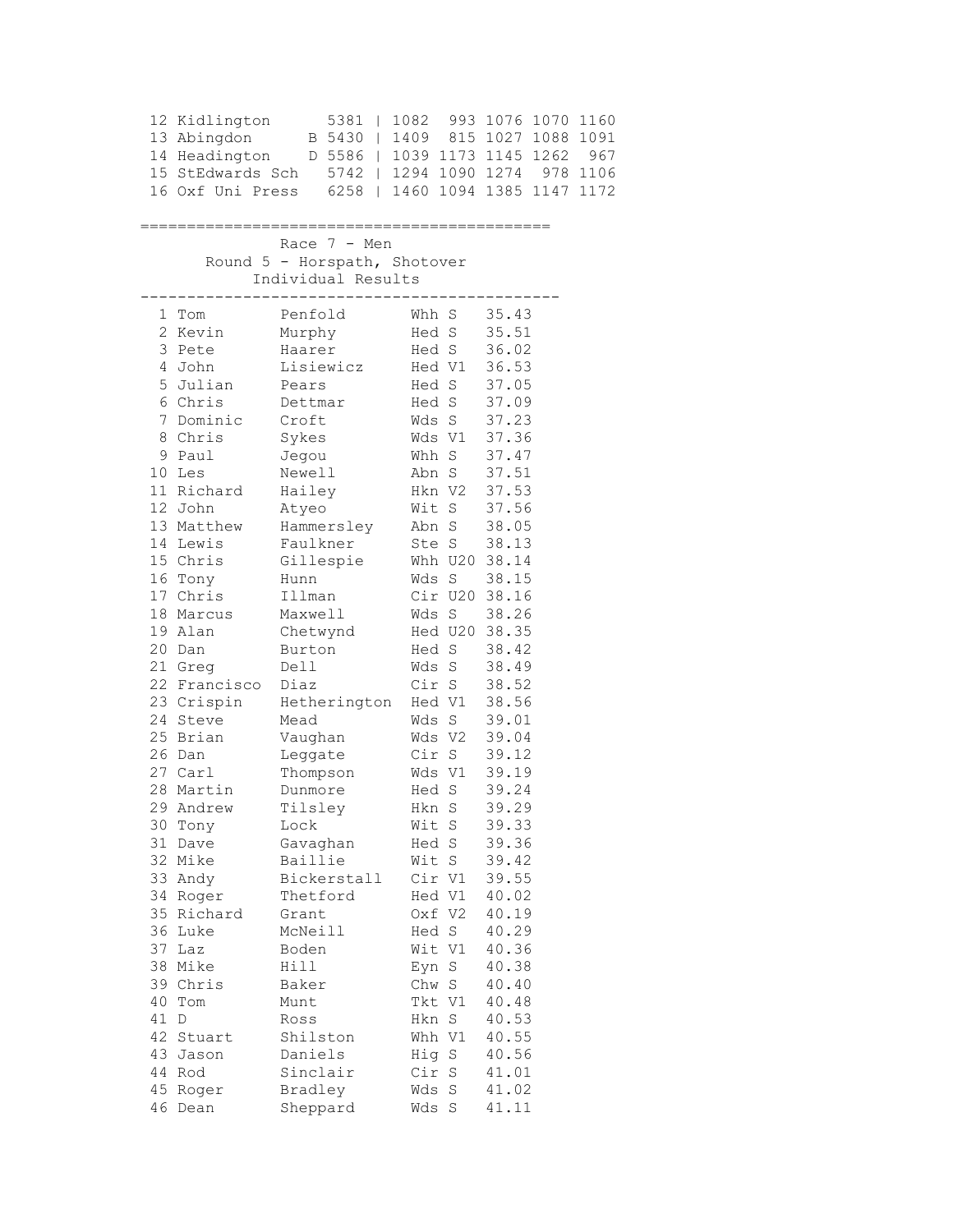| Pos | Team | | Total | | | | | |
|---|---|---|---|---|---|---|---|---|
| 12 | Kidlington | | 5381 | 1082 | 993 | 1076 | 1070 | 1160 |
| 13 | Abingdon | B | 5430 | 1409 | 815 | 1027 | 1088 | 1091 |
| 14 | Headington | D | 5586 | 1039 | 1173 | 1145 | 1262 | 967 |
| 15 | StEdwards Sch | | 5742 | 1294 | 1090 | 1274 | 978 | 1106 |
| 16 | Oxf Uni Press | | 6258 | 1460 | 1094 | 1385 | 1147 | 1172 |

## Race 7 - Men

### Round 5 - Horspath, Shotover

### Individual Results

| Pos | First Name | Surname | Club | Cat | Time |
|---|---|---|---|---|---|
| 1 | Tom | Penfold | Whh | S | 35.43 |
| 2 | Kevin | Murphy | Hed | S | 35.51 |
| 3 | Pete | Haarer | Hed | S | 36.02 |
| 4 | John | Lisiewicz | Hed | V1 | 36.53 |
| 5 | Julian | Pears | Hed | S | 37.05 |
| 6 | Chris | Dettmar | Hed | S | 37.09 |
| 7 | Dominic | Croft | Wds | S | 37.23 |
| 8 | Chris | Sykes | Wds | V1 | 37.36 |
| 9 | Paul | Jegou | Whh | S | 37.47 |
| 10 | Les | Newell | Abn | S | 37.51 |
| 11 | Richard | Hailey | Hkn | V2 | 37.53 |
| 12 | John | Atyeo | Wit | S | 37.56 |
| 13 | Matthew | Hammersley | Abn | S | 38.05 |
| 14 | Lewis | Faulkner | Ste | S | 38.13 |
| 15 | Chris | Gillespie | Whh | U20 | 38.14 |
| 16 | Tony | Hunn | Wds | S | 38.15 |
| 17 | Chris | Illman | Cir | U20 | 38.16 |
| 18 | Marcus | Maxwell | Wds | S | 38.26 |
| 19 | Alan | Chetwynd | Hed | U20 | 38.35 |
| 20 | Dan | Burton | Hed | S | 38.42 |
| 21 | Greg | Dell | Wds | S | 38.49 |
| 22 | Francisco | Diaz | Cir | S | 38.52 |
| 23 | Crispin | Hetherington | Hed | V1 | 38.56 |
| 24 | Steve | Mead | Wds | S | 39.01 |
| 25 | Brian | Vaughan | Wds | V2 | 39.04 |
| 26 | Dan | Leggate | Cir | S | 39.12 |
| 27 | Carl | Thompson | Wds | V1 | 39.19 |
| 28 | Martin | Dunmore | Hed | S | 39.24 |
| 29 | Andrew | Tilsley | Hkn | S | 39.29 |
| 30 | Tony | Lock | Wit | S | 39.33 |
| 31 | Dave | Gavaghan | Hed | S | 39.36 |
| 32 | Mike | Baillie | Wit | S | 39.42 |
| 33 | Andy | Bickerstall | Cir | V1 | 39.55 |
| 34 | Roger | Thetford | Hed | V1 | 40.02 |
| 35 | Richard | Grant | Oxf | V2 | 40.19 |
| 36 | Luke | McNeill | Hed | S | 40.29 |
| 37 | Laz | Boden | Wit | V1 | 40.36 |
| 38 | Mike | Hill | Eyn | S | 40.38 |
| 39 | Chris | Baker | Chw | S | 40.40 |
| 40 | Tom | Munt | Tkt | V1 | 40.48 |
| 41 | D | Ross | Hkn | S | 40.53 |
| 42 | Stuart | Shilston | Whh | V1 | 40.55 |
| 43 | Jason | Daniels | Hig | S | 40.56 |
| 44 | Rod | Sinclair | Cir | S | 41.01 |
| 45 | Roger | Bradley | Wds | S | 41.02 |
| 46 | Dean | Sheppard | Wds | S | 41.11 |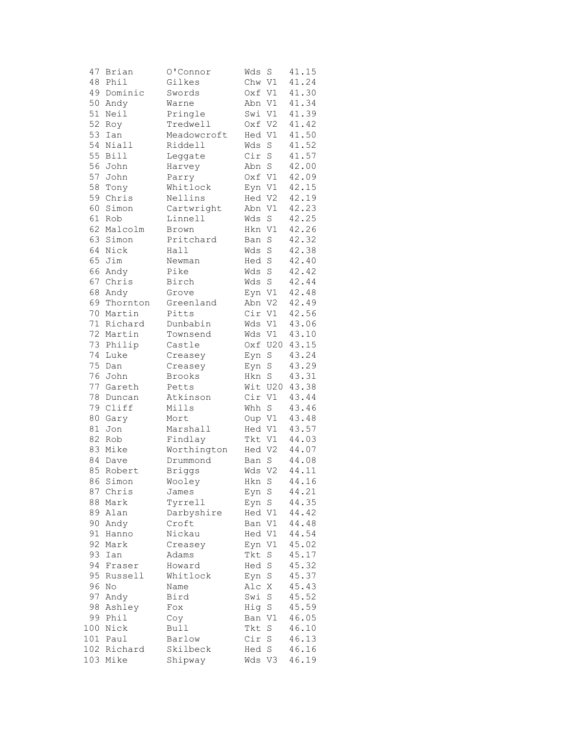```
 47 Brian      O'Connor      Wds S    41.15
 48 Phil       Gilkes        Chw V1   41.24
 49 Dominic    Swords        Oxf V1   41.30
 50 Andy       Warne         Abn V1   41.34
 51 Neil       Pringle       Swi V1   41.39
 52 Roy        Tredwell      Oxf V2   41.42
 53 Ian        Meadowcroft   Hed V1   41.50
 54 Niall      Riddell       Wds S    41.52
 55 Bill       Leggate       Cir S    41.57
 56 John       Harvey        Abn S    42.00
 57 John       Parry         Oxf V1   42.09
 58 Tony       Whitlock      Eyn V1   42.15
 59 Chris      Nellins       Hed V2   42.19
 60 Simon      Cartwright    Abn V1   42.23
 61 Rob        Linnell       Wds S    42.25
 62 Malcolm    Brown         Hkn V1   42.26
 63 Simon      Pritchard     Ban S    42.32
 64 Nick       Hall          Wds S    42.38
 65 Jim        Newman        Hed S    42.40
 66 Andy       Pike          Wds S    42.42
 67 Chris      Birch         Wds S    42.44
 68 Andy       Grove         Eyn V1   42.48
 69 Thornton   Greenland     Abn V2   42.49
 70 Martin     Pitts         Cir V1   42.56
 71 Richard    Dunbabin      Wds V1   43.06
 72 Martin     Townsend      Wds V1   43.10
 73 Philip     Castle        Oxf U20  43.15
 74 Luke       Creasey       Eyn S    43.24
 75 Dan        Creasey       Eyn S    43.29
 76 John       Brooks        Hkn S    43.31
 77 Gareth     Petts         Wit U20  43.38
 78 Duncan     Atkinson      Cir V1   43.44
 79 Cliff      Mills         Whh S    43.46
 80 Gary       Mort          Oup V1   43.48
 81 Jon        Marshall      Hed V1   43.57
 82 Rob        Findlay       Tkt V1   44.03
 83 Mike       Worthington   Hed V2   44.07
 84 Dave       Drummond      Ban S    44.08
 85 Robert     Briggs        Wds V2   44.11
 86 Simon      Wooley        Hkn S    44.16
 87 Chris      James         Eyn S    44.21
 88 Mark       Tyrrell       Eyn S    44.35
 89 Alan       Darbyshire    Hed V1   44.42
 90 Andy       Croft         Ban V1   44.48
 91 Hanno      Nickau        Hed V1   44.54
 92 Mark       Creasey       Eyn V1   45.02
 93 Ian        Adams         Tkt S    45.17
 94 Fraser     Howard        Hed S    45.32
 95 Russell    Whitlock      Eyn S    45.37
 96 No         Name          Alc X    45.43
 97 Andy       Bird          Swi S    45.52
 98 Ashley     Fox           Hig S    45.59
 99 Phil       Coy           Ban V1   46.05
100 Nick       Bull          Tkt S    46.10
101 Paul       Barlow        Cir S    46.13
102 Richard    Skilbeck      Hed S    46.16
103 Mike       Shipway       Wds V3   46.19
```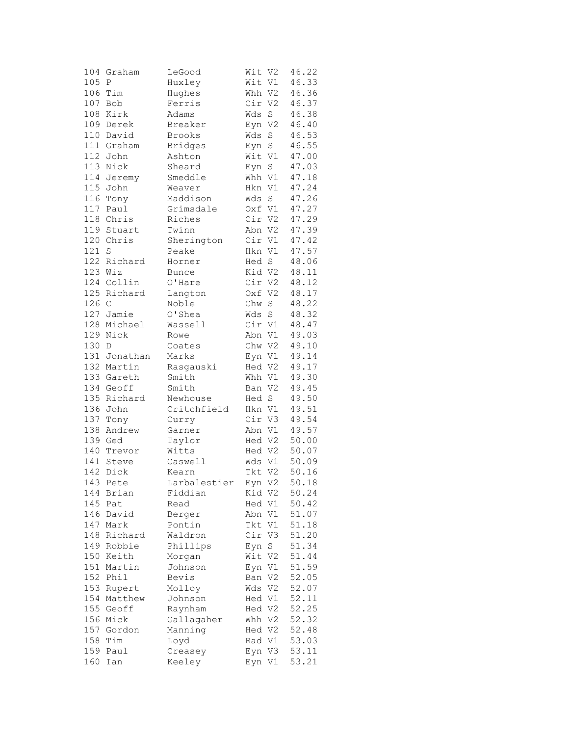```
104 Graham     LeGood        Wit V2  46.22
105 P          Huxley        Wit V1  46.33
106 Tim        Hughes        Whh V2  46.36
107 Bob        Ferris        Cir V2  46.37
108 Kirk       Adams         Wds S   46.38
109 Derek      Breaker       Eyn V2  46.40
110 David      Brooks        Wds S   46.53
111 Graham     Bridges       Eyn S   46.55
112 John       Ashton        Wit V1  47.00
113 Nick       Sheard        Eyn S   47.03
114 Jeremy     Smeddle       Whh V1  47.18
115 John       Weaver        Hkn V1  47.24
116 Tony       Maddison      Wds S   47.26
117 Paul       Grimsdale     Oxf V1  47.27
118 Chris      Riches        Cir V2  47.29
119 Stuart     Twinn         Abn V2  47.39
120 Chris      Sherington    Cir V1  47.42
121 S          Peake         Hkn V1  47.57
122 Richard    Horner        Hed S   48.06
123 Wiz        Bunce         Kid V2  48.11
124 Collin     O'Hare        Cir V2  48.12
125 Richard    Langton       Oxf V2  48.17
126 C          Noble         Chw S   48.22
127 Jamie      O'Shea        Wds S   48.32
128 Michael    Wassell       Cir V1  48.47
129 Nick       Rowe          Abn V1  49.03
130 D          Coates        Chw V2  49.10
131 Jonathan   Marks         Eyn V1  49.14
132 Martin     Rasgauski     Hed V2  49.17
133 Gareth     Smith         Whh V1  49.30
134 Geoff      Smith         Ban V2  49.45
135 Richard    Newhouse      Hed S   49.50
136 John       Critchfield   Hkn V1  49.51
137 Tony       Curry         Cir V3  49.54
138 Andrew     Garner        Abn V1  49.57
139 Ged        Taylor        Hed V2  50.00
140 Trevor     Witts         Hed V2  50.07
141 Steve      Caswell       Wds V1  50.09
142 Dick       Kearn         Tkt V2  50.16
143 Pete       Larbalestier  Eyn V2  50.18
144 Brian      Fiddian       Kid V2  50.24
145 Pat        Read          Hed V1  50.42
146 David      Berger        Abn V1  51.07
147 Mark       Pontin        Tkt V1  51.18
148 Richard    Waldron       Cir V3  51.20
149 Robbie     Phillips      Eyn S   51.34
150 Keith      Morgan        Wit V2  51.44
151 Martin     Johnson       Eyn V1  51.59
152 Phil       Bevis         Ban V2  52.05
153 Rupert     Molloy        Wds V2  52.07
154 Matthew    Johnson       Hed V1  52.11
155 Geoff      Raynham       Hed V2  52.25
156 Mick       Gallagaher    Whh V2  52.32
157 Gordon     Manning       Hed V2  52.48
158 Tim        Loyd          Rad V1  53.03
159 Paul       Creasey       Eyn V3  53.11
160 Ian        Keeley        Eyn V1  53.21
```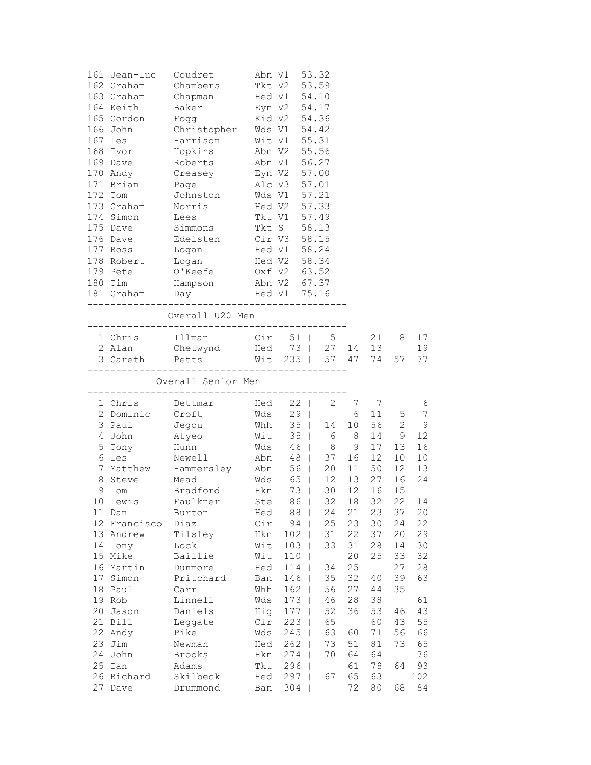| Pos | First Name | Surname | Club | Cat | Time |
|---|---|---|---|---|---|
| 161 | Jean-Luc | Coudret | Abn | V1 | 53.32 |
| 162 | Graham | Chambers | Tkt | V2 | 53.59 |
| 163 | Graham | Chapman | Hed | V1 | 54.10 |
| 164 | Keith | Baker | Eyn | V2 | 54.17 |
| 165 | Gordon | Fogg | Kid | V2 | 54.36 |
| 166 | John | Christopher | Wds | V1 | 54.42 |
| 167 | Les | Harrison | Wit | V1 | 55.31 |
| 168 | Ivor | Hopkins | Abn | V2 | 55.56 |
| 169 | Dave | Roberts | Abn | V1 | 56.27 |
| 170 | Andy | Creasey | Eyn | V2 | 57.00 |
| 171 | Brian | Page | Alc | V3 | 57.01 |
| 172 | Tom | Johnston | Wds | V1 | 57.21 |
| 173 | Graham | Norris | Hed | V2 | 57.33 |
| 174 | Simon | Lees | Tkt | V1 | 57.49 |
| 175 | Dave | Simmons | Tkt | S | 58.13 |
| 176 | Dave | Edelsten | Cir | V3 | 58.15 |
| 177 | Ross | Logan | Hed | V1 | 58.24 |
| 178 | Robert | Logan | Hed | V2 | 58.34 |
| 179 | Pete | O'Keefe | Oxf | V2 | 63.52 |
| 180 | Tim | Hampson | Abn | V2 | 67.37 |
| 181 | Graham | Day | Hed | V1 | 75.16 |

## Overall U20 Men

| Pos | First Name | Surname | Club | Total | R1 | R2 | R3 | R4 | R5 |
|---|---|---|---|---|---|---|---|---|---|
| 1 | Chris | Illman | Cir | 51 | 5 | | 21 | 8 | 17 |
| 2 | Alan | Chetwynd | Hed | 73 | 27 | 14 | 13 | | 19 |
| 3 | Gareth | Petts | Wit | 235 | 57 | 47 | 74 | 57 | 77 |

## Overall Senior Men

| Pos | First Name | Surname | Club | Total | R1 | R2 | R3 | R4 | R5 |
|---|---|---|---|---|---|---|---|---|---|
| 1 | Chris | Dettmar | Hed | 22 | 2 | 7 | 7 | | 6 |
| 2 | Dominic | Croft | Wds | 29 | | 6 | 11 | 5 | 7 |
| 3 | Paul | Jegou | Whh | 35 | 14 | 10 | 56 | 2 | 9 |
| 4 | John | Atyeo | Wit | 35 | 6 | 8 | 14 | 9 | 12 |
| 5 | Tony | Hunn | Wds | 46 | 8 | 9 | 17 | 13 | 16 |
| 6 | Les | Newell | Abn | 48 | 37 | 16 | 12 | 10 | 10 |
| 7 | Matthew | Hammersley | Abn | 56 | 20 | 11 | 50 | 12 | 13 |
| 8 | Steve | Mead | Wds | 65 | 12 | 13 | 27 | 16 | 24 |
| 9 | Tom | Bradford | Hkn | 73 | 30 | 12 | 16 | 15 | |
| 10 | Lewis | Faulkner | Ste | 86 | 32 | 18 | 32 | 22 | 14 |
| 11 | Dan | Burton | Hed | 88 | 24 | 21 | 23 | 37 | 20 |
| 12 | Francisco | Diaz | Cir | 94 | 25 | 23 | 30 | 24 | 22 |
| 13 | Andrew | Tilsley | Hkn | 102 | 31 | 22 | 37 | 20 | 29 |
| 14 | Tony | Lock | Wit | 103 | 33 | 31 | 28 | 14 | 30 |
| 15 | Mike | Baillie | Wit | 110 | | 20 | 25 | 33 | 32 |
| 16 | Martin | Dunmore | Hed | 114 | 34 | 25 | | 27 | 28 |
| 17 | Simon | Pritchard | Ban | 146 | 35 | 32 | 40 | 39 | 63 |
| 18 | Paul | Carr | Whh | 162 | 56 | 27 | 44 | 35 | |
| 19 | Rob | Linnell | Wds | 173 | 46 | 28 | 38 | | 61 |
| 20 | Jason | Daniels | Hig | 177 | 52 | 36 | 53 | 46 | 43 |
| 21 | Bill | Leggate | Cir | 223 | 65 | | 60 | 43 | 55 |
| 22 | Andy | Pike | Wds | 245 | 63 | 60 | 71 | 56 | 66 |
| 23 | Jim | Newman | Hed | 262 | 73 | 51 | 81 | 73 | 65 |
| 24 | John | Brooks | Hkn | 274 | 70 | 64 | 64 | | 76 |
| 25 | Ian | Adams | Tkt | 296 | | 61 | 78 | 64 | 93 |
| 26 | Richard | Skilbeck | Hed | 297 | 67 | 65 | 63 | | 102 |
| 27 | Dave | Drummond | Ban | 304 | | 72 | 80 | 68 | 84 |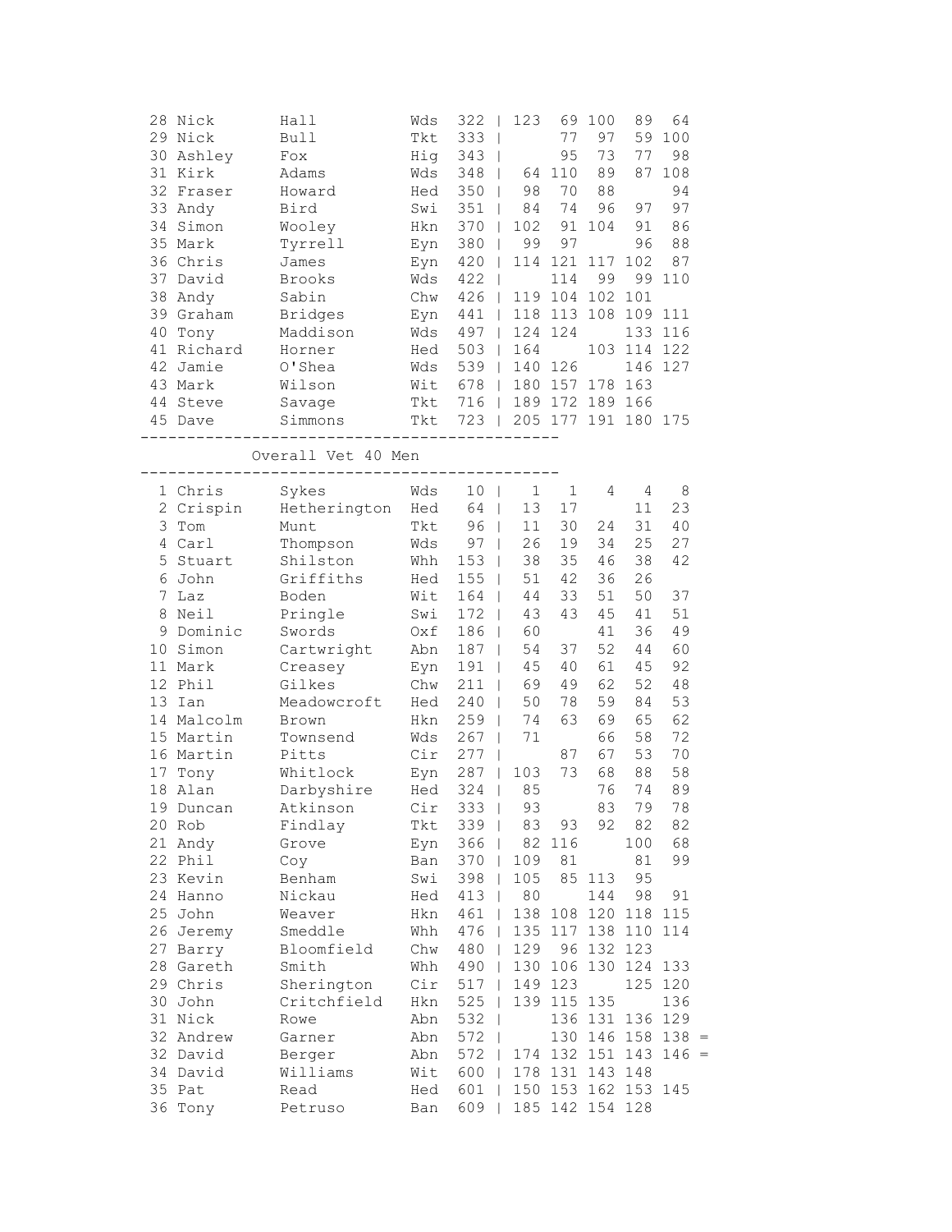| Pos | First | Last | Club | Total | | | | | | |
|---|---|---|---|---|---|---|---|---|---|---|
| 28 | Nick | Hall | Wds | 322 | 123 | 69 | 100 | 89 | 64 | |
| 29 | Nick | Bull | Tkt | 333 | | 77 | 97 | 59 | 100 | |
| 30 | Ashley | Fox | Hig | 343 | | 95 | 73 | 77 | 98 | |
| 31 | Kirk | Adams | Wds | 348 | 64 | 110 | 89 | 87 | 108 | |
| 32 | Fraser | Howard | Hed | 350 | 98 | 70 | 88 | | 94 | |
| 33 | Andy | Bird | Swi | 351 | 84 | 74 | 96 | 97 | 97 | |
| 34 | Simon | Wooley | Hkn | 370 | 102 | 91 | 104 | 91 | 86 | |
| 35 | Mark | Tyrrell | Eyn | 380 | 99 | 97 | | 96 | 88 | |
| 36 | Chris | James | Eyn | 420 | 114 | 121 | 117 | 102 | 87 | |
| 37 | David | Brooks | Wds | 422 | | 114 | 99 | 99 | 110 | |
| 38 | Andy | Sabin | Chw | 426 | 119 | 104 | 102 | 101 | | |
| 39 | Graham | Bridges | Eyn | 441 | 118 | 113 | 108 | 109 | 111 | |
| 40 | Tony | Maddison | Wds | 497 | 124 | 124 | | 133 | 116 | |
| 41 | Richard | Horner | Hed | 503 | 164 | | 103 | 114 | 122 | |
| 42 | Jamie | O'Shea | Wds | 539 | 140 | 126 | | 146 | 127 | |
| 43 | Mark | Wilson | Wit | 678 | 180 | 157 | 178 | 163 | | |
| 44 | Steve | Savage | Tkt | 716 | 189 | 172 | 189 | 166 | | |
| 45 | Dave | Simmons | Tkt | 723 | 205 | 177 | 191 | 180 | 175 | |

## Overall Vet 40 Men

| Pos | First | Last | Club | Total | | | | | | |
|---|---|---|---|---|---|---|---|---|---|---|
| 1 | Chris | Sykes | Wds | 10 | 1 | 1 | 4 | 4 | 8 | |
| 2 | Crispin | Hetherington | Hed | 64 | 13 | 17 | | 11 | 23 | |
| 3 | Tom | Munt | Tkt | 96 | 11 | 30 | 24 | 31 | 40 | |
| 4 | Carl | Thompson | Wds | 97 | 26 | 19 | 34 | 25 | 27 | |
| 5 | Stuart | Shilston | Whh | 153 | 38 | 35 | 46 | 38 | 42 | |
| 6 | John | Griffiths | Hed | 155 | 51 | 42 | 36 | 26 | | |
| 7 | Laz | Boden | Wit | 164 | 44 | 33 | 51 | 50 | 37 | |
| 8 | Neil | Pringle | Swi | 172 | 43 | 43 | 45 | 41 | 51 | |
| 9 | Dominic | Swords | Oxf | 186 | 60 | | 41 | 36 | 49 | |
| 10 | Simon | Cartwright | Abn | 187 | 54 | 37 | 52 | 44 | 60 | |
| 11 | Mark | Creasey | Eyn | 191 | 45 | 40 | 61 | 45 | 92 | |
| 12 | Phil | Gilkes | Chw | 211 | 69 | 49 | 62 | 52 | 48 | |
| 13 | Ian | Meadowcroft | Hed | 240 | 50 | 78 | 59 | 84 | 53 | |
| 14 | Malcolm | Brown | Hkn | 259 | 74 | 63 | 69 | 65 | 62 | |
| 15 | Martin | Townsend | Wds | 267 | 71 | | 66 | 58 | 72 | |
| 16 | Martin | Pitts | Cir | 277 | | 87 | 67 | 53 | 70 | |
| 17 | Tony | Whitlock | Eyn | 287 | 103 | 73 | 68 | 88 | 58 | |
| 18 | Alan | Darbyshire | Hed | 324 | 85 | | 76 | 74 | 89 | |
| 19 | Duncan | Atkinson | Cir | 333 | 93 | | 83 | 79 | 78 | |
| 20 | Rob | Findlay | Tkt | 339 | 83 | 93 | 92 | 82 | 82 | |
| 21 | Andy | Grove | Eyn | 366 | 82 | 116 | | 100 | 68 | |
| 22 | Phil | Coy | Ban | 370 | 109 | 81 | | 81 | 99 | |
| 23 | Kevin | Benham | Swi | 398 | 105 | 85 | 113 | 95 | | |
| 24 | Hanno | Nickau | Hed | 413 | 80 | | 144 | 98 | 91 | |
| 25 | John | Weaver | Hkn | 461 | 138 | 108 | 120 | 118 | 115 | |
| 26 | Jeremy | Smeddle | Whh | 476 | 135 | 117 | 138 | 110 | 114 | |
| 27 | Barry | Bloomfield | Chw | 480 | 129 | 96 | 132 | 123 | | |
| 28 | Gareth | Smith | Whh | 490 | 130 | 106 | 130 | 124 | 133 | |
| 29 | Chris | Sherington | Cir | 517 | 149 | 123 | | 125 | 120 | |
| 30 | John | Critchfield | Hkn | 525 | 139 | 115 | 135 | | 136 | |
| 31 | Nick | Rowe | Abn | 532 | | 136 | 131 | 136 | 129 | |
| 32 | Andrew | Garner | Abn | 572 | | 130 | 146 | 158 | 138 | = |
| 32 | David | Berger | Abn | 572 | 174 | 132 | 151 | 143 | 146 | = |
| 34 | David | Williams | Wit | 600 | 178 | 131 | 143 | 148 | | |
| 35 | Pat | Read | Hed | 601 | 150 | 153 | 162 | 153 | 145 | |
| 36 | Tony | Petruso | Ban | 609 | 185 | 142 | 154 | 128 | | |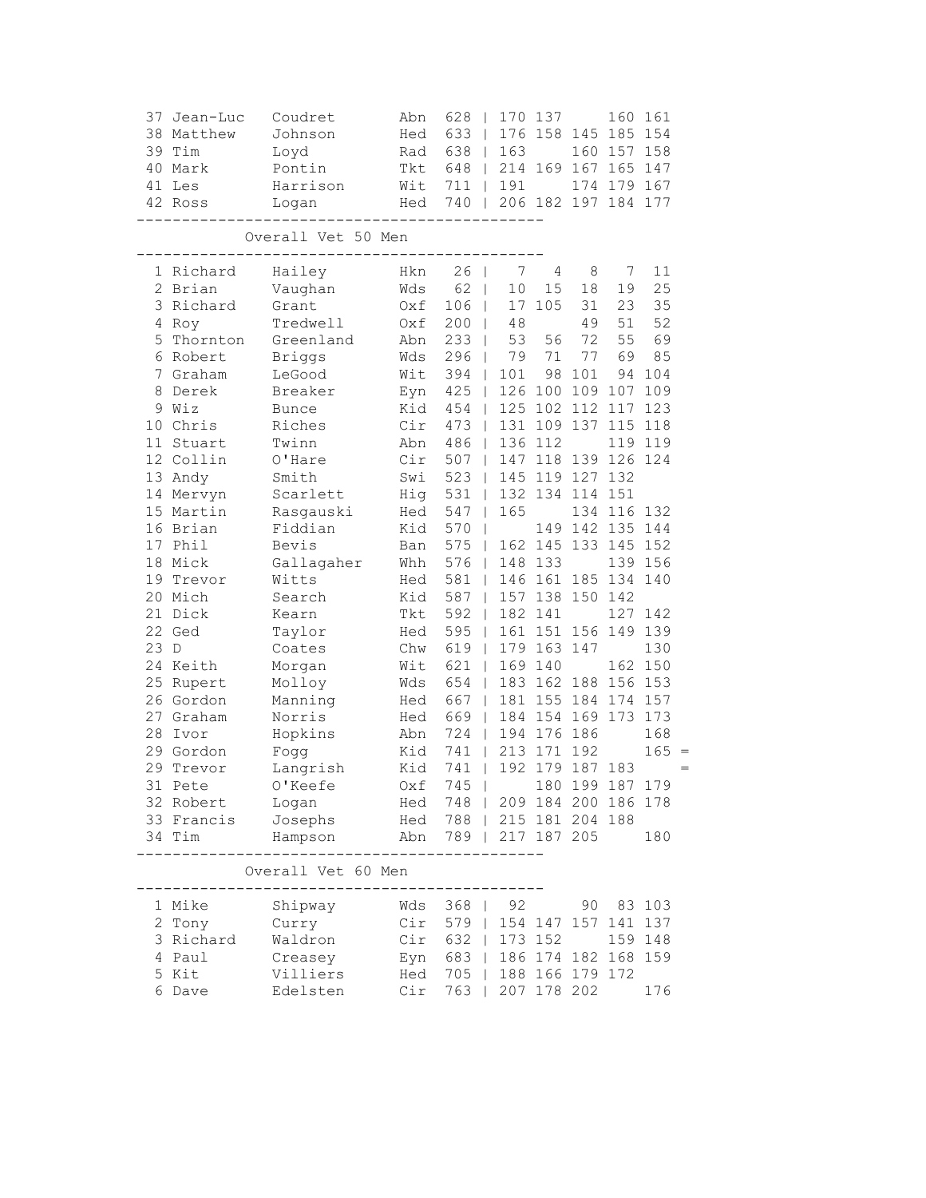| | | | | | | | | | | |
|---|---|---|---|---|---|---|---|---|---|---|
| 37 | Jean-Luc | Coudret | Abn | 628 | 170 | 137 | | 160 | 161 | |
| 38 | Matthew | Johnson | Hed | 633 | 176 | 158 | 145 | 185 | 154 | |
| 39 | Tim | Loyd | Rad | 638 | 163 | | 160 | 157 | 158 | |
| 40 | Mark | Pontin | Tkt | 648 | 214 | 169 | 167 | 165 | 147 | |
| 41 | Les | Harrison | Wit | 711 | 191 | | 174 | 179 | 167 | |
| 42 | Ross | Logan | Hed | 740 | 206 | 182 | 197 | 184 | 177 | |

## Overall Vet 50 Men

| | | | | | | | | | | |
|---|---|---|---|---|---|---|---|---|---|---|
| 1 | Richard | Hailey | Hkn | 26 | 7 | 4 | 8 | 7 | 11 | |
| 2 | Brian | Vaughan | Wds | 62 | 10 | 15 | 18 | 19 | 25 | |
| 3 | Richard | Grant | Oxf | 106 | 17 | 105 | 31 | 23 | 35 | |
| 4 | Roy | Tredwell | Oxf | 200 | 48 | | 49 | 51 | 52 | |
| 5 | Thornton | Greenland | Abn | 233 | 53 | 56 | 72 | 55 | 69 | |
| 6 | Robert | Briggs | Wds | 296 | 79 | 71 | 77 | 69 | 85 | |
| 7 | Graham | LeGood | Wit | 394 | 101 | 98 | 101 | 94 | 104 | |
| 8 | Derek | Breaker | Eyn | 425 | 126 | 100 | 109 | 107 | 109 | |
| 9 | Wiz | Bunce | Kid | 454 | 125 | 102 | 112 | 117 | 123 | |
| 10 | Chris | Riches | Cir | 473 | 131 | 109 | 137 | 115 | 118 | |
| 11 | Stuart | Twinn | Abn | 486 | 136 | 112 | | 119 | 119 | |
| 12 | Collin | O'Hare | Cir | 507 | 147 | 118 | 139 | 126 | 124 | |
| 13 | Andy | Smith | Swi | 523 | 145 | 119 | 127 | 132 | | |
| 14 | Mervyn | Scarlett | Hig | 531 | 132 | 134 | 114 | 151 | | |
| 15 | Martin | Rasgauski | Hed | 547 | 165 | | 134 | 116 | 132 | |
| 16 | Brian | Fiddian | Kid | 570 | | 149 | 142 | 135 | 144 | |
| 17 | Phil | Bevis | Ban | 575 | 162 | 145 | 133 | 145 | 152 | |
| 18 | Mick | Gallagaher | Whh | 576 | 148 | 133 | | 139 | 156 | |
| 19 | Trevor | Witts | Hed | 581 | 146 | 161 | 185 | 134 | 140 | |
| 20 | Mich | Search | Kid | 587 | 157 | 138 | 150 | 142 | | |
| 21 | Dick | Kearn | Tkt | 592 | 182 | 141 | | 127 | 142 | |
| 22 | Ged | Taylor | Hed | 595 | 161 | 151 | 156 | 149 | 139 | |
| 23 | D | Coates | Chw | 619 | 179 | 163 | 147 | | 130 | |
| 24 | Keith | Morgan | Wit | 621 | 169 | 140 | | 162 | 150 | |
| 25 | Rupert | Molloy | Wds | 654 | 183 | 162 | 188 | 156 | 153 | |
| 26 | Gordon | Manning | Hed | 667 | 181 | 155 | 184 | 174 | 157 | |
| 27 | Graham | Norris | Hed | 669 | 184 | 154 | 169 | 173 | 173 | |
| 28 | Ivor | Hopkins | Abn | 724 | 194 | 176 | 186 | | 168 | |
| 29 | Gordon | Fogg | Kid | 741 | 213 | 171 | 192 | | 165 | = |
| 29 | Trevor | Langrish | Kid | 741 | 192 | 179 | 187 | 183 | | = |
| 31 | Pete | O'Keefe | Oxf | 745 | | 180 | 199 | 187 | 179 | |
| 32 | Robert | Logan | Hed | 748 | 209 | 184 | 200 | 186 | 178 | |
| 33 | Francis | Josephs | Hed | 788 | 215 | 181 | 204 | 188 | | |
| 34 | Tim | Hampson | Abn | 789 | 217 | 187 | 205 | | 180 | |

## Overall Vet 60 Men

| | | | | | | | | | |
|---|---|---|---|---|---|---|---|---|---|
| 1 | Mike | Shipway | Wds | 368 | 92 | | 90 | 83 | 103 |
| 2 | Tony | Curry | Cir | 579 | 154 | 147 | 157 | 141 | 137 |
| 3 | Richard | Waldron | Cir | 632 | 173 | 152 | | 159 | 148 |
| 4 | Paul | Creasey | Eyn | 683 | 186 | 174 | 182 | 168 | 159 |
| 5 | Kit | Villiers | Hed | 705 | 188 | 166 | 179 | 172 | |
| 6 | Dave | Edelsten | Cir | 763 | 207 | 178 | 202 | | 176 |